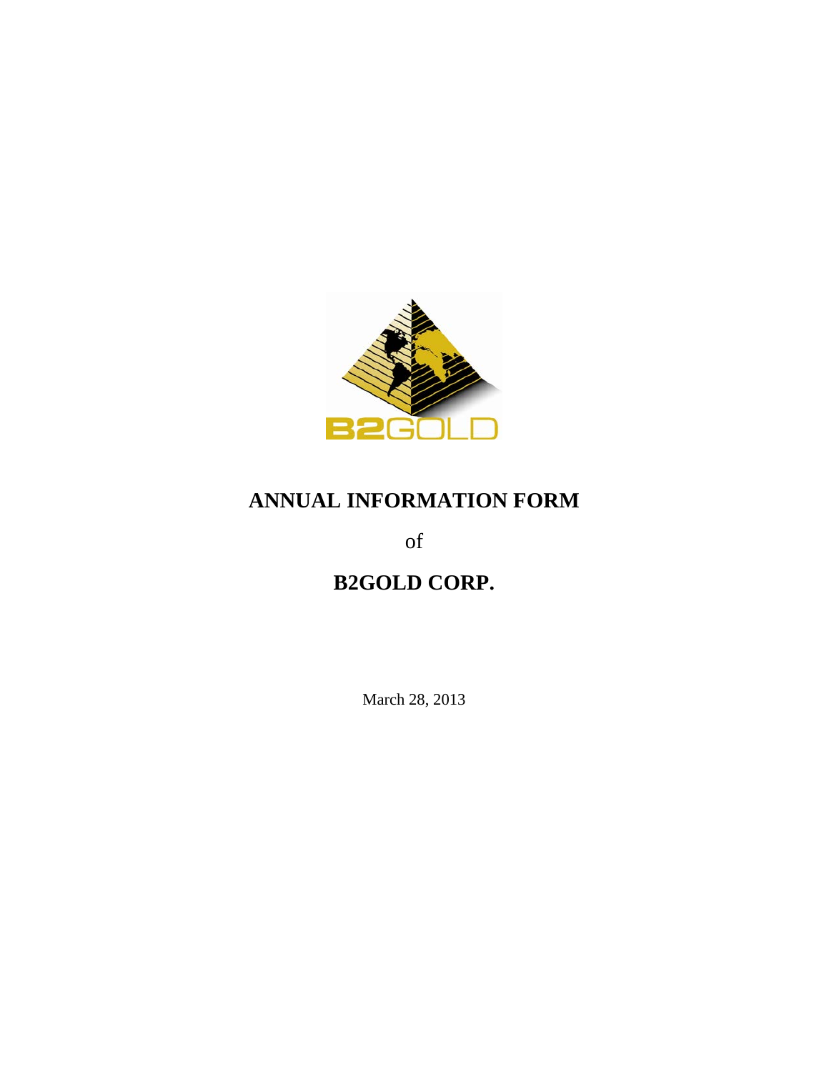# ANNUAL INFORMATION FORM

of

# B2GOLD CORP.

March 28, 2013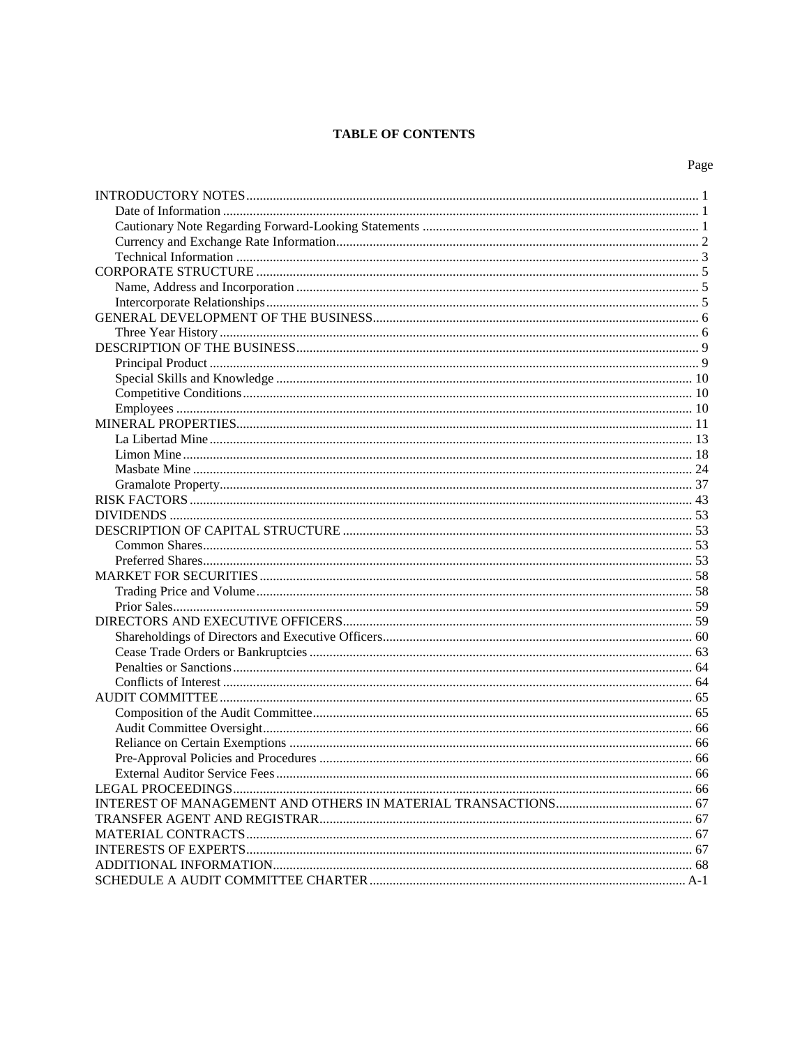# TABLE OF CONTENTS

| | Page |
|---|---|
| INTRODUCTORY NOTES | 1 |
| Date of Information | 1 |
| Cautionary Note Regarding Forward-Looking Statements | 1 |
| Currency and Exchange Rate Information | 2 |
| Technical Information | 3 |
| CORPORATE STRUCTURE | 5 |
| Name, Address and Incorporation | 5 |
| Intercorporate Relationships | 5 |
| GENERAL DEVELOPMENT OF THE BUSINESS | 6 |
| Three Year History | 6 |
| DESCRIPTION OF THE BUSINESS | 9 |
| Principal Product | 9 |
| Special Skills and Knowledge | 10 |
| Competitive Conditions | 10 |
| Employees | 10 |
| MINERAL PROPERTIES | 11 |
| La Libertad Mine | 13 |
| Limon Mine | 18 |
| Masbate Mine | 24 |
| Gramalote Property | 37 |
| RISK FACTORS | 43 |
| DIVIDENDS | 53 |
| DESCRIPTION OF CAPITAL STRUCTURE | 53 |
| Common Shares | 53 |
| Preferred Shares | 53 |
| MARKET FOR SECURITIES | 58 |
| Trading Price and Volume | 58 |
| Prior Sales | 59 |
| DIRECTORS AND EXECUTIVE OFFICERS | 59 |
| Shareholdings of Directors and Executive Officers | 60 |
| Cease Trade Orders or Bankruptcies | 63 |
| Penalties or Sanctions | 64 |
| Conflicts of Interest | 64 |
| AUDIT COMMITTEE | 65 |
| Composition of the Audit Committee | 65 |
| Audit Committee Oversight | 66 |
| Reliance on Certain Exemptions | 66 |
| Pre-Approval Policies and Procedures | 66 |
| External Auditor Service Fees | 66 |
| LEGAL PROCEEDINGS | 66 |
| INTEREST OF MANAGEMENT AND OTHERS IN MATERIAL TRANSACTIONS | 67 |
| TRANSFER AGENT AND REGISTRAR | 67 |
| MATERIAL CONTRACTS | 67 |
| INTERESTS OF EXPERTS | 67 |
| ADDITIONAL INFORMATION | 68 |
| SCHEDULE A AUDIT COMMITTEE CHARTER | A-1 |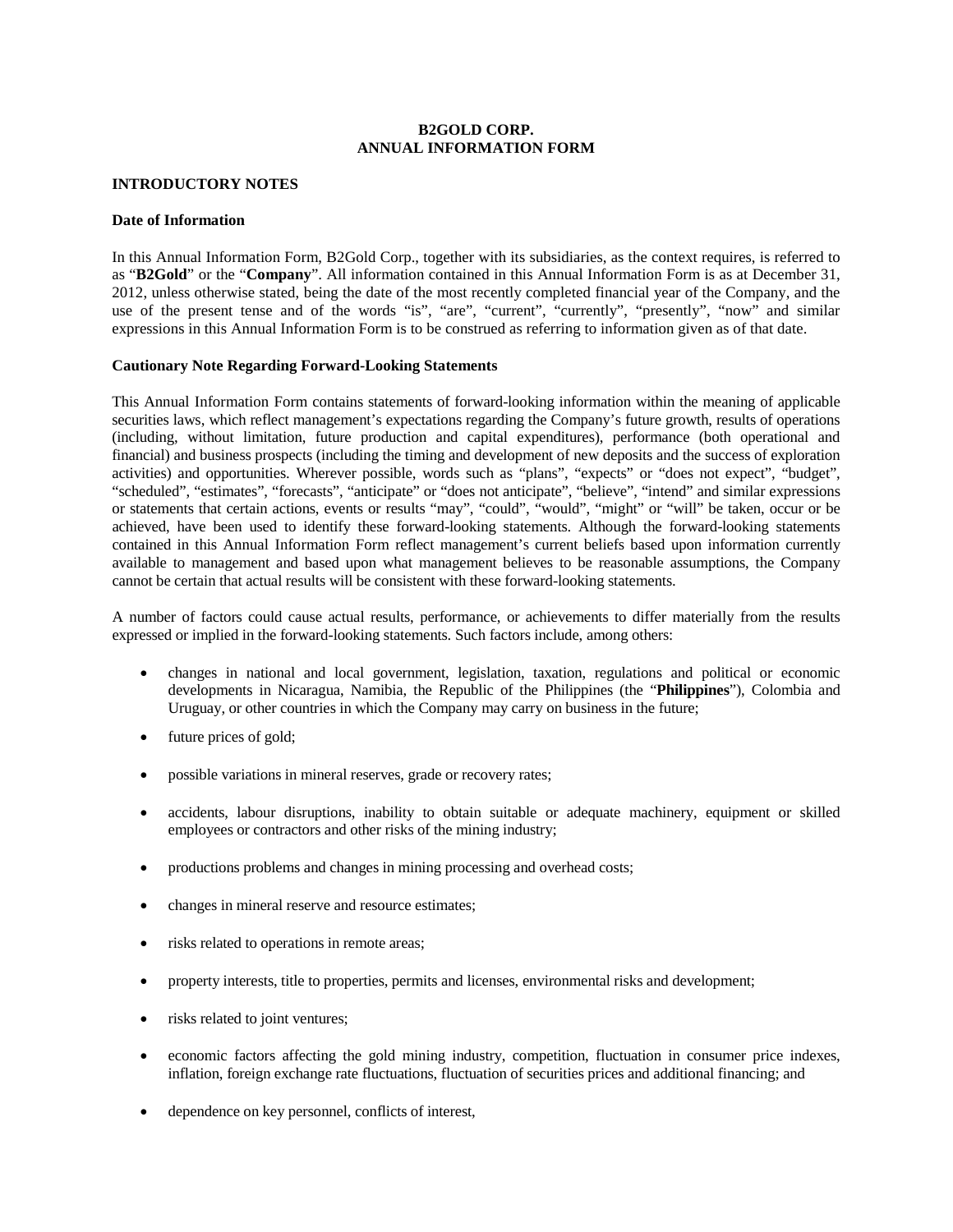# B2GOLD CORP.
# ANNUAL INFORMATION FORM

## INTRODUCTORY NOTES

### Date of Information

In this Annual Information Form, B2Gold Corp., together with its subsidiaries, as the context requires, is referred to as "**B2Gold**" or the "**Company**". All information contained in this Annual Information Form is as at December 31, 2012, unless otherwise stated, being the date of the most recently completed financial year of the Company, and the use of the present tense and of the words "is", "are", "current", "currently", "presently", "now" and similar expressions in this Annual Information Form is to be construed as referring to information given as of that date.

### Cautionary Note Regarding Forward-Looking Statements

This Annual Information Form contains statements of forward-looking information within the meaning of applicable securities laws, which reflect management's expectations regarding the Company's future growth, results of operations (including, without limitation, future production and capital expenditures), performance (both operational and financial) and business prospects (including the timing and development of new deposits and the success of exploration activities) and opportunities. Wherever possible, words such as "plans", "expects" or "does not expect", "budget", "scheduled", "estimates", "forecasts", "anticipate" or "does not anticipate", "believe", "intend" and similar expressions or statements that certain actions, events or results "may", "could", "would", "might" or "will" be taken, occur or be achieved, have been used to identify these forward-looking statements. Although the forward-looking statements contained in this Annual Information Form reflect management's current beliefs based upon information currently available to management and based upon what management believes to be reasonable assumptions, the Company cannot be certain that actual results will be consistent with these forward-looking statements.

A number of factors could cause actual results, performance, or achievements to differ materially from the results expressed or implied in the forward-looking statements. Such factors include, among others:

- changes in national and local government, legislation, taxation, regulations and political or economic developments in Nicaragua, Namibia, the Republic of the Philippines (the "**Philippines**"), Colombia and Uruguay, or other countries in which the Company may carry on business in the future;
- future prices of gold;
- possible variations in mineral reserves, grade or recovery rates;
- accidents, labour disruptions, inability to obtain suitable or adequate machinery, equipment or skilled employees or contractors and other risks of the mining industry;
- productions problems and changes in mining processing and overhead costs;
- changes in mineral reserve and resource estimates;
- risks related to operations in remote areas;
- property interests, title to properties, permits and licenses, environmental risks and development;
- risks related to joint ventures;
- economic factors affecting the gold mining industry, competition, fluctuation in consumer price indexes, inflation, foreign exchange rate fluctuations, fluctuation of securities prices and additional financing; and
- dependence on key personnel, conflicts of interest,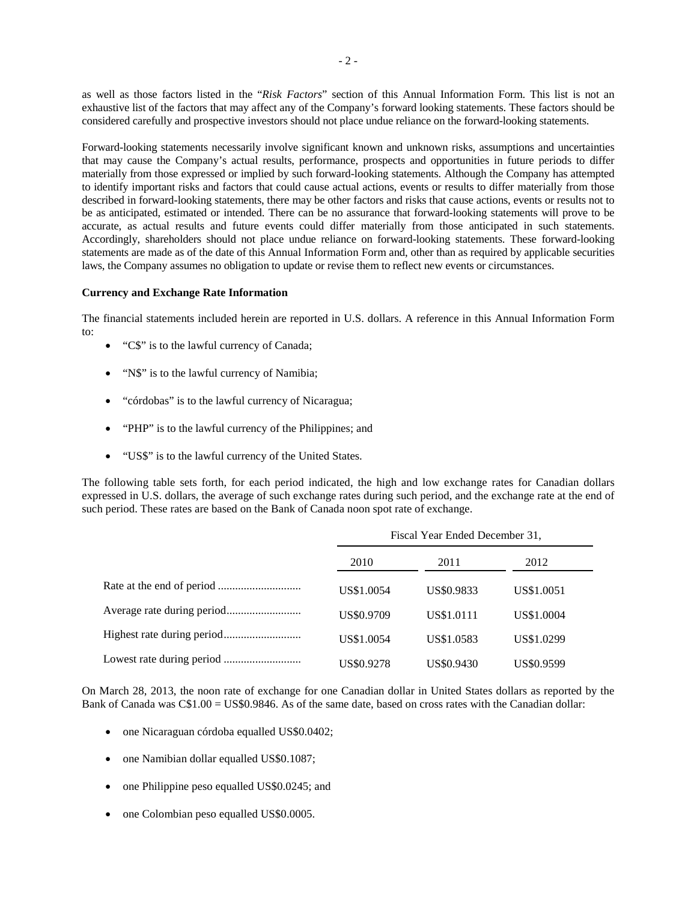as well as those factors listed in the "*Risk Factors*" section of this Annual Information Form. This list is not an exhaustive list of the factors that may affect any of the Company's forward looking statements. These factors should be considered carefully and prospective investors should not place undue reliance on the forward-looking statements.

Forward-looking statements necessarily involve significant known and unknown risks, assumptions and uncertainties that may cause the Company's actual results, performance, prospects and opportunities in future periods to differ materially from those expressed or implied by such forward-looking statements. Although the Company has attempted to identify important risks and factors that could cause actual actions, events or results to differ materially from those described in forward-looking statements, there may be other factors and risks that cause actions, events or results not to be as anticipated, estimated or intended. There can be no assurance that forward-looking statements will prove to be accurate, as actual results and future events could differ materially from those anticipated in such statements. Accordingly, shareholders should not place undue reliance on forward-looking statements. These forward-looking statements are made as of the date of this Annual Information Form and, other than as required by applicable securities laws, the Company assumes no obligation to update or revise them to reflect new events or circumstances.

**Currency and Exchange Rate Information**

The financial statements included herein are reported in U.S. dollars. A reference in this Annual Information Form to:

- "C$" is to the lawful currency of Canada;
- "N$" is to the lawful currency of Namibia;
- "córdobas" is to the lawful currency of Nicaragua;
- "PHP" is to the lawful currency of the Philippines; and
- "US$" is to the lawful currency of the United States.

The following table sets forth, for each period indicated, the high and low exchange rates for Canadian dollars expressed in U.S. dollars, the average of such exchange rates during such period, and the exchange rate at the end of such period. These rates are based on the Bank of Canada noon spot rate of exchange.

| | Fiscal Year Ended December 31, | | |
|---|---|---|---|
| | 2010 | 2011 | 2012 |
| Rate at the end of period | US$1.0054 | US$0.9833 | US$1.0051 |
| Average rate during period | US$0.9709 | US$1.0111 | US$1.0004 |
| Highest rate during period | US$1.0054 | US$1.0583 | US$1.0299 |
| Lowest rate during period | US$0.9278 | US$0.9430 | US$0.9599 |

On March 28, 2013, the noon rate of exchange for one Canadian dollar in United States dollars as reported by the Bank of Canada was C$1.00 = US$0.9846. As of the same date, based on cross rates with the Canadian dollar:

- one Nicaraguan córdoba equalled US$0.0402;
- one Namibian dollar equalled US$0.1087;
- one Philippine peso equalled US$0.0245; and
- one Colombian peso equalled US$0.0005.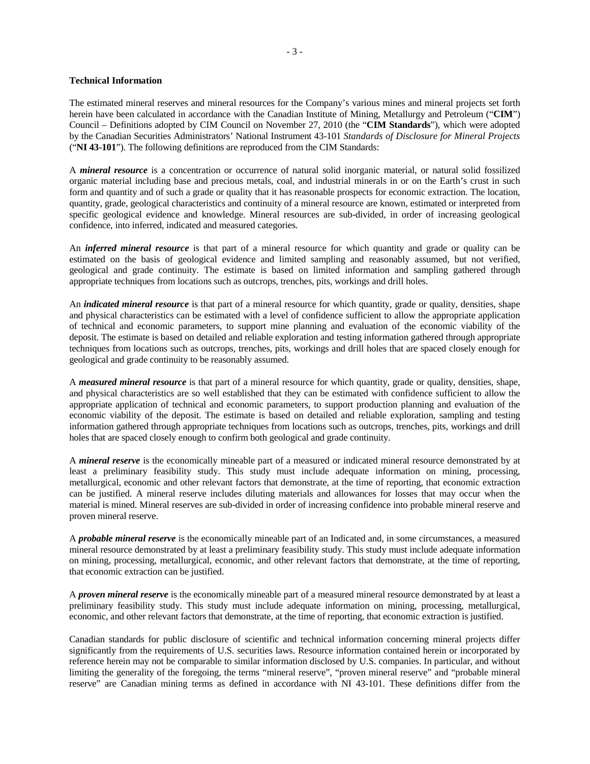**Technical Information**

The estimated mineral reserves and mineral resources for the Company's various mines and mineral projects set forth herein have been calculated in accordance with the Canadian Institute of Mining, Metallurgy and Petroleum ("**CIM**") Council – Definitions adopted by CIM Council on November 27, 2010 (the "**CIM Standards**"), which were adopted by the Canadian Securities Administrators' National Instrument 43-101 *Standards of Disclosure for Mineral Projects* ("**NI 43-101**"). The following definitions are reproduced from the CIM Standards:

A ***mineral resource*** is a concentration or occurrence of natural solid inorganic material, or natural solid fossilized organic material including base and precious metals, coal, and industrial minerals in or on the Earth's crust in such form and quantity and of such a grade or quality that it has reasonable prospects for economic extraction. The location, quantity, grade, geological characteristics and continuity of a mineral resource are known, estimated or interpreted from specific geological evidence and knowledge. Mineral resources are sub-divided, in order of increasing geological confidence, into inferred, indicated and measured categories.

An ***inferred mineral resource*** is that part of a mineral resource for which quantity and grade or quality can be estimated on the basis of geological evidence and limited sampling and reasonably assumed, but not verified, geological and grade continuity. The estimate is based on limited information and sampling gathered through appropriate techniques from locations such as outcrops, trenches, pits, workings and drill holes.

An ***indicated mineral resource*** is that part of a mineral resource for which quantity, grade or quality, densities, shape and physical characteristics can be estimated with a level of confidence sufficient to allow the appropriate application of technical and economic parameters, to support mine planning and evaluation of the economic viability of the deposit. The estimate is based on detailed and reliable exploration and testing information gathered through appropriate techniques from locations such as outcrops, trenches, pits, workings and drill holes that are spaced closely enough for geological and grade continuity to be reasonably assumed.

A ***measured mineral resource*** is that part of a mineral resource for which quantity, grade or quality, densities, shape, and physical characteristics are so well established that they can be estimated with confidence sufficient to allow the appropriate application of technical and economic parameters, to support production planning and evaluation of the economic viability of the deposit. The estimate is based on detailed and reliable exploration, sampling and testing information gathered through appropriate techniques from locations such as outcrops, trenches, pits, workings and drill holes that are spaced closely enough to confirm both geological and grade continuity.

A ***mineral reserve*** is the economically mineable part of a measured or indicated mineral resource demonstrated by at least a preliminary feasibility study. This study must include adequate information on mining, processing, metallurgical, economic and other relevant factors that demonstrate, at the time of reporting, that economic extraction can be justified. A mineral reserve includes diluting materials and allowances for losses that may occur when the material is mined. Mineral reserves are sub-divided in order of increasing confidence into probable mineral reserve and proven mineral reserve.

A ***probable mineral reserve*** is the economically mineable part of an Indicated and, in some circumstances, a measured mineral resource demonstrated by at least a preliminary feasibility study. This study must include adequate information on mining, processing, metallurgical, economic, and other relevant factors that demonstrate, at the time of reporting, that economic extraction can be justified.

A ***proven mineral reserve*** is the economically mineable part of a measured mineral resource demonstrated by at least a preliminary feasibility study. This study must include adequate information on mining, processing, metallurgical, economic, and other relevant factors that demonstrate, at the time of reporting, that economic extraction is justified.

Canadian standards for public disclosure of scientific and technical information concerning mineral projects differ significantly from the requirements of U.S. securities laws. Resource information contained herein or incorporated by reference herein may not be comparable to similar information disclosed by U.S. companies. In particular, and without limiting the generality of the foregoing, the terms "mineral reserve", "proven mineral reserve" and "probable mineral reserve" are Canadian mining terms as defined in accordance with NI 43-101. These definitions differ from the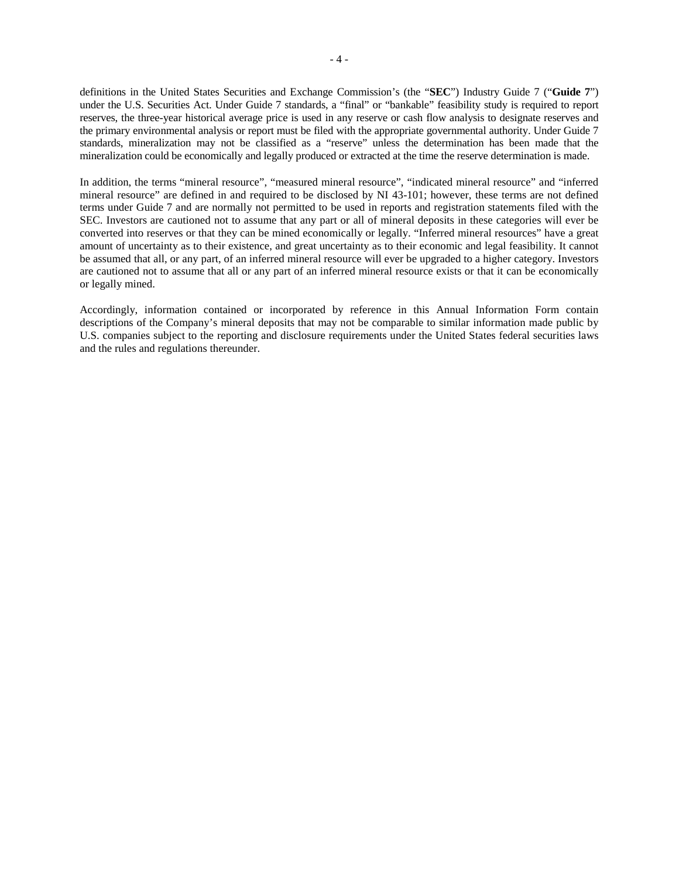definitions in the United States Securities and Exchange Commission's (the "**SEC**") Industry Guide 7 ("**Guide 7**") under the U.S. Securities Act. Under Guide 7 standards, a "final" or "bankable" feasibility study is required to report reserves, the three-year historical average price is used in any reserve or cash flow analysis to designate reserves and the primary environmental analysis or report must be filed with the appropriate governmental authority. Under Guide 7 standards, mineralization may not be classified as a "reserve" unless the determination has been made that the mineralization could be economically and legally produced or extracted at the time the reserve determination is made.

In addition, the terms "mineral resource", "measured mineral resource", "indicated mineral resource" and "inferred mineral resource" are defined in and required to be disclosed by NI 43-101; however, these terms are not defined terms under Guide 7 and are normally not permitted to be used in reports and registration statements filed with the SEC. Investors are cautioned not to assume that any part or all of mineral deposits in these categories will ever be converted into reserves or that they can be mined economically or legally. "Inferred mineral resources" have a great amount of uncertainty as to their existence, and great uncertainty as to their economic and legal feasibility. It cannot be assumed that all, or any part, of an inferred mineral resource will ever be upgraded to a higher category. Investors are cautioned not to assume that all or any part of an inferred mineral resource exists or that it can be economically or legally mined.

Accordingly, information contained or incorporated by reference in this Annual Information Form contain descriptions of the Company's mineral deposits that may not be comparable to similar information made public by U.S. companies subject to the reporting and disclosure requirements under the United States federal securities laws and the rules and regulations thereunder.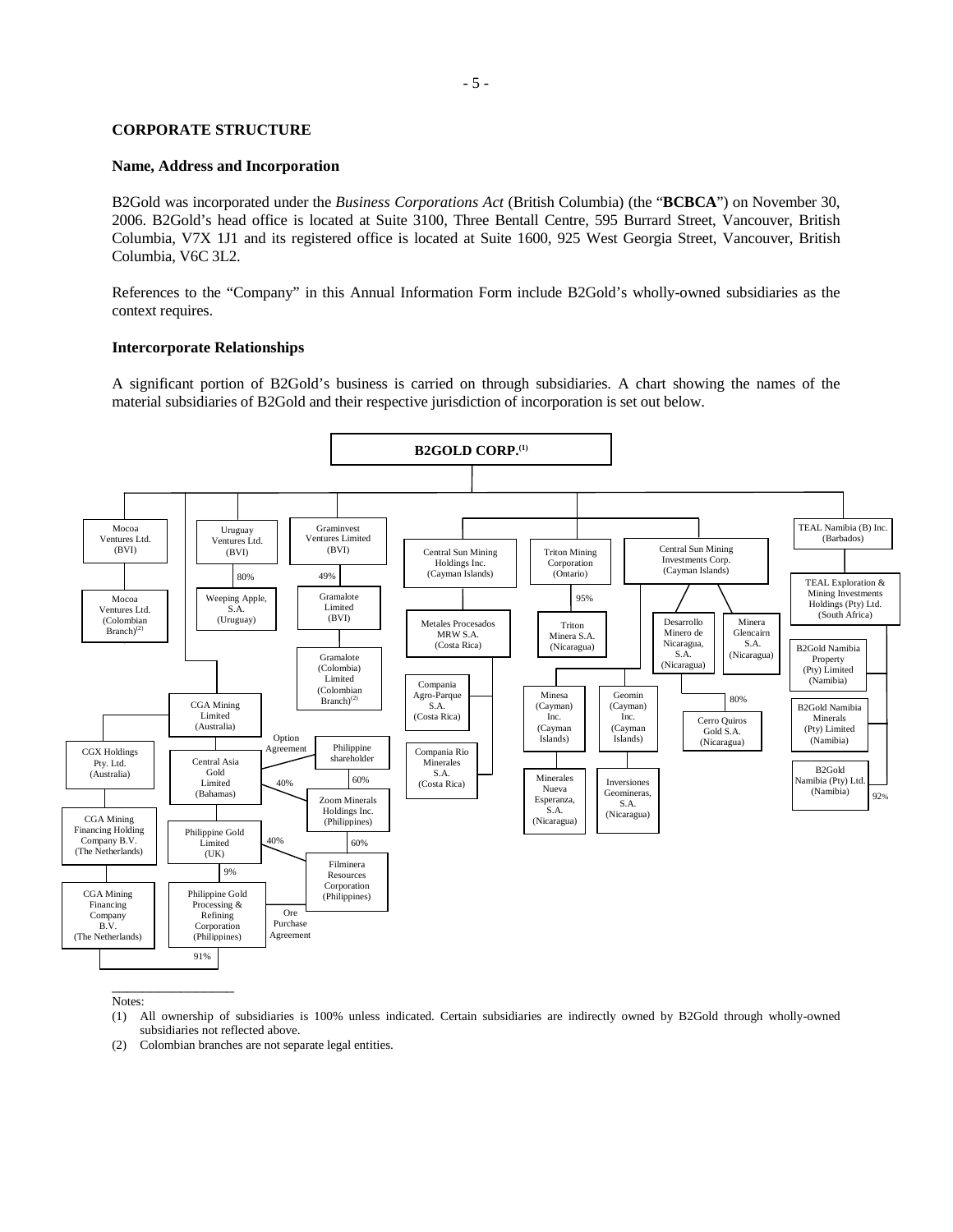## CORPORATE STRUCTURE

### Name, Address and Incorporation

B2Gold was incorporated under the *Business Corporations Act* (British Columbia) (the "**BCBCA**") on November 30, 2006. B2Gold's head office is located at Suite 3100, Three Bentall Centre, 595 Burrard Street, Vancouver, British Columbia, V7X 1J1 and its registered office is located at Suite 1600, 925 West Georgia Street, Vancouver, British Columbia, V6C 3L2.

References to the "Company" in this Annual Information Form include B2Gold's wholly-owned subsidiaries as the context requires.

### Intercorporate Relationships

A significant portion of B2Gold's business is carried on through subsidiaries. A chart showing the names of the material subsidiaries of B2Gold and their respective jurisdiction of incorporation is set out below.

**B2GOLD CORP.**[1]

- Mocoa Ventures Ltd. (BVI)
  - Mocoa Ventures Ltd. (Colombian Branch)[2]
- Uruguay Ventures Ltd. (BVI)
  - 80% – Weeping Apple, S.A. (Uruguay)
- Graminvest Ventures Limited (BVI)
  - 49% – Gramalote Limited (BVI)
    - Gramalote (Colombia) Limited (Colombian Branch)[2]
- CGA Mining Limited (Australia)
  - CGX Holdings Pty. Ltd. (Australia)
    - CGA Mining Financing Holding Company B.V. (The Netherlands)
      - CGA Mining Financing Company B.V. (The Netherlands)
        - 91% – Philippine Gold Processing & Refining Corporation (Philippines)
  - Central Asia Gold Limited (Bahamas)
    - 40% – Zoom Minerals Holdings Inc. (Philippines)
    - Philippine Gold Limited (UK)
      - 9% – Philippine Gold Processing & Refining Corporation (Philippines)
      - 40% – Filminera Resources Corporation (Philippines)
  - Option Agreement – Philippine shareholder
    - 60% – Zoom Minerals Holdings Inc. (Philippines)
      - 60% – Filminera Resources Corporation (Philippines)
  - Ore Purchase Agreement – Philippine Gold Processing & Refining Corporation (Philippines) / Filminera Resources Corporation (Philippines)
- Central Sun Mining Holdings Inc. (Cayman Islands)
  - Metales Procesados MRW S.A. (Costa Rica)
  - Compania Agro-Parque S.A. (Costa Rica)
  - Compania Rio Minerales S.A. (Costa Rica)
- Triton Mining Corporation (Ontario)
  - 95% – Triton Minera S.A. (Nicaragua)
- Central Sun Mining Investments Corp. (Cayman Islands)
  - Desarrollo Minero de Nicaragua, S.A. (Nicaragua)
    - 80% – Cerro Quiros Gold S.A. (Nicaragua)
  - Minera Glencairn S.A. (Nicaragua)
  - Minesa (Cayman) Inc. (Cayman Islands)
    - Minerales Nueva Esperanza, S.A. (Nicaragua)
  - Geomin (Cayman) Inc. (Cayman Islands)
    - Inversiones Geomineras, S.A. (Nicaragua)
- TEAL Namibia (B) Inc. (Barbados)
  - TEAL Exploration & Mining Investments Holdings (Pty) Ltd. (South Africa)
    - B2Gold Namibia Property (Pty) Limited (Namibia)
    - B2Gold Namibia Minerals (Pty) Limited (Namibia)
    - 92% – B2Gold Namibia (Pty) Ltd. (Namibia)

Notes:

(1) All ownership of subsidiaries is 100% unless indicated. Certain subsidiaries are indirectly owned by B2Gold through wholly-owned subsidiaries not reflected above.

(2) Colombian branches are not separate legal entities.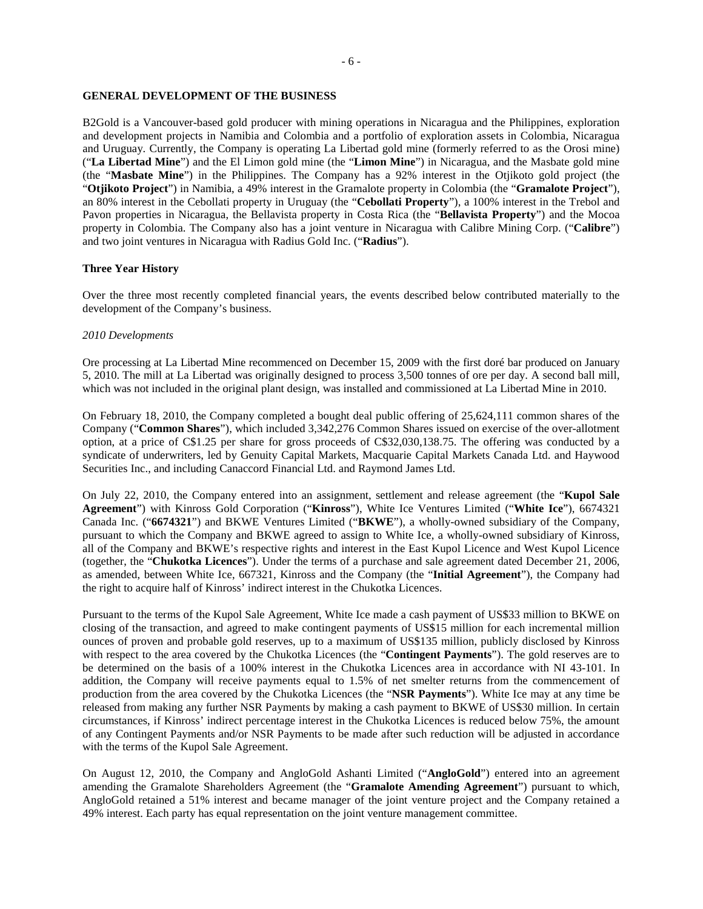## GENERAL DEVELOPMENT OF THE BUSINESS

B2Gold is a Vancouver-based gold producer with mining operations in Nicaragua and the Philippines, exploration and development projects in Namibia and Colombia and a portfolio of exploration assets in Colombia, Nicaragua and Uruguay. Currently, the Company is operating La Libertad gold mine (formerly referred to as the Orosi mine) ("**La Libertad Mine**") and the El Limon gold mine (the "**Limon Mine**") in Nicaragua, and the Masbate gold mine (the "**Masbate Mine**") in the Philippines. The Company has a 92% interest in the Otjikoto gold project (the "**Otjikoto Project**") in Namibia, a 49% interest in the Gramalote property in Colombia (the "**Gramalote Project**"), an 80% interest in the Cebollati property in Uruguay (the "**Cebollati Property**"), a 100% interest in the Trebol and Pavon properties in Nicaragua, the Bellavista property in Costa Rica (the "**Bellavista Property**") and the Mocoa property in Colombia. The Company also has a joint venture in Nicaragua with Calibre Mining Corp. ("**Calibre**") and two joint ventures in Nicaragua with Radius Gold Inc. ("**Radius**").

### Three Year History

Over the three most recently completed financial years, the events described below contributed materially to the development of the Company's business.

*2010 Developments*

Ore processing at La Libertad Mine recommenced on December 15, 2009 with the first doré bar produced on January 5, 2010. The mill at La Libertad was originally designed to process 3,500 tonnes of ore per day. A second ball mill, which was not included in the original plant design, was installed and commissioned at La Libertad Mine in 2010.

On February 18, 2010, the Company completed a bought deal public offering of 25,624,111 common shares of the Company ("**Common Shares**"), which included 3,342,276 Common Shares issued on exercise of the over-allotment option, at a price of C$1.25 per share for gross proceeds of C$32,030,138.75. The offering was conducted by a syndicate of underwriters, led by Genuity Capital Markets, Macquarie Capital Markets Canada Ltd. and Haywood Securities Inc., and including Canaccord Financial Ltd. and Raymond James Ltd.

On July 22, 2010, the Company entered into an assignment, settlement and release agreement (the "**Kupol Sale Agreement**") with Kinross Gold Corporation ("**Kinross**"), White Ice Ventures Limited ("**White Ice**"), 6674321 Canada Inc. ("**6674321**") and BKWE Ventures Limited ("**BKWE**"), a wholly-owned subsidiary of the Company, pursuant to which the Company and BKWE agreed to assign to White Ice, a wholly-owned subsidiary of Kinross, all of the Company and BKWE's respective rights and interest in the East Kupol Licence and West Kupol Licence (together, the "**Chukotka Licences**"). Under the terms of a purchase and sale agreement dated December 21, 2006, as amended, between White Ice, 667321, Kinross and the Company (the "**Initial Agreement**"), the Company had the right to acquire half of Kinross' indirect interest in the Chukotka Licences.

Pursuant to the terms of the Kupol Sale Agreement, White Ice made a cash payment of US$33 million to BKWE on closing of the transaction, and agreed to make contingent payments of US$15 million for each incremental million ounces of proven and probable gold reserves, up to a maximum of US$135 million, publicly disclosed by Kinross with respect to the area covered by the Chukotka Licences (the "**Contingent Payments**"). The gold reserves are to be determined on the basis of a 100% interest in the Chukotka Licences area in accordance with NI 43-101. In addition, the Company will receive payments equal to 1.5% of net smelter returns from the commencement of production from the area covered by the Chukotka Licences (the "**NSR Payments**"). White Ice may at any time be released from making any further NSR Payments by making a cash payment to BKWE of US$30 million. In certain circumstances, if Kinross' indirect percentage interest in the Chukotka Licences is reduced below 75%, the amount of any Contingent Payments and/or NSR Payments to be made after such reduction will be adjusted in accordance with the terms of the Kupol Sale Agreement.

On August 12, 2010, the Company and AngloGold Ashanti Limited ("**AngloGold**") entered into an agreement amending the Gramalote Shareholders Agreement (the "**Gramalote Amending Agreement**") pursuant to which, AngloGold retained a 51% interest and became manager of the joint venture project and the Company retained a 49% interest. Each party has equal representation on the joint venture management committee.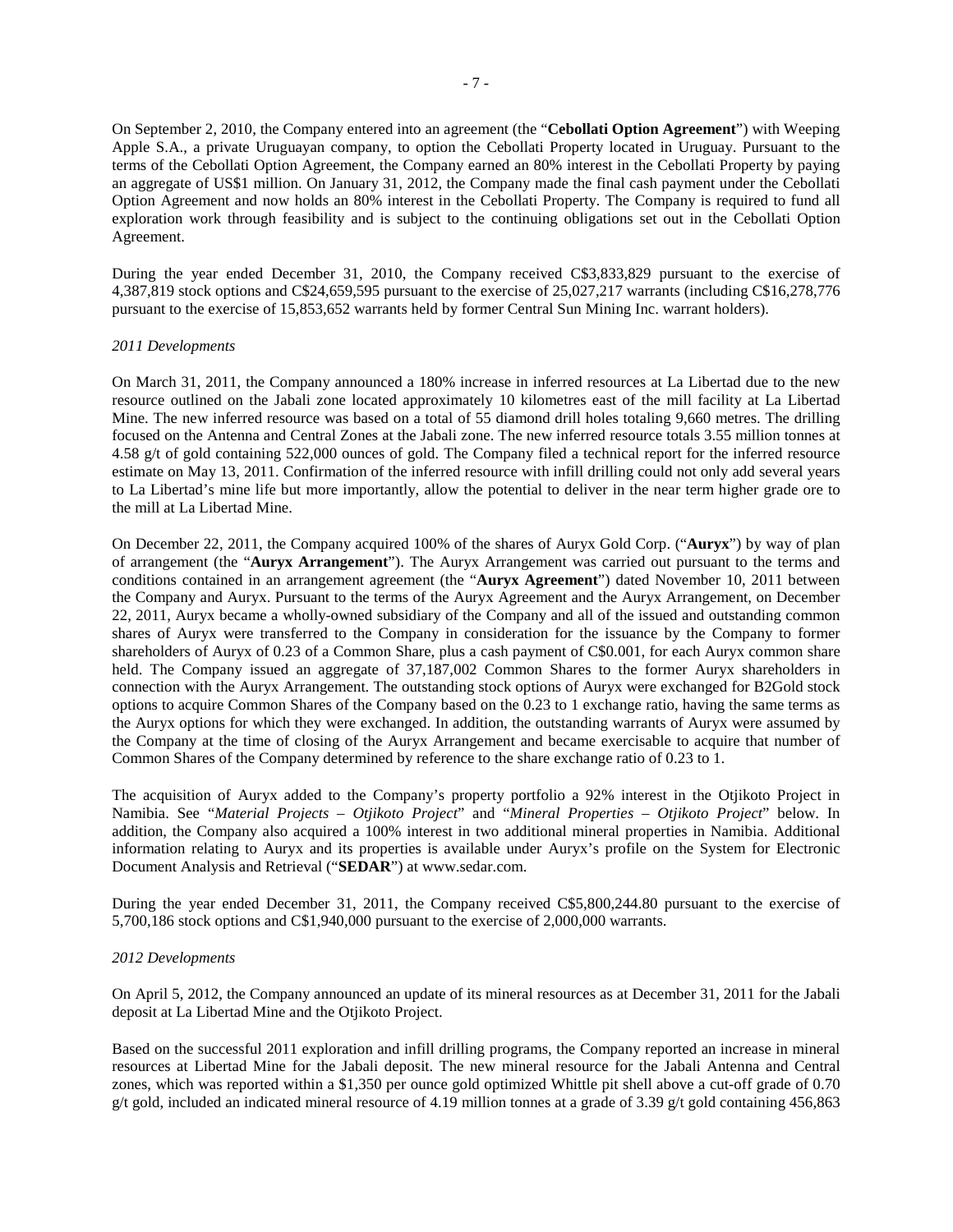On September 2, 2010, the Company entered into an agreement (the "**Cebollati Option Agreement**") with Weeping Apple S.A., a private Uruguayan company, to option the Cebollati Property located in Uruguay. Pursuant to the terms of the Cebollati Option Agreement, the Company earned an 80% interest in the Cebollati Property by paying an aggregate of US$1 million. On January 31, 2012, the Company made the final cash payment under the Cebollati Option Agreement and now holds an 80% interest in the Cebollati Property. The Company is required to fund all exploration work through feasibility and is subject to the continuing obligations set out in the Cebollati Option Agreement.

During the year ended December 31, 2010, the Company received C$3,833,829 pursuant to the exercise of 4,387,819 stock options and C$24,659,595 pursuant to the exercise of 25,027,217 warrants (including C$16,278,776 pursuant to the exercise of 15,853,652 warrants held by former Central Sun Mining Inc. warrant holders).

*2011 Developments*

On March 31, 2011, the Company announced a 180% increase in inferred resources at La Libertad due to the new resource outlined on the Jabali zone located approximately 10 kilometres east of the mill facility at La Libertad Mine. The new inferred resource was based on a total of 55 diamond drill holes totaling 9,660 metres. The drilling focused on the Antenna and Central Zones at the Jabali zone. The new inferred resource totals 3.55 million tonnes at 4.58 g/t of gold containing 522,000 ounces of gold. The Company filed a technical report for the inferred resource estimate on May 13, 2011. Confirmation of the inferred resource with infill drilling could not only add several years to La Libertad's mine life but more importantly, allow the potential to deliver in the near term higher grade ore to the mill at La Libertad Mine.

On December 22, 2011, the Company acquired 100% of the shares of Auryx Gold Corp. ("**Auryx**") by way of plan of arrangement (the "**Auryx Arrangement**"). The Auryx Arrangement was carried out pursuant to the terms and conditions contained in an arrangement agreement (the "**Auryx Agreement**") dated November 10, 2011 between the Company and Auryx. Pursuant to the terms of the Auryx Agreement and the Auryx Arrangement, on December 22, 2011, Auryx became a wholly-owned subsidiary of the Company and all of the issued and outstanding common shares of Auryx were transferred to the Company in consideration for the issuance by the Company to former shareholders of Auryx of 0.23 of a Common Share, plus a cash payment of C$0.001, for each Auryx common share held. The Company issued an aggregate of 37,187,002 Common Shares to the former Auryx shareholders in connection with the Auryx Arrangement. The outstanding stock options of Auryx were exchanged for B2Gold stock options to acquire Common Shares of the Company based on the 0.23 to 1 exchange ratio, having the same terms as the Auryx options for which they were exchanged. In addition, the outstanding warrants of Auryx were assumed by the Company at the time of closing of the Auryx Arrangement and became exercisable to acquire that number of Common Shares of the Company determined by reference to the share exchange ratio of 0.23 to 1.

The acquisition of Auryx added to the Company's property portfolio a 92% interest in the Otjikoto Project in Namibia. See "*Material Projects – Otjikoto Project*" and "*Mineral Properties – Otjikoto Project*" below. In addition, the Company also acquired a 100% interest in two additional mineral properties in Namibia. Additional information relating to Auryx and its properties is available under Auryx's profile on the System for Electronic Document Analysis and Retrieval ("**SEDAR**") at www.sedar.com.

During the year ended December 31, 2011, the Company received C$5,800,244.80 pursuant to the exercise of 5,700,186 stock options and C$1,940,000 pursuant to the exercise of 2,000,000 warrants.

*2012 Developments*

On April 5, 2012, the Company announced an update of its mineral resources as at December 31, 2011 for the Jabali deposit at La Libertad Mine and the Otjikoto Project.

Based on the successful 2011 exploration and infill drilling programs, the Company reported an increase in mineral resources at Libertad Mine for the Jabali deposit. The new mineral resource for the Jabali Antenna and Central zones, which was reported within a $1,350 per ounce gold optimized Whittle pit shell above a cut-off grade of 0.70 g/t gold, included an indicated mineral resource of 4.19 million tonnes at a grade of 3.39 g/t gold containing 456,863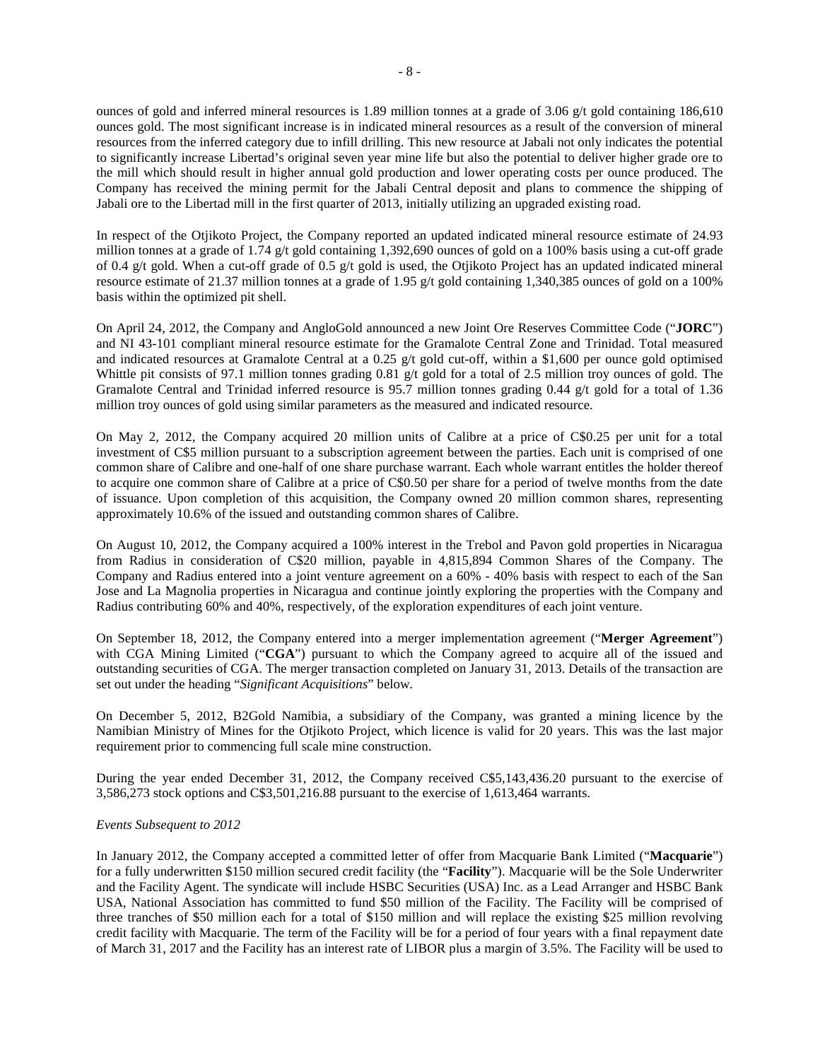ounces of gold and inferred mineral resources is 1.89 million tonnes at a grade of 3.06 g/t gold containing 186,610 ounces gold. The most significant increase is in indicated mineral resources as a result of the conversion of mineral resources from the inferred category due to infill drilling. This new resource at Jabali not only indicates the potential to significantly increase Libertad's original seven year mine life but also the potential to deliver higher grade ore to the mill which should result in higher annual gold production and lower operating costs per ounce produced. The Company has received the mining permit for the Jabali Central deposit and plans to commence the shipping of Jabali ore to the Libertad mill in the first quarter of 2013, initially utilizing an upgraded existing road.

In respect of the Otjikoto Project, the Company reported an updated indicated mineral resource estimate of 24.93 million tonnes at a grade of 1.74 g/t gold containing 1,392,690 ounces of gold on a 100% basis using a cut-off grade of 0.4 g/t gold. When a cut-off grade of 0.5 g/t gold is used, the Otjikoto Project has an updated indicated mineral resource estimate of 21.37 million tonnes at a grade of 1.95 g/t gold containing 1,340,385 ounces of gold on a 100% basis within the optimized pit shell.

On April 24, 2012, the Company and AngloGold announced a new Joint Ore Reserves Committee Code ("**JORC**") and NI 43-101 compliant mineral resource estimate for the Gramalote Central Zone and Trinidad. Total measured and indicated resources at Gramalote Central at a 0.25 g/t gold cut-off, within a $1,600 per ounce gold optimised Whittle pit consists of 97.1 million tonnes grading 0.81 g/t gold for a total of 2.5 million troy ounces of gold. The Gramalote Central and Trinidad inferred resource is 95.7 million tonnes grading 0.44 g/t gold for a total of 1.36 million troy ounces of gold using similar parameters as the measured and indicated resource.

On May 2, 2012, the Company acquired 20 million units of Calibre at a price of C$0.25 per unit for a total investment of C$5 million pursuant to a subscription agreement between the parties. Each unit is comprised of one common share of Calibre and one-half of one share purchase warrant. Each whole warrant entitles the holder thereof to acquire one common share of Calibre at a price of C$0.50 per share for a period of twelve months from the date of issuance. Upon completion of this acquisition, the Company owned 20 million common shares, representing approximately 10.6% of the issued and outstanding common shares of Calibre.

On August 10, 2012, the Company acquired a 100% interest in the Trebol and Pavon gold properties in Nicaragua from Radius in consideration of C$20 million, payable in 4,815,894 Common Shares of the Company. The Company and Radius entered into a joint venture agreement on a 60% - 40% basis with respect to each of the San Jose and La Magnolia properties in Nicaragua and continue jointly exploring the properties with the Company and Radius contributing 60% and 40%, respectively, of the exploration expenditures of each joint venture.

On September 18, 2012, the Company entered into a merger implementation agreement ("**Merger Agreement**") with CGA Mining Limited ("**CGA**") pursuant to which the Company agreed to acquire all of the issued and outstanding securities of CGA. The merger transaction completed on January 31, 2013. Details of the transaction are set out under the heading "*Significant Acquisitions*" below.

On December 5, 2012, B2Gold Namibia, a subsidiary of the Company, was granted a mining licence by the Namibian Ministry of Mines for the Otjikoto Project, which licence is valid for 20 years. This was the last major requirement prior to commencing full scale mine construction.

During the year ended December 31, 2012, the Company received C$5,143,436.20 pursuant to the exercise of 3,586,273 stock options and C$3,501,216.88 pursuant to the exercise of 1,613,464 warrants.

*Events Subsequent to 2012*

In January 2012, the Company accepted a committed letter of offer from Macquarie Bank Limited ("**Macquarie**") for a fully underwritten $150 million secured credit facility (the "**Facility**"). Macquarie will be the Sole Underwriter and the Facility Agent. The syndicate will include HSBC Securities (USA) Inc. as a Lead Arranger and HSBC Bank USA, National Association has committed to fund $50 million of the Facility. The Facility will be comprised of three tranches of $50 million each for a total of $150 million and will replace the existing $25 million revolving credit facility with Macquarie. The term of the Facility will be for a period of four years with a final repayment date of March 31, 2017 and the Facility has an interest rate of LIBOR plus a margin of 3.5%. The Facility will be used to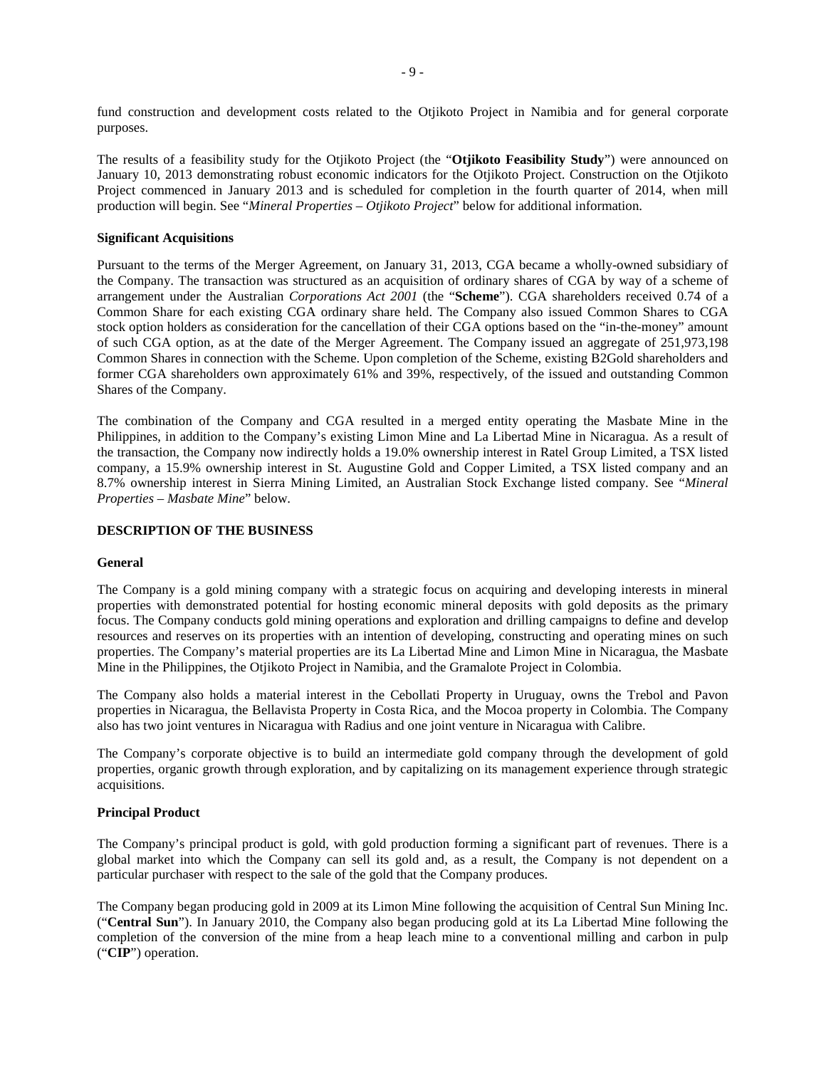fund construction and development costs related to the Otjikoto Project in Namibia and for general corporate purposes.

The results of a feasibility study for the Otjikoto Project (the "**Otjikoto Feasibility Study**") were announced on January 10, 2013 demonstrating robust economic indicators for the Otjikoto Project. Construction on the Otjikoto Project commenced in January 2013 and is scheduled for completion in the fourth quarter of 2014, when mill production will begin. See "*Mineral Properties – Otjikoto Project*" below for additional information.

**Significant Acquisitions**

Pursuant to the terms of the Merger Agreement, on January 31, 2013, CGA became a wholly-owned subsidiary of the Company. The transaction was structured as an acquisition of ordinary shares of CGA by way of a scheme of arrangement under the Australian *Corporations Act 2001* (the "**Scheme**"). CGA shareholders received 0.74 of a Common Share for each existing CGA ordinary share held. The Company also issued Common Shares to CGA stock option holders as consideration for the cancellation of their CGA options based on the "in-the-money" amount of such CGA option, as at the date of the Merger Agreement. The Company issued an aggregate of 251,973,198 Common Shares in connection with the Scheme. Upon completion of the Scheme, existing B2Gold shareholders and former CGA shareholders own approximately 61% and 39%, respectively, of the issued and outstanding Common Shares of the Company.

The combination of the Company and CGA resulted in a merged entity operating the Masbate Mine in the Philippines, in addition to the Company's existing Limon Mine and La Libertad Mine in Nicaragua. As a result of the transaction, the Company now indirectly holds a 19.0% ownership interest in Ratel Group Limited, a TSX listed company, a 15.9% ownership interest in St. Augustine Gold and Copper Limited, a TSX listed company and an 8.7% ownership interest in Sierra Mining Limited, an Australian Stock Exchange listed company. See "*Mineral Properties – Masbate Mine*" below.

## DESCRIPTION OF THE BUSINESS

**General**

The Company is a gold mining company with a strategic focus on acquiring and developing interests in mineral properties with demonstrated potential for hosting economic mineral deposits with gold deposits as the primary focus. The Company conducts gold mining operations and exploration and drilling campaigns to define and develop resources and reserves on its properties with an intention of developing, constructing and operating mines on such properties. The Company's material properties are its La Libertad Mine and Limon Mine in Nicaragua, the Masbate Mine in the Philippines, the Otjikoto Project in Namibia, and the Gramalote Project in Colombia.

The Company also holds a material interest in the Cebollati Property in Uruguay, owns the Trebol and Pavon properties in Nicaragua, the Bellavista Property in Costa Rica, and the Mocoa property in Colombia. The Company also has two joint ventures in Nicaragua with Radius and one joint venture in Nicaragua with Calibre.

The Company's corporate objective is to build an intermediate gold company through the development of gold properties, organic growth through exploration, and by capitalizing on its management experience through strategic acquisitions.

**Principal Product**

The Company's principal product is gold, with gold production forming a significant part of revenues. There is a global market into which the Company can sell its gold and, as a result, the Company is not dependent on a particular purchaser with respect to the sale of the gold that the Company produces.

The Company began producing gold in 2009 at its Limon Mine following the acquisition of Central Sun Mining Inc. ("**Central Sun**"). In January 2010, the Company also began producing gold at its La Libertad Mine following the completion of the conversion of the mine from a heap leach mine to a conventional milling and carbon in pulp ("**CIP**") operation.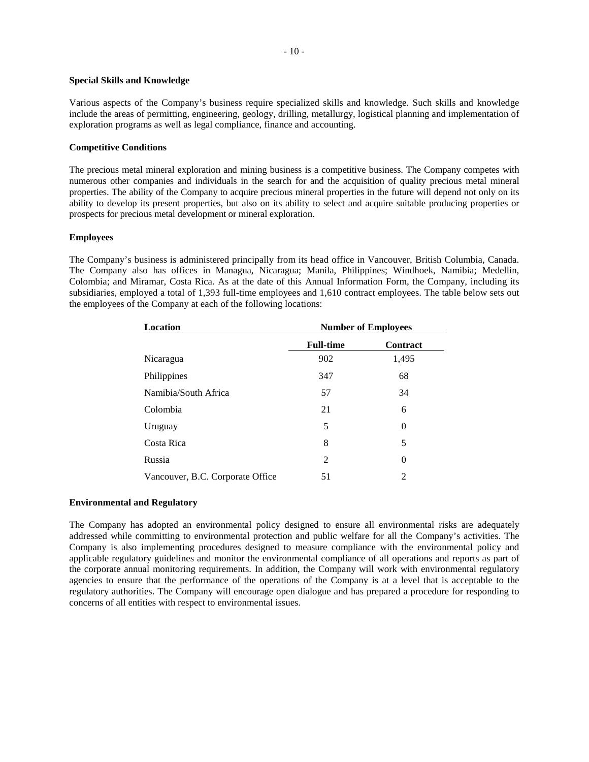**Special Skills and Knowledge**

Various aspects of the Company's business require specialized skills and knowledge. Such skills and knowledge include the areas of permitting, engineering, geology, drilling, metallurgy, logistical planning and implementation of exploration programs as well as legal compliance, finance and accounting.

**Competitive Conditions**

The precious metal mineral exploration and mining business is a competitive business. The Company competes with numerous other companies and individuals in the search for and the acquisition of quality precious metal mineral properties. The ability of the Company to acquire precious mineral properties in the future will depend not only on its ability to develop its present properties, but also on its ability to select and acquire suitable producing properties or prospects for precious metal development or mineral exploration.

**Employees**

The Company's business is administered principally from its head office in Vancouver, British Columbia, Canada. The Company also has offices in Managua, Nicaragua; Manila, Philippines; Windhoek, Namibia; Medellin, Colombia; and Miramar, Costa Rica. As at the date of this Annual Information Form, the Company, including its subsidiaries, employed a total of 1,393 full-time employees and 1,610 contract employees. The table below sets out the employees of the Company at each of the following locations:

| Location | Number of Employees | |
|---|---|---|
| | **Full-time** | **Contract** |
| Nicaragua | 902 | 1,495 |
| Philippines | 347 | 68 |
| Namibia/South Africa | 57 | 34 |
| Colombia | 21 | 6 |
| Uruguay | 5 | 0 |
| Costa Rica | 8 | 5 |
| Russia | 2 | 0 |
| Vancouver, B.C. Corporate Office | 51 | 2 |

**Environmental and Regulatory**

The Company has adopted an environmental policy designed to ensure all environmental risks are adequately addressed while committing to environmental protection and public welfare for all the Company's activities. The Company is also implementing procedures designed to measure compliance with the environmental policy and applicable regulatory guidelines and monitor the environmental compliance of all operations and reports as part of the corporate annual monitoring requirements. In addition, the Company will work with environmental regulatory agencies to ensure that the performance of the operations of the Company is at a level that is acceptable to the regulatory authorities. The Company will encourage open dialogue and has prepared a procedure for responding to concerns of all entities with respect to environmental issues.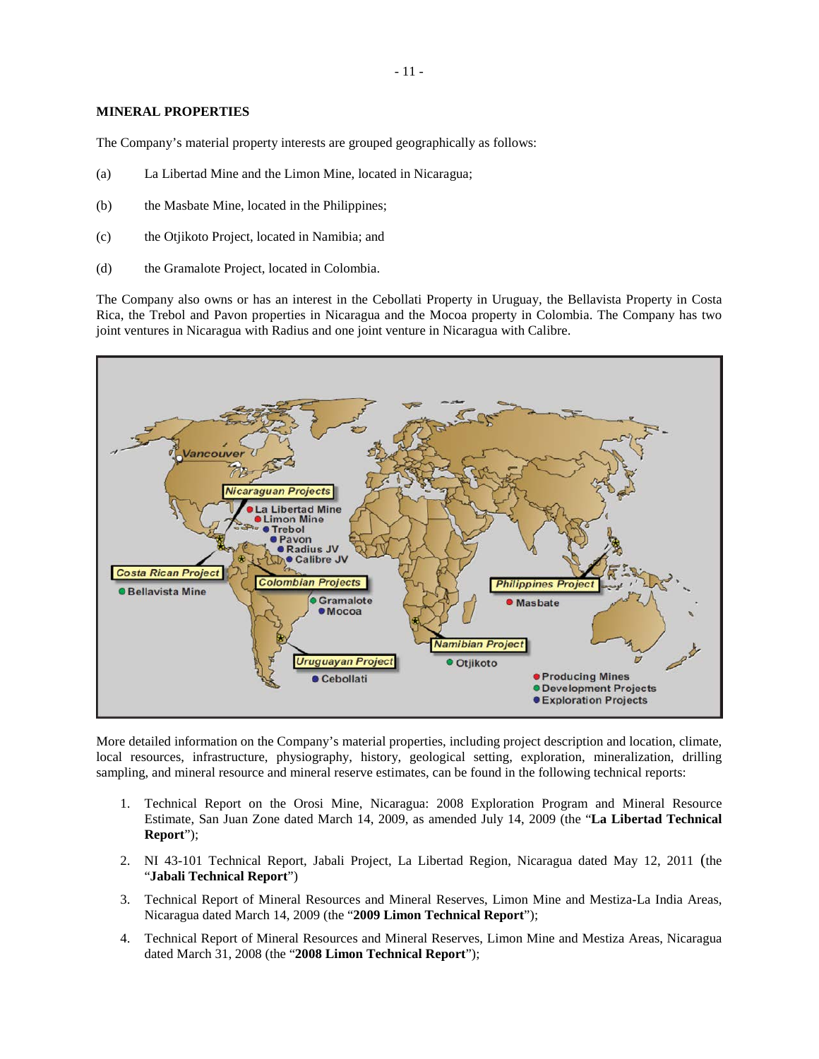## MINERAL PROPERTIES

The Company's material property interests are grouped geographically as follows:

(a) La Libertad Mine and the Limon Mine, located in Nicaragua;

(b) the Masbate Mine, located in the Philippines;

(c) the Otjikoto Project, located in Namibia; and

(d) the Gramalote Project, located in Colombia.

The Company also owns or has an interest in the Cebollati Property in Uruguay, the Bellavista Property in Costa Rica, the Trebol and Pavon properties in Nicaragua and the Mocoa property in Colombia. The Company has two joint ventures in Nicaragua with Radius and one joint venture in Nicaragua with Calibre.

More detailed information on the Company's material properties, including project description and location, climate, local resources, infrastructure, physiography, history, geological setting, exploration, mineralization, drilling sampling, and mineral resource and mineral reserve estimates, can be found in the following technical reports:

1. Technical Report on the Orosi Mine, Nicaragua: 2008 Exploration Program and Mineral Resource Estimate, San Juan Zone dated March 14, 2009, as amended July 14, 2009 (the "**La Libertad Technical Report**");

2. NI 43-101 Technical Report, Jabali Project, La Libertad Region, Nicaragua dated May 12, 2011 (the "**Jabali Technical Report**")

3. Technical Report of Mineral Resources and Mineral Reserves, Limon Mine and Mestiza-La India Areas, Nicaragua dated March 14, 2009 (the "**2009 Limon Technical Report**");

4. Technical Report of Mineral Resources and Mineral Reserves, Limon Mine and Mestiza Areas, Nicaragua dated March 31, 2008 (the "**2008 Limon Technical Report**");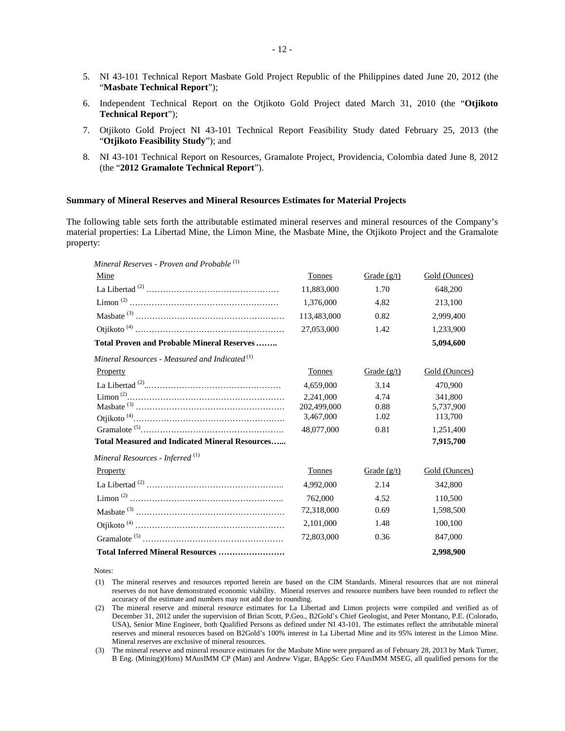5. NI 43-101 Technical Report Masbate Gold Project Republic of the Philippines dated June 20, 2012 (the "**Masbate Technical Report**");

6. Independent Technical Report on the Otjikoto Gold Project dated March 31, 2010 (the "**Otjikoto Technical Report**");

7. Otjikoto Gold Project NI 43-101 Technical Report Feasibility Study dated February 25, 2013 (the "**Otjikoto Feasibility Study**"); and

8. NI 43-101 Technical Report on Resources, Gramalote Project, Providencia, Colombia dated June 8, 2012 (the "**2012 Gramalote Technical Report**").

**Summary of Mineral Reserves and Mineral Resources Estimates for Material Projects**

The following table sets forth the attributable estimated mineral reserves and mineral resources of the Company's material properties: La Libertad Mine, the Limon Mine, the Masbate Mine, the Otjikoto Project and the Gramalote property:

| *Mineral Reserves - Proven and Probable* [1] | | | |
|---|---|---|---|
| Mine | Tonnes | Grade (g/t) | Gold (Ounces) |
| La Libertad [2] | 11,883,000 | 1.70 | 648,200 |
| Limon [2] | 1,376,000 | 4.82 | 213,100 |
| Masbate [3] | 113,483,000 | 0.82 | 2,999,400 |
| Otjikoto [4] | 27,053,000 | 1.42 | 1,233,900 |
| **Total Proven and Probable Mineral Reserves** | | | **5,094,600** |
| *Mineral Resources - Measured and Indicated* [1] | | | |
| Property | Tonnes | Grade (g/t) | Gold (Ounces) |
| La Libertad [2] | 4,659,000 | 3.14 | 470,900 |
| Limon [2] | 2,241,000 | 4.74 | 341,800 |
| Masbate [3] | 202,499,000 | 0.88 | 5,737,900 |
| Otjikoto [4] | 3,467,000 | 1.02 | 113,700 |
| Gramalote [5] | 48,077,000 | 0.81 | 1,251,400 |
| **Total Measured and Indicated Mineral Resources** | | | **7,915,700** |
| *Mineral Resources - Inferred* [1] | | | |
| Property | Tonnes | Grade (g/t) | Gold (Ounces) |
| La Libertad [2] | 4,992,000 | 2.14 | 342,800 |
| Limon [2] | 762,000 | 4.52 | 110,500 |
| Masbate [3] | 72,318,000 | 0.69 | 1,598,500 |
| Otjikoto [4] | 2,101,000 | 1.48 | 100,100 |
| Gramalote [5] | 72,803,000 | 0.36 | 847,000 |
| **Total Inferred Mineral Resources** | | | **2,998,900** |

Notes:

(1) The mineral reserves and resources reported herein are based on the CIM Standards. Mineral resources that are not mineral reserves do not have demonstrated economic viability. Mineral reserves and resource numbers have been rounded to reflect the accuracy of the estimate and numbers may not add due to rounding.

(2) The mineral reserve and mineral resource estimates for La Libertad and Limon projects were compiled and verified as of December 31, 2012 under the supervision of Brian Scott, P.Geo., B2Gold's Chief Geologist, and Peter Montano, P.E. (Colorado, USA), Senior Mine Engineer, both Qualified Persons as defined under NI 43-101. The estimates reflect the attributable mineral reserves and mineral resources based on B2Gold's 100% interest in La Libertad Mine and its 95% interest in the Limon Mine. Mineral reserves are exclusive of mineral resources.

(3) The mineral reserve and mineral resource estimates for the Masbate Mine were prepared as of February 28, 2013 by Mark Turner, B Eng. (Mining)(Hons) MAusIMM CP (Man) and Andrew Vigar, BAppSc Geo FAusIMM MSEG, all qualified persons for the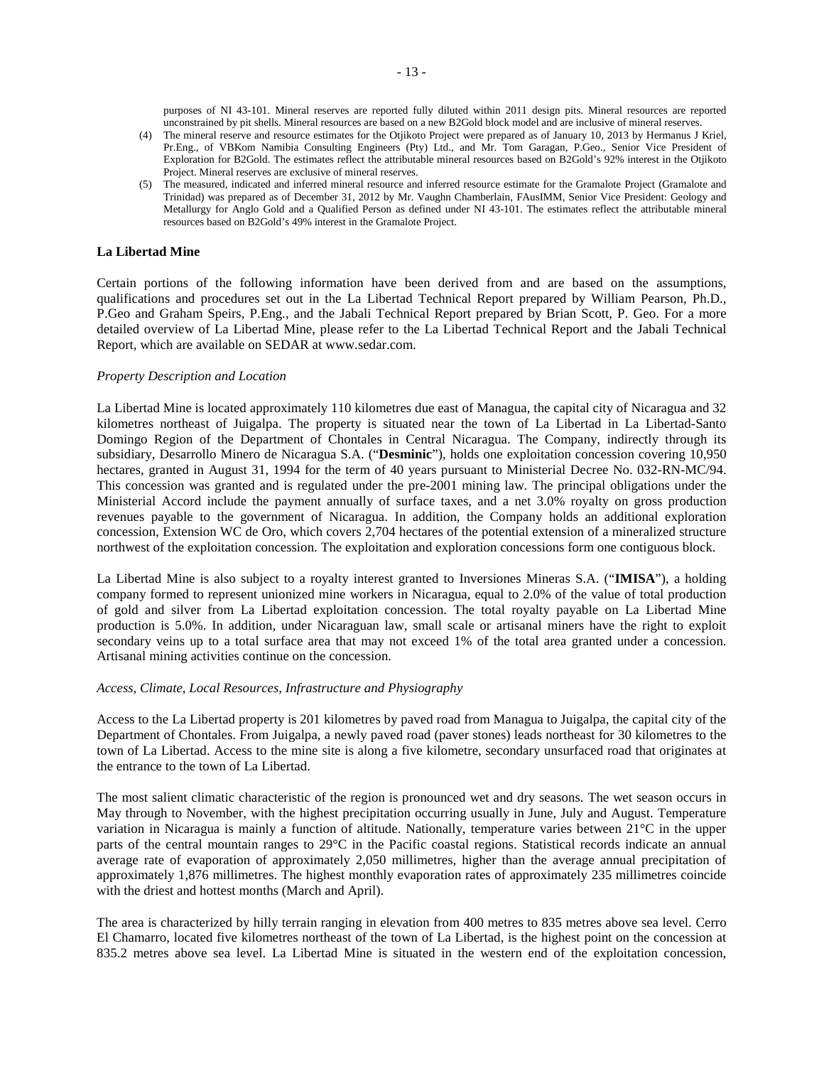purposes of NI 43-101. Mineral reserves are reported fully diluted within 2011 design pits. Mineral resources are reported unconstrained by pit shells. Mineral resources are based on a new B2Gold block model and are inclusive of mineral reserves.

(4) The mineral reserve and resource estimates for the Otjikoto Project were prepared as of January 10, 2013 by Hermanus J Kriel, Pr.Eng., of VBKom Namibia Consulting Engineers (Pty) Ltd., and Mr. Tom Garagan, P.Geo., Senior Vice President of Exploration for B2Gold. The estimates reflect the attributable mineral resources based on B2Gold's 92% interest in the Otjikoto Project. Mineral reserves are exclusive of mineral reserves.

(5) The measured, indicated and inferred mineral resource and inferred resource estimate for the Gramalote Project (Gramalote and Trinidad) was prepared as of December 31, 2012 by Mr. Vaughn Chamberlain, FAusIMM, Senior Vice President: Geology and Metallurgy for Anglo Gold and a Qualified Person as defined under NI 43-101. The estimates reflect the attributable mineral resources based on B2Gold's 49% interest in the Gramalote Project.

**La Libertad Mine**

Certain portions of the following information have been derived from and are based on the assumptions, qualifications and procedures set out in the La Libertad Technical Report prepared by William Pearson, Ph.D., P.Geo and Graham Speirs, P.Eng., and the Jabali Technical Report prepared by Brian Scott, P. Geo. For a more detailed overview of La Libertad Mine, please refer to the La Libertad Technical Report and the Jabali Technical Report, which are available on SEDAR at www.sedar.com.

*Property Description and Location*

La Libertad Mine is located approximately 110 kilometres due east of Managua, the capital city of Nicaragua and 32 kilometres northeast of Juigalpa. The property is situated near the town of La Libertad in La Libertad-Santo Domingo Region of the Department of Chontales in Central Nicaragua. The Company, indirectly through its subsidiary, Desarrollo Minero de Nicaragua S.A. ("**Desminic**"), holds one exploitation concession covering 10,950 hectares, granted in August 31, 1994 for the term of 40 years pursuant to Ministerial Decree No. 032-RN-MC/94. This concession was granted and is regulated under the pre-2001 mining law. The principal obligations under the Ministerial Accord include the payment annually of surface taxes, and a net 3.0% royalty on gross production revenues payable to the government of Nicaragua. In addition, the Company holds an additional exploration concession, Extension WC de Oro, which covers 2,704 hectares of the potential extension of a mineralized structure northwest of the exploitation concession. The exploitation and exploration concessions form one contiguous block.

La Libertad Mine is also subject to a royalty interest granted to Inversiones Mineras S.A. ("**IMISA**"), a holding company formed to represent unionized mine workers in Nicaragua, equal to 2.0% of the value of total production of gold and silver from La Libertad exploitation concession. The total royalty payable on La Libertad Mine production is 5.0%. In addition, under Nicaraguan law, small scale or artisanal miners have the right to exploit secondary veins up to a total surface area that may not exceed 1% of the total area granted under a concession. Artisanal mining activities continue on the concession.

*Access, Climate, Local Resources, Infrastructure and Physiography*

Access to the La Libertad property is 201 kilometres by paved road from Managua to Juigalpa, the capital city of the Department of Chontales. From Juigalpa, a newly paved road (paver stones) leads northeast for 30 kilometres to the town of La Libertad. Access to the mine site is along a five kilometre, secondary unsurfaced road that originates at the entrance to the town of La Libertad.

The most salient climatic characteristic of the region is pronounced wet and dry seasons. The wet season occurs in May through to November, with the highest precipitation occurring usually in June, July and August. Temperature variation in Nicaragua is mainly a function of altitude. Nationally, temperature varies between 21°C in the upper parts of the central mountain ranges to 29°C in the Pacific coastal regions. Statistical records indicate an annual average rate of evaporation of approximately 2,050 millimetres, higher than the average annual precipitation of approximately 1,876 millimetres. The highest monthly evaporation rates of approximately 235 millimetres coincide with the driest and hottest months (March and April).

The area is characterized by hilly terrain ranging in elevation from 400 metres to 835 metres above sea level. Cerro El Chamarro, located five kilometres northeast of the town of La Libertad, is the highest point on the concession at 835.2 metres above sea level. La Libertad Mine is situated in the western end of the exploitation concession,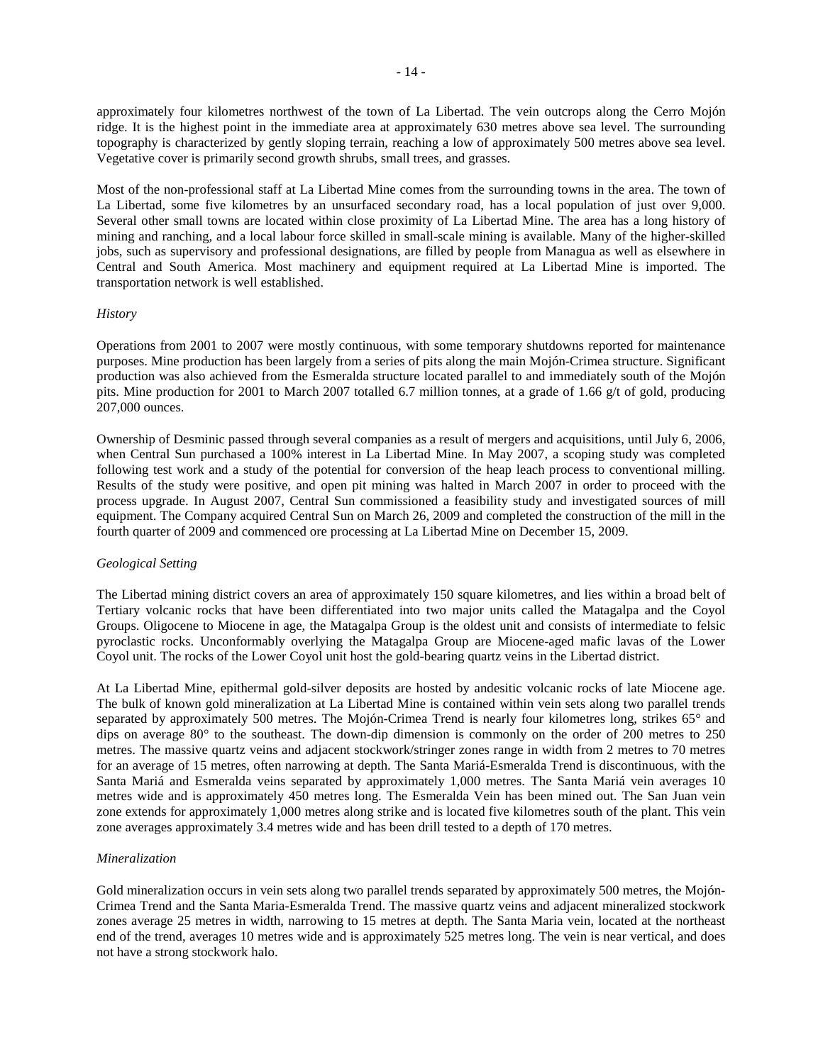approximately four kilometres northwest of the town of La Libertad. The vein outcrops along the Cerro Mojón ridge. It is the highest point in the immediate area at approximately 630 metres above sea level. The surrounding topography is characterized by gently sloping terrain, reaching a low of approximately 500 metres above sea level. Vegetative cover is primarily second growth shrubs, small trees, and grasses.

Most of the non-professional staff at La Libertad Mine comes from the surrounding towns in the area. The town of La Libertad, some five kilometres by an unsurfaced secondary road, has a local population of just over 9,000. Several other small towns are located within close proximity of La Libertad Mine. The area has a long history of mining and ranching, and a local labour force skilled in small-scale mining is available. Many of the higher-skilled jobs, such as supervisory and professional designations, are filled by people from Managua as well as elsewhere in Central and South America. Most machinery and equipment required at La Libertad Mine is imported. The transportation network is well established.

*History*

Operations from 2001 to 2007 were mostly continuous, with some temporary shutdowns reported for maintenance purposes. Mine production has been largely from a series of pits along the main Mojón-Crimea structure. Significant production was also achieved from the Esmeralda structure located parallel to and immediately south of the Mojón pits. Mine production for 2001 to March 2007 totalled 6.7 million tonnes, at a grade of 1.66 g/t of gold, producing 207,000 ounces.

Ownership of Desminic passed through several companies as a result of mergers and acquisitions, until July 6, 2006, when Central Sun purchased a 100% interest in La Libertad Mine. In May 2007, a scoping study was completed following test work and a study of the potential for conversion of the heap leach process to conventional milling. Results of the study were positive, and open pit mining was halted in March 2007 in order to proceed with the process upgrade. In August 2007, Central Sun commissioned a feasibility study and investigated sources of mill equipment. The Company acquired Central Sun on March 26, 2009 and completed the construction of the mill in the fourth quarter of 2009 and commenced ore processing at La Libertad Mine on December 15, 2009.

*Geological Setting*

The Libertad mining district covers an area of approximately 150 square kilometres, and lies within a broad belt of Tertiary volcanic rocks that have been differentiated into two major units called the Matagalpa and the Coyol Groups. Oligocene to Miocene in age, the Matagalpa Group is the oldest unit and consists of intermediate to felsic pyroclastic rocks. Unconformably overlying the Matagalpa Group are Miocene-aged mafic lavas of the Lower Coyol unit. The rocks of the Lower Coyol unit host the gold-bearing quartz veins in the Libertad district.

At La Libertad Mine, epithermal gold-silver deposits are hosted by andesitic volcanic rocks of late Miocene age. The bulk of known gold mineralization at La Libertad Mine is contained within vein sets along two parallel trends separated by approximately 500 metres. The Mojón-Crimea Trend is nearly four kilometres long, strikes 65° and dips on average 80° to the southeast. The down-dip dimension is commonly on the order of 200 metres to 250 metres. The massive quartz veins and adjacent stockwork/stringer zones range in width from 2 metres to 70 metres for an average of 15 metres, often narrowing at depth. The Santa Mariá-Esmeralda Trend is discontinuous, with the Santa Mariá and Esmeralda veins separated by approximately 1,000 metres. The Santa Mariá vein averages 10 metres wide and is approximately 450 metres long. The Esmeralda Vein has been mined out. The San Juan vein zone extends for approximately 1,000 metres along strike and is located five kilometres south of the plant. This vein zone averages approximately 3.4 metres wide and has been drill tested to a depth of 170 metres.

*Mineralization*

Gold mineralization occurs in vein sets along two parallel trends separated by approximately 500 metres, the Mojón-Crimea Trend and the Santa Maria-Esmeralda Trend. The massive quartz veins and adjacent mineralized stockwork zones average 25 metres in width, narrowing to 15 metres at depth. The Santa Maria vein, located at the northeast end of the trend, averages 10 metres wide and is approximately 525 metres long. The vein is near vertical, and does not have a strong stockwork halo.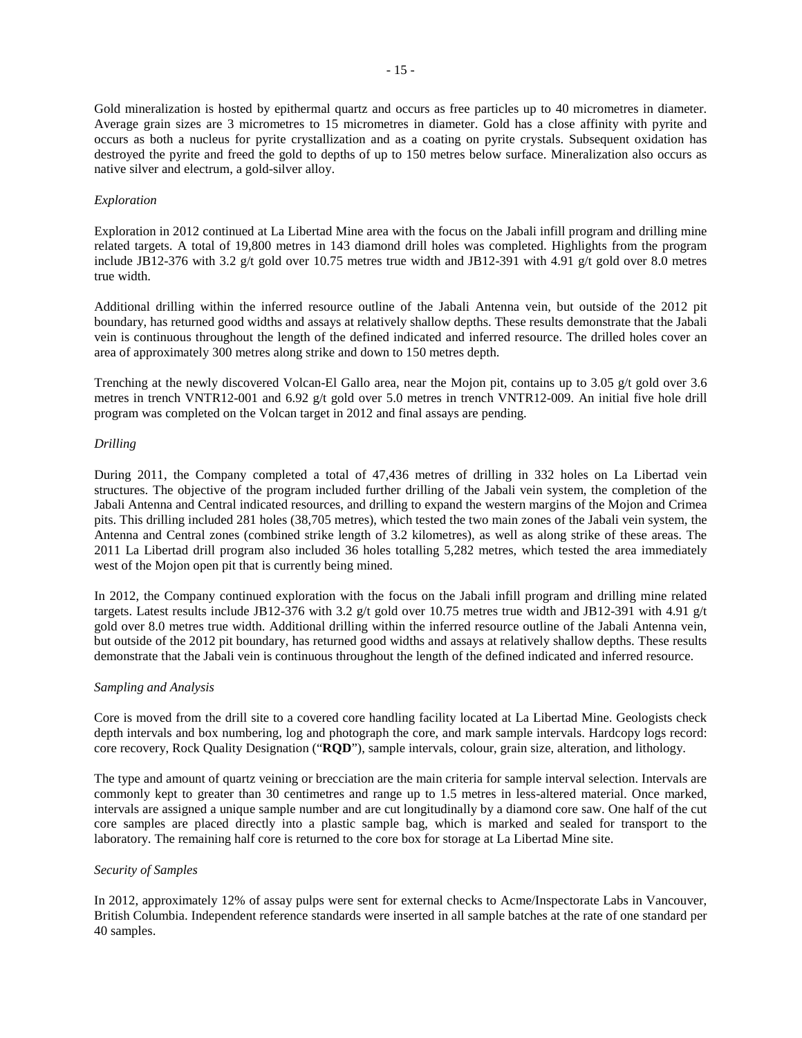Gold mineralization is hosted by epithermal quartz and occurs as free particles up to 40 micrometres in diameter. Average grain sizes are 3 micrometres to 15 micrometres in diameter. Gold has a close affinity with pyrite and occurs as both a nucleus for pyrite crystallization and as a coating on pyrite crystals. Subsequent oxidation has destroyed the pyrite and freed the gold to depths of up to 150 metres below surface. Mineralization also occurs as native silver and electrum, a gold-silver alloy.

*Exploration*

Exploration in 2012 continued at La Libertad Mine area with the focus on the Jabali infill program and drilling mine related targets. A total of 19,800 metres in 143 diamond drill holes was completed. Highlights from the program include JB12-376 with 3.2 g/t gold over 10.75 metres true width and JB12-391 with 4.91 g/t gold over 8.0 metres true width.

Additional drilling within the inferred resource outline of the Jabali Antenna vein, but outside of the 2012 pit boundary, has returned good widths and assays at relatively shallow depths. These results demonstrate that the Jabali vein is continuous throughout the length of the defined indicated and inferred resource. The drilled holes cover an area of approximately 300 metres along strike and down to 150 metres depth.

Trenching at the newly discovered Volcan-El Gallo area, near the Mojon pit, contains up to 3.05 g/t gold over 3.6 metres in trench VNTR12-001 and 6.92 g/t gold over 5.0 metres in trench VNTR12-009. An initial five hole drill program was completed on the Volcan target in 2012 and final assays are pending.

*Drilling*

During 2011, the Company completed a total of 47,436 metres of drilling in 332 holes on La Libertad vein structures. The objective of the program included further drilling of the Jabali vein system, the completion of the Jabali Antenna and Central indicated resources, and drilling to expand the western margins of the Mojon and Crimea pits. This drilling included 281 holes (38,705 metres), which tested the two main zones of the Jabali vein system, the Antenna and Central zones (combined strike length of 3.2 kilometres), as well as along strike of these areas. The 2011 La Libertad drill program also included 36 holes totalling 5,282 metres, which tested the area immediately west of the Mojon open pit that is currently being mined.

In 2012, the Company continued exploration with the focus on the Jabali infill program and drilling mine related targets. Latest results include JB12-376 with 3.2 g/t gold over 10.75 metres true width and JB12-391 with 4.91 g/t gold over 8.0 metres true width. Additional drilling within the inferred resource outline of the Jabali Antenna vein, but outside of the 2012 pit boundary, has returned good widths and assays at relatively shallow depths. These results demonstrate that the Jabali vein is continuous throughout the length of the defined indicated and inferred resource.

*Sampling and Analysis*

Core is moved from the drill site to a covered core handling facility located at La Libertad Mine. Geologists check depth intervals and box numbering, log and photograph the core, and mark sample intervals. Hardcopy logs record: core recovery, Rock Quality Designation ("**RQD**"), sample intervals, colour, grain size, alteration, and lithology.

The type and amount of quartz veining or brecciation are the main criteria for sample interval selection. Intervals are commonly kept to greater than 30 centimetres and range up to 1.5 metres in less-altered material. Once marked, intervals are assigned a unique sample number and are cut longitudinally by a diamond core saw. One half of the cut core samples are placed directly into a plastic sample bag, which is marked and sealed for transport to the laboratory. The remaining half core is returned to the core box for storage at La Libertad Mine site.

*Security of Samples*

In 2012, approximately 12% of assay pulps were sent for external checks to Acme/Inspectorate Labs in Vancouver, British Columbia. Independent reference standards were inserted in all sample batches at the rate of one standard per 40 samples.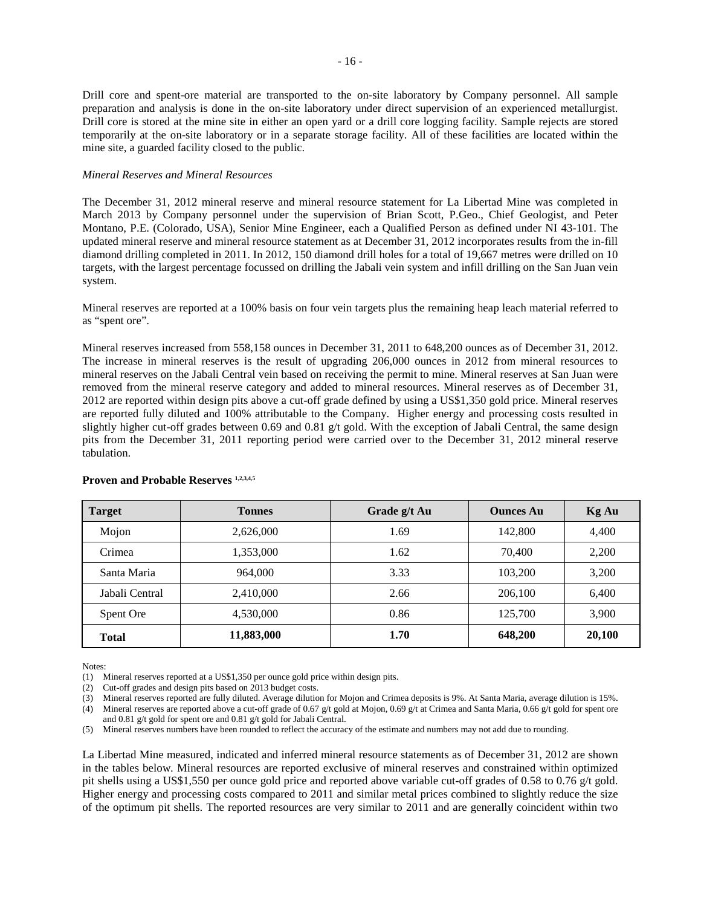Drill core and spent-ore material are transported to the on-site laboratory by Company personnel. All sample preparation and analysis is done in the on-site laboratory under direct supervision of an experienced metallurgist. Drill core is stored at the mine site in either an open yard or a drill core logging facility. Sample rejects are stored temporarily at the on-site laboratory or in a separate storage facility. All of these facilities are located within the mine site, a guarded facility closed to the public.

*Mineral Reserves and Mineral Resources*

The December 31, 2012 mineral reserve and mineral resource statement for La Libertad Mine was completed in March 2013 by Company personnel under the supervision of Brian Scott, P.Geo., Chief Geologist, and Peter Montano, P.E. (Colorado, USA), Senior Mine Engineer, each a Qualified Person as defined under NI 43-101. The updated mineral reserve and mineral resource statement as at December 31, 2012 incorporates results from the in-fill diamond drilling completed in 2011. In 2012, 150 diamond drill holes for a total of 19,667 metres were drilled on 10 targets, with the largest percentage focussed on drilling the Jabali vein system and infill drilling on the San Juan vein system.

Mineral reserves are reported at a 100% basis on four vein targets plus the remaining heap leach material referred to as "spent ore".

Mineral reserves increased from 558,158 ounces in December 31, 2011 to 648,200 ounces as of December 31, 2012. The increase in mineral reserves is the result of upgrading 206,000 ounces in 2012 from mineral resources to mineral reserves on the Jabali Central vein based on receiving the permit to mine. Mineral reserves at San Juan were removed from the mineral reserve category and added to mineral resources. Mineral reserves as of December 31, 2012 are reported within design pits above a cut-off grade defined by using a US$1,350 gold price. Mineral reserves are reported fully diluted and 100% attributable to the Company. Higher energy and processing costs resulted in slightly higher cut-off grades between 0.69 and 0.81 g/t gold. With the exception of Jabali Central, the same design pits from the December 31, 2011 reporting period were carried over to the December 31, 2012 mineral reserve tabulation.

**Proven and Probable Reserves [1,2,3,4,5]**

| Target | Tonnes | Grade g/t Au | Ounces Au | Kg Au |
|---|---|---|---|---|
| Mojon | 2,626,000 | 1.69 | 142,800 | 4,400 |
| Crimea | 1,353,000 | 1.62 | 70,400 | 2,200 |
| Santa Maria | 964,000 | 3.33 | 103,200 | 3,200 |
| Jabali Central | 2,410,000 | 2.66 | 206,100 | 6,400 |
| Spent Ore | 4,530,000 | 0.86 | 125,700 | 3,900 |
| **Total** | **11,883,000** | **1.70** | **648,200** | **20,100** |

Notes:

(1) Mineral reserves reported at a US$1,350 per ounce gold price within design pits.

(2) Cut-off grades and design pits based on 2013 budget costs.

(3) Mineral reserves reported are fully diluted. Average dilution for Mojon and Crimea deposits is 9%. At Santa Maria, average dilution is 15%.

(4) Mineral reserves are reported above a cut-off grade of 0.67 g/t gold at Mojon, 0.69 g/t at Crimea and Santa Maria, 0.66 g/t gold for spent ore and 0.81 g/t gold for spent ore and 0.81 g/t gold for Jabali Central.

(5) Mineral reserves numbers have been rounded to reflect the accuracy of the estimate and numbers may not add due to rounding.

La Libertad Mine measured, indicated and inferred mineral resource statements as of December 31, 2012 are shown in the tables below. Mineral resources are reported exclusive of mineral reserves and constrained within optimized pit shells using a US$1,550 per ounce gold price and reported above variable cut-off grades of 0.58 to 0.76 g/t gold. Higher energy and processing costs compared to 2011 and similar metal prices combined to slightly reduce the size of the optimum pit shells. The reported resources are very similar to 2011 and are generally coincident within two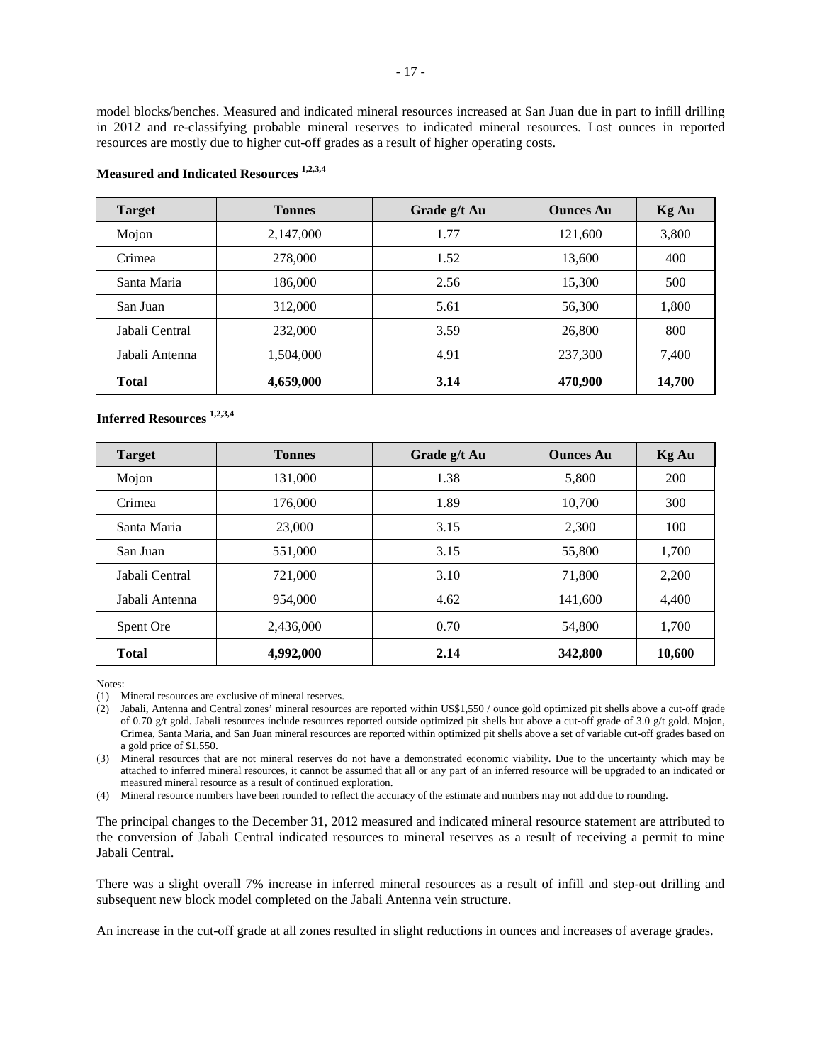model blocks/benches. Measured and indicated mineral resources increased at San Juan due in part to infill drilling in 2012 and re-classifying probable mineral reserves to indicated mineral resources. Lost ounces in reported resources are mostly due to higher cut-off grades as a result of higher operating costs.

**Measured and Indicated Resources [1,2,3,4]**

| Target | Tonnes | Grade g/t Au | Ounces Au | Kg Au |
|---|---|---|---|---|
| Mojon | 2,147,000 | 1.77 | 121,600 | 3,800 |
| Crimea | 278,000 | 1.52 | 13,600 | 400 |
| Santa Maria | 186,000 | 2.56 | 15,300 | 500 |
| San Juan | 312,000 | 5.61 | 56,300 | 1,800 |
| Jabali Central | 232,000 | 3.59 | 26,800 | 800 |
| Jabali Antenna | 1,504,000 | 4.91 | 237,300 | 7,400 |
| **Total** | **4,659,000** | **3.14** | **470,900** | **14,700** |

**Inferred Resources [1,2,3,4]**

| Target | Tonnes | Grade g/t Au | Ounces Au | Kg Au |
|---|---|---|---|---|
| Mojon | 131,000 | 1.38 | 5,800 | 200 |
| Crimea | 176,000 | 1.89 | 10,700 | 300 |
| Santa Maria | 23,000 | 3.15 | 2,300 | 100 |
| San Juan | 551,000 | 3.15 | 55,800 | 1,700 |
| Jabali Central | 721,000 | 3.10 | 71,800 | 2,200 |
| Jabali Antenna | 954,000 | 4.62 | 141,600 | 4,400 |
| Spent Ore | 2,436,000 | 0.70 | 54,800 | 1,700 |
| **Total** | **4,992,000** | **2.14** | **342,800** | **10,600** |

Notes:

(1) Mineral resources are exclusive of mineral reserves.

(2) Jabali, Antenna and Central zones' mineral resources are reported within US$1,550 / ounce gold optimized pit shells above a cut-off grade of 0.70 g/t gold. Jabali resources include resources reported outside optimized pit shells but above a cut-off grade of 3.0 g/t gold. Mojon, Crimea, Santa Maria, and San Juan mineral resources are reported within optimized pit shells above a set of variable cut-off grades based on a gold price of $1,550.

(3) Mineral resources that are not mineral reserves do not have a demonstrated economic viability. Due to the uncertainty which may be attached to inferred mineral resources, it cannot be assumed that all or any part of an inferred resource will be upgraded to an indicated or measured mineral resource as a result of continued exploration.

(4) Mineral resource numbers have been rounded to reflect the accuracy of the estimate and numbers may not add due to rounding.

The principal changes to the December 31, 2012 measured and indicated mineral resource statement are attributed to the conversion of Jabali Central indicated resources to mineral reserves as a result of receiving a permit to mine Jabali Central.

There was a slight overall 7% increase in inferred mineral resources as a result of infill and step-out drilling and subsequent new block model completed on the Jabali Antenna vein structure.

An increase in the cut-off grade at all zones resulted in slight reductions in ounces and increases of average grades.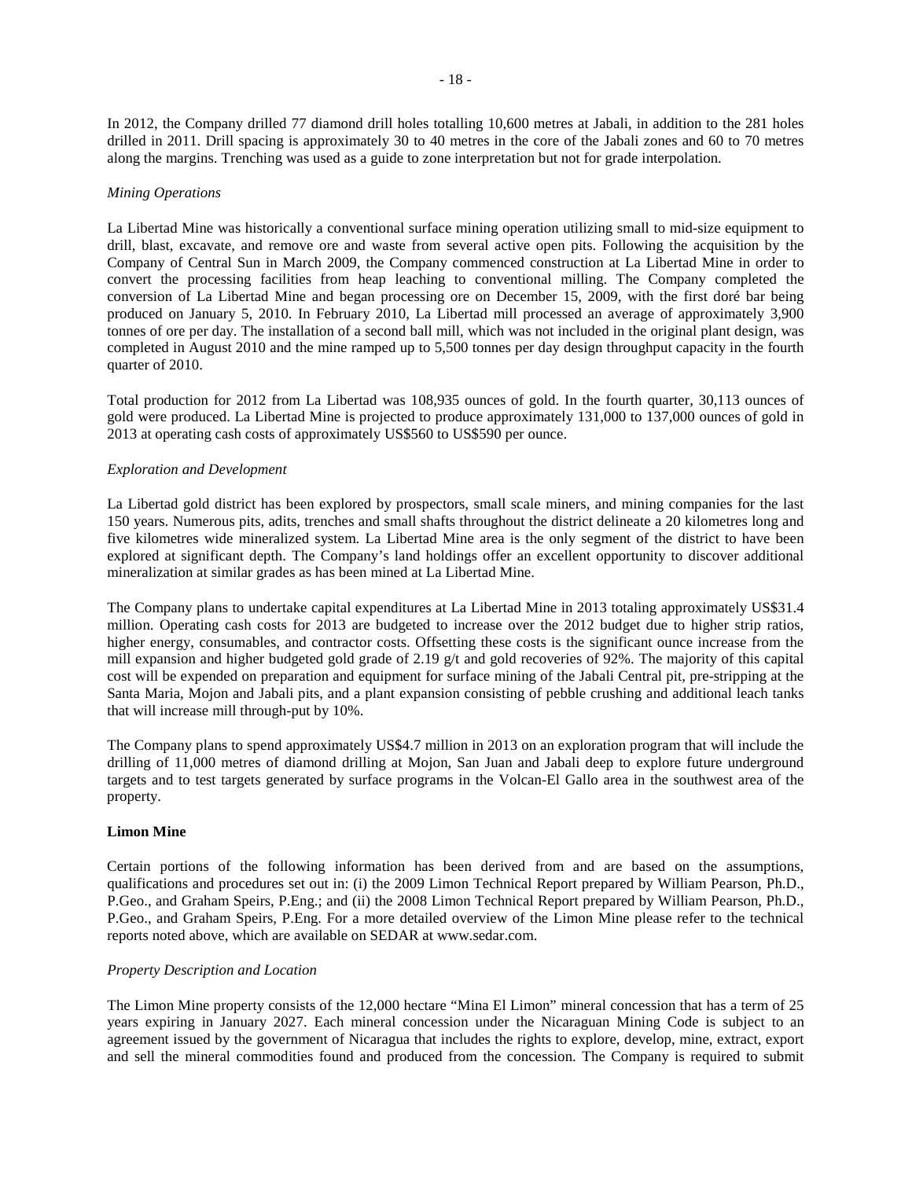In 2012, the Company drilled 77 diamond drill holes totalling 10,600 metres at Jabali, in addition to the 281 holes drilled in 2011. Drill spacing is approximately 30 to 40 metres in the core of the Jabali zones and 60 to 70 metres along the margins. Trenching was used as a guide to zone interpretation but not for grade interpolation.

*Mining Operations*

La Libertad Mine was historically a conventional surface mining operation utilizing small to mid-size equipment to drill, blast, excavate, and remove ore and waste from several active open pits. Following the acquisition by the Company of Central Sun in March 2009, the Company commenced construction at La Libertad Mine in order to convert the processing facilities from heap leaching to conventional milling. The Company completed the conversion of La Libertad Mine and began processing ore on December 15, 2009, with the first doré bar being produced on January 5, 2010. In February 2010, La Libertad mill processed an average of approximately 3,900 tonnes of ore per day. The installation of a second ball mill, which was not included in the original plant design, was completed in August 2010 and the mine ramped up to 5,500 tonnes per day design throughput capacity in the fourth quarter of 2010.

Total production for 2012 from La Libertad was 108,935 ounces of gold. In the fourth quarter, 30,113 ounces of gold were produced. La Libertad Mine is projected to produce approximately 131,000 to 137,000 ounces of gold in 2013 at operating cash costs of approximately US$560 to US$590 per ounce.

*Exploration and Development*

La Libertad gold district has been explored by prospectors, small scale miners, and mining companies for the last 150 years. Numerous pits, adits, trenches and small shafts throughout the district delineate a 20 kilometres long and five kilometres wide mineralized system. La Libertad Mine area is the only segment of the district to have been explored at significant depth. The Company's land holdings offer an excellent opportunity to discover additional mineralization at similar grades as has been mined at La Libertad Mine.

The Company plans to undertake capital expenditures at La Libertad Mine in 2013 totaling approximately US$31.4 million. Operating cash costs for 2013 are budgeted to increase over the 2012 budget due to higher strip ratios, higher energy, consumables, and contractor costs. Offsetting these costs is the significant ounce increase from the mill expansion and higher budgeted gold grade of 2.19 g/t and gold recoveries of 92%. The majority of this capital cost will be expended on preparation and equipment for surface mining of the Jabali Central pit, pre-stripping at the Santa Maria, Mojon and Jabali pits, and a plant expansion consisting of pebble crushing and additional leach tanks that will increase mill through-put by 10%.

The Company plans to spend approximately US$4.7 million in 2013 on an exploration program that will include the drilling of 11,000 metres of diamond drilling at Mojon, San Juan and Jabali deep to explore future underground targets and to test targets generated by surface programs in the Volcan-El Gallo area in the southwest area of the property.

**Limon Mine**

Certain portions of the following information has been derived from and are based on the assumptions, qualifications and procedures set out in: (i) the 2009 Limon Technical Report prepared by William Pearson, Ph.D., P.Geo., and Graham Speirs, P.Eng.; and (ii) the 2008 Limon Technical Report prepared by William Pearson, Ph.D., P.Geo., and Graham Speirs, P.Eng. For a more detailed overview of the Limon Mine please refer to the technical reports noted above, which are available on SEDAR at www.sedar.com.

*Property Description and Location*

The Limon Mine property consists of the 12,000 hectare "Mina El Limon" mineral concession that has a term of 25 years expiring in January 2027. Each mineral concession under the Nicaraguan Mining Code is subject to an agreement issued by the government of Nicaragua that includes the rights to explore, develop, mine, extract, export and sell the mineral commodities found and produced from the concession. The Company is required to submit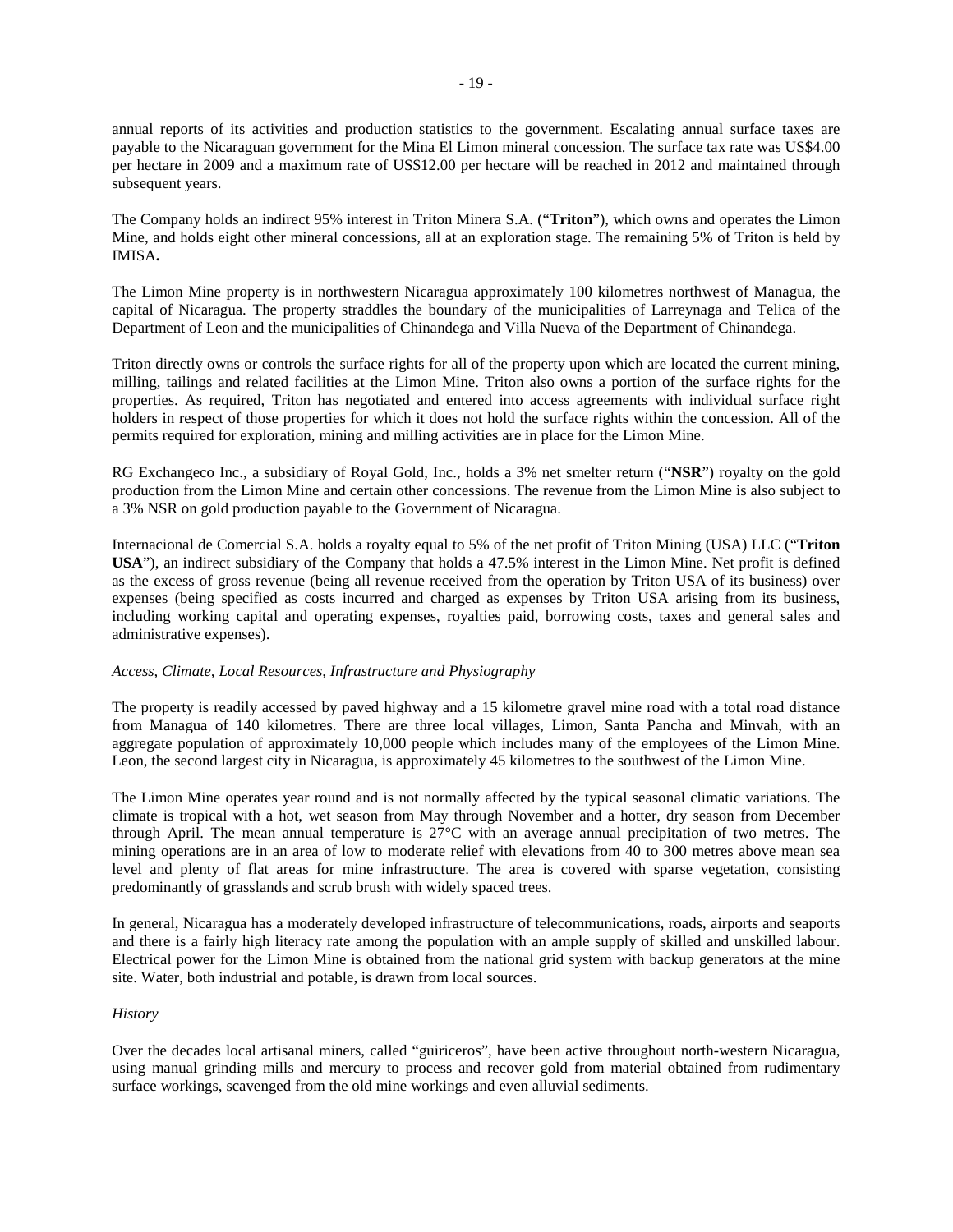annual reports of its activities and production statistics to the government. Escalating annual surface taxes are payable to the Nicaraguan government for the Mina El Limon mineral concession. The surface tax rate was US$4.00 per hectare in 2009 and a maximum rate of US$12.00 per hectare will be reached in 2012 and maintained through subsequent years.

The Company holds an indirect 95% interest in Triton Minera S.A. ("**Triton**"), which owns and operates the Limon Mine, and holds eight other mineral concessions, all at an exploration stage. The remaining 5% of Triton is held by IMISA**.**

The Limon Mine property is in northwestern Nicaragua approximately 100 kilometres northwest of Managua, the capital of Nicaragua. The property straddles the boundary of the municipalities of Larreynaga and Telica of the Department of Leon and the municipalities of Chinandega and Villa Nueva of the Department of Chinandega.

Triton directly owns or controls the surface rights for all of the property upon which are located the current mining, milling, tailings and related facilities at the Limon Mine. Triton also owns a portion of the surface rights for the properties. As required, Triton has negotiated and entered into access agreements with individual surface right holders in respect of those properties for which it does not hold the surface rights within the concession. All of the permits required for exploration, mining and milling activities are in place for the Limon Mine.

RG Exchangeco Inc., a subsidiary of Royal Gold, Inc., holds a 3% net smelter return ("**NSR**") royalty on the gold production from the Limon Mine and certain other concessions. The revenue from the Limon Mine is also subject to a 3% NSR on gold production payable to the Government of Nicaragua.

Internacional de Comercial S.A. holds a royalty equal to 5% of the net profit of Triton Mining (USA) LLC ("**Triton USA**"), an indirect subsidiary of the Company that holds a 47.5% interest in the Limon Mine. Net profit is defined as the excess of gross revenue (being all revenue received from the operation by Triton USA of its business) over expenses (being specified as costs incurred and charged as expenses by Triton USA arising from its business, including working capital and operating expenses, royalties paid, borrowing costs, taxes and general sales and administrative expenses).

*Access, Climate, Local Resources, Infrastructure and Physiography*

The property is readily accessed by paved highway and a 15 kilometre gravel mine road with a total road distance from Managua of 140 kilometres. There are three local villages, Limon, Santa Pancha and Minvah, with an aggregate population of approximately 10,000 people which includes many of the employees of the Limon Mine. Leon, the second largest city in Nicaragua, is approximately 45 kilometres to the southwest of the Limon Mine.

The Limon Mine operates year round and is not normally affected by the typical seasonal climatic variations. The climate is tropical with a hot, wet season from May through November and a hotter, dry season from December through April. The mean annual temperature is 27°C with an average annual precipitation of two metres. The mining operations are in an area of low to moderate relief with elevations from 40 to 300 metres above mean sea level and plenty of flat areas for mine infrastructure. The area is covered with sparse vegetation, consisting predominantly of grasslands and scrub brush with widely spaced trees.

In general, Nicaragua has a moderately developed infrastructure of telecommunications, roads, airports and seaports and there is a fairly high literacy rate among the population with an ample supply of skilled and unskilled labour. Electrical power for the Limon Mine is obtained from the national grid system with backup generators at the mine site. Water, both industrial and potable, is drawn from local sources.

*History*

Over the decades local artisanal miners, called "guiriceros", have been active throughout north-western Nicaragua, using manual grinding mills and mercury to process and recover gold from material obtained from rudimentary surface workings, scavenged from the old mine workings and even alluvial sediments.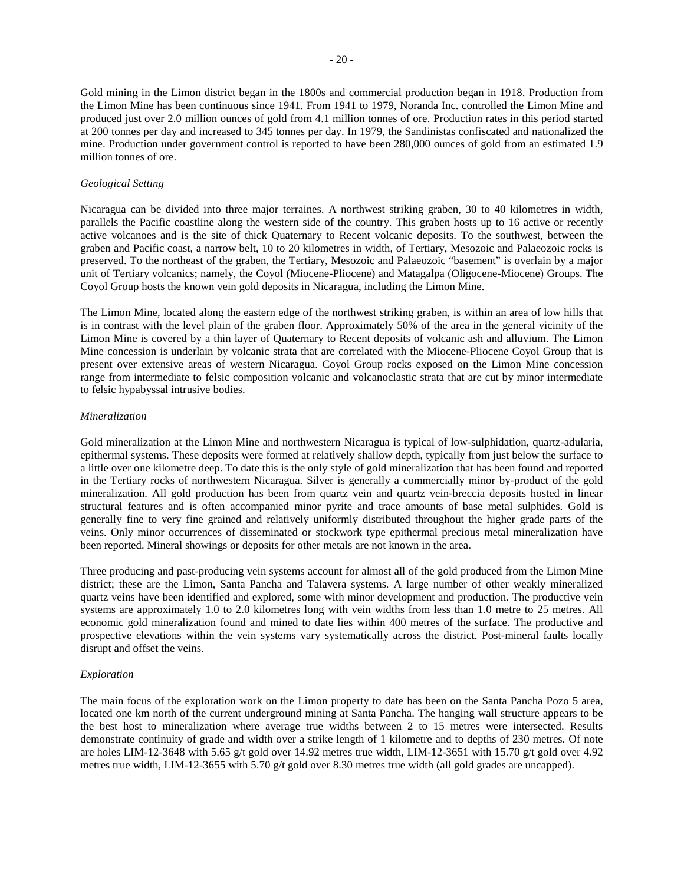Gold mining in the Limon district began in the 1800s and commercial production began in 1918. Production from the Limon Mine has been continuous since 1941. From 1941 to 1979, Noranda Inc. controlled the Limon Mine and produced just over 2.0 million ounces of gold from 4.1 million tonnes of ore. Production rates in this period started at 200 tonnes per day and increased to 345 tonnes per day. In 1979, the Sandinistas confiscated and nationalized the mine. Production under government control is reported to have been 280,000 ounces of gold from an estimated 1.9 million tonnes of ore.

*Geological Setting*

Nicaragua can be divided into three major terraines. A northwest striking graben, 30 to 40 kilometres in width, parallels the Pacific coastline along the western side of the country. This graben hosts up to 16 active or recently active volcanoes and is the site of thick Quaternary to Recent volcanic deposits. To the southwest, between the graben and Pacific coast, a narrow belt, 10 to 20 kilometres in width, of Tertiary, Mesozoic and Palaeozoic rocks is preserved. To the northeast of the graben, the Tertiary, Mesozoic and Palaeozoic "basement" is overlain by a major unit of Tertiary volcanics; namely, the Coyol (Miocene-Pliocene) and Matagalpa (Oligocene-Miocene) Groups. The Coyol Group hosts the known vein gold deposits in Nicaragua, including the Limon Mine.

The Limon Mine, located along the eastern edge of the northwest striking graben, is within an area of low hills that is in contrast with the level plain of the graben floor. Approximately 50% of the area in the general vicinity of the Limon Mine is covered by a thin layer of Quaternary to Recent deposits of volcanic ash and alluvium. The Limon Mine concession is underlain by volcanic strata that are correlated with the Miocene-Pliocene Coyol Group that is present over extensive areas of western Nicaragua. Coyol Group rocks exposed on the Limon Mine concession range from intermediate to felsic composition volcanic and volcanoclastic strata that are cut by minor intermediate to felsic hypabyssal intrusive bodies.

*Mineralization*

Gold mineralization at the Limon Mine and northwestern Nicaragua is typical of low-sulphidation, quartz-adularia, epithermal systems. These deposits were formed at relatively shallow depth, typically from just below the surface to a little over one kilometre deep. To date this is the only style of gold mineralization that has been found and reported in the Tertiary rocks of northwestern Nicaragua. Silver is generally a commercially minor by-product of the gold mineralization. All gold production has been from quartz vein and quartz vein-breccia deposits hosted in linear structural features and is often accompanied minor pyrite and trace amounts of base metal sulphides. Gold is generally fine to very fine grained and relatively uniformly distributed throughout the higher grade parts of the veins. Only minor occurrences of disseminated or stockwork type epithermal precious metal mineralization have been reported. Mineral showings or deposits for other metals are not known in the area.

Three producing and past-producing vein systems account for almost all of the gold produced from the Limon Mine district; these are the Limon, Santa Pancha and Talavera systems. A large number of other weakly mineralized quartz veins have been identified and explored, some with minor development and production. The productive vein systems are approximately 1.0 to 2.0 kilometres long with vein widths from less than 1.0 metre to 25 metres. All economic gold mineralization found and mined to date lies within 400 metres of the surface. The productive and prospective elevations within the vein systems vary systematically across the district. Post-mineral faults locally disrupt and offset the veins.

*Exploration*

The main focus of the exploration work on the Limon property to date has been on the Santa Pancha Pozo 5 area, located one km north of the current underground mining at Santa Pancha. The hanging wall structure appears to be the best host to mineralization where average true widths between 2 to 15 metres were intersected. Results demonstrate continuity of grade and width over a strike length of 1 kilometre and to depths of 230 metres. Of note are holes LIM-12-3648 with 5.65 g/t gold over 14.92 metres true width, LIM-12-3651 with 15.70 g/t gold over 4.92 metres true width, LIM-12-3655 with 5.70 g/t gold over 8.30 metres true width (all gold grades are uncapped).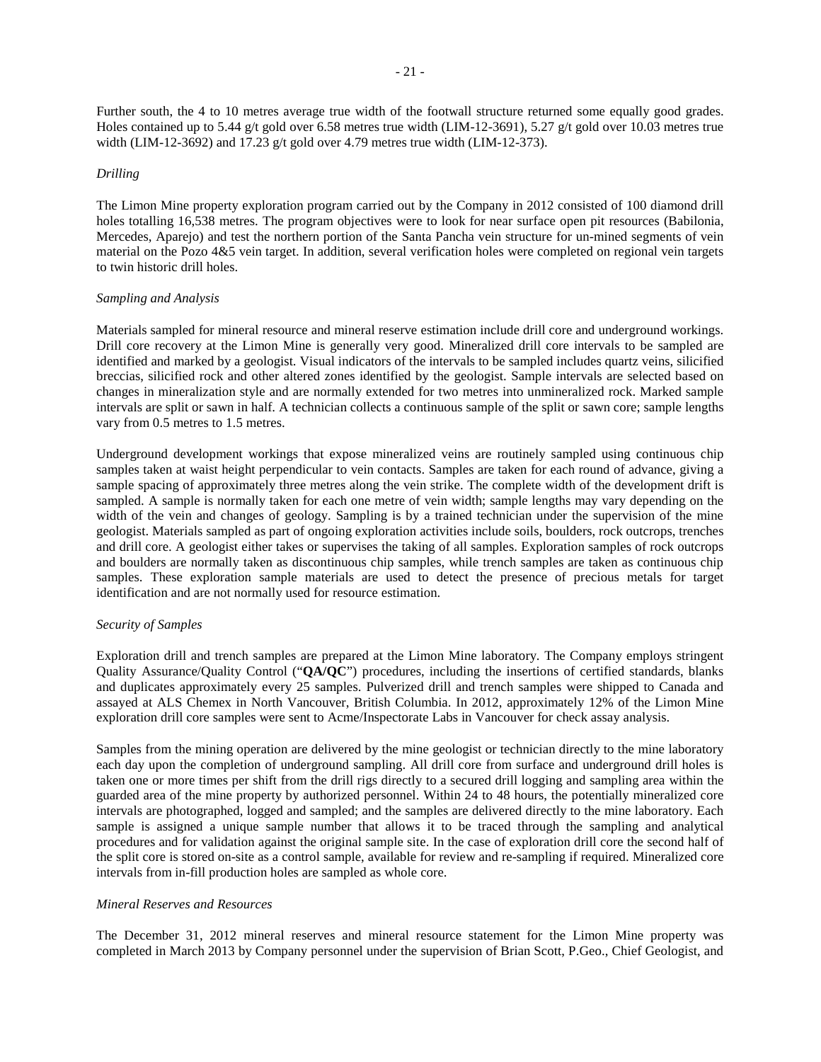Further south, the 4 to 10 metres average true width of the footwall structure returned some equally good grades. Holes contained up to 5.44 g/t gold over 6.58 metres true width (LIM-12-3691), 5.27 g/t gold over 10.03 metres true width (LIM-12-3692) and 17.23 g/t gold over 4.79 metres true width (LIM-12-373).

*Drilling*

The Limon Mine property exploration program carried out by the Company in 2012 consisted of 100 diamond drill holes totalling 16,538 metres. The program objectives were to look for near surface open pit resources (Babilonia, Mercedes, Aparejo) and test the northern portion of the Santa Pancha vein structure for un-mined segments of vein material on the Pozo 4&5 vein target. In addition, several verification holes were completed on regional vein targets to twin historic drill holes.

*Sampling and Analysis*

Materials sampled for mineral resource and mineral reserve estimation include drill core and underground workings. Drill core recovery at the Limon Mine is generally very good. Mineralized drill core intervals to be sampled are identified and marked by a geologist. Visual indicators of the intervals to be sampled includes quartz veins, silicified breccias, silicified rock and other altered zones identified by the geologist. Sample intervals are selected based on changes in mineralization style and are normally extended for two metres into unmineralized rock. Marked sample intervals are split or sawn in half. A technician collects a continuous sample of the split or sawn core; sample lengths vary from 0.5 metres to 1.5 metres.

Underground development workings that expose mineralized veins are routinely sampled using continuous chip samples taken at waist height perpendicular to vein contacts. Samples are taken for each round of advance, giving a sample spacing of approximately three metres along the vein strike. The complete width of the development drift is sampled. A sample is normally taken for each one metre of vein width; sample lengths may vary depending on the width of the vein and changes of geology. Sampling is by a trained technician under the supervision of the mine geologist. Materials sampled as part of ongoing exploration activities include soils, boulders, rock outcrops, trenches and drill core. A geologist either takes or supervises the taking of all samples. Exploration samples of rock outcrops and boulders are normally taken as discontinuous chip samples, while trench samples are taken as continuous chip samples. These exploration sample materials are used to detect the presence of precious metals for target identification and are not normally used for resource estimation.

*Security of Samples*

Exploration drill and trench samples are prepared at the Limon Mine laboratory. The Company employs stringent Quality Assurance/Quality Control ("**QA/QC**") procedures, including the insertions of certified standards, blanks and duplicates approximately every 25 samples. Pulverized drill and trench samples were shipped to Canada and assayed at ALS Chemex in North Vancouver, British Columbia. In 2012, approximately 12% of the Limon Mine exploration drill core samples were sent to Acme/Inspectorate Labs in Vancouver for check assay analysis.

Samples from the mining operation are delivered by the mine geologist or technician directly to the mine laboratory each day upon the completion of underground sampling. All drill core from surface and underground drill holes is taken one or more times per shift from the drill rigs directly to a secured drill logging and sampling area within the guarded area of the mine property by authorized personnel. Within 24 to 48 hours, the potentially mineralized core intervals are photographed, logged and sampled; and the samples are delivered directly to the mine laboratory. Each sample is assigned a unique sample number that allows it to be traced through the sampling and analytical procedures and for validation against the original sample site. In the case of exploration drill core the second half of the split core is stored on-site as a control sample, available for review and re-sampling if required. Mineralized core intervals from in-fill production holes are sampled as whole core.

*Mineral Reserves and Resources*

The December 31, 2012 mineral reserves and mineral resource statement for the Limon Mine property was completed in March 2013 by Company personnel under the supervision of Brian Scott, P.Geo., Chief Geologist, and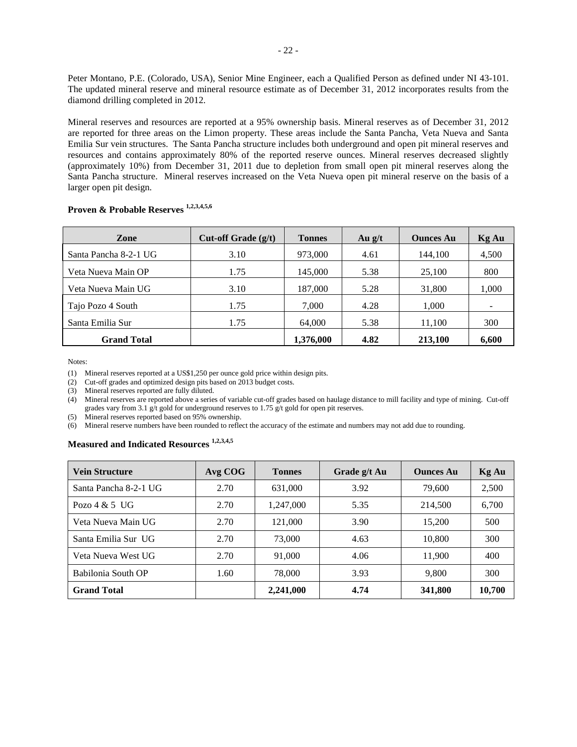Peter Montano, P.E. (Colorado, USA), Senior Mine Engineer, each a Qualified Person as defined under NI 43-101. The updated mineral reserve and mineral resource estimate as of December 31, 2012 incorporates results from the diamond drilling completed in 2012.

Mineral reserves and resources are reported at a 95% ownership basis. Mineral reserves as of December 31, 2012 are reported for three areas on the Limon property. These areas include the Santa Pancha, Veta Nueva and Santa Emilia Sur vein structures. The Santa Pancha structure includes both underground and open pit mineral reserves and resources and contains approximately 80% of the reported reserve ounces. Mineral reserves decreased slightly (approximately 10%) from December 31, 2011 due to depletion from small open pit mineral reserves along the Santa Pancha structure. Mineral reserves increased on the Veta Nueva open pit mineral reserve on the basis of a larger open pit design.

**Proven & Probable Reserves [1,2,3,4,5,6]**

| Zone | Cut-off Grade (g/t) | Tonnes | Au g/t | Ounces Au | Kg Au |
|---|---|---|---|---|---|
| Santa Pancha 8-2-1 UG | 3.10 | 973,000 | 4.61 | 144,100 | 4,500 |
| Veta Nueva Main OP | 1.75 | 145,000 | 5.38 | 25,100 | 800 |
| Veta Nueva Main UG | 3.10 | 187,000 | 5.28 | 31,800 | 1,000 |
| Tajo Pozo 4 South | 1.75 | 7,000 | 4.28 | 1,000 | - |
| Santa Emilia Sur | 1.75 | 64,000 | 5.38 | 11,100 | 300 |
| **Grand Total** | | **1,376,000** | **4.82** | **213,100** | **6,600** |

Notes:

(1) Mineral reserves reported at a US$1,250 per ounce gold price within design pits.
(2) Cut-off grades and optimized design pits based on 2013 budget costs.
(3) Mineral reserves reported are fully diluted.
(4) Mineral reserves are reported above a series of variable cut-off grades based on haulage distance to mill facility and type of mining. Cut-off grades vary from 3.1 g/t gold for underground reserves to 1.75 g/t gold for open pit reserves.
(5) Mineral reserves reported based on 95% ownership.
(6) Mineral reserve numbers have been rounded to reflect the accuracy of the estimate and numbers may not add due to rounding.

**Measured and Indicated Resources [1,2,3,4,5]**

| Vein Structure | Avg COG | Tonnes | Grade g/t Au | Ounces Au | Kg Au |
|---|---|---|---|---|---|
| Santa Pancha 8-2-1 UG | 2.70 | 631,000 | 3.92 | 79,600 | 2,500 |
| Pozo 4 & 5 UG | 2.70 | 1,247,000 | 5.35 | 214,500 | 6,700 |
| Veta Nueva Main UG | 2.70 | 121,000 | 3.90 | 15,200 | 500 |
| Santa Emilia Sur UG | 2.70 | 73,000 | 4.63 | 10,800 | 300 |
| Veta Nueva West UG | 2.70 | 91,000 | 4.06 | 11,900 | 400 |
| Babilonia South OP | 1.60 | 78,000 | 3.93 | 9,800 | 300 |
| **Grand Total** | | **2,241,000** | **4.74** | **341,800** | **10,700** |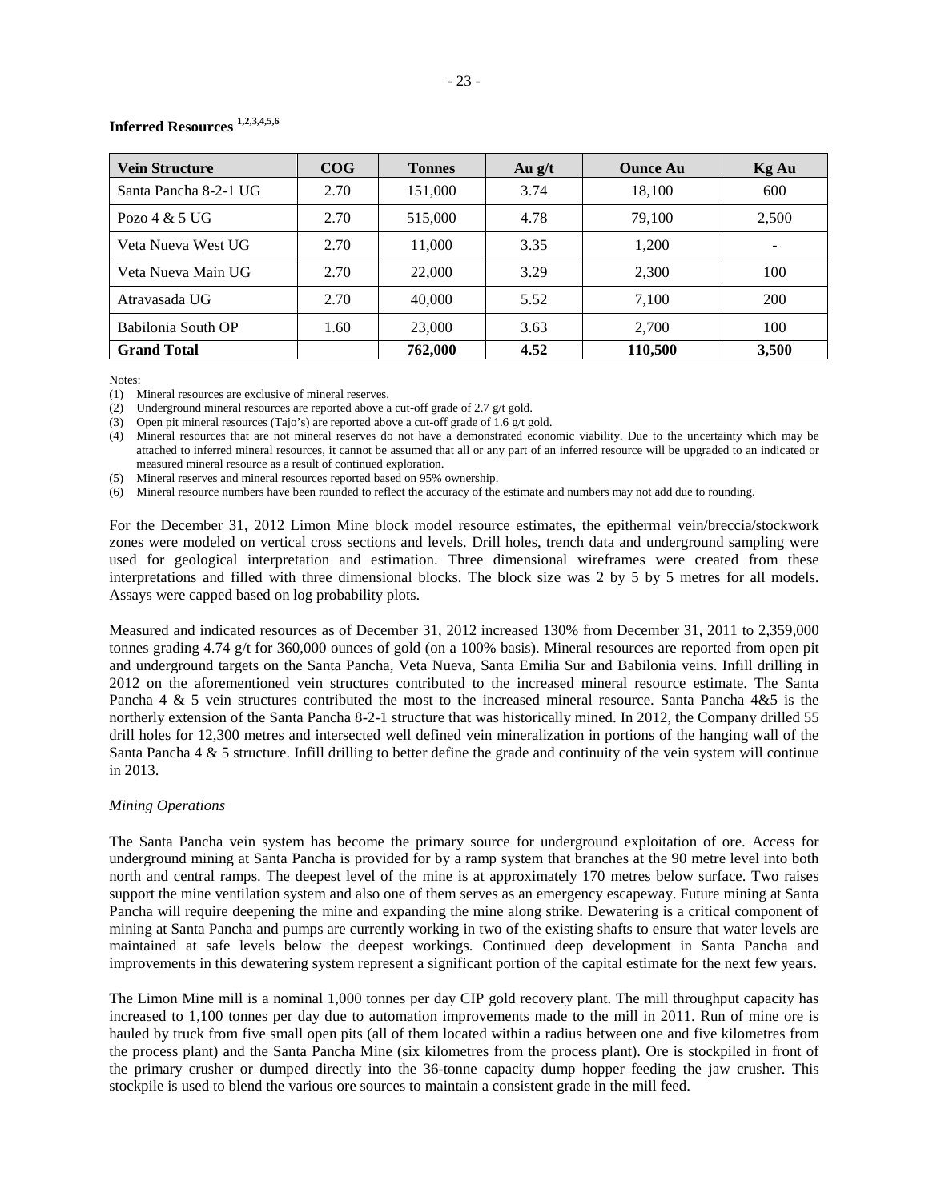**Inferred Resources [1,2,3,4,5,6]**

| Vein Structure | COG | Tonnes | Au g/t | Ounce Au | Kg Au |
|---|---|---|---|---|---|
| Santa Pancha 8-2-1 UG | 2.70 | 151,000 | 3.74 | 18,100 | 600 |
| Pozo 4 & 5 UG | 2.70 | 515,000 | 4.78 | 79,100 | 2,500 |
| Veta Nueva West UG | 2.70 | 11,000 | 3.35 | 1,200 | - |
| Veta Nueva Main UG | 2.70 | 22,000 | 3.29 | 2,300 | 100 |
| Atravasada UG | 2.70 | 40,000 | 5.52 | 7,100 | 200 |
| Babilonia South OP | 1.60 | 23,000 | 3.63 | 2,700 | 100 |
| **Grand Total** | | **762,000** | **4.52** | **110,500** | **3,500** |

Notes:

(1) Mineral resources are exclusive of mineral reserves.

(2) Underground mineral resources are reported above a cut-off grade of 2.7 g/t gold.

(3) Open pit mineral resources (Tajo's) are reported above a cut-off grade of 1.6 g/t gold.

(4) Mineral resources that are not mineral reserves do not have a demonstrated economic viability. Due to the uncertainty which may be attached to inferred mineral resources, it cannot be assumed that all or any part of an inferred resource will be upgraded to an indicated or measured mineral resource as a result of continued exploration.

(5) Mineral reserves and mineral resources reported based on 95% ownership.

(6) Mineral resource numbers have been rounded to reflect the accuracy of the estimate and numbers may not add due to rounding.

For the December 31, 2012 Limon Mine block model resource estimates, the epithermal vein/breccia/stockwork zones were modeled on vertical cross sections and levels. Drill holes, trench data and underground sampling were used for geological interpretation and estimation. Three dimensional wireframes were created from these interpretations and filled with three dimensional blocks. The block size was 2 by 5 by 5 metres for all models. Assays were capped based on log probability plots.

Measured and indicated resources as of December 31, 2012 increased 130% from December 31, 2011 to 2,359,000 tonnes grading 4.74 g/t for 360,000 ounces of gold (on a 100% basis). Mineral resources are reported from open pit and underground targets on the Santa Pancha, Veta Nueva, Santa Emilia Sur and Babilonia veins. Infill drilling in 2012 on the aforementioned vein structures contributed to the increased mineral resource estimate. The Santa Pancha 4 & 5 vein structures contributed the most to the increased mineral resource. Santa Pancha 4&5 is the northerly extension of the Santa Pancha 8-2-1 structure that was historically mined. In 2012, the Company drilled 55 drill holes for 12,300 metres and intersected well defined vein mineralization in portions of the hanging wall of the Santa Pancha 4 & 5 structure. Infill drilling to better define the grade and continuity of the vein system will continue in 2013.

*Mining Operations*

The Santa Pancha vein system has become the primary source for underground exploitation of ore. Access for underground mining at Santa Pancha is provided for by a ramp system that branches at the 90 metre level into both north and central ramps. The deepest level of the mine is at approximately 170 metres below surface. Two raises support the mine ventilation system and also one of them serves as an emergency escapeway. Future mining at Santa Pancha will require deepening the mine and expanding the mine along strike. Dewatering is a critical component of mining at Santa Pancha and pumps are currently working in two of the existing shafts to ensure that water levels are maintained at safe levels below the deepest workings. Continued deep development in Santa Pancha and improvements in this dewatering system represent a significant portion of the capital estimate for the next few years.

The Limon Mine mill is a nominal 1,000 tonnes per day CIP gold recovery plant. The mill throughput capacity has increased to 1,100 tonnes per day due to automation improvements made to the mill in 2011. Run of mine ore is hauled by truck from five small open pits (all of them located within a radius between one and five kilometres from the process plant) and the Santa Pancha Mine (six kilometres from the process plant). Ore is stockpiled in front of the primary crusher or dumped directly into the 36-tonne capacity dump hopper feeding the jaw crusher. This stockpile is used to blend the various ore sources to maintain a consistent grade in the mill feed.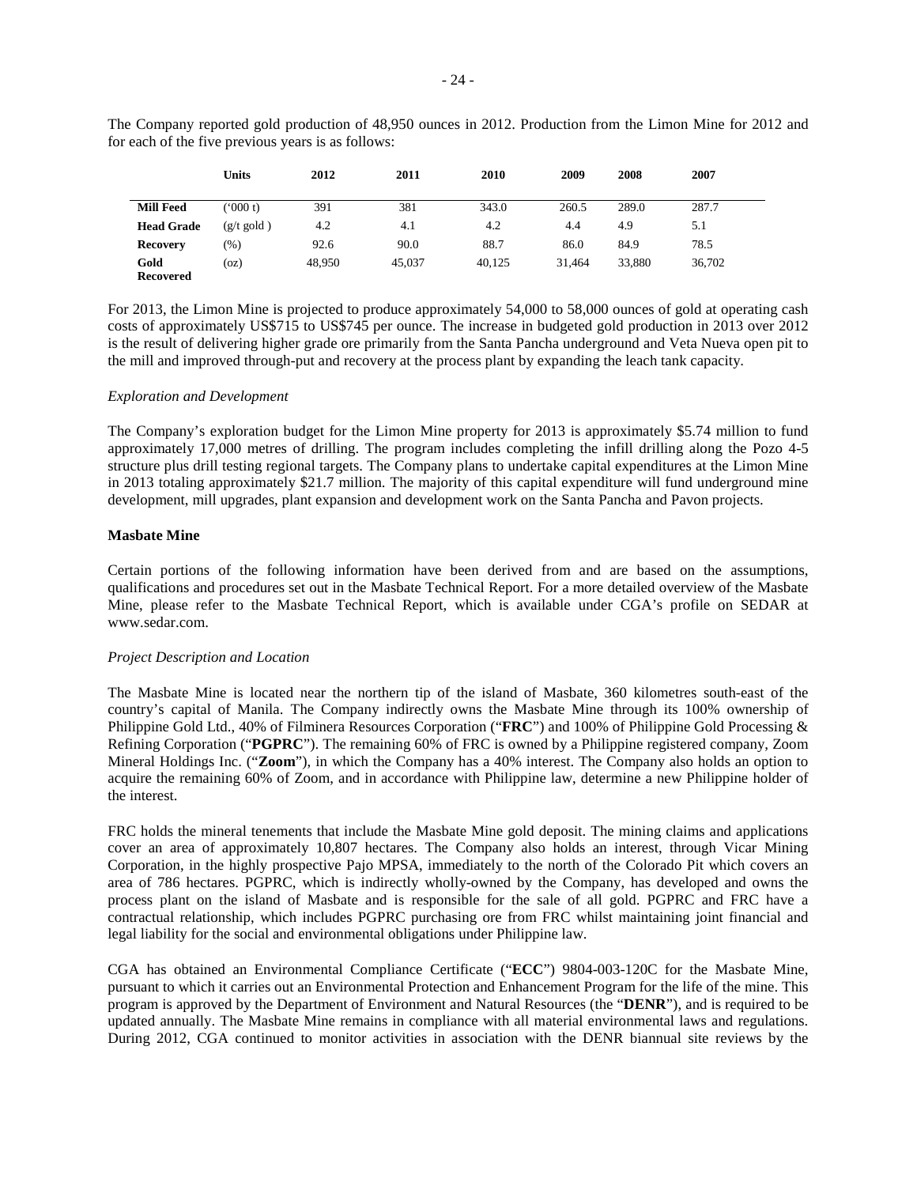The Company reported gold production of 48,950 ounces in 2012. Production from the Limon Mine for 2012 and for each of the five previous years is as follows:

| | Units | 2012 | 2011 | 2010 | 2009 | 2008 | 2007 |
|---|---|---|---|---|---|---|---|
| **Mill Feed** | ('000 t) | 391 | 381 | 343.0 | 260.5 | 289.0 | 287.7 |
| **Head Grade** | (g/t gold ) | 4.2 | 4.1 | 4.2 | 4.4 | 4.9 | 5.1 |
| **Recovery** | (%) | 92.6 | 90.0 | 88.7 | 86.0 | 84.9 | 78.5 |
| **Gold Recovered** | (oz) | 48,950 | 45,037 | 40,125 | 31,464 | 33,880 | 36,702 |

For 2013, the Limon Mine is projected to produce approximately 54,000 to 58,000 ounces of gold at operating cash costs of approximately US$715 to US$745 per ounce. The increase in budgeted gold production in 2013 over 2012 is the result of delivering higher grade ore primarily from the Santa Pancha underground and Veta Nueva open pit to the mill and improved through-put and recovery at the process plant by expanding the leach tank capacity.

*Exploration and Development*

The Company's exploration budget for the Limon Mine property for 2013 is approximately $5.74 million to fund approximately 17,000 metres of drilling. The program includes completing the infill drilling along the Pozo 4-5 structure plus drill testing regional targets. The Company plans to undertake capital expenditures at the Limon Mine in 2013 totaling approximately $21.7 million. The majority of this capital expenditure will fund underground mine development, mill upgrades, plant expansion and development work on the Santa Pancha and Pavon projects.

**Masbate Mine**

Certain portions of the following information have been derived from and are based on the assumptions, qualifications and procedures set out in the Masbate Technical Report. For a more detailed overview of the Masbate Mine, please refer to the Masbate Technical Report, which is available under CGA's profile on SEDAR at www.sedar.com.

*Project Description and Location*

The Masbate Mine is located near the northern tip of the island of Masbate, 360 kilometres south-east of the country's capital of Manila. The Company indirectly owns the Masbate Mine through its 100% ownership of Philippine Gold Ltd., 40% of Filminera Resources Corporation ("**FRC**") and 100% of Philippine Gold Processing & Refining Corporation ("**PGPRC**"). The remaining 60% of FRC is owned by a Philippine registered company, Zoom Mineral Holdings Inc. ("**Zoom**"), in which the Company has a 40% interest. The Company also holds an option to acquire the remaining 60% of Zoom, and in accordance with Philippine law, determine a new Philippine holder of the interest.

FRC holds the mineral tenements that include the Masbate Mine gold deposit. The mining claims and applications cover an area of approximately 10,807 hectares. The Company also holds an interest, through Vicar Mining Corporation, in the highly prospective Pajo MPSA, immediately to the north of the Colorado Pit which covers an area of 786 hectares. PGPRC, which is indirectly wholly-owned by the Company, has developed and owns the process plant on the island of Masbate and is responsible for the sale of all gold. PGPRC and FRC have a contractual relationship, which includes PGPRC purchasing ore from FRC whilst maintaining joint financial and legal liability for the social and environmental obligations under Philippine law.

CGA has obtained an Environmental Compliance Certificate ("**ECC**") 9804-003-120C for the Masbate Mine, pursuant to which it carries out an Environmental Protection and Enhancement Program for the life of the mine. This program is approved by the Department of Environment and Natural Resources (the "**DENR**"), and is required to be updated annually. The Masbate Mine remains in compliance with all material environmental laws and regulations. During 2012, CGA continued to monitor activities in association with the DENR biannual site reviews by the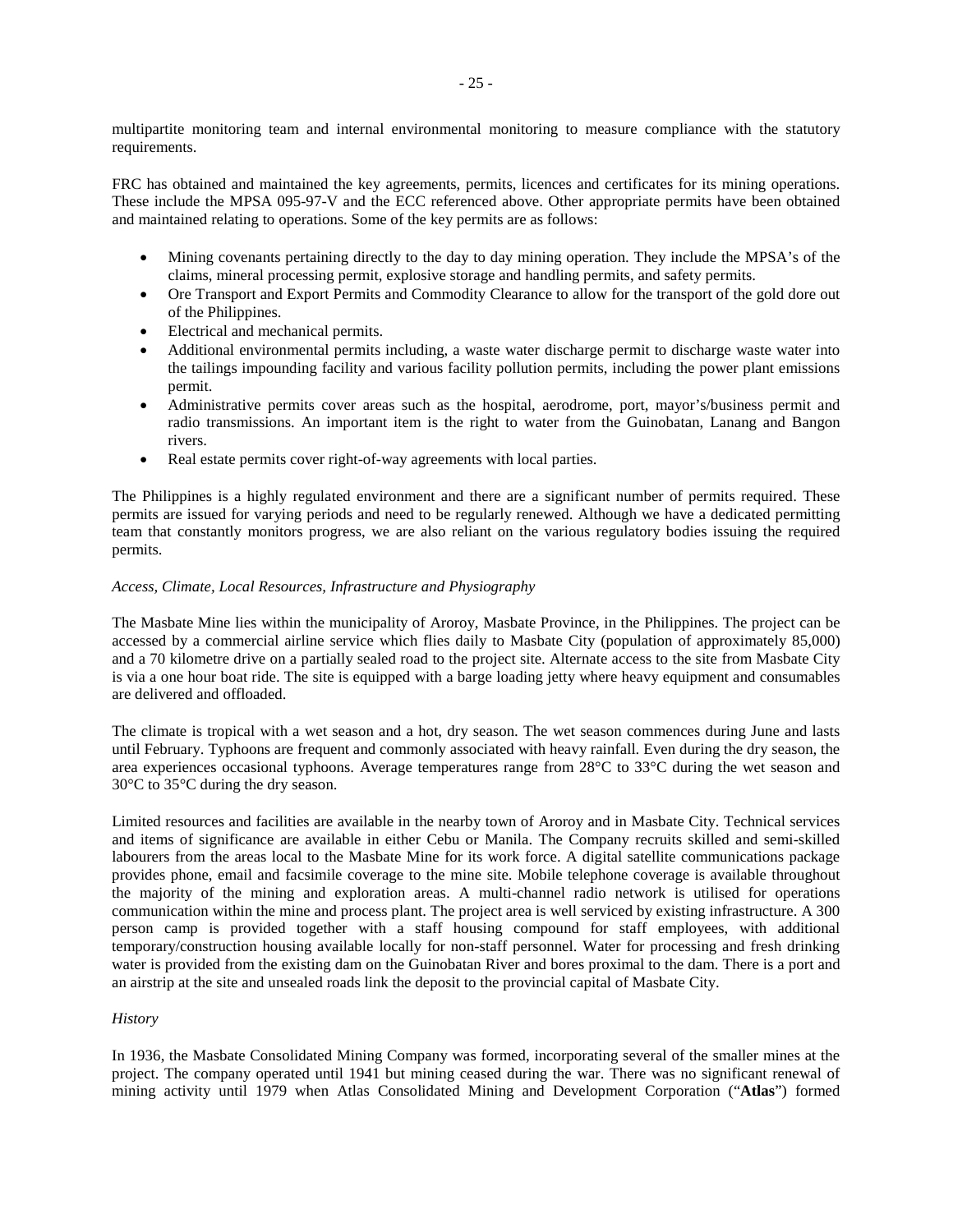multipartite monitoring team and internal environmental monitoring to measure compliance with the statutory requirements.

FRC has obtained and maintained the key agreements, permits, licences and certificates for its mining operations. These include the MPSA 095-97-V and the ECC referenced above. Other appropriate permits have been obtained and maintained relating to operations. Some of the key permits are as follows:

- Mining covenants pertaining directly to the day to day mining operation. They include the MPSA's of the claims, mineral processing permit, explosive storage and handling permits, and safety permits.
- Ore Transport and Export Permits and Commodity Clearance to allow for the transport of the gold dore out of the Philippines.
- Electrical and mechanical permits.
- Additional environmental permits including, a waste water discharge permit to discharge waste water into the tailings impounding facility and various facility pollution permits, including the power plant emissions permit.
- Administrative permits cover areas such as the hospital, aerodrome, port, mayor's/business permit and radio transmissions. An important item is the right to water from the Guinobatan, Lanang and Bangon rivers.
- Real estate permits cover right-of-way agreements with local parties.

The Philippines is a highly regulated environment and there are a significant number of permits required. These permits are issued for varying periods and need to be regularly renewed. Although we have a dedicated permitting team that constantly monitors progress, we are also reliant on the various regulatory bodies issuing the required permits.

*Access, Climate, Local Resources, Infrastructure and Physiography*

The Masbate Mine lies within the municipality of Aroroy, Masbate Province, in the Philippines. The project can be accessed by a commercial airline service which flies daily to Masbate City (population of approximately 85,000) and a 70 kilometre drive on a partially sealed road to the project site. Alternate access to the site from Masbate City is via a one hour boat ride. The site is equipped with a barge loading jetty where heavy equipment and consumables are delivered and offloaded.

The climate is tropical with a wet season and a hot, dry season. The wet season commences during June and lasts until February. Typhoons are frequent and commonly associated with heavy rainfall. Even during the dry season, the area experiences occasional typhoons. Average temperatures range from 28°C to 33°C during the wet season and 30°C to 35°C during the dry season.

Limited resources and facilities are available in the nearby town of Aroroy and in Masbate City. Technical services and items of significance are available in either Cebu or Manila. The Company recruits skilled and semi-skilled labourers from the areas local to the Masbate Mine for its work force. A digital satellite communications package provides phone, email and facsimile coverage to the mine site. Mobile telephone coverage is available throughout the majority of the mining and exploration areas. A multi-channel radio network is utilised for operations communication within the mine and process plant. The project area is well serviced by existing infrastructure. A 300 person camp is provided together with a staff housing compound for staff employees, with additional temporary/construction housing available locally for non-staff personnel. Water for processing and fresh drinking water is provided from the existing dam on the Guinobatan River and bores proximal to the dam. There is a port and an airstrip at the site and unsealed roads link the deposit to the provincial capital of Masbate City.

*History*

In 1936, the Masbate Consolidated Mining Company was formed, incorporating several of the smaller mines at the project. The company operated until 1941 but mining ceased during the war. There was no significant renewal of mining activity until 1979 when Atlas Consolidated Mining and Development Corporation ("**Atlas**") formed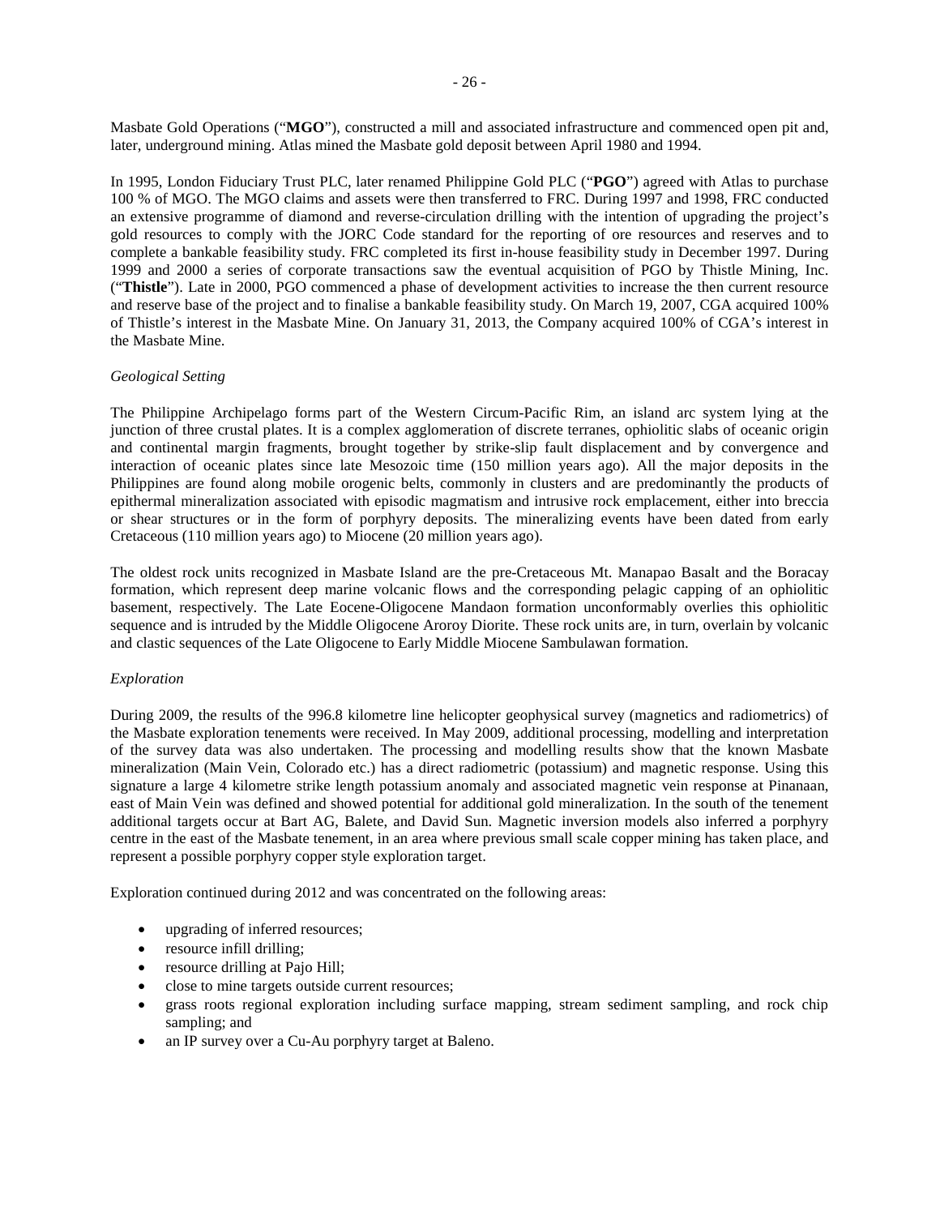Masbate Gold Operations ("**MGO**"), constructed a mill and associated infrastructure and commenced open pit and, later, underground mining. Atlas mined the Masbate gold deposit between April 1980 and 1994.

In 1995, London Fiduciary Trust PLC, later renamed Philippine Gold PLC ("**PGO**") agreed with Atlas to purchase 100 % of MGO. The MGO claims and assets were then transferred to FRC. During 1997 and 1998, FRC conducted an extensive programme of diamond and reverse-circulation drilling with the intention of upgrading the project's gold resources to comply with the JORC Code standard for the reporting of ore resources and reserves and to complete a bankable feasibility study. FRC completed its first in-house feasibility study in December 1997. During 1999 and 2000 a series of corporate transactions saw the eventual acquisition of PGO by Thistle Mining, Inc. ("**Thistle**"). Late in 2000, PGO commenced a phase of development activities to increase the then current resource and reserve base of the project and to finalise a bankable feasibility study. On March 19, 2007, CGA acquired 100% of Thistle's interest in the Masbate Mine. On January 31, 2013, the Company acquired 100% of CGA's interest in the Masbate Mine.

*Geological Setting*

The Philippine Archipelago forms part of the Western Circum-Pacific Rim, an island arc system lying at the junction of three crustal plates. It is a complex agglomeration of discrete terranes, ophiolitic slabs of oceanic origin and continental margin fragments, brought together by strike-slip fault displacement and by convergence and interaction of oceanic plates since late Mesozoic time (150 million years ago). All the major deposits in the Philippines are found along mobile orogenic belts, commonly in clusters and are predominantly the products of epithermal mineralization associated with episodic magmatism and intrusive rock emplacement, either into breccia or shear structures or in the form of porphyry deposits. The mineralizing events have been dated from early Cretaceous (110 million years ago) to Miocene (20 million years ago).

The oldest rock units recognized in Masbate Island are the pre-Cretaceous Mt. Manapao Basalt and the Boracay formation, which represent deep marine volcanic flows and the corresponding pelagic capping of an ophiolitic basement, respectively. The Late Eocene-Oligocene Mandaon formation unconformably overlies this ophiolitic sequence and is intruded by the Middle Oligocene Aroroy Diorite. These rock units are, in turn, overlain by volcanic and clastic sequences of the Late Oligocene to Early Middle Miocene Sambulawan formation.

*Exploration*

During 2009, the results of the 996.8 kilometre line helicopter geophysical survey (magnetics and radiometrics) of the Masbate exploration tenements were received. In May 2009, additional processing, modelling and interpretation of the survey data was also undertaken. The processing and modelling results show that the known Masbate mineralization (Main Vein, Colorado etc.) has a direct radiometric (potassium) and magnetic response. Using this signature a large 4 kilometre strike length potassium anomaly and associated magnetic vein response at Pinanaan, east of Main Vein was defined and showed potential for additional gold mineralization. In the south of the tenement additional targets occur at Bart AG, Balete, and David Sun. Magnetic inversion models also inferred a porphyry centre in the east of the Masbate tenement, in an area where previous small scale copper mining has taken place, and represent a possible porphyry copper style exploration target.

Exploration continued during 2012 and was concentrated on the following areas:

- upgrading of inferred resources;
- resource infill drilling;
- resource drilling at Pajo Hill;
- close to mine targets outside current resources;
- grass roots regional exploration including surface mapping, stream sediment sampling, and rock chip sampling; and
- an IP survey over a Cu-Au porphyry target at Baleno.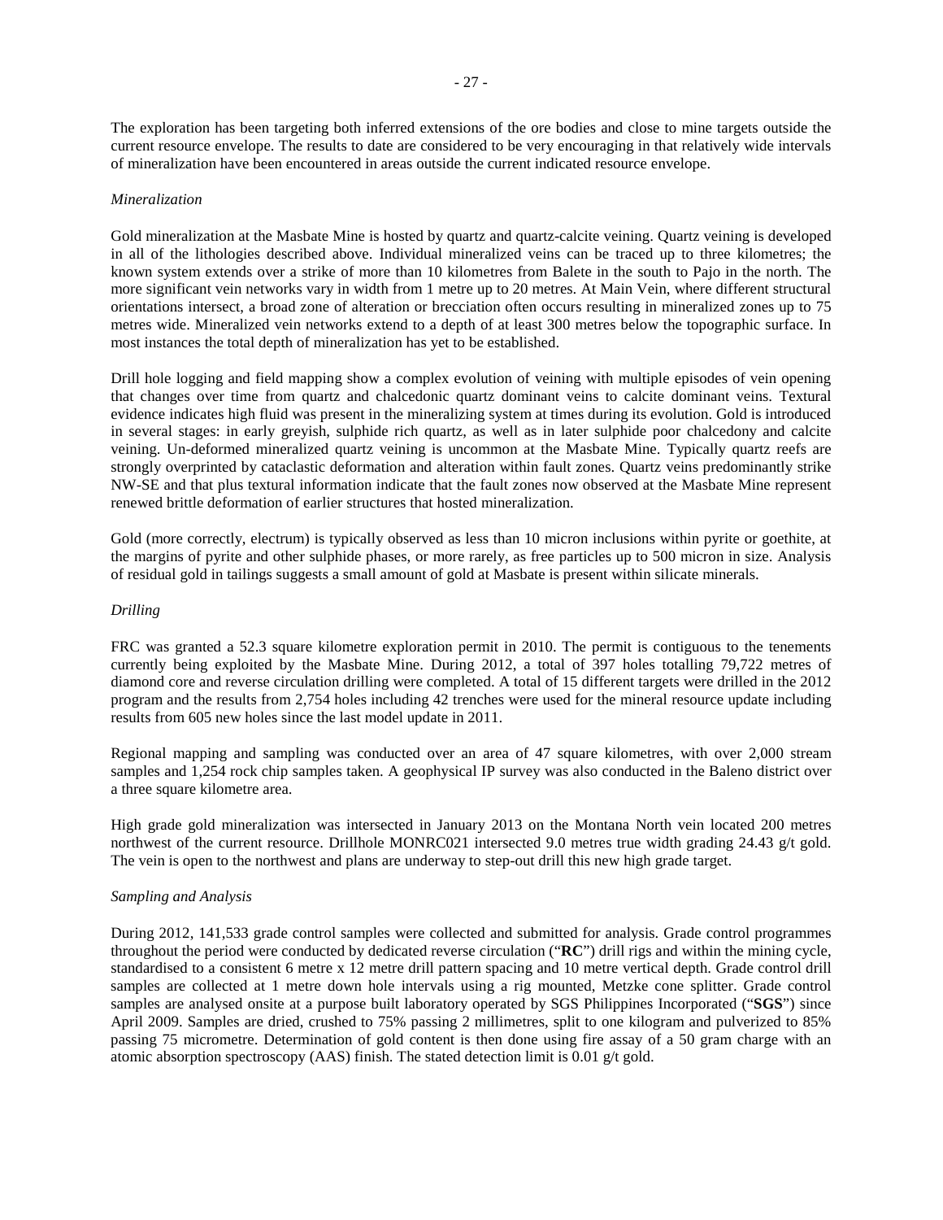The exploration has been targeting both inferred extensions of the ore bodies and close to mine targets outside the current resource envelope. The results to date are considered to be very encouraging in that relatively wide intervals of mineralization have been encountered in areas outside the current indicated resource envelope.

*Mineralization*

Gold mineralization at the Masbate Mine is hosted by quartz and quartz-calcite veining. Quartz veining is developed in all of the lithologies described above. Individual mineralized veins can be traced up to three kilometres; the known system extends over a strike of more than 10 kilometres from Balete in the south to Pajo in the north. The more significant vein networks vary in width from 1 metre up to 20 metres. At Main Vein, where different structural orientations intersect, a broad zone of alteration or brecciation often occurs resulting in mineralized zones up to 75 metres wide. Mineralized vein networks extend to a depth of at least 300 metres below the topographic surface. In most instances the total depth of mineralization has yet to be established.

Drill hole logging and field mapping show a complex evolution of veining with multiple episodes of vein opening that changes over time from quartz and chalcedonic quartz dominant veins to calcite dominant veins. Textural evidence indicates high fluid was present in the mineralizing system at times during its evolution. Gold is introduced in several stages: in early greyish, sulphide rich quartz, as well as in later sulphide poor chalcedony and calcite veining. Un-deformed mineralized quartz veining is uncommon at the Masbate Mine. Typically quartz reefs are strongly overprinted by cataclastic deformation and alteration within fault zones. Quartz veins predominantly strike NW-SE and that plus textural information indicate that the fault zones now observed at the Masbate Mine represent renewed brittle deformation of earlier structures that hosted mineralization.

Gold (more correctly, electrum) is typically observed as less than 10 micron inclusions within pyrite or goethite, at the margins of pyrite and other sulphide phases, or more rarely, as free particles up to 500 micron in size. Analysis of residual gold in tailings suggests a small amount of gold at Masbate is present within silicate minerals.

*Drilling*

FRC was granted a 52.3 square kilometre exploration permit in 2010. The permit is contiguous to the tenements currently being exploited by the Masbate Mine. During 2012, a total of 397 holes totalling 79,722 metres of diamond core and reverse circulation drilling were completed. A total of 15 different targets were drilled in the 2012 program and the results from 2,754 holes including 42 trenches were used for the mineral resource update including results from 605 new holes since the last model update in 2011.

Regional mapping and sampling was conducted over an area of 47 square kilometres, with over 2,000 stream samples and 1,254 rock chip samples taken. A geophysical IP survey was also conducted in the Baleno district over a three square kilometre area.

High grade gold mineralization was intersected in January 2013 on the Montana North vein located 200 metres northwest of the current resource. Drillhole MONRC021 intersected 9.0 metres true width grading 24.43 g/t gold. The vein is open to the northwest and plans are underway to step-out drill this new high grade target.

*Sampling and Analysis*

During 2012, 141,533 grade control samples were collected and submitted for analysis. Grade control programmes throughout the period were conducted by dedicated reverse circulation ("**RC**") drill rigs and within the mining cycle, standardised to a consistent 6 metre x 12 metre drill pattern spacing and 10 metre vertical depth. Grade control drill samples are collected at 1 metre down hole intervals using a rig mounted, Metzke cone splitter. Grade control samples are analysed onsite at a purpose built laboratory operated by SGS Philippines Incorporated ("**SGS**") since April 2009. Samples are dried, crushed to 75% passing 2 millimetres, split to one kilogram and pulverized to 85% passing 75 micrometre. Determination of gold content is then done using fire assay of a 50 gram charge with an atomic absorption spectroscopy (AAS) finish. The stated detection limit is 0.01 g/t gold.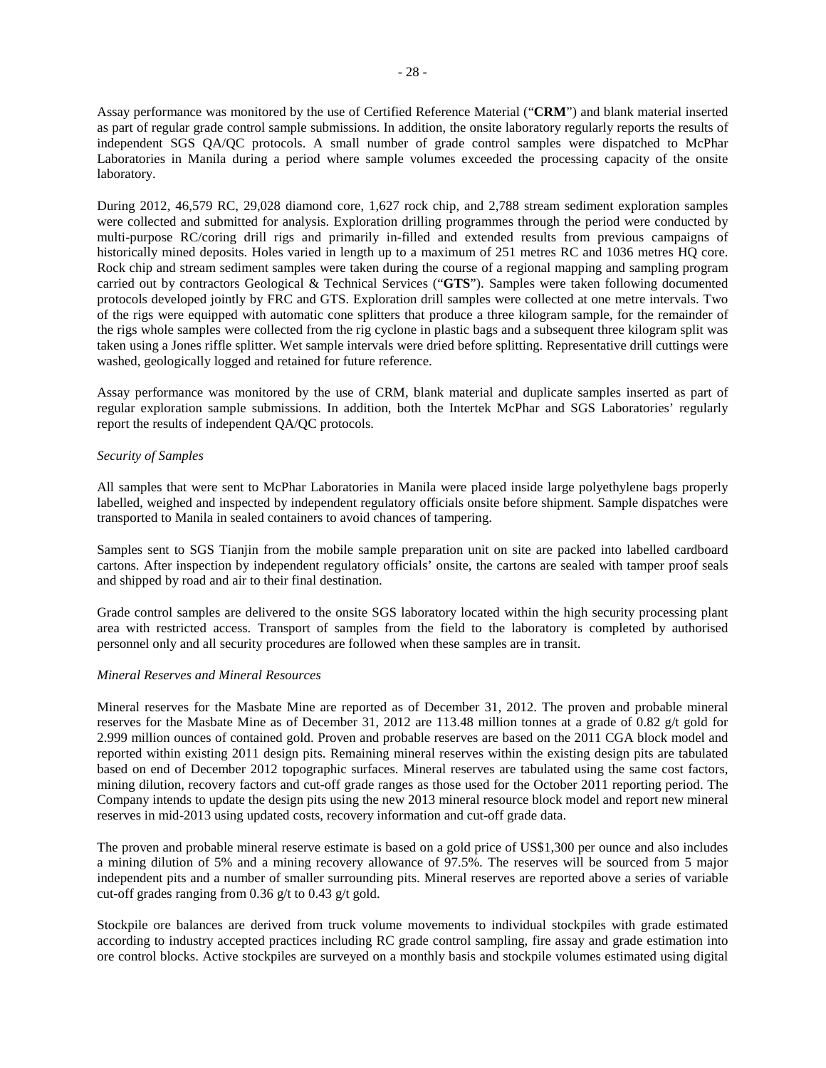Assay performance was monitored by the use of Certified Reference Material ("**CRM**") and blank material inserted as part of regular grade control sample submissions. In addition, the onsite laboratory regularly reports the results of independent SGS QA/QC protocols. A small number of grade control samples were dispatched to McPhar Laboratories in Manila during a period where sample volumes exceeded the processing capacity of the onsite laboratory.

During 2012, 46,579 RC, 29,028 diamond core, 1,627 rock chip, and 2,788 stream sediment exploration samples were collected and submitted for analysis. Exploration drilling programmes through the period were conducted by multi-purpose RC/coring drill rigs and primarily in-filled and extended results from previous campaigns of historically mined deposits. Holes varied in length up to a maximum of 251 metres RC and 1036 metres HQ core. Rock chip and stream sediment samples were taken during the course of a regional mapping and sampling program carried out by contractors Geological & Technical Services ("**GTS**"). Samples were taken following documented protocols developed jointly by FRC and GTS. Exploration drill samples were collected at one metre intervals. Two of the rigs were equipped with automatic cone splitters that produce a three kilogram sample, for the remainder of the rigs whole samples were collected from the rig cyclone in plastic bags and a subsequent three kilogram split was taken using a Jones riffle splitter. Wet sample intervals were dried before splitting. Representative drill cuttings were washed, geologically logged and retained for future reference.

Assay performance was monitored by the use of CRM, blank material and duplicate samples inserted as part of regular exploration sample submissions. In addition, both the Intertek McPhar and SGS Laboratories' regularly report the results of independent QA/QC protocols.

*Security of Samples*

All samples that were sent to McPhar Laboratories in Manila were placed inside large polyethylene bags properly labelled, weighed and inspected by independent regulatory officials onsite before shipment. Sample dispatches were transported to Manila in sealed containers to avoid chances of tampering.

Samples sent to SGS Tianjin from the mobile sample preparation unit on site are packed into labelled cardboard cartons. After inspection by independent regulatory officials' onsite, the cartons are sealed with tamper proof seals and shipped by road and air to their final destination.

Grade control samples are delivered to the onsite SGS laboratory located within the high security processing plant area with restricted access. Transport of samples from the field to the laboratory is completed by authorised personnel only and all security procedures are followed when these samples are in transit.

*Mineral Reserves and Mineral Resources*

Mineral reserves for the Masbate Mine are reported as of December 31, 2012. The proven and probable mineral reserves for the Masbate Mine as of December 31, 2012 are 113.48 million tonnes at a grade of 0.82 g/t gold for 2.999 million ounces of contained gold. Proven and probable reserves are based on the 2011 CGA block model and reported within existing 2011 design pits. Remaining mineral reserves within the existing design pits are tabulated based on end of December 2012 topographic surfaces. Mineral reserves are tabulated using the same cost factors, mining dilution, recovery factors and cut-off grade ranges as those used for the October 2011 reporting period. The Company intends to update the design pits using the new 2013 mineral resource block model and report new mineral reserves in mid-2013 using updated costs, recovery information and cut-off grade data.

The proven and probable mineral reserve estimate is based on a gold price of US$1,300 per ounce and also includes a mining dilution of 5% and a mining recovery allowance of 97.5%. The reserves will be sourced from 5 major independent pits and a number of smaller surrounding pits. Mineral reserves are reported above a series of variable cut-off grades ranging from 0.36 g/t to 0.43 g/t gold.

Stockpile ore balances are derived from truck volume movements to individual stockpiles with grade estimated according to industry accepted practices including RC grade control sampling, fire assay and grade estimation into ore control blocks. Active stockpiles are surveyed on a monthly basis and stockpile volumes estimated using digital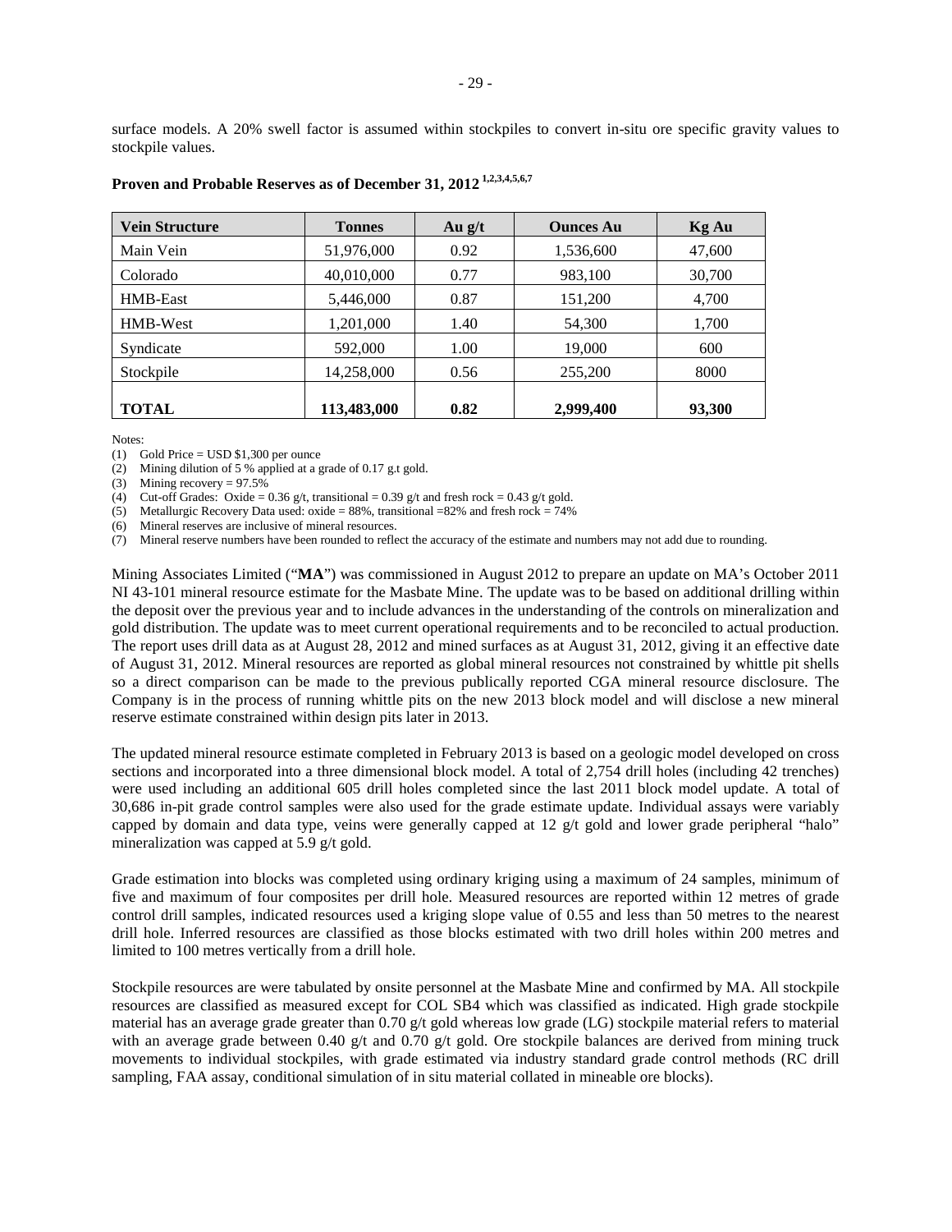surface models. A 20% swell factor is assumed within stockpiles to convert in-situ ore specific gravity values to stockpile values.

**Proven and Probable Reserves as of December 31, 2012 [1,2,3,4,5,6,7]**

| Vein Structure | Tonnes | Au g/t | Ounces Au | Kg Au |
|---|---|---|---|---|
| Main Vein | 51,976,000 | 0.92 | 1,536,600 | 47,600 |
| Colorado | 40,010,000 | 0.77 | 983,100 | 30,700 |
| HMB-East | 5,446,000 | 0.87 | 151,200 | 4,700 |
| HMB-West | 1,201,000 | 1.40 | 54,300 | 1,700 |
| Syndicate | 592,000 | 1.00 | 19,000 | 600 |
| Stockpile | 14,258,000 | 0.56 | 255,200 | 8000 |
| **TOTAL** | **113,483,000** | **0.82** | **2,999,400** | **93,300** |

Notes:

(1) Gold Price = USD $1,300 per ounce
(2) Mining dilution of 5 % applied at a grade of 0.17 g.t gold.
(3) Mining recovery = 97.5%
(4) Cut-off Grades: Oxide = 0.36 g/t, transitional = 0.39 g/t and fresh rock = 0.43 g/t gold.
(5) Metallurgic Recovery Data used: oxide = 88%, transitional =82% and fresh rock = 74%
(6) Mineral reserves are inclusive of mineral resources.
(7) Mineral reserve numbers have been rounded to reflect the accuracy of the estimate and numbers may not add due to rounding.

Mining Associates Limited ("**MA**") was commissioned in August 2012 to prepare an update on MA's October 2011 NI 43-101 mineral resource estimate for the Masbate Mine. The update was to be based on additional drilling within the deposit over the previous year and to include advances in the understanding of the controls on mineralization and gold distribution. The update was to meet current operational requirements and to be reconciled to actual production. The report uses drill data as at August 28, 2012 and mined surfaces as at August 31, 2012, giving it an effective date of August 31, 2012. Mineral resources are reported as global mineral resources not constrained by whittle pit shells so a direct comparison can be made to the previous publically reported CGA mineral resource disclosure. The Company is in the process of running whittle pits on the new 2013 block model and will disclose a new mineral reserve estimate constrained within design pits later in 2013.

The updated mineral resource estimate completed in February 2013 is based on a geologic model developed on cross sections and incorporated into a three dimensional block model. A total of 2,754 drill holes (including 42 trenches) were used including an additional 605 drill holes completed since the last 2011 block model update. A total of 30,686 in-pit grade control samples were also used for the grade estimate update. Individual assays were variably capped by domain and data type, veins were generally capped at 12 g/t gold and lower grade peripheral "halo" mineralization was capped at 5.9 g/t gold.

Grade estimation into blocks was completed using ordinary kriging using a maximum of 24 samples, minimum of five and maximum of four composites per drill hole. Measured resources are reported within 12 metres of grade control drill samples, indicated resources used a kriging slope value of 0.55 and less than 50 metres to the nearest drill hole. Inferred resources are classified as those blocks estimated with two drill holes within 200 metres and limited to 100 metres vertically from a drill hole.

Stockpile resources are were tabulated by onsite personnel at the Masbate Mine and confirmed by MA. All stockpile resources are classified as measured except for COL SB4 which was classified as indicated. High grade stockpile material has an average grade greater than 0.70 g/t gold whereas low grade (LG) stockpile material refers to material with an average grade between 0.40 g/t and 0.70 g/t gold. Ore stockpile balances are derived from mining truck movements to individual stockpiles, with grade estimated via industry standard grade control methods (RC drill sampling, FAA assay, conditional simulation of in situ material collated in mineable ore blocks).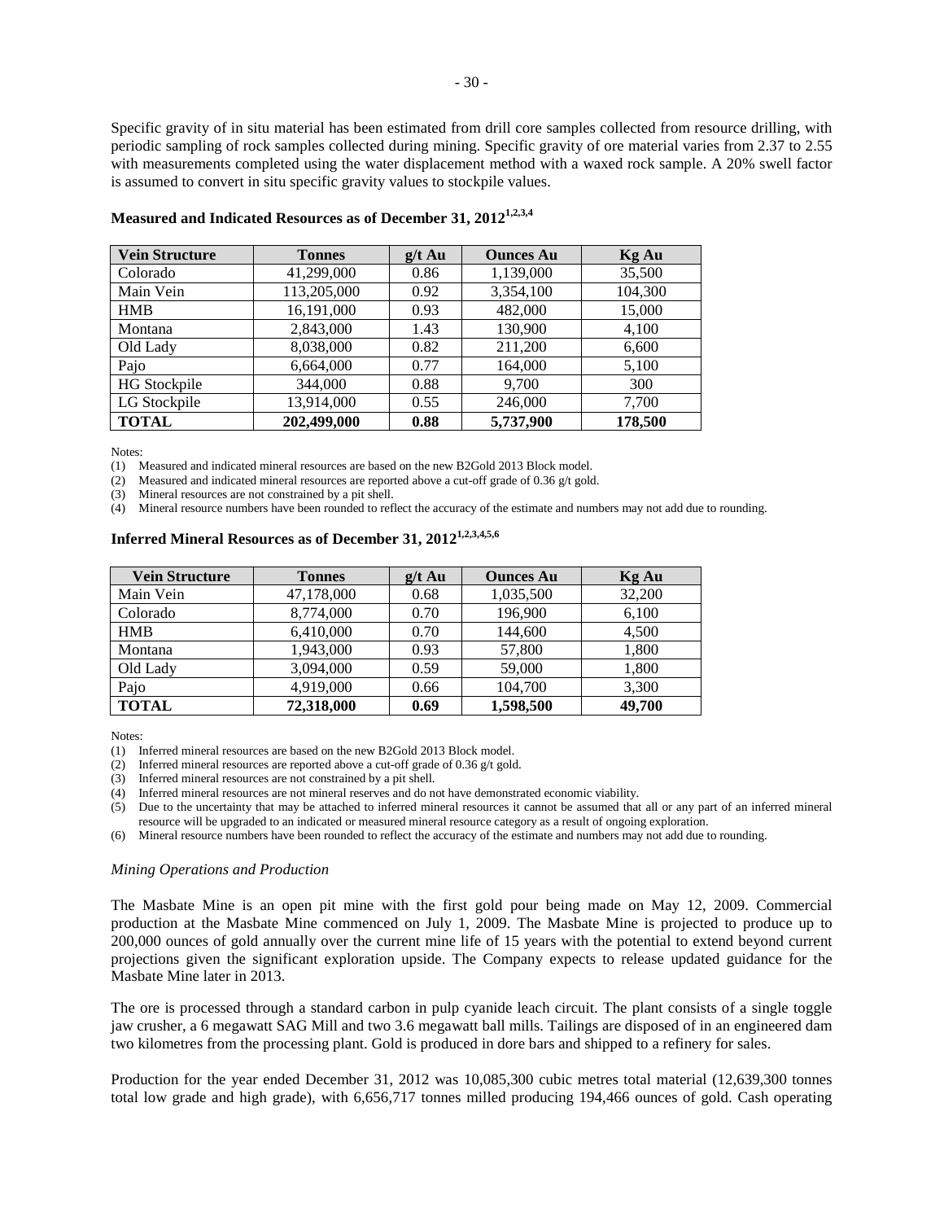Specific gravity of in situ material has been estimated from drill core samples collected from resource drilling, with periodic sampling of rock samples collected during mining. Specific gravity of ore material varies from 2.37 to 2.55 with measurements completed using the water displacement method with a waxed rock sample. A 20% swell factor is assumed to convert in situ specific gravity values to stockpile values.

**Measured and Indicated Resources as of December 31, 2012[1,2,3,4]**

| Vein Structure | Tonnes | g/t Au | Ounces Au | Kg Au |
|---|---|---|---|---|
| Colorado | 41,299,000 | 0.86 | 1,139,000 | 35,500 |
| Main Vein | 113,205,000 | 0.92 | 3,354,100 | 104,300 |
| HMB | 16,191,000 | 0.93 | 482,000 | 15,000 |
| Montana | 2,843,000 | 1.43 | 130,900 | 4,100 |
| Old Lady | 8,038,000 | 0.82 | 211,200 | 6,600 |
| Pajo | 6,664,000 | 0.77 | 164,000 | 5,100 |
| HG Stockpile | 344,000 | 0.88 | 9,700 | 300 |
| LG Stockpile | 13,914,000 | 0.55 | 246,000 | 7,700 |
| **TOTAL** | **202,499,000** | **0.88** | **5,737,900** | **178,500** |

Notes:

(1) Measured and indicated mineral resources are based on the new B2Gold 2013 Block model.

(2) Measured and indicated mineral resources are reported above a cut-off grade of 0.36 g/t gold.

(3) Mineral resources are not constrained by a pit shell.

(4) Mineral resource numbers have been rounded to reflect the accuracy of the estimate and numbers may not add due to rounding.

**Inferred Mineral Resources as of December 31, 2012[1,2,3,4,5,6]**

| Vein Structure | Tonnes | g/t Au | Ounces Au | Kg Au |
|---|---|---|---|---|
| Main Vein | 47,178,000 | 0.68 | 1,035,500 | 32,200 |
| Colorado | 8,774,000 | 0.70 | 196,900 | 6,100 |
| HMB | 6,410,000 | 0.70 | 144,600 | 4,500 |
| Montana | 1,943,000 | 0.93 | 57,800 | 1,800 |
| Old Lady | 3,094,000 | 0.59 | 59,000 | 1,800 |
| Pajo | 4,919,000 | 0.66 | 104,700 | 3,300 |
| **TOTAL** | **72,318,000** | **0.69** | **1,598,500** | **49,700** |

Notes:

(1) Inferred mineral resources are based on the new B2Gold 2013 Block model.

(2) Inferred mineral resources are reported above a cut-off grade of 0.36 g/t gold.

(3) Inferred mineral resources are not constrained by a pit shell.

(4) Inferred mineral resources are not mineral reserves and do not have demonstrated economic viability.

(5) Due to the uncertainty that may be attached to inferred mineral resources it cannot be assumed that all or any part of an inferred mineral resource will be upgraded to an indicated or measured mineral resource category as a result of ongoing exploration.

(6) Mineral resource numbers have been rounded to reflect the accuracy of the estimate and numbers may not add due to rounding.

*Mining Operations and Production*

The Masbate Mine is an open pit mine with the first gold pour being made on May 12, 2009. Commercial production at the Masbate Mine commenced on July 1, 2009. The Masbate Mine is projected to produce up to 200,000 ounces of gold annually over the current mine life of 15 years with the potential to extend beyond current projections given the significant exploration upside. The Company expects to release updated guidance for the Masbate Mine later in 2013.

The ore is processed through a standard carbon in pulp cyanide leach circuit. The plant consists of a single toggle jaw crusher, a 6 megawatt SAG Mill and two 3.6 megawatt ball mills. Tailings are disposed of in an engineered dam two kilometres from the processing plant. Gold is produced in dore bars and shipped to a refinery for sales.

Production for the year ended December 31, 2012 was 10,085,300 cubic metres total material (12,639,300 tonnes total low grade and high grade), with 6,656,717 tonnes milled producing 194,466 ounces of gold. Cash operating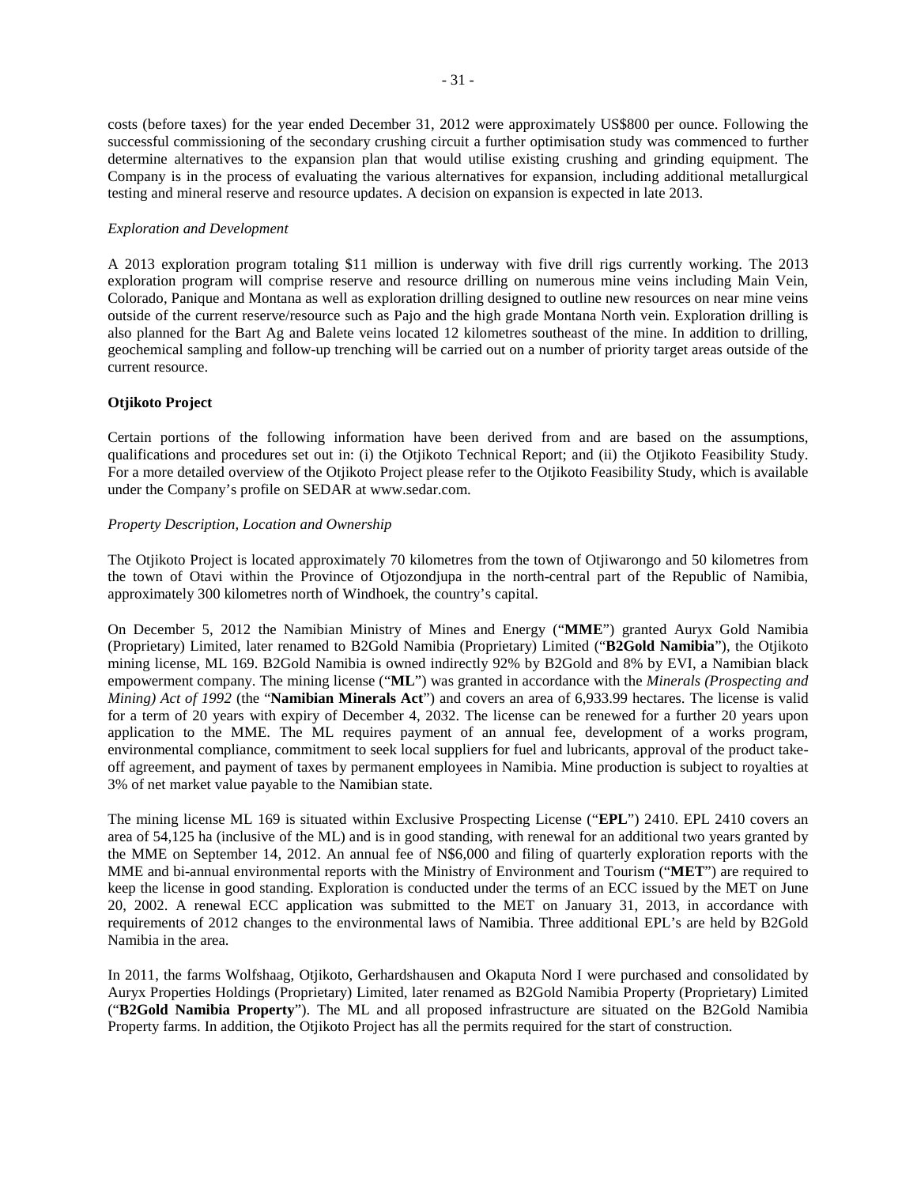costs (before taxes) for the year ended December 31, 2012 were approximately US$800 per ounce. Following the successful commissioning of the secondary crushing circuit a further optimisation study was commenced to further determine alternatives to the expansion plan that would utilise existing crushing and grinding equipment. The Company is in the process of evaluating the various alternatives for expansion, including additional metallurgical testing and mineral reserve and resource updates. A decision on expansion is expected in late 2013.

*Exploration and Development*

A 2013 exploration program totaling $11 million is underway with five drill rigs currently working. The 2013 exploration program will comprise reserve and resource drilling on numerous mine veins including Main Vein, Colorado, Panique and Montana as well as exploration drilling designed to outline new resources on near mine veins outside of the current reserve/resource such as Pajo and the high grade Montana North vein. Exploration drilling is also planned for the Bart Ag and Balete veins located 12 kilometres southeast of the mine. In addition to drilling, geochemical sampling and follow-up trenching will be carried out on a number of priority target areas outside of the current resource.

**Otjikoto Project**

Certain portions of the following information have been derived from and are based on the assumptions, qualifications and procedures set out in: (i) the Otjikoto Technical Report; and (ii) the Otjikoto Feasibility Study. For a more detailed overview of the Otjikoto Project please refer to the Otjikoto Feasibility Study, which is available under the Company's profile on SEDAR at www.sedar.com.

*Property Description, Location and Ownership*

The Otjikoto Project is located approximately 70 kilometres from the town of Otjiwarongo and 50 kilometres from the town of Otavi within the Province of Otjozondjupa in the north-central part of the Republic of Namibia, approximately 300 kilometres north of Windhoek, the country's capital.

On December 5, 2012 the Namibian Ministry of Mines and Energy ("**MME**") granted Auryx Gold Namibia (Proprietary) Limited, later renamed to B2Gold Namibia (Proprietary) Limited ("**B2Gold Namibia**"), the Otjikoto mining license, ML 169. B2Gold Namibia is owned indirectly 92% by B2Gold and 8% by EVI, a Namibian black empowerment company. The mining license ("**ML**") was granted in accordance with the *Minerals (Prospecting and Mining) Act of 1992* (the "**Namibian Minerals Act**") and covers an area of 6,933.99 hectares. The license is valid for a term of 20 years with expiry of December 4, 2032. The license can be renewed for a further 20 years upon application to the MME. The ML requires payment of an annual fee, development of a works program, environmental compliance, commitment to seek local suppliers for fuel and lubricants, approval of the product take-off agreement, and payment of taxes by permanent employees in Namibia. Mine production is subject to royalties at 3% of net market value payable to the Namibian state.

The mining license ML 169 is situated within Exclusive Prospecting License ("**EPL**") 2410. EPL 2410 covers an area of 54,125 ha (inclusive of the ML) and is in good standing, with renewal for an additional two years granted by the MME on September 14, 2012. An annual fee of N$6,000 and filing of quarterly exploration reports with the MME and bi-annual environmental reports with the Ministry of Environment and Tourism ("**MET**") are required to keep the license in good standing. Exploration is conducted under the terms of an ECC issued by the MET on June 20, 2002. A renewal ECC application was submitted to the MET on January 31, 2013, in accordance with requirements of 2012 changes to the environmental laws of Namibia. Three additional EPL's are held by B2Gold Namibia in the area.

In 2011, the farms Wolfshaag, Otjikoto, Gerhardshausen and Okaputa Nord I were purchased and consolidated by Auryx Properties Holdings (Proprietary) Limited, later renamed as B2Gold Namibia Property (Proprietary) Limited ("**B2Gold Namibia Property**"). The ML and all proposed infrastructure are situated on the B2Gold Namibia Property farms. In addition, the Otjikoto Project has all the permits required for the start of construction.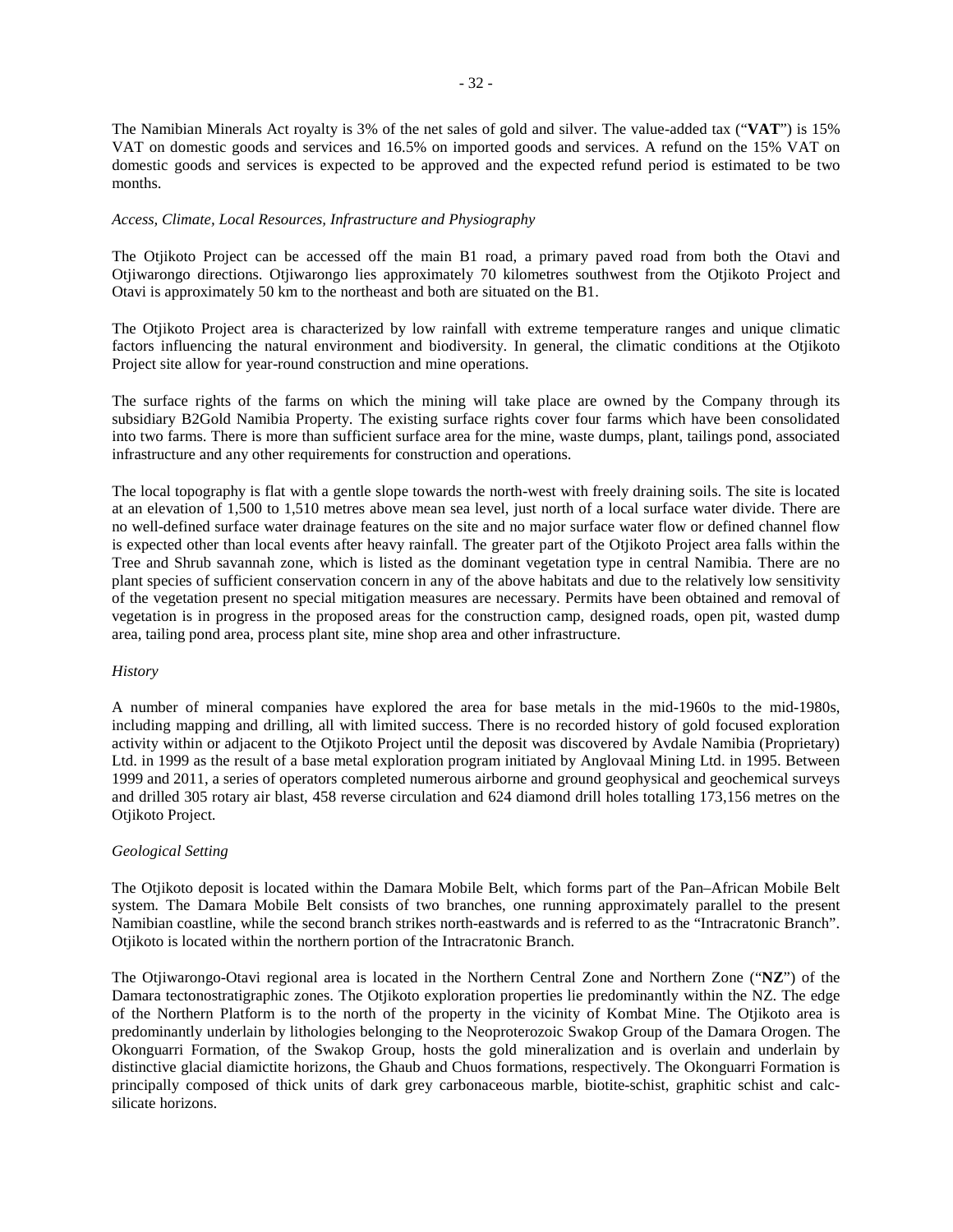The Namibian Minerals Act royalty is 3% of the net sales of gold and silver. The value-added tax ("**VAT**") is 15% VAT on domestic goods and services and 16.5% on imported goods and services. A refund on the 15% VAT on domestic goods and services is expected to be approved and the expected refund period is estimated to be two months.

*Access, Climate, Local Resources, Infrastructure and Physiography*

The Otjikoto Project can be accessed off the main B1 road, a primary paved road from both the Otavi and Otjiwarongo directions. Otjiwarongo lies approximately 70 kilometres southwest from the Otjikoto Project and Otavi is approximately 50 km to the northeast and both are situated on the B1.

The Otjikoto Project area is characterized by low rainfall with extreme temperature ranges and unique climatic factors influencing the natural environment and biodiversity. In general, the climatic conditions at the Otjikoto Project site allow for year-round construction and mine operations.

The surface rights of the farms on which the mining will take place are owned by the Company through its subsidiary B2Gold Namibia Property. The existing surface rights cover four farms which have been consolidated into two farms. There is more than sufficient surface area for the mine, waste dumps, plant, tailings pond, associated infrastructure and any other requirements for construction and operations.

The local topography is flat with a gentle slope towards the north-west with freely draining soils. The site is located at an elevation of 1,500 to 1,510 metres above mean sea level, just north of a local surface water divide. There are no well-defined surface water drainage features on the site and no major surface water flow or defined channel flow is expected other than local events after heavy rainfall. The greater part of the Otjikoto Project area falls within the Tree and Shrub savannah zone, which is listed as the dominant vegetation type in central Namibia. There are no plant species of sufficient conservation concern in any of the above habitats and due to the relatively low sensitivity of the vegetation present no special mitigation measures are necessary. Permits have been obtained and removal of vegetation is in progress in the proposed areas for the construction camp, designed roads, open pit, wasted dump area, tailing pond area, process plant site, mine shop area and other infrastructure.

*History*

A number of mineral companies have explored the area for base metals in the mid-1960s to the mid-1980s, including mapping and drilling, all with limited success. There is no recorded history of gold focused exploration activity within or adjacent to the Otjikoto Project until the deposit was discovered by Avdale Namibia (Proprietary) Ltd. in 1999 as the result of a base metal exploration program initiated by Anglovaal Mining Ltd. in 1995. Between 1999 and 2011, a series of operators completed numerous airborne and ground geophysical and geochemical surveys and drilled 305 rotary air blast, 458 reverse circulation and 624 diamond drill holes totalling 173,156 metres on the Otjikoto Project.

*Geological Setting*

The Otjikoto deposit is located within the Damara Mobile Belt, which forms part of the Pan–African Mobile Belt system. The Damara Mobile Belt consists of two branches, one running approximately parallel to the present Namibian coastline, while the second branch strikes north-eastwards and is referred to as the "Intracratonic Branch". Otjikoto is located within the northern portion of the Intracratonic Branch.

The Otjiwarongo-Otavi regional area is located in the Northern Central Zone and Northern Zone ("**NZ**") of the Damara tectonostratigraphic zones. The Otjikoto exploration properties lie predominantly within the NZ. The edge of the Northern Platform is to the north of the property in the vicinity of Kombat Mine. The Otjikoto area is predominantly underlain by lithologies belonging to the Neoproterozoic Swakop Group of the Damara Orogen. The Okonguarri Formation, of the Swakop Group, hosts the gold mineralization and is overlain and underlain by distinctive glacial diamictite horizons, the Ghaub and Chuos formations, respectively. The Okonguarri Formation is principally composed of thick units of dark grey carbonaceous marble, biotite-schist, graphitic schist and calc-silicate horizons.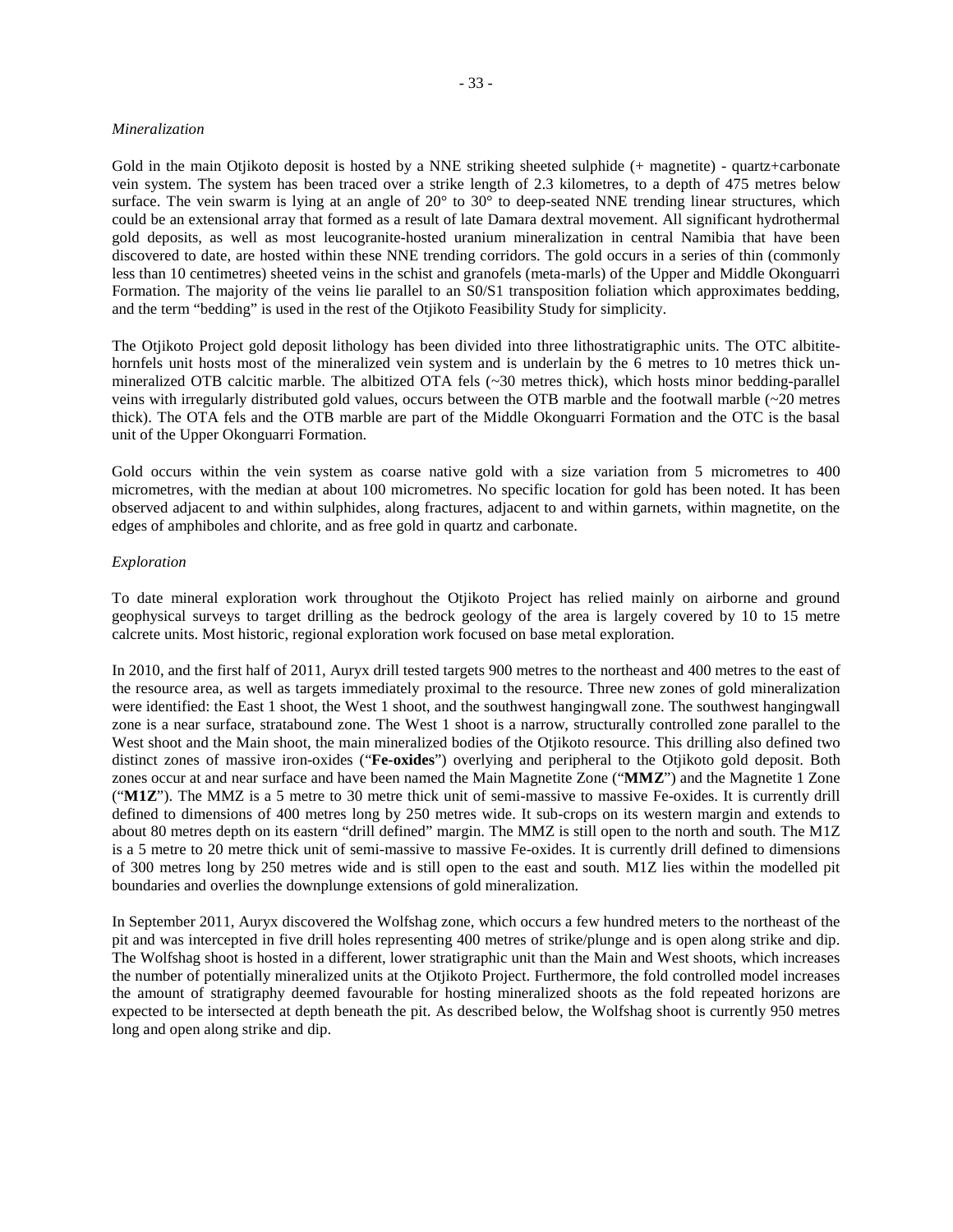*Mineralization*

Gold in the main Otjikoto deposit is hosted by a NNE striking sheeted sulphide (+ magnetite) - quartz+carbonate vein system. The system has been traced over a strike length of 2.3 kilometres, to a depth of 475 metres below surface. The vein swarm is lying at an angle of 20° to 30° to deep-seated NNE trending linear structures, which could be an extensional array that formed as a result of late Damara dextral movement. All significant hydrothermal gold deposits, as well as most leucogranite-hosted uranium mineralization in central Namibia that have been discovered to date, are hosted within these NNE trending corridors. The gold occurs in a series of thin (commonly less than 10 centimetres) sheeted veins in the schist and granofels (meta-marls) of the Upper and Middle Okonguarri Formation. The majority of the veins lie parallel to an S0/S1 transposition foliation which approximates bedding, and the term "bedding" is used in the rest of the Otjikoto Feasibility Study for simplicity.

The Otjikoto Project gold deposit lithology has been divided into three lithostratigraphic units. The OTC albitite-hornfels unit hosts most of the mineralized vein system and is underlain by the 6 metres to 10 metres thick un-mineralized OTB calcitic marble. The albitized OTA fels (~30 metres thick), which hosts minor bedding-parallel veins with irregularly distributed gold values, occurs between the OTB marble and the footwall marble (~20 metres thick). The OTA fels and the OTB marble are part of the Middle Okonguarri Formation and the OTC is the basal unit of the Upper Okonguarri Formation.

Gold occurs within the vein system as coarse native gold with a size variation from 5 micrometres to 400 micrometres, with the median at about 100 micrometres. No specific location for gold has been noted. It has been observed adjacent to and within sulphides, along fractures, adjacent to and within garnets, within magnetite, on the edges of amphiboles and chlorite, and as free gold in quartz and carbonate.

*Exploration*

To date mineral exploration work throughout the Otjikoto Project has relied mainly on airborne and ground geophysical surveys to target drilling as the bedrock geology of the area is largely covered by 10 to 15 metre calcrete units. Most historic, regional exploration work focused on base metal exploration.

In 2010, and the first half of 2011, Auryx drill tested targets 900 metres to the northeast and 400 metres to the east of the resource area, as well as targets immediately proximal to the resource. Three new zones of gold mineralization were identified: the East 1 shoot, the West 1 shoot, and the southwest hangingwall zone. The southwest hangingwall zone is a near surface, stratabound zone. The West 1 shoot is a narrow, structurally controlled zone parallel to the West shoot and the Main shoot, the main mineralized bodies of the Otjikoto resource. This drilling also defined two distinct zones of massive iron-oxides ("**Fe-oxides**") overlying and peripheral to the Otjikoto gold deposit. Both zones occur at and near surface and have been named the Main Magnetite Zone ("**MMZ**") and the Magnetite 1 Zone ("**M1Z**"). The MMZ is a 5 metre to 30 metre thick unit of semi-massive to massive Fe-oxides. It is currently drill defined to dimensions of 400 metres long by 250 metres wide. It sub-crops on its western margin and extends to about 80 metres depth on its eastern "drill defined" margin. The MMZ is still open to the north and south. The M1Z is a 5 metre to 20 metre thick unit of semi-massive to massive Fe-oxides. It is currently drill defined to dimensions of 300 metres long by 250 metres wide and is still open to the east and south. M1Z lies within the modelled pit boundaries and overlies the downplunge extensions of gold mineralization.

In September 2011, Auryx discovered the Wolfshag zone, which occurs a few hundred meters to the northeast of the pit and was intercepted in five drill holes representing 400 metres of strike/plunge and is open along strike and dip. The Wolfshag shoot is hosted in a different, lower stratigraphic unit than the Main and West shoots, which increases the number of potentially mineralized units at the Otjikoto Project. Furthermore, the fold controlled model increases the amount of stratigraphy deemed favourable for hosting mineralized shoots as the fold repeated horizons are expected to be intersected at depth beneath the pit. As described below, the Wolfshag shoot is currently 950 metres long and open along strike and dip.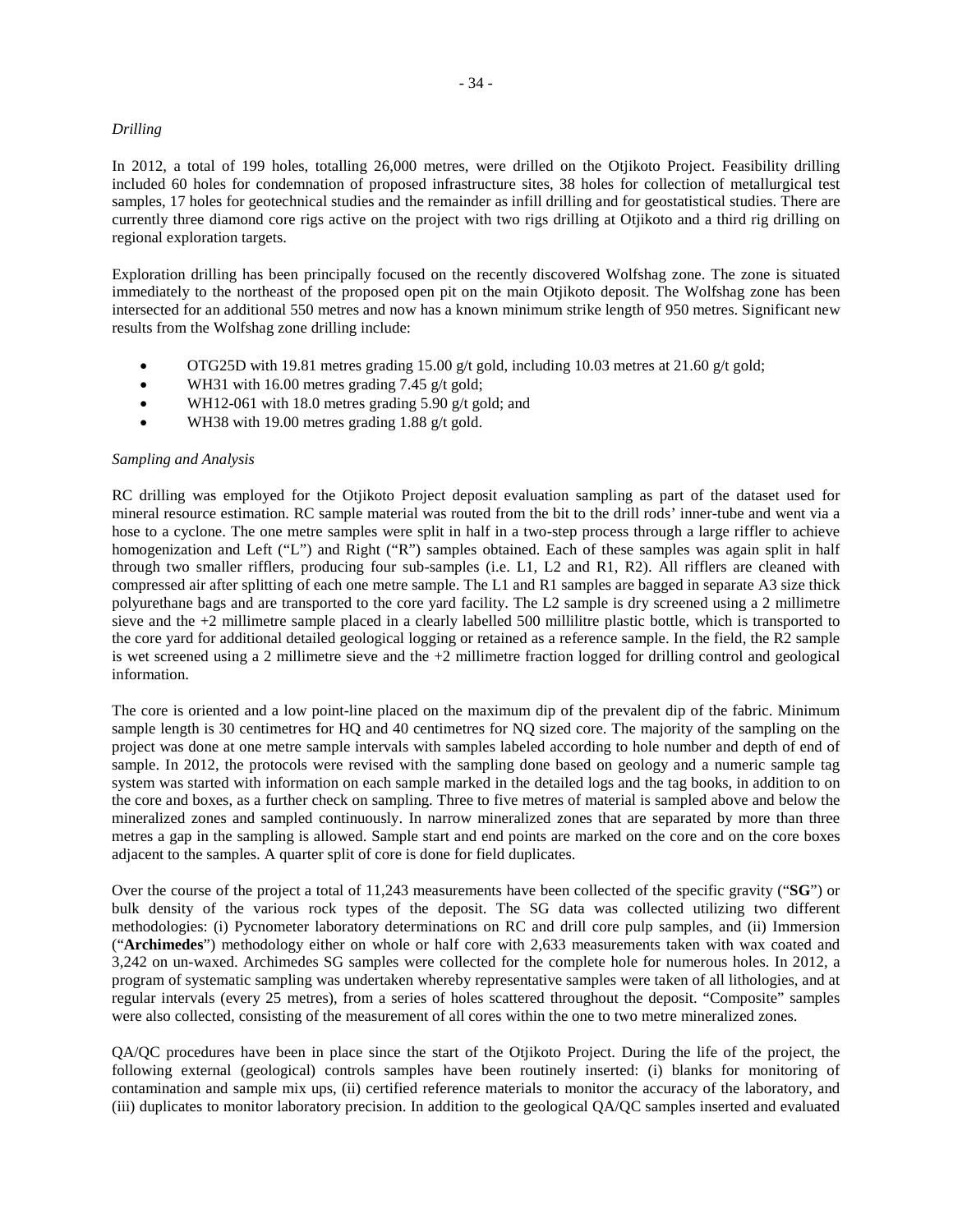*Drilling*

In 2012, a total of 199 holes, totalling 26,000 metres, were drilled on the Otjikoto Project. Feasibility drilling included 60 holes for condemnation of proposed infrastructure sites, 38 holes for collection of metallurgical test samples, 17 holes for geotechnical studies and the remainder as infill drilling and for geostatistical studies. There are currently three diamond core rigs active on the project with two rigs drilling at Otjikoto and a third rig drilling on regional exploration targets.

Exploration drilling has been principally focused on the recently discovered Wolfshag zone. The zone is situated immediately to the northeast of the proposed open pit on the main Otjikoto deposit. The Wolfshag zone has been intersected for an additional 550 metres and now has a known minimum strike length of 950 metres. Significant new results from the Wolfshag zone drilling include:

- OTG25D with 19.81 metres grading 15.00 g/t gold, including 10.03 metres at 21.60 g/t gold;
- WH31 with 16.00 metres grading 7.45 g/t gold;
- WH12-061 with 18.0 metres grading 5.90 g/t gold; and
- WH38 with 19.00 metres grading 1.88 g/t gold.

*Sampling and Analysis*

RC drilling was employed for the Otjikoto Project deposit evaluation sampling as part of the dataset used for mineral resource estimation. RC sample material was routed from the bit to the drill rods' inner-tube and went via a hose to a cyclone. The one metre samples were split in half in a two-step process through a large riffler to achieve homogenization and Left ("L") and Right ("R") samples obtained. Each of these samples was again split in half through two smaller rifflers, producing four sub-samples (i.e. L1, L2 and R1, R2). All rifflers are cleaned with compressed air after splitting of each one metre sample. The L1 and R1 samples are bagged in separate A3 size thick polyurethane bags and are transported to the core yard facility. The L2 sample is dry screened using a 2 millimetre sieve and the +2 millimetre sample placed in a clearly labelled 500 millilitre plastic bottle, which is transported to the core yard for additional detailed geological logging or retained as a reference sample. In the field, the R2 sample is wet screened using a 2 millimetre sieve and the +2 millimetre fraction logged for drilling control and geological information.

The core is oriented and a low point-line placed on the maximum dip of the prevalent dip of the fabric. Minimum sample length is 30 centimetres for HQ and 40 centimetres for NQ sized core. The majority of the sampling on the project was done at one metre sample intervals with samples labeled according to hole number and depth of end of sample. In 2012, the protocols were revised with the sampling done based on geology and a numeric sample tag system was started with information on each sample marked in the detailed logs and the tag books, in addition to on the core and boxes, as a further check on sampling. Three to five metres of material is sampled above and below the mineralized zones and sampled continuously. In narrow mineralized zones that are separated by more than three metres a gap in the sampling is allowed. Sample start and end points are marked on the core and on the core boxes adjacent to the samples. A quarter split of core is done for field duplicates.

Over the course of the project a total of 11,243 measurements have been collected of the specific gravity ("**SG**") or bulk density of the various rock types of the deposit. The SG data was collected utilizing two different methodologies: (i) Pycnometer laboratory determinations on RC and drill core pulp samples, and (ii) Immersion ("**Archimedes**") methodology either on whole or half core with 2,633 measurements taken with wax coated and 3,242 on un-waxed. Archimedes SG samples were collected for the complete hole for numerous holes. In 2012, a program of systematic sampling was undertaken whereby representative samples were taken of all lithologies, and at regular intervals (every 25 metres), from a series of holes scattered throughout the deposit. "Composite" samples were also collected, consisting of the measurement of all cores within the one to two metre mineralized zones.

QA/QC procedures have been in place since the start of the Otjikoto Project. During the life of the project, the following external (geological) controls samples have been routinely inserted: (i) blanks for monitoring of contamination and sample mix ups, (ii) certified reference materials to monitor the accuracy of the laboratory, and (iii) duplicates to monitor laboratory precision. In addition to the geological QA/QC samples inserted and evaluated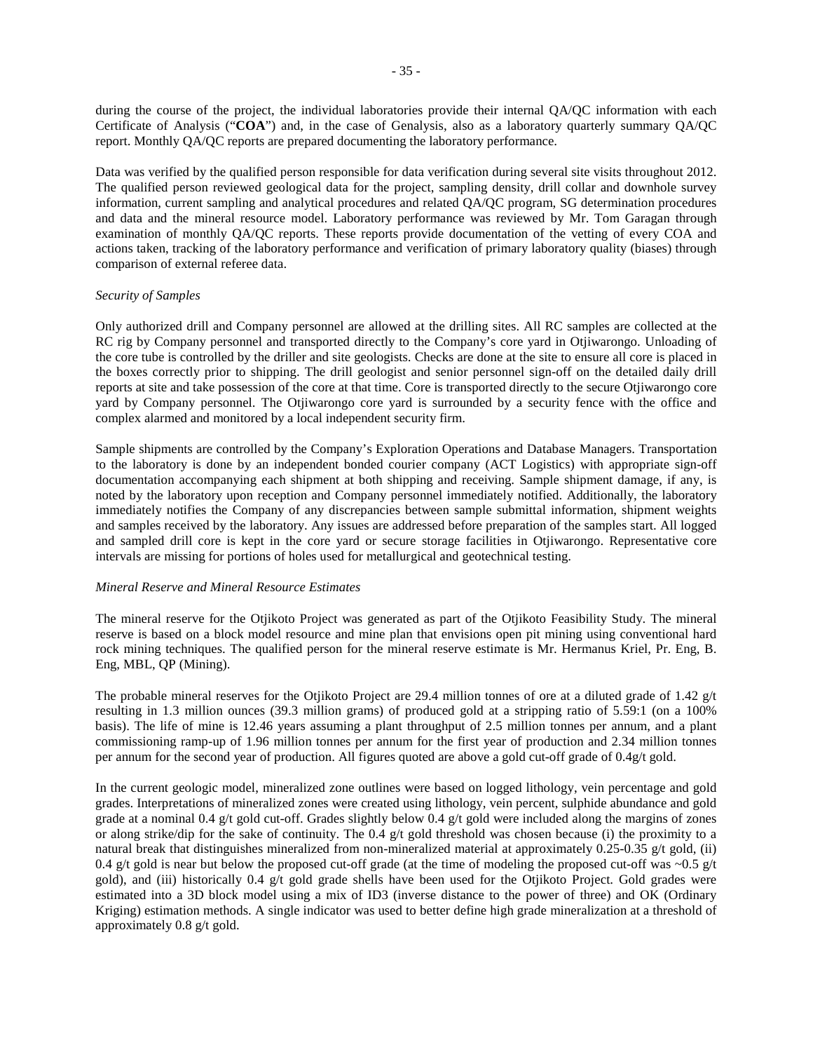during the course of the project, the individual laboratories provide their internal QA/QC information with each Certificate of Analysis ("**COA**") and, in the case of Genalysis, also as a laboratory quarterly summary QA/QC report. Monthly QA/QC reports are prepared documenting the laboratory performance.

Data was verified by the qualified person responsible for data verification during several site visits throughout 2012. The qualified person reviewed geological data for the project, sampling density, drill collar and downhole survey information, current sampling and analytical procedures and related QA/QC program, SG determination procedures and data and the mineral resource model. Laboratory performance was reviewed by Mr. Tom Garagan through examination of monthly QA/QC reports. These reports provide documentation of the vetting of every COA and actions taken, tracking of the laboratory performance and verification of primary laboratory quality (biases) through comparison of external referee data.

*Security of Samples*

Only authorized drill and Company personnel are allowed at the drilling sites. All RC samples are collected at the RC rig by Company personnel and transported directly to the Company's core yard in Otjiwarongo. Unloading of the core tube is controlled by the driller and site geologists. Checks are done at the site to ensure all core is placed in the boxes correctly prior to shipping. The drill geologist and senior personnel sign-off on the detailed daily drill reports at site and take possession of the core at that time. Core is transported directly to the secure Otjiwarongo core yard by Company personnel. The Otjiwarongo core yard is surrounded by a security fence with the office and complex alarmed and monitored by a local independent security firm.

Sample shipments are controlled by the Company's Exploration Operations and Database Managers. Transportation to the laboratory is done by an independent bonded courier company (ACT Logistics) with appropriate sign-off documentation accompanying each shipment at both shipping and receiving. Sample shipment damage, if any, is noted by the laboratory upon reception and Company personnel immediately notified. Additionally, the laboratory immediately notifies the Company of any discrepancies between sample submittal information, shipment weights and samples received by the laboratory. Any issues are addressed before preparation of the samples start. All logged and sampled drill core is kept in the core yard or secure storage facilities in Otjiwarongo. Representative core intervals are missing for portions of holes used for metallurgical and geotechnical testing.

*Mineral Reserve and Mineral Resource Estimates*

The mineral reserve for the Otjikoto Project was generated as part of the Otjikoto Feasibility Study. The mineral reserve is based on a block model resource and mine plan that envisions open pit mining using conventional hard rock mining techniques. The qualified person for the mineral reserve estimate is Mr. Hermanus Kriel, Pr. Eng, B. Eng, MBL, QP (Mining).

The probable mineral reserves for the Otjikoto Project are 29.4 million tonnes of ore at a diluted grade of 1.42 g/t resulting in 1.3 million ounces (39.3 million grams) of produced gold at a stripping ratio of 5.59:1 (on a 100% basis). The life of mine is 12.46 years assuming a plant throughput of 2.5 million tonnes per annum, and a plant commissioning ramp-up of 1.96 million tonnes per annum for the first year of production and 2.34 million tonnes per annum for the second year of production. All figures quoted are above a gold cut-off grade of 0.4g/t gold.

In the current geologic model, mineralized zone outlines were based on logged lithology, vein percentage and gold grades. Interpretations of mineralized zones were created using lithology, vein percent, sulphide abundance and gold grade at a nominal 0.4 g/t gold cut-off. Grades slightly below 0.4 g/t gold were included along the margins of zones or along strike/dip for the sake of continuity. The 0.4 g/t gold threshold was chosen because (i) the proximity to a natural break that distinguishes mineralized from non-mineralized material at approximately 0.25-0.35 g/t gold, (ii) 0.4 g/t gold is near but below the proposed cut-off grade (at the time of modeling the proposed cut-off was ~0.5 g/t gold), and (iii) historically 0.4 g/t gold grade shells have been used for the Otjikoto Project. Gold grades were estimated into a 3D block model using a mix of ID3 (inverse distance to the power of three) and OK (Ordinary Kriging) estimation methods. A single indicator was used to better define high grade mineralization at a threshold of approximately 0.8 g/t gold.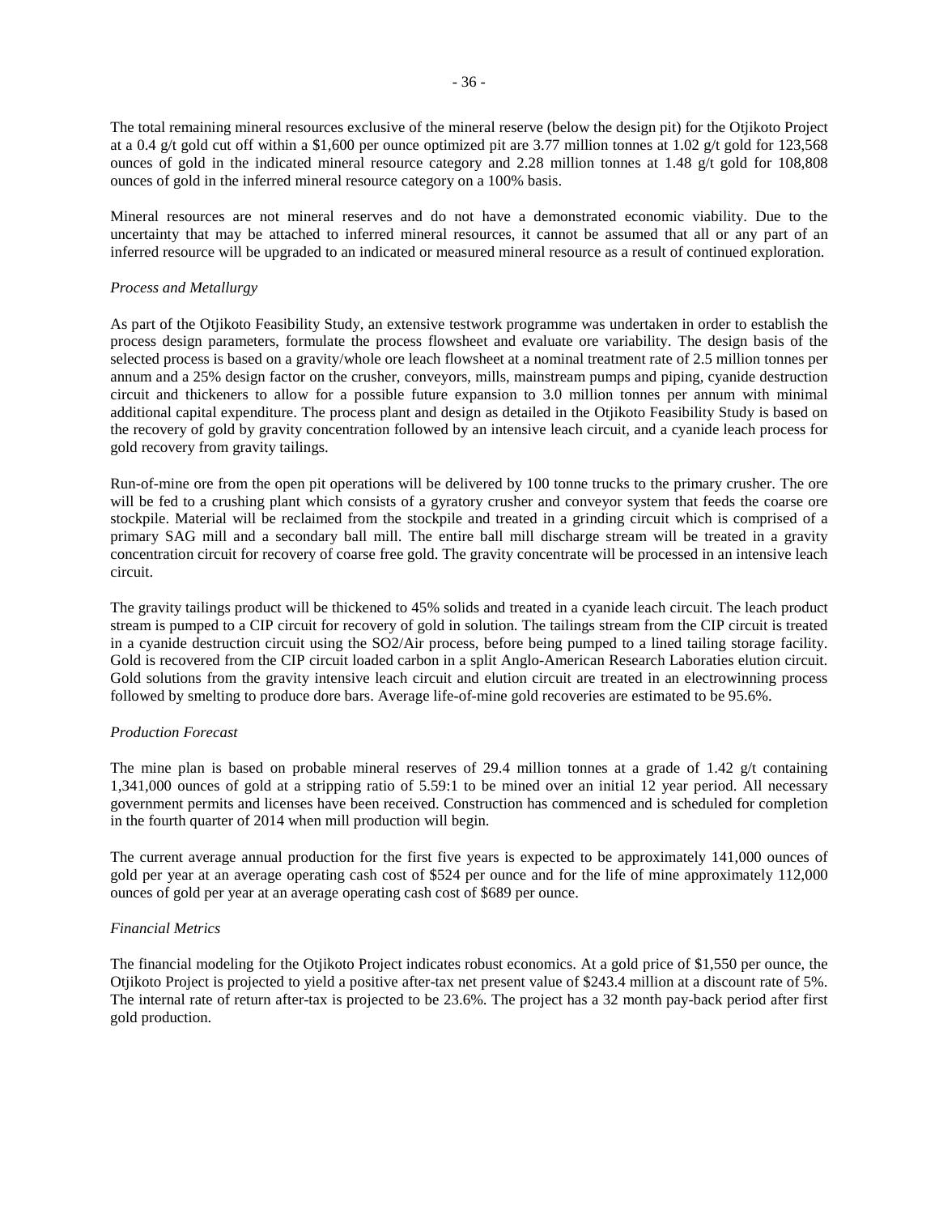The total remaining mineral resources exclusive of the mineral reserve (below the design pit) for the Otjikoto Project at a 0.4 g/t gold cut off within a \$1,600 per ounce optimized pit are 3.77 million tonnes at 1.02 g/t gold for 123,568 ounces of gold in the indicated mineral resource category and 2.28 million tonnes at 1.48 g/t gold for 108,808 ounces of gold in the inferred mineral resource category on a 100% basis.

Mineral resources are not mineral reserves and do not have a demonstrated economic viability. Due to the uncertainty that may be attached to inferred mineral resources, it cannot be assumed that all or any part of an inferred resource will be upgraded to an indicated or measured mineral resource as a result of continued exploration.

*Process and Metallurgy*

As part of the Otjikoto Feasibility Study, an extensive testwork programme was undertaken in order to establish the process design parameters, formulate the process flowsheet and evaluate ore variability. The design basis of the selected process is based on a gravity/whole ore leach flowsheet at a nominal treatment rate of 2.5 million tonnes per annum and a 25% design factor on the crusher, conveyors, mills, mainstream pumps and piping, cyanide destruction circuit and thickeners to allow for a possible future expansion to 3.0 million tonnes per annum with minimal additional capital expenditure. The process plant and design as detailed in the Otjikoto Feasibility Study is based on the recovery of gold by gravity concentration followed by an intensive leach circuit, and a cyanide leach process for gold recovery from gravity tailings.

Run-of-mine ore from the open pit operations will be delivered by 100 tonne trucks to the primary crusher. The ore will be fed to a crushing plant which consists of a gyratory crusher and conveyor system that feeds the coarse ore stockpile. Material will be reclaimed from the stockpile and treated in a grinding circuit which is comprised of a primary SAG mill and a secondary ball mill. The entire ball mill discharge stream will be treated in a gravity concentration circuit for recovery of coarse free gold. The gravity concentrate will be processed in an intensive leach circuit.

The gravity tailings product will be thickened to 45% solids and treated in a cyanide leach circuit. The leach product stream is pumped to a CIP circuit for recovery of gold in solution. The tailings stream from the CIP circuit is treated in a cyanide destruction circuit using the $SO_2$/Air process, before being pumped to a lined tailing storage facility. Gold is recovered from the CIP circuit loaded carbon in a split Anglo-American Research Laboraties elution circuit. Gold solutions from the gravity intensive leach circuit and elution circuit are treated in an electrowinning process followed by smelting to produce dore bars. Average life-of-mine gold recoveries are estimated to be 95.6%.

*Production Forecast*

The mine plan is based on probable mineral reserves of 29.4 million tonnes at a grade of 1.42 g/t containing 1,341,000 ounces of gold at a stripping ratio of 5.59:1 to be mined over an initial 12 year period. All necessary government permits and licenses have been received. Construction has commenced and is scheduled for completion in the fourth quarter of 2014 when mill production will begin.

The current average annual production for the first five years is expected to be approximately 141,000 ounces of gold per year at an average operating cash cost of \$524 per ounce and for the life of mine approximately 112,000 ounces of gold per year at an average operating cash cost of \$689 per ounce.

*Financial Metrics*

The financial modeling for the Otjikoto Project indicates robust economics. At a gold price of \$1,550 per ounce, the Otjikoto Project is projected to yield a positive after-tax net present value of \$243.4 million at a discount rate of 5%. The internal rate of return after-tax is projected to be 23.6%. The project has a 32 month pay-back period after first gold production.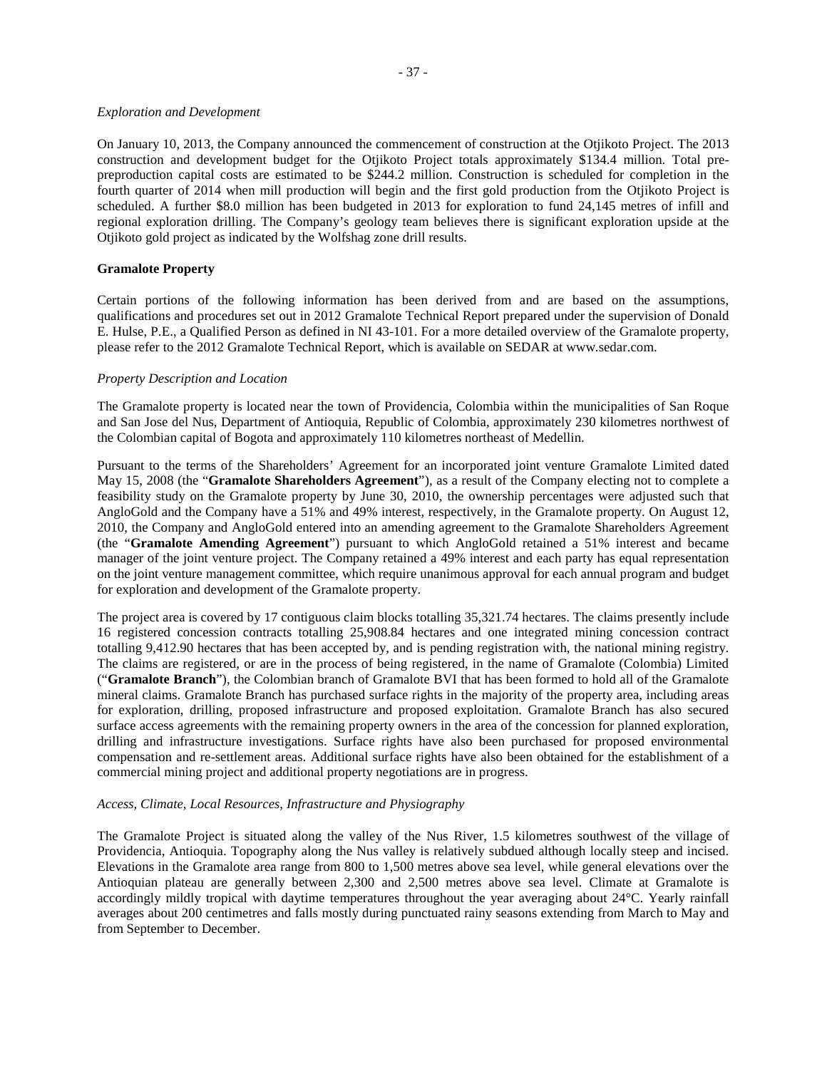*Exploration and Development*

On January 10, 2013, the Company announced the commencement of construction at the Otjikoto Project. The 2013 construction and development budget for the Otjikoto Project totals approximately $134.4 million. Total pre-preproduction capital costs are estimated to be $244.2 million. Construction is scheduled for completion in the fourth quarter of 2014 when mill production will begin and the first gold production from the Otjikoto Project is scheduled. A further $8.0 million has been budgeted in 2013 for exploration to fund 24,145 metres of infill and regional exploration drilling. The Company's geology team believes there is significant exploration upside at the Otjikoto gold project as indicated by the Wolfshag zone drill results.

**Gramalote Property**

Certain portions of the following information has been derived from and are based on the assumptions, qualifications and procedures set out in 2012 Gramalote Technical Report prepared under the supervision of Donald E. Hulse, P.E., a Qualified Person as defined in NI 43-101. For a more detailed overview of the Gramalote property, please refer to the 2012 Gramalote Technical Report, which is available on SEDAR at www.sedar.com.

*Property Description and Location*

The Gramalote property is located near the town of Providencia, Colombia within the municipalities of San Roque and San Jose del Nus, Department of Antioquia, Republic of Colombia, approximately 230 kilometres northwest of the Colombian capital of Bogota and approximately 110 kilometres northeast of Medellin.

Pursuant to the terms of the Shareholders' Agreement for an incorporated joint venture Gramalote Limited dated May 15, 2008 (the "**Gramalote Shareholders Agreement**"), as a result of the Company electing not to complete a feasibility study on the Gramalote property by June 30, 2010, the ownership percentages were adjusted such that AngloGold and the Company have a 51% and 49% interest, respectively, in the Gramalote property. On August 12, 2010, the Company and AngloGold entered into an amending agreement to the Gramalote Shareholders Agreement (the "**Gramalote Amending Agreement**") pursuant to which AngloGold retained a 51% interest and became manager of the joint venture project. The Company retained a 49% interest and each party has equal representation on the joint venture management committee, which require unanimous approval for each annual program and budget for exploration and development of the Gramalote property.

The project area is covered by 17 contiguous claim blocks totalling 35,321.74 hectares. The claims presently include 16 registered concession contracts totalling 25,908.84 hectares and one integrated mining concession contract totalling 9,412.90 hectares that has been accepted by, and is pending registration with, the national mining registry. The claims are registered, or are in the process of being registered, in the name of Gramalote (Colombia) Limited ("**Gramalote Branch**"), the Colombian branch of Gramalote BVI that has been formed to hold all of the Gramalote mineral claims. Gramalote Branch has purchased surface rights in the majority of the property area, including areas for exploration, drilling, proposed infrastructure and proposed exploitation. Gramalote Branch has also secured surface access agreements with the remaining property owners in the area of the concession for planned exploration, drilling and infrastructure investigations. Surface rights have also been purchased for proposed environmental compensation and re-settlement areas. Additional surface rights have also been obtained for the establishment of a commercial mining project and additional property negotiations are in progress.

*Access, Climate, Local Resources, Infrastructure and Physiography*

The Gramalote Project is situated along the valley of the Nus River, 1.5 kilometres southwest of the village of Providencia, Antioquia. Topography along the Nus valley is relatively subdued although locally steep and incised. Elevations in the Gramalote area range from 800 to 1,500 metres above sea level, while general elevations over the Antioquian plateau are generally between 2,300 and 2,500 metres above sea level. Climate at Gramalote is accordingly mildly tropical with daytime temperatures throughout the year averaging about 24°C. Yearly rainfall averages about 200 centimetres and falls mostly during punctuated rainy seasons extending from March to May and from September to December.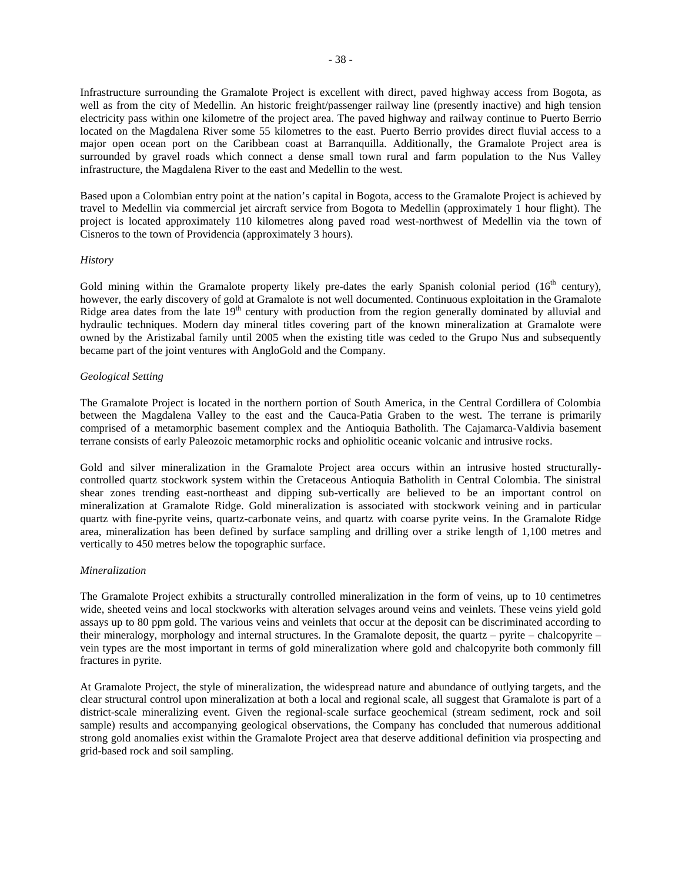Infrastructure surrounding the Gramalote Project is excellent with direct, paved highway access from Bogota, as well as from the city of Medellin. An historic freight/passenger railway line (presently inactive) and high tension electricity pass within one kilometre of the project area. The paved highway and railway continue to Puerto Berrio located on the Magdalena River some 55 kilometres to the east. Puerto Berrio provides direct fluvial access to a major open ocean port on the Caribbean coast at Barranquilla. Additionally, the Gramalote Project area is surrounded by gravel roads which connect a dense small town rural and farm population to the Nus Valley infrastructure, the Magdalena River to the east and Medellin to the west.

Based upon a Colombian entry point at the nation's capital in Bogota, access to the Gramalote Project is achieved by travel to Medellin via commercial jet aircraft service from Bogota to Medellin (approximately 1 hour flight). The project is located approximately 110 kilometres along paved road west-northwest of Medellin via the town of Cisneros to the town of Providencia (approximately 3 hours).

*History*

Gold mining within the Gramalote property likely pre-dates the early Spanish colonial period ($16^{th}$ century), however, the early discovery of gold at Gramalote is not well documented. Continuous exploitation in the Gramalote Ridge area dates from the late $19^{th}$ century with production from the region generally dominated by alluvial and hydraulic techniques. Modern day mineral titles covering part of the known mineralization at Gramalote were owned by the Aristizabal family until 2005 when the existing title was ceded to the Grupo Nus and subsequently became part of the joint ventures with AngloGold and the Company.

*Geological Setting*

The Gramalote Project is located in the northern portion of South America, in the Central Cordillera of Colombia between the Magdalena Valley to the east and the Cauca-Patia Graben to the west. The terrane is primarily comprised of a metamorphic basement complex and the Antioquia Batholith. The Cajamarca-Valdivia basement terrane consists of early Paleozoic metamorphic rocks and ophiolitic oceanic volcanic and intrusive rocks.

Gold and silver mineralization in the Gramalote Project area occurs within an intrusive hosted structurally-controlled quartz stockwork system within the Cretaceous Antioquia Batholith in Central Colombia. The sinistral shear zones trending east-northeast and dipping sub-vertically are believed to be an important control on mineralization at Gramalote Ridge. Gold mineralization is associated with stockwork veining and in particular quartz with fine-pyrite veins, quartz-carbonate veins, and quartz with coarse pyrite veins. In the Gramalote Ridge area, mineralization has been defined by surface sampling and drilling over a strike length of 1,100 metres and vertically to 450 metres below the topographic surface.

*Mineralization*

The Gramalote Project exhibits a structurally controlled mineralization in the form of veins, up to 10 centimetres wide, sheeted veins and local stockworks with alteration selvages around veins and veinlets. These veins yield gold assays up to 80 ppm gold. The various veins and veinlets that occur at the deposit can be discriminated according to their mineralogy, morphology and internal structures. In the Gramalote deposit, the quartz – pyrite – chalcopyrite – vein types are the most important in terms of gold mineralization where gold and chalcopyrite both commonly fill fractures in pyrite.

At Gramalote Project, the style of mineralization, the widespread nature and abundance of outlying targets, and the clear structural control upon mineralization at both a local and regional scale, all suggest that Gramalote is part of a district-scale mineralizing event. Given the regional-scale surface geochemical (stream sediment, rock and soil sample) results and accompanying geological observations, the Company has concluded that numerous additional strong gold anomalies exist within the Gramalote Project area that deserve additional definition via prospecting and grid-based rock and soil sampling.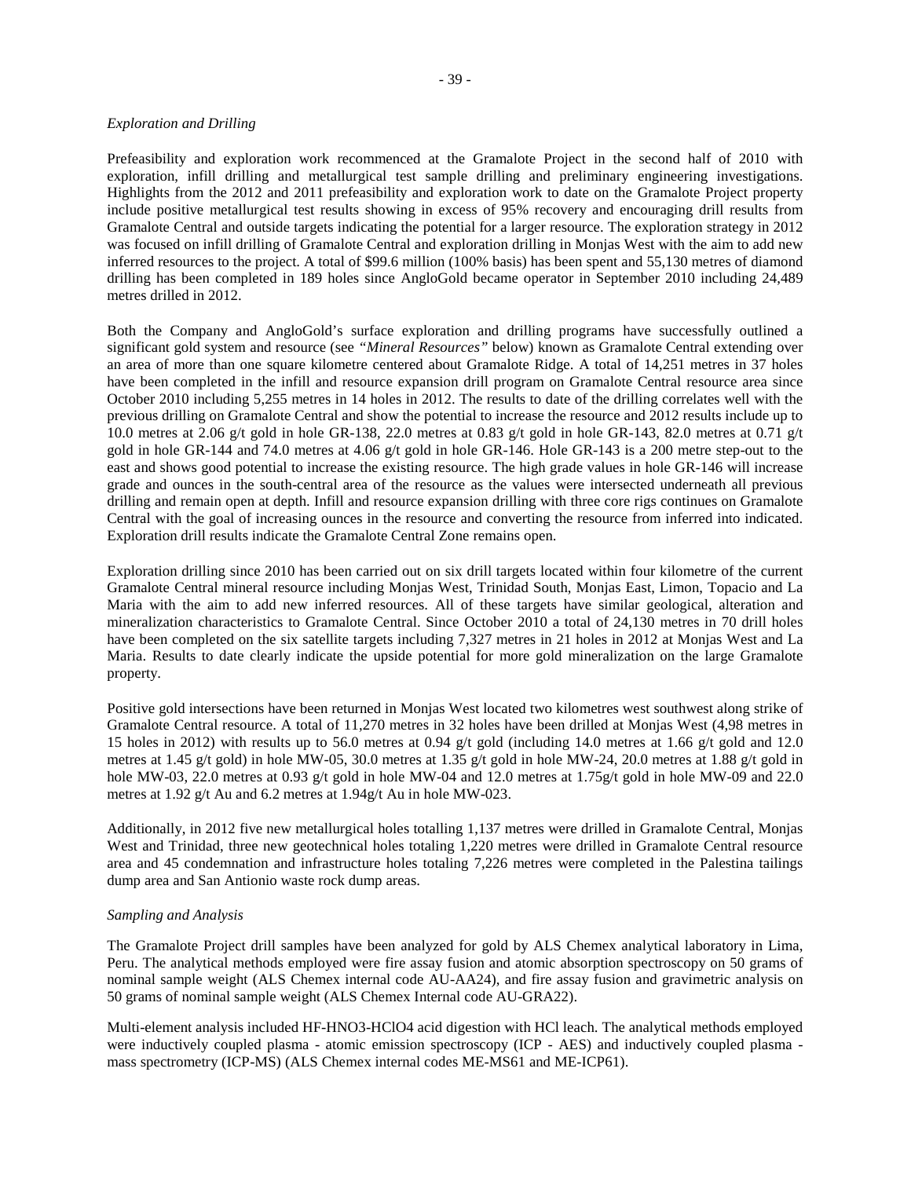*Exploration and Drilling*

Prefeasibility and exploration work recommenced at the Gramalote Project in the second half of 2010 with exploration, infill drilling and metallurgical test sample drilling and preliminary engineering investigations. Highlights from the 2012 and 2011 prefeasibility and exploration work to date on the Gramalote Project property include positive metallurgical test results showing in excess of 95% recovery and encouraging drill results from Gramalote Central and outside targets indicating the potential for a larger resource. The exploration strategy in 2012 was focused on infill drilling of Gramalote Central and exploration drilling in Monjas West with the aim to add new inferred resources to the project. A total of $99.6 million (100% basis) has been spent and 55,130 metres of diamond drilling has been completed in 189 holes since AngloGold became operator in September 2010 including 24,489 metres drilled in 2012.

Both the Company and AngloGold's surface exploration and drilling programs have successfully outlined a significant gold system and resource (see *"Mineral Resources"* below) known as Gramalote Central extending over an area of more than one square kilometre centered about Gramalote Ridge. A total of 14,251 metres in 37 holes have been completed in the infill and resource expansion drill program on Gramalote Central resource area since October 2010 including 5,255 metres in 14 holes in 2012. The results to date of the drilling correlates well with the previous drilling on Gramalote Central and show the potential to increase the resource and 2012 results include up to 10.0 metres at 2.06 g/t gold in hole GR-138, 22.0 metres at 0.83 g/t gold in hole GR-143, 82.0 metres at 0.71 g/t gold in hole GR-144 and 74.0 metres at 4.06 g/t gold in hole GR-146. Hole GR-143 is a 200 metre step-out to the east and shows good potential to increase the existing resource. The high grade values in hole GR-146 will increase grade and ounces in the south-central area of the resource as the values were intersected underneath all previous drilling and remain open at depth. Infill and resource expansion drilling with three core rigs continues on Gramalote Central with the goal of increasing ounces in the resource and converting the resource from inferred into indicated. Exploration drill results indicate the Gramalote Central Zone remains open.

Exploration drilling since 2010 has been carried out on six drill targets located within four kilometre of the current Gramalote Central mineral resource including Monjas West, Trinidad South, Monjas East, Limon, Topacio and La Maria with the aim to add new inferred resources. All of these targets have similar geological, alteration and mineralization characteristics to Gramalote Central. Since October 2010 a total of 24,130 metres in 70 drill holes have been completed on the six satellite targets including 7,327 metres in 21 holes in 2012 at Monjas West and La Maria. Results to date clearly indicate the upside potential for more gold mineralization on the large Gramalote property.

Positive gold intersections have been returned in Monjas West located two kilometres west southwest along strike of Gramalote Central resource. A total of 11,270 metres in 32 holes have been drilled at Monjas West (4,98 metres in 15 holes in 2012) with results up to 56.0 metres at 0.94 g/t gold (including 14.0 metres at 1.66 g/t gold and 12.0 metres at 1.45 g/t gold) in hole MW-05, 30.0 metres at 1.35 g/t gold in hole MW-24, 20.0 metres at 1.88 g/t gold in hole MW-03, 22.0 metres at 0.93 g/t gold in hole MW-04 and 12.0 metres at 1.75g/t gold in hole MW-09 and 22.0 metres at 1.92 g/t Au and 6.2 metres at 1.94g/t Au in hole MW-023.

Additionally, in 2012 five new metallurgical holes totalling 1,137 metres were drilled in Gramalote Central, Monjas West and Trinidad, three new geotechnical holes totaling 1,220 metres were drilled in Gramalote Central resource area and 45 condemnation and infrastructure holes totaling 7,226 metres were completed in the Palestina tailings dump area and San Antonio waste rock dump areas.

*Sampling and Analysis*

The Gramalote Project drill samples have been analyzed for gold by ALS Chemex analytical laboratory in Lima, Peru. The analytical methods employed were fire assay fusion and atomic absorption spectroscopy on 50 grams of nominal sample weight (ALS Chemex internal code AU-AA24), and fire assay fusion and gravimetric analysis on 50 grams of nominal sample weight (ALS Chemex Internal code AU-GRA22).

Multi-element analysis included $HF$-$HNO_3$-$HClO_4$ acid digestion with $HCl$ leach. The analytical methods employed were inductively coupled plasma - atomic emission spectroscopy (ICP - AES) and inductively coupled plasma - mass spectrometry (ICP-MS) (ALS Chemex internal codes ME-MS61 and ME-ICP61).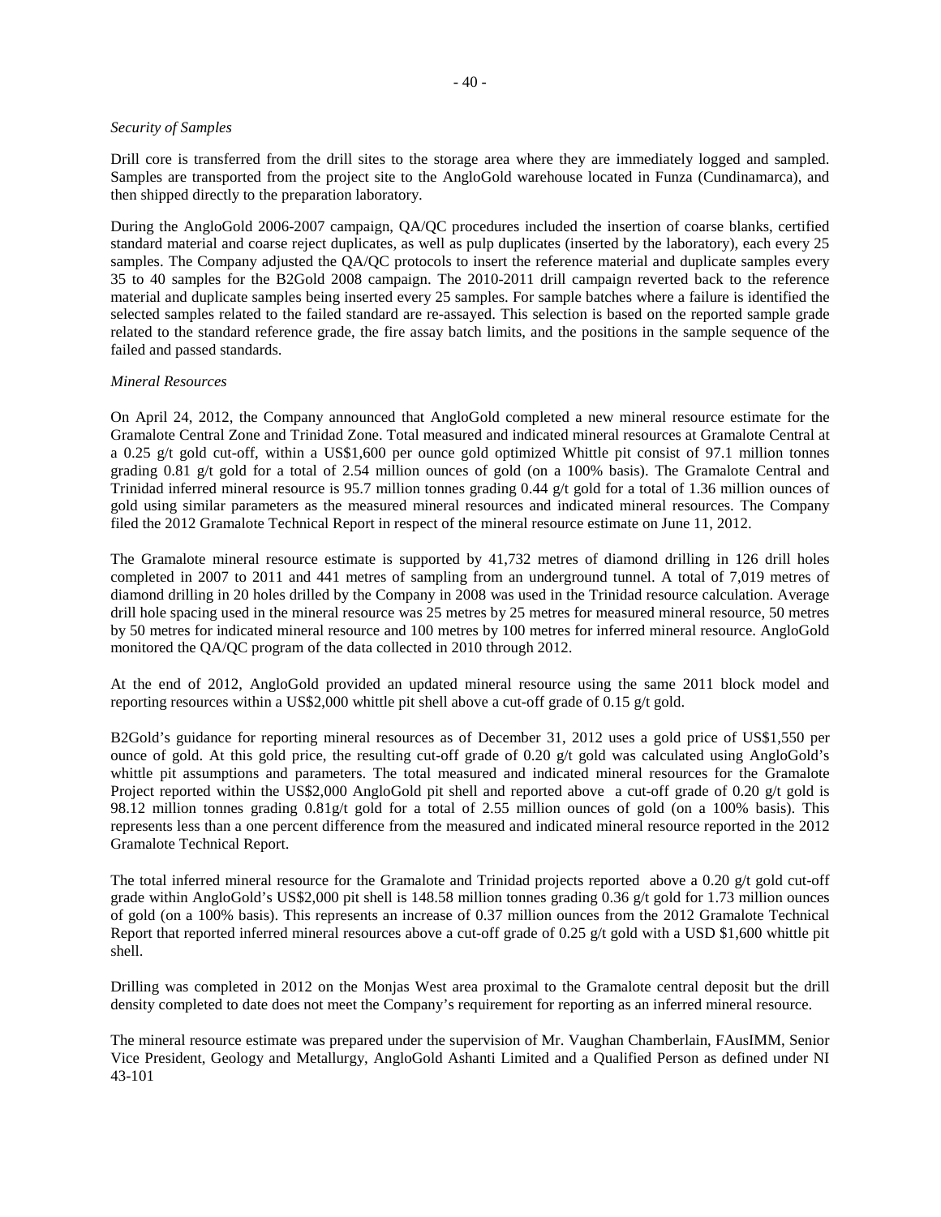*Security of Samples*

Drill core is transferred from the drill sites to the storage area where they are immediately logged and sampled. Samples are transported from the project site to the AngloGold warehouse located in Funza (Cundinamarca), and then shipped directly to the preparation laboratory.

During the AngloGold 2006-2007 campaign, QA/QC procedures included the insertion of coarse blanks, certified standard material and coarse reject duplicates, as well as pulp duplicates (inserted by the laboratory), each every 25 samples. The Company adjusted the QA/QC protocols to insert the reference material and duplicate samples every 35 to 40 samples for the B2Gold 2008 campaign. The 2010-2011 drill campaign reverted back to the reference material and duplicate samples being inserted every 25 samples. For sample batches where a failure is identified the selected samples related to the failed standard are re-assayed. This selection is based on the reported sample grade related to the standard reference grade, the fire assay batch limits, and the positions in the sample sequence of the failed and passed standards.

*Mineral Resources*

On April 24, 2012, the Company announced that AngloGold completed a new mineral resource estimate for the Gramalote Central Zone and Trinidad Zone. Total measured and indicated mineral resources at Gramalote Central at a 0.25 g/t gold cut-off, within a US$1,600 per ounce gold optimized Whittle pit consist of 97.1 million tonnes grading 0.81 g/t gold for a total of 2.54 million ounces of gold (on a 100% basis). The Gramalote Central and Trinidad inferred mineral resource is 95.7 million tonnes grading 0.44 g/t gold for a total of 1.36 million ounces of gold using similar parameters as the measured mineral resources and indicated mineral resources. The Company filed the 2012 Gramalote Technical Report in respect of the mineral resource estimate on June 11, 2012.

The Gramalote mineral resource estimate is supported by 41,732 metres of diamond drilling in 126 drill holes completed in 2007 to 2011 and 441 metres of sampling from an underground tunnel. A total of 7,019 metres of diamond drilling in 20 holes drilled by the Company in 2008 was used in the Trinidad resource calculation. Average drill hole spacing used in the mineral resource was 25 metres by 25 metres for measured mineral resource, 50 metres by 50 metres for indicated mineral resource and 100 metres by 100 metres for inferred mineral resource. AngloGold monitored the QA/QC program of the data collected in 2010 through 2012.

At the end of 2012, AngloGold provided an updated mineral resource using the same 2011 block model and reporting resources within a US$2,000 whittle pit shell above a cut-off grade of 0.15 g/t gold.

B2Gold's guidance for reporting mineral resources as of December 31, 2012 uses a gold price of US$1,550 per ounce of gold. At this gold price, the resulting cut-off grade of 0.20 g/t gold was calculated using AngloGold's whittle pit assumptions and parameters. The total measured and indicated mineral resources for the Gramalote Project reported within the US$2,000 AngloGold pit shell and reported above a cut-off grade of 0.20 g/t gold is 98.12 million tonnes grading 0.81g/t gold for a total of 2.55 million ounces of gold (on a 100% basis). This represents less than a one percent difference from the measured and indicated mineral resource reported in the 2012 Gramalote Technical Report.

The total inferred mineral resource for the Gramalote and Trinidad projects reported above a 0.20 g/t gold cut-off grade within AngloGold's US$2,000 pit shell is 148.58 million tonnes grading 0.36 g/t gold for 1.73 million ounces of gold (on a 100% basis). This represents an increase of 0.37 million ounces from the 2012 Gramalote Technical Report that reported inferred mineral resources above a cut-off grade of 0.25 g/t gold with a USD $1,600 whittle pit shell.

Drilling was completed in 2012 on the Monjas West area proximal to the Gramalote central deposit but the drill density completed to date does not meet the Company's requirement for reporting as an inferred mineral resource.

The mineral resource estimate was prepared under the supervision of Mr. Vaughan Chamberlain, FAusIMM, Senior Vice President, Geology and Metallurgy, AngloGold Ashanti Limited and a Qualified Person as defined under NI 43-101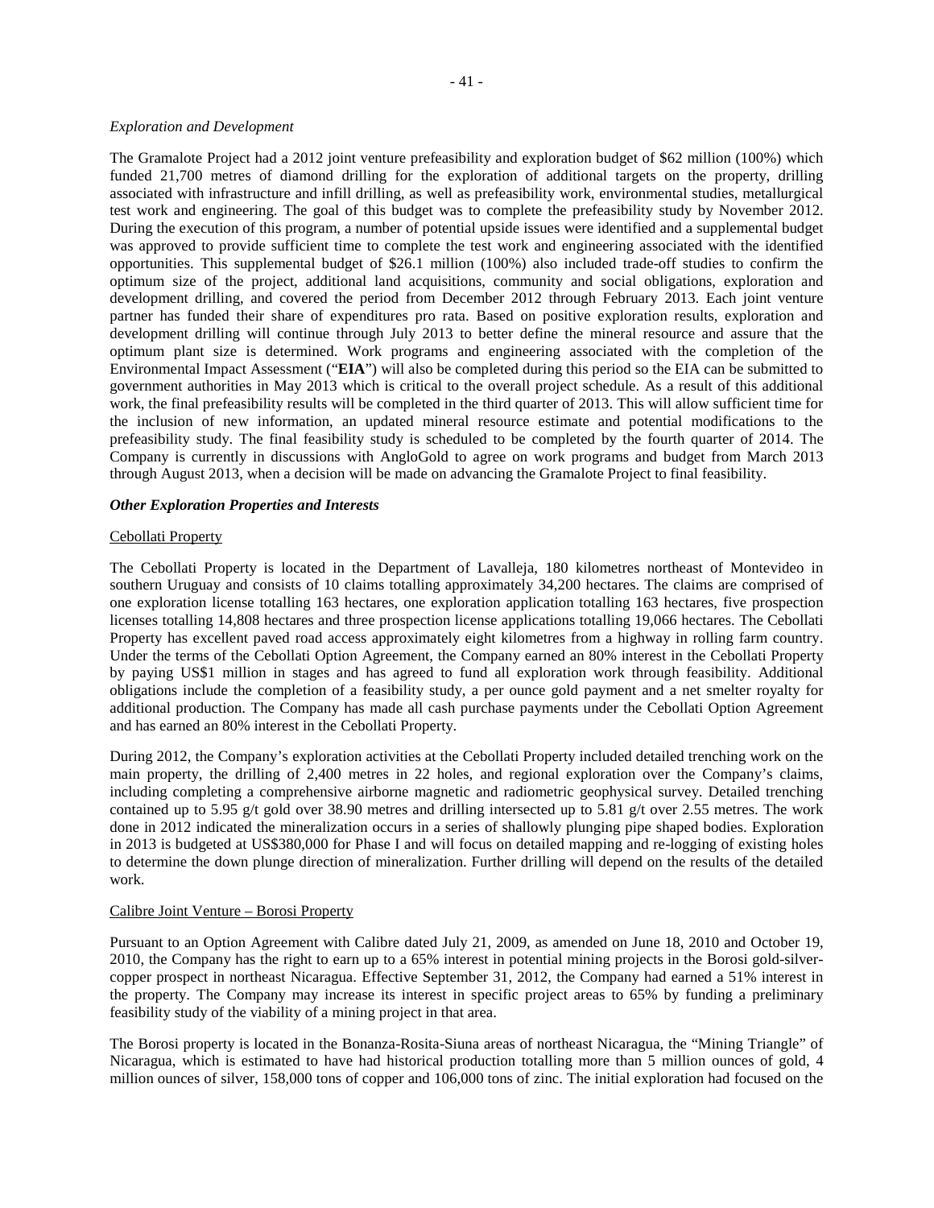*Exploration and Development*

The Gramalote Project had a 2012 joint venture prefeasibility and exploration budget of $62 million (100%) which funded 21,700 metres of diamond drilling for the exploration of additional targets on the property, drilling associated with infrastructure and infill drilling, as well as prefeasibility work, environmental studies, metallurgical test work and engineering. The goal of this budget was to complete the prefeasibility study by November 2012. During the execution of this program, a number of potential upside issues were identified and a supplemental budget was approved to provide sufficient time to complete the test work and engineering associated with the identified opportunities. This supplemental budget of $26.1 million (100%) also included trade-off studies to confirm the optimum size of the project, additional land acquisitions, community and social obligations, exploration and development drilling, and covered the period from December 2012 through February 2013. Each joint venture partner has funded their share of expenditures pro rata. Based on positive exploration results, exploration and development drilling will continue through July 2013 to better define the mineral resource and assure that the optimum plant size is determined. Work programs and engineering associated with the completion of the Environmental Impact Assessment ("**EIA**") will also be completed during this period so the EIA can be submitted to government authorities in May 2013 which is critical to the overall project schedule. As a result of this additional work, the final prefeasibility results will be completed in the third quarter of 2013. This will allow sufficient time for the inclusion of new information, an updated mineral resource estimate and potential modifications to the prefeasibility study. The final feasibility study is scheduled to be completed by the fourth quarter of 2014. The Company is currently in discussions with AngloGold to agree on work programs and budget from March 2013 through August 2013, when a decision will be made on advancing the Gramalote Project to final feasibility.

***Other Exploration Properties and Interests***

Cebollati Property

The Cebollati Property is located in the Department of Lavalleja, 180 kilometres northeast of Montevideo in southern Uruguay and consists of 10 claims totalling approximately 34,200 hectares. The claims are comprised of one exploration license totalling 163 hectares, one exploration application totalling 163 hectares, five prospection licenses totalling 14,808 hectares and three prospection license applications totalling 19,066 hectares. The Cebollati Property has excellent paved road access approximately eight kilometres from a highway in rolling farm country. Under the terms of the Cebollati Option Agreement, the Company earned an 80% interest in the Cebollati Property by paying US$1 million in stages and has agreed to fund all exploration work through feasibility. Additional obligations include the completion of a feasibility study, a per ounce gold payment and a net smelter royalty for additional production. The Company has made all cash purchase payments under the Cebollati Option Agreement and has earned an 80% interest in the Cebollati Property.

During 2012, the Company's exploration activities at the Cebollati Property included detailed trenching work on the main property, the drilling of 2,400 metres in 22 holes, and regional exploration over the Company's claims, including completing a comprehensive airborne magnetic and radiometric geophysical survey. Detailed trenching contained up to 5.95 g/t gold over 38.90 metres and drilling intersected up to 5.81 g/t over 2.55 metres. The work done in 2012 indicated the mineralization occurs in a series of shallowly plunging pipe shaped bodies. Exploration in 2013 is budgeted at US$380,000 for Phase I and will focus on detailed mapping and re-logging of existing holes to determine the down plunge direction of mineralization. Further drilling will depend on the results of the detailed work.

Calibre Joint Venture – Borosi Property

Pursuant to an Option Agreement with Calibre dated July 21, 2009, as amended on June 18, 2010 and October 19, 2010, the Company has the right to earn up to a 65% interest in potential mining projects in the Borosi gold-silver-copper prospect in northeast Nicaragua. Effective September 31, 2012, the Company had earned a 51% interest in the property. The Company may increase its interest in specific project areas to 65% by funding a preliminary feasibility study of the viability of a mining project in that area.

The Borosi property is located in the Bonanza-Rosita-Siuna areas of northeast Nicaragua, the "Mining Triangle" of Nicaragua, which is estimated to have had historical production totalling more than 5 million ounces of gold, 4 million ounces of silver, 158,000 tons of copper and 106,000 tons of zinc. The initial exploration had focused on the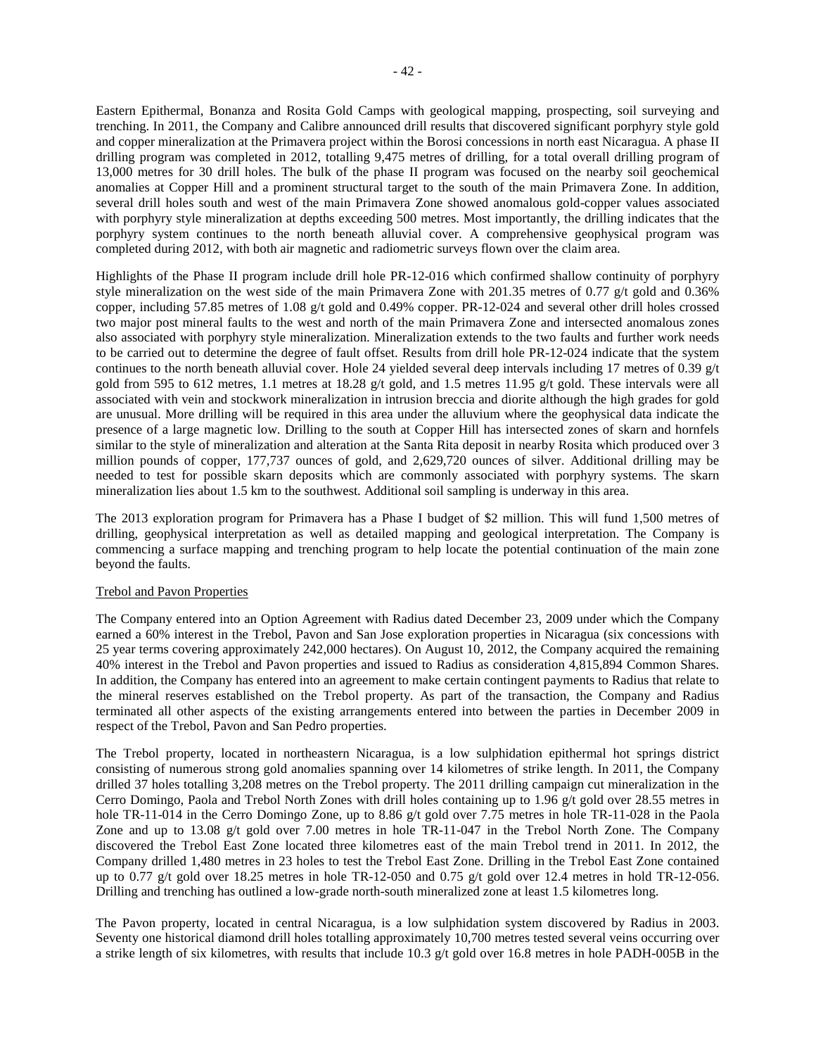Eastern Epithermal, Bonanza and Rosita Gold Camps with geological mapping, prospecting, soil surveying and trenching. In 2011, the Company and Calibre announced drill results that discovered significant porphyry style gold and copper mineralization at the Primavera project within the Borosi concessions in north east Nicaragua. A phase II drilling program was completed in 2012, totalling 9,475 metres of drilling, for a total overall drilling program of 13,000 metres for 30 drill holes. The bulk of the phase II program was focused on the nearby soil geochemical anomalies at Copper Hill and a prominent structural target to the south of the main Primavera Zone. In addition, several drill holes south and west of the main Primavera Zone showed anomalous gold-copper values associated with porphyry style mineralization at depths exceeding 500 metres. Most importantly, the drilling indicates that the porphyry system continues to the north beneath alluvial cover. A comprehensive geophysical program was completed during 2012, with both air magnetic and radiometric surveys flown over the claim area.

Highlights of the Phase II program include drill hole PR-12-016 which confirmed shallow continuity of porphyry style mineralization on the west side of the main Primavera Zone with 201.35 metres of 0.77 g/t gold and 0.36% copper, including 57.85 metres of 1.08 g/t gold and 0.49% copper. PR-12-024 and several other drill holes crossed two major post mineral faults to the west and north of the main Primavera Zone and intersected anomalous zones also associated with porphyry style mineralization. Mineralization extends to the two faults and further work needs to be carried out to determine the degree of fault offset. Results from drill hole PR-12-024 indicate that the system continues to the north beneath alluvial cover. Hole 24 yielded several deep intervals including 17 metres of 0.39 g/t gold from 595 to 612 metres, 1.1 metres at 18.28 g/t gold, and 1.5 metres 11.95 g/t gold. These intervals were all associated with vein and stockwork mineralization in intrusion breccia and diorite although the high grades for gold are unusual. More drilling will be required in this area under the alluvium where the geophysical data indicate the presence of a large magnetic low. Drilling to the south at Copper Hill has intersected zones of skarn and hornfels similar to the style of mineralization and alteration at the Santa Rita deposit in nearby Rosita which produced over 3 million pounds of copper, 177,737 ounces of gold, and 2,629,720 ounces of silver. Additional drilling may be needed to test for possible skarn deposits which are commonly associated with porphyry systems. The skarn mineralization lies about 1.5 km to the southwest. Additional soil sampling is underway in this area.

The 2013 exploration program for Primavera has a Phase I budget of $2 million. This will fund 1,500 metres of drilling, geophysical interpretation as well as detailed mapping and geological interpretation. The Company is commencing a surface mapping and trenching program to help locate the potential continuation of the main zone beyond the faults.

Trebol and Pavon Properties

The Company entered into an Option Agreement with Radius dated December 23, 2009 under which the Company earned a 60% interest in the Trebol, Pavon and San Jose exploration properties in Nicaragua (six concessions with 25 year terms covering approximately 242,000 hectares). On August 10, 2012, the Company acquired the remaining 40% interest in the Trebol and Pavon properties and issued to Radius as consideration 4,815,894 Common Shares. In addition, the Company has entered into an agreement to make certain contingent payments to Radius that relate to the mineral reserves established on the Trebol property. As part of the transaction, the Company and Radius terminated all other aspects of the existing arrangements entered into between the parties in December 2009 in respect of the Trebol, Pavon and San Pedro properties.

The Trebol property, located in northeastern Nicaragua, is a low sulphidation epithermal hot springs district consisting of numerous strong gold anomalies spanning over 14 kilometres of strike length. In 2011, the Company drilled 37 holes totalling 3,208 metres on the Trebol property. The 2011 drilling campaign cut mineralization in the Cerro Domingo, Paola and Trebol North Zones with drill holes containing up to 1.96 g/t gold over 28.55 metres in hole TR-11-014 in the Cerro Domingo Zone, up to 8.86 g/t gold over 7.75 metres in hole TR-11-028 in the Paola Zone and up to 13.08 g/t gold over 7.00 metres in hole TR-11-047 in the Trebol North Zone. The Company discovered the Trebol East Zone located three kilometres east of the main Trebol trend in 2011. In 2012, the Company drilled 1,480 metres in 23 holes to test the Trebol East Zone. Drilling in the Trebol East Zone contained up to 0.77 g/t gold over 18.25 metres in hole TR-12-050 and 0.75 g/t gold over 12.4 metres in hold TR-12-056. Drilling and trenching has outlined a low-grade north-south mineralized zone at least 1.5 kilometres long.

The Pavon property, located in central Nicaragua, is a low sulphidation system discovered by Radius in 2003. Seventy one historical diamond drill holes totalling approximately 10,700 metres tested several veins occurring over a strike length of six kilometres, with results that include 10.3 g/t gold over 16.8 metres in hole PADH-005B in the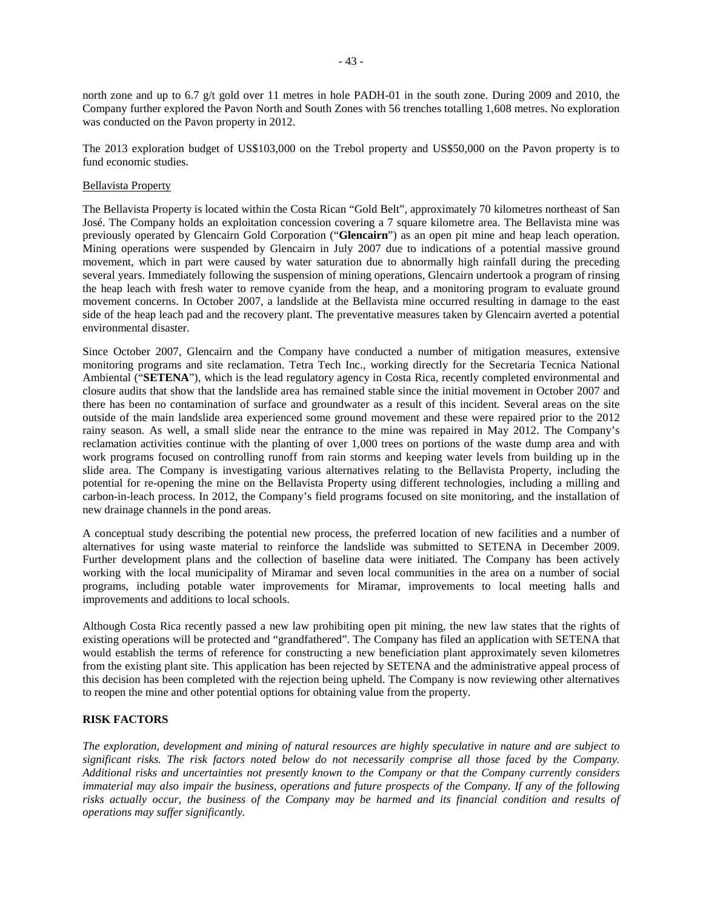north zone and up to 6.7 g/t gold over 11 metres in hole PADH-01 in the south zone. During 2009 and 2010, the Company further explored the Pavon North and South Zones with 56 trenches totalling 1,608 metres. No exploration was conducted on the Pavon property in 2012.

The 2013 exploration budget of US$103,000 on the Trebol property and US$50,000 on the Pavon property is to fund economic studies.

Bellavista Property

The Bellavista Property is located within the Costa Rican "Gold Belt", approximately 70 kilometres northeast of San José. The Company holds an exploitation concession covering a 7 square kilometre area. The Bellavista mine was previously operated by Glencairn Gold Corporation ("**Glencairn**") as an open pit mine and heap leach operation. Mining operations were suspended by Glencairn in July 2007 due to indications of a potential massive ground movement, which in part were caused by water saturation due to abnormally high rainfall during the preceding several years. Immediately following the suspension of mining operations, Glencairn undertook a program of rinsing the heap leach with fresh water to remove cyanide from the heap, and a monitoring program to evaluate ground movement concerns. In October 2007, a landslide at the Bellavista mine occurred resulting in damage to the east side of the heap leach pad and the recovery plant. The preventative measures taken by Glencairn averted a potential environmental disaster.

Since October 2007, Glencairn and the Company have conducted a number of mitigation measures, extensive monitoring programs and site reclamation. Tetra Tech Inc., working directly for the Secretaria Tecnica National Ambiental ("**SETENA**"), which is the lead regulatory agency in Costa Rica, recently completed environmental and closure audits that show that the landslide area has remained stable since the initial movement in October 2007 and there has been no contamination of surface and groundwater as a result of this incident. Several areas on the site outside of the main landslide area experienced some ground movement and these were repaired prior to the 2012 rainy season. As well, a small slide near the entrance to the mine was repaired in May 2012. The Company's reclamation activities continue with the planting of over 1,000 trees on portions of the waste dump area and with work programs focused on controlling runoff from rain storms and keeping water levels from building up in the slide area. The Company is investigating various alternatives relating to the Bellavista Property, including the potential for re-opening the mine on the Bellavista Property using different technologies, including a milling and carbon-in-leach process. In 2012, the Company's field programs focused on site monitoring, and the installation of new drainage channels in the pond areas.

A conceptual study describing the potential new process, the preferred location of new facilities and a number of alternatives for using waste material to reinforce the landslide was submitted to SETENA in December 2009. Further development plans and the collection of baseline data were initiated. The Company has been actively working with the local municipality of Miramar and seven local communities in the area on a number of social programs, including potable water improvements for Miramar, improvements to local meeting halls and improvements and additions to local schools.

Although Costa Rica recently passed a new law prohibiting open pit mining, the new law states that the rights of existing operations will be protected and "grandfathered". The Company has filed an application with SETENA that would establish the terms of reference for constructing a new beneficiation plant approximately seven kilometres from the existing plant site. This application has been rejected by SETENA and the administrative appeal process of this decision has been completed with the rejection being upheld. The Company is now reviewing other alternatives to reopen the mine and other potential options for obtaining value from the property.

## RISK FACTORS

*The exploration, development and mining of natural resources are highly speculative in nature and are subject to significant risks. The risk factors noted below do not necessarily comprise all those faced by the Company. Additional risks and uncertainties not presently known to the Company or that the Company currently considers immaterial may also impair the business, operations and future prospects of the Company. If any of the following risks actually occur, the business of the Company may be harmed and its financial condition and results of operations may suffer significantly.*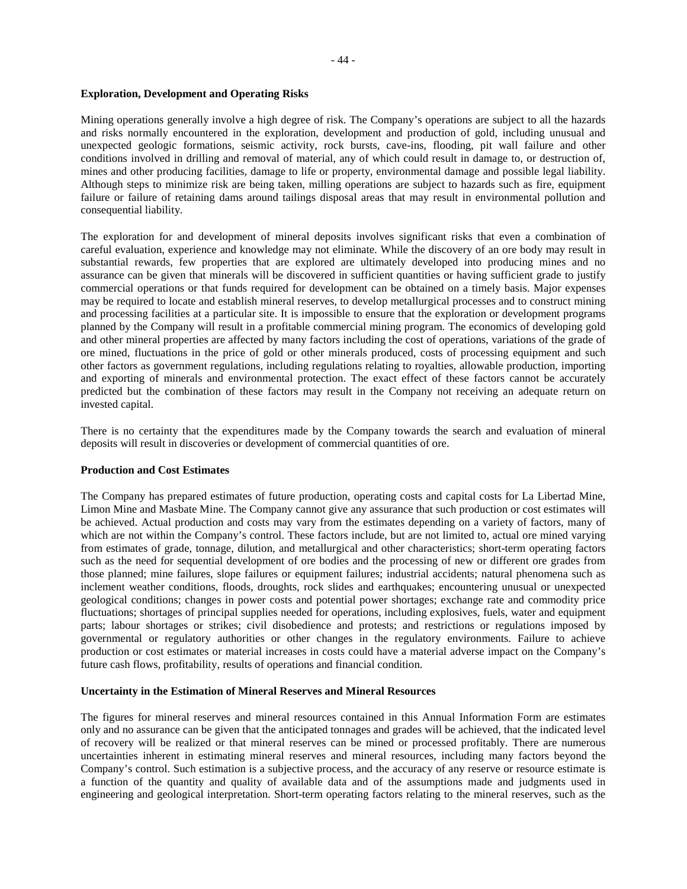### Exploration, Development and Operating Risks

Mining operations generally involve a high degree of risk. The Company's operations are subject to all the hazards and risks normally encountered in the exploration, development and production of gold, including unusual and unexpected geologic formations, seismic activity, rock bursts, cave-ins, flooding, pit wall failure and other conditions involved in drilling and removal of material, any of which could result in damage to, or destruction of, mines and other producing facilities, damage to life or property, environmental damage and possible legal liability. Although steps to minimize risk are being taken, milling operations are subject to hazards such as fire, equipment failure or failure of retaining dams around tailings disposal areas that may result in environmental pollution and consequential liability.

The exploration for and development of mineral deposits involves significant risks that even a combination of careful evaluation, experience and knowledge may not eliminate. While the discovery of an ore body may result in substantial rewards, few properties that are explored are ultimately developed into producing mines and no assurance can be given that minerals will be discovered in sufficient quantities or having sufficient grade to justify commercial operations or that funds required for development can be obtained on a timely basis. Major expenses may be required to locate and establish mineral reserves, to develop metallurgical processes and to construct mining and processing facilities at a particular site. It is impossible to ensure that the exploration or development programs planned by the Company will result in a profitable commercial mining program. The economics of developing gold and other mineral properties are affected by many factors including the cost of operations, variations of the grade of ore mined, fluctuations in the price of gold or other minerals produced, costs of processing equipment and such other factors as government regulations, including regulations relating to royalties, allowable production, importing and exporting of minerals and environmental protection. The exact effect of these factors cannot be accurately predicted but the combination of these factors may result in the Company not receiving an adequate return on invested capital.

There is no certainty that the expenditures made by the Company towards the search and evaluation of mineral deposits will result in discoveries or development of commercial quantities of ore.

### Production and Cost Estimates

The Company has prepared estimates of future production, operating costs and capital costs for La Libertad Mine, Limon Mine and Masbate Mine. The Company cannot give any assurance that such production or cost estimates will be achieved. Actual production and costs may vary from the estimates depending on a variety of factors, many of which are not within the Company's control. These factors include, but are not limited to, actual ore mined varying from estimates of grade, tonnage, dilution, and metallurgical and other characteristics; short-term operating factors such as the need for sequential development of ore bodies and the processing of new or different ore grades from those planned; mine failures, slope failures or equipment failures; industrial accidents; natural phenomena such as inclement weather conditions, floods, droughts, rock slides and earthquakes; encountering unusual or unexpected geological conditions; changes in power costs and potential power shortages; exchange rate and commodity price fluctuations; shortages of principal supplies needed for operations, including explosives, fuels, water and equipment parts; labour shortages or strikes; civil disobedience and protests; and restrictions or regulations imposed by governmental or regulatory authorities or other changes in the regulatory environments. Failure to achieve production or cost estimates or material increases in costs could have a material adverse impact on the Company's future cash flows, profitability, results of operations and financial condition.

### Uncertainty in the Estimation of Mineral Reserves and Mineral Resources

The figures for mineral reserves and mineral resources contained in this Annual Information Form are estimates only and no assurance can be given that the anticipated tonnages and grades will be achieved, that the indicated level of recovery will be realized or that mineral reserves can be mined or processed profitably. There are numerous uncertainties inherent in estimating mineral reserves and mineral resources, including many factors beyond the Company's control. Such estimation is a subjective process, and the accuracy of any reserve or resource estimate is a function of the quantity and quality of available data and of the assumptions made and judgments used in engineering and geological interpretation. Short-term operating factors relating to the mineral reserves, such as the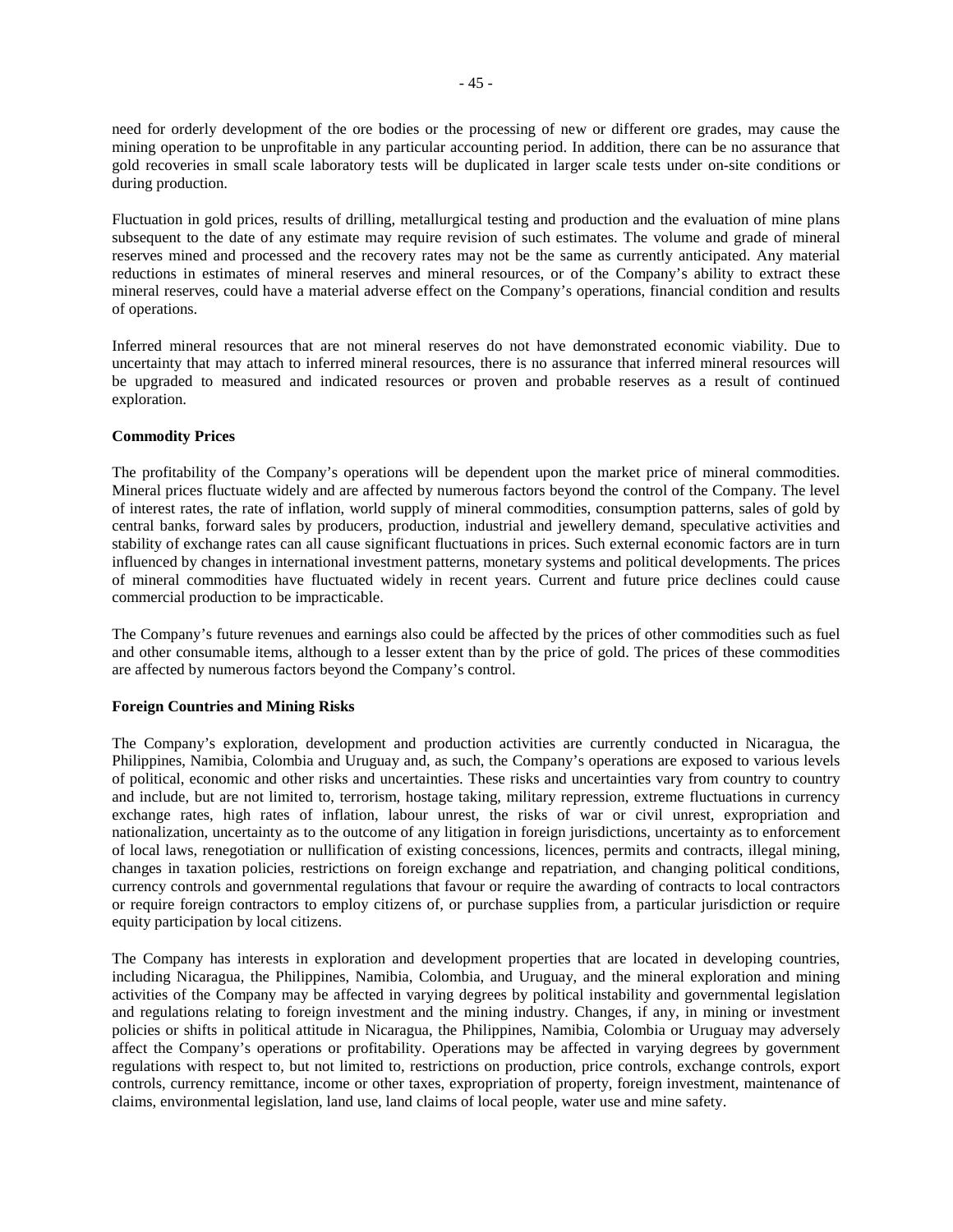need for orderly development of the ore bodies or the processing of new or different ore grades, may cause the mining operation to be unprofitable in any particular accounting period. In addition, there can be no assurance that gold recoveries in small scale laboratory tests will be duplicated in larger scale tests under on-site conditions or during production.

Fluctuation in gold prices, results of drilling, metallurgical testing and production and the evaluation of mine plans subsequent to the date of any estimate may require revision of such estimates. The volume and grade of mineral reserves mined and processed and the recovery rates may not be the same as currently anticipated. Any material reductions in estimates of mineral reserves and mineral resources, or of the Company's ability to extract these mineral reserves, could have a material adverse effect on the Company's operations, financial condition and results of operations.

Inferred mineral resources that are not mineral reserves do not have demonstrated economic viability. Due to uncertainty that may attach to inferred mineral resources, there is no assurance that inferred mineral resources will be upgraded to measured and indicated resources or proven and probable reserves as a result of continued exploration.

**Commodity Prices**

The profitability of the Company's operations will be dependent upon the market price of mineral commodities. Mineral prices fluctuate widely and are affected by numerous factors beyond the control of the Company. The level of interest rates, the rate of inflation, world supply of mineral commodities, consumption patterns, sales of gold by central banks, forward sales by producers, production, industrial and jewellery demand, speculative activities and stability of exchange rates can all cause significant fluctuations in prices. Such external economic factors are in turn influenced by changes in international investment patterns, monetary systems and political developments. The prices of mineral commodities have fluctuated widely in recent years. Current and future price declines could cause commercial production to be impracticable.

The Company's future revenues and earnings also could be affected by the prices of other commodities such as fuel and other consumable items, although to a lesser extent than by the price of gold. The prices of these commodities are affected by numerous factors beyond the Company's control.

**Foreign Countries and Mining Risks**

The Company's exploration, development and production activities are currently conducted in Nicaragua, the Philippines, Namibia, Colombia and Uruguay and, as such, the Company's operations are exposed to various levels of political, economic and other risks and uncertainties. These risks and uncertainties vary from country to country and include, but are not limited to, terrorism, hostage taking, military repression, extreme fluctuations in currency exchange rates, high rates of inflation, labour unrest, the risks of war or civil unrest, expropriation and nationalization, uncertainty as to the outcome of any litigation in foreign jurisdictions, uncertainty as to enforcement of local laws, renegotiation or nullification of existing concessions, licences, permits and contracts, illegal mining, changes in taxation policies, restrictions on foreign exchange and repatriation, and changing political conditions, currency controls and governmental regulations that favour or require the awarding of contracts to local contractors or require foreign contractors to employ citizens of, or purchase supplies from, a particular jurisdiction or require equity participation by local citizens.

The Company has interests in exploration and development properties that are located in developing countries, including Nicaragua, the Philippines, Namibia, Colombia, and Uruguay, and the mineral exploration and mining activities of the Company may be affected in varying degrees by political instability and governmental legislation and regulations relating to foreign investment and the mining industry. Changes, if any, in mining or investment policies or shifts in political attitude in Nicaragua, the Philippines, Namibia, Colombia or Uruguay may adversely affect the Company's operations or profitability. Operations may be affected in varying degrees by government regulations with respect to, but not limited to, restrictions on production, price controls, exchange controls, export controls, currency remittance, income or other taxes, expropriation of property, foreign investment, maintenance of claims, environmental legislation, land use, land claims of local people, water use and mine safety.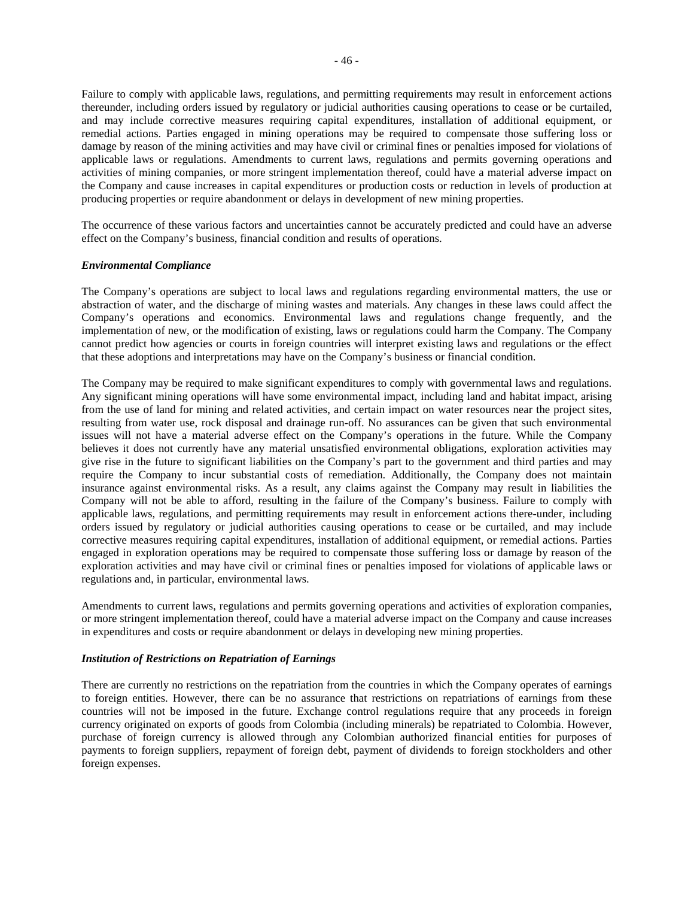Failure to comply with applicable laws, regulations, and permitting requirements may result in enforcement actions thereunder, including orders issued by regulatory or judicial authorities causing operations to cease or be curtailed, and may include corrective measures requiring capital expenditures, installation of additional equipment, or remedial actions. Parties engaged in mining operations may be required to compensate those suffering loss or damage by reason of the mining activities and may have civil or criminal fines or penalties imposed for violations of applicable laws or regulations. Amendments to current laws, regulations and permits governing operations and activities of mining companies, or more stringent implementation thereof, could have a material adverse impact on the Company and cause increases in capital expenditures or production costs or reduction in levels of production at producing properties or require abandonment or delays in development of new mining properties.

The occurrence of these various factors and uncertainties cannot be accurately predicted and could have an adverse effect on the Company's business, financial condition and results of operations.

***Environmental Compliance***

The Company's operations are subject to local laws and regulations regarding environmental matters, the use or abstraction of water, and the discharge of mining wastes and materials. Any changes in these laws could affect the Company's operations and economics. Environmental laws and regulations change frequently, and the implementation of new, or the modification of existing, laws or regulations could harm the Company. The Company cannot predict how agencies or courts in foreign countries will interpret existing laws and regulations or the effect that these adoptions and interpretations may have on the Company's business or financial condition.

The Company may be required to make significant expenditures to comply with governmental laws and regulations. Any significant mining operations will have some environmental impact, including land and habitat impact, arising from the use of land for mining and related activities, and certain impact on water resources near the project sites, resulting from water use, rock disposal and drainage run-off. No assurances can be given that such environmental issues will not have a material adverse effect on the Company's operations in the future. While the Company believes it does not currently have any material unsatisfied environmental obligations, exploration activities may give rise in the future to significant liabilities on the Company's part to the government and third parties and may require the Company to incur substantial costs of remediation. Additionally, the Company does not maintain insurance against environmental risks. As a result, any claims against the Company may result in liabilities the Company will not be able to afford, resulting in the failure of the Company's business. Failure to comply with applicable laws, regulations, and permitting requirements may result in enforcement actions there-under, including orders issued by regulatory or judicial authorities causing operations to cease or be curtailed, and may include corrective measures requiring capital expenditures, installation of additional equipment, or remedial actions. Parties engaged in exploration operations may be required to compensate those suffering loss or damage by reason of the exploration activities and may have civil or criminal fines or penalties imposed for violations of applicable laws or regulations and, in particular, environmental laws.

Amendments to current laws, regulations and permits governing operations and activities of exploration companies, or more stringent implementation thereof, could have a material adverse impact on the Company and cause increases in expenditures and costs or require abandonment or delays in developing new mining properties.

***Institution of Restrictions on Repatriation of Earnings***

There are currently no restrictions on the repatriation from the countries in which the Company operates of earnings to foreign entities. However, there can be no assurance that restrictions on repatriations of earnings from these countries will not be imposed in the future. Exchange control regulations require that any proceeds in foreign currency originated on exports of goods from Colombia (including minerals) be repatriated to Colombia. However, purchase of foreign currency is allowed through any Colombian authorized financial entities for purposes of payments to foreign suppliers, repayment of foreign debt, payment of dividends to foreign stockholders and other foreign expenses.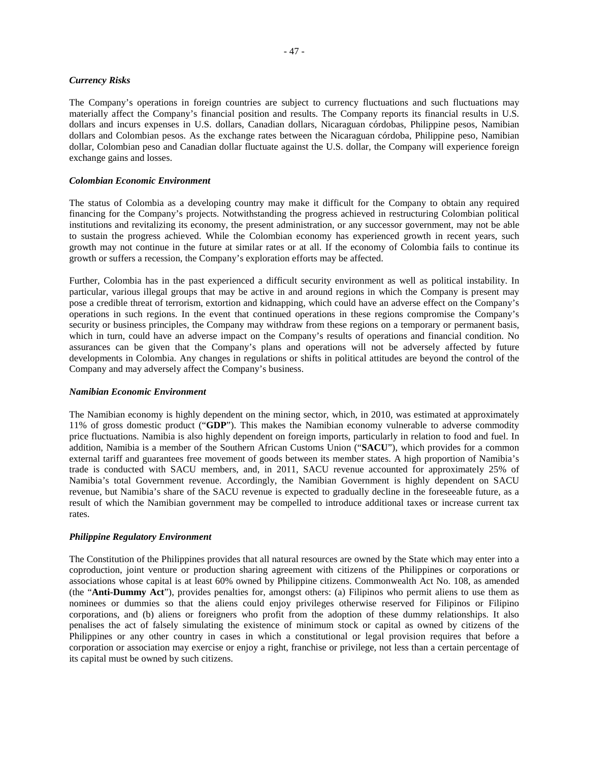*Currency Risks*

The Company's operations in foreign countries are subject to currency fluctuations and such fluctuations may materially affect the Company's financial position and results. The Company reports its financial results in U.S. dollars and incurs expenses in U.S. dollars, Canadian dollars, Nicaraguan córdobas, Philippine pesos, Namibian dollars and Colombian pesos. As the exchange rates between the Nicaraguan córdoba, Philippine peso, Namibian dollar, Colombian peso and Canadian dollar fluctuate against the U.S. dollar, the Company will experience foreign exchange gains and losses.

*Colombian Economic Environment*

The status of Colombia as a developing country may make it difficult for the Company to obtain any required financing for the Company's projects. Notwithstanding the progress achieved in restructuring Colombian political institutions and revitalizing its economy, the present administration, or any successor government, may not be able to sustain the progress achieved. While the Colombian economy has experienced growth in recent years, such growth may not continue in the future at similar rates or at all. If the economy of Colombia fails to continue its growth or suffers a recession, the Company's exploration efforts may be affected.

Further, Colombia has in the past experienced a difficult security environment as well as political instability. In particular, various illegal groups that may be active in and around regions in which the Company is present may pose a credible threat of terrorism, extortion and kidnapping, which could have an adverse effect on the Company's operations in such regions. In the event that continued operations in these regions compromise the Company's security or business principles, the Company may withdraw from these regions on a temporary or permanent basis, which in turn, could have an adverse impact on the Company's results of operations and financial condition. No assurances can be given that the Company's plans and operations will not be adversely affected by future developments in Colombia. Any changes in regulations or shifts in political attitudes are beyond the control of the Company and may adversely affect the Company's business.

*Namibian Economic Environment*

The Namibian economy is highly dependent on the mining sector, which, in 2010, was estimated at approximately 11% of gross domestic product ("**GDP**"). This makes the Namibian economy vulnerable to adverse commodity price fluctuations. Namibia is also highly dependent on foreign imports, particularly in relation to food and fuel. In addition, Namibia is a member of the Southern African Customs Union ("**SACU**"), which provides for a common external tariff and guarantees free movement of goods between its member states. A high proportion of Namibia's trade is conducted with SACU members, and, in 2011, SACU revenue accounted for approximately 25% of Namibia's total Government revenue. Accordingly, the Namibian Government is highly dependent on SACU revenue, but Namibia's share of the SACU revenue is expected to gradually decline in the foreseeable future, as a result of which the Namibian government may be compelled to introduce additional taxes or increase current tax rates.

*Philippine Regulatory Environment*

The Constitution of the Philippines provides that all natural resources are owned by the State which may enter into a coproduction, joint venture or production sharing agreement with citizens of the Philippines or corporations or associations whose capital is at least 60% owned by Philippine citizens. Commonwealth Act No. 108, as amended (the "**Anti-Dummy Act**"), provides penalties for, amongst others: (a) Filipinos who permit aliens to use them as nominees or dummies so that the aliens could enjoy privileges otherwise reserved for Filipinos or Filipino corporations, and (b) aliens or foreigners who profit from the adoption of these dummy relationships. It also penalises the act of falsely simulating the existence of minimum stock or capital as owned by citizens of the Philippines or any other country in cases in which a constitutional or legal provision requires that before a corporation or association may exercise or enjoy a right, franchise or privilege, not less than a certain percentage of its capital must be owned by such citizens.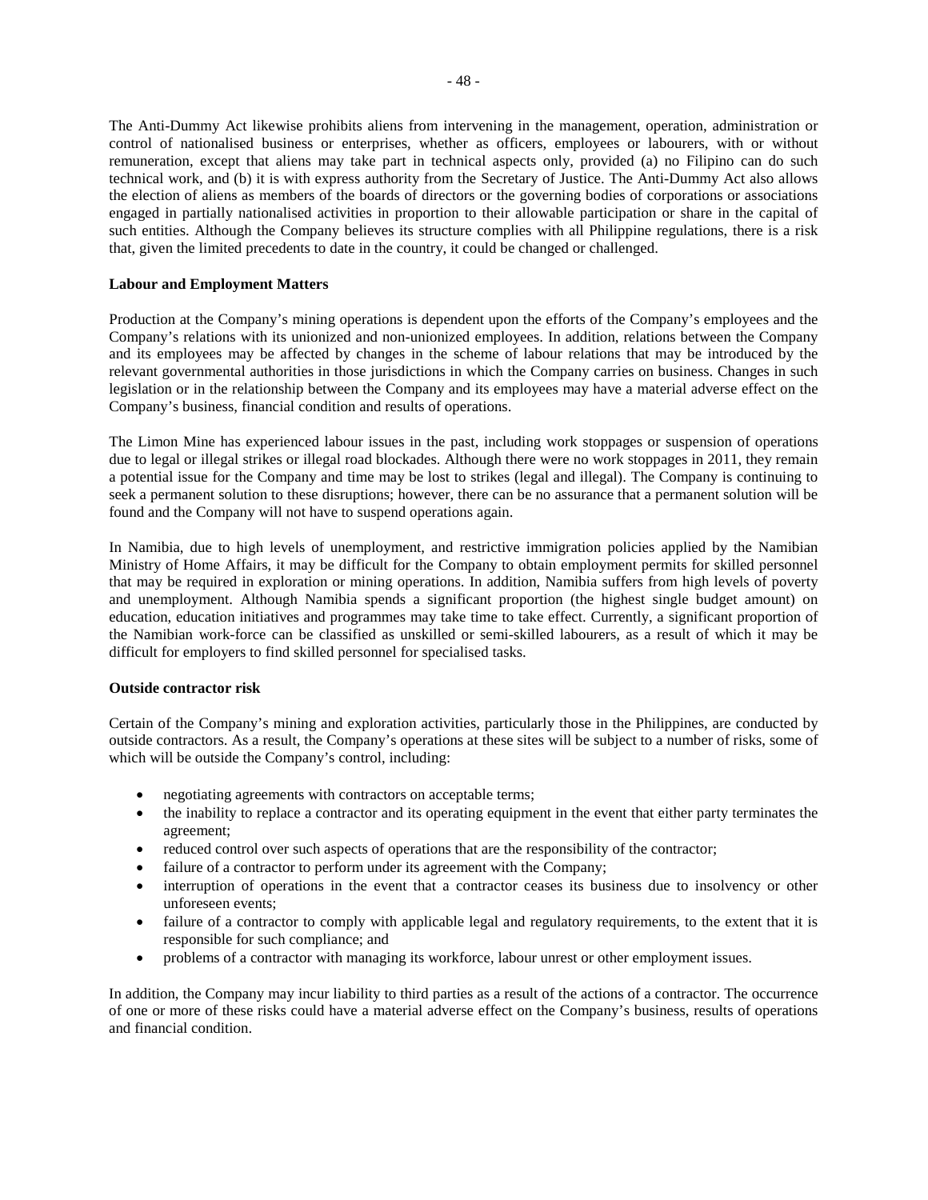The Anti-Dummy Act likewise prohibits aliens from intervening in the management, operation, administration or control of nationalised business or enterprises, whether as officers, employees or labourers, with or without remuneration, except that aliens may take part in technical aspects only, provided (a) no Filipino can do such technical work, and (b) it is with express authority from the Secretary of Justice. The Anti-Dummy Act also allows the election of aliens as members of the boards of directors or the governing bodies of corporations or associations engaged in partially nationalised activities in proportion to their allowable participation or share in the capital of such entities. Although the Company believes its structure complies with all Philippine regulations, there is a risk that, given the limited precedents to date in the country, it could be changed or challenged.

**Labour and Employment Matters**

Production at the Company's mining operations is dependent upon the efforts of the Company's employees and the Company's relations with its unionized and non-unionized employees. In addition, relations between the Company and its employees may be affected by changes in the scheme of labour relations that may be introduced by the relevant governmental authorities in those jurisdictions in which the Company carries on business. Changes in such legislation or in the relationship between the Company and its employees may have a material adverse effect on the Company's business, financial condition and results of operations.

The Limon Mine has experienced labour issues in the past, including work stoppages or suspension of operations due to legal or illegal strikes or illegal road blockades. Although there were no work stoppages in 2011, they remain a potential issue for the Company and time may be lost to strikes (legal and illegal). The Company is continuing to seek a permanent solution to these disruptions; however, there can be no assurance that a permanent solution will be found and the Company will not have to suspend operations again.

In Namibia, due to high levels of unemployment, and restrictive immigration policies applied by the Namibian Ministry of Home Affairs, it may be difficult for the Company to obtain employment permits for skilled personnel that may be required in exploration or mining operations. In addition, Namibia suffers from high levels of poverty and unemployment. Although Namibia spends a significant proportion (the highest single budget amount) on education, education initiatives and programmes may take time to take effect. Currently, a significant proportion of the Namibian work-force can be classified as unskilled or semi-skilled labourers, as a result of which it may be difficult for employers to find skilled personnel for specialised tasks.

**Outside contractor risk**

Certain of the Company's mining and exploration activities, particularly those in the Philippines, are conducted by outside contractors. As a result, the Company's operations at these sites will be subject to a number of risks, some of which will be outside the Company's control, including:

- negotiating agreements with contractors on acceptable terms;
- the inability to replace a contractor and its operating equipment in the event that either party terminates the agreement;
- reduced control over such aspects of operations that are the responsibility of the contractor;
- failure of a contractor to perform under its agreement with the Company;
- interruption of operations in the event that a contractor ceases its business due to insolvency or other unforeseen events;
- failure of a contractor to comply with applicable legal and regulatory requirements, to the extent that it is responsible for such compliance; and
- problems of a contractor with managing its workforce, labour unrest or other employment issues.

In addition, the Company may incur liability to third parties as a result of the actions of a contractor. The occurrence of one or more of these risks could have a material adverse effect on the Company's business, results of operations and financial condition.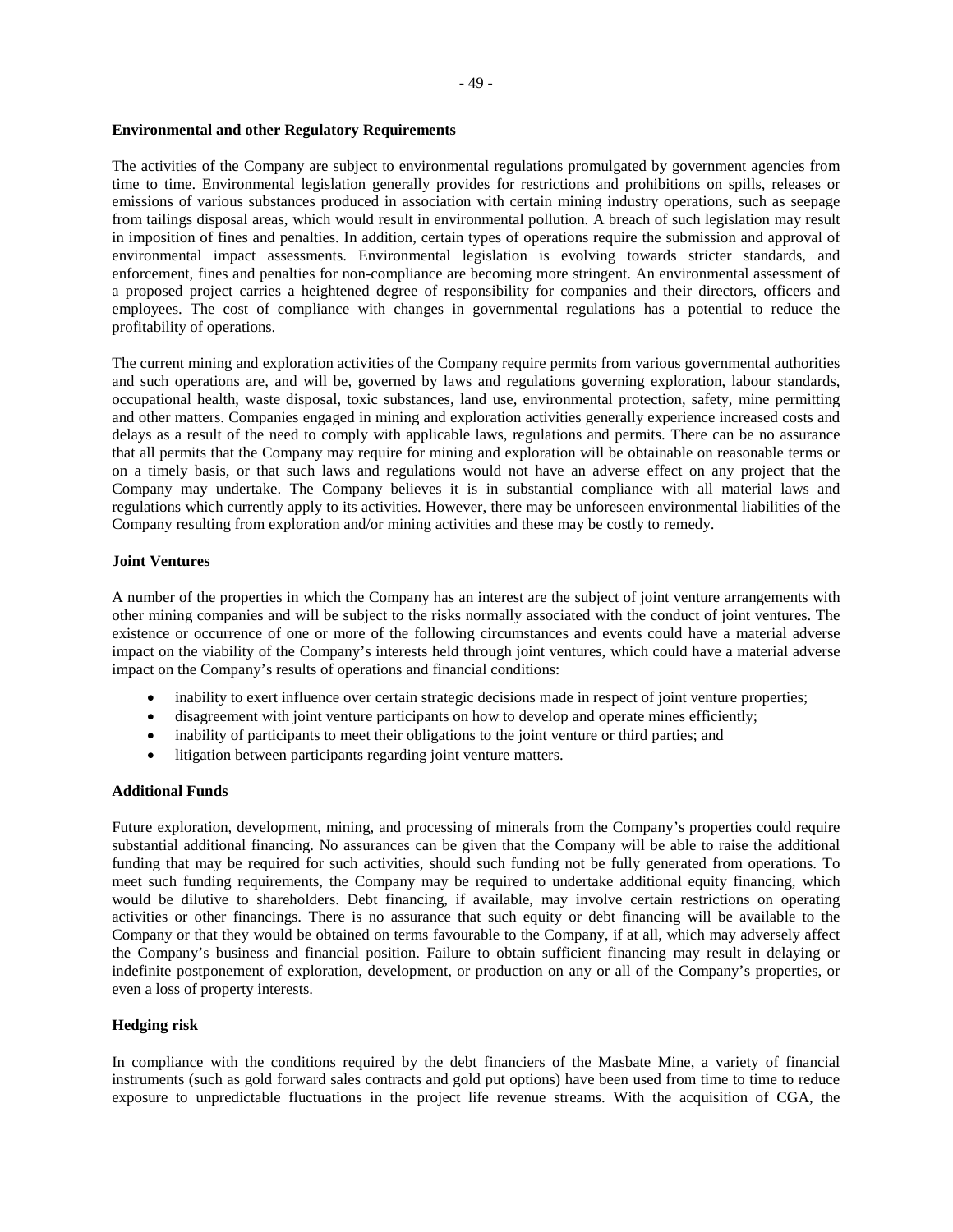**Environmental and other Regulatory Requirements**

The activities of the Company are subject to environmental regulations promulgated by government agencies from time to time. Environmental legislation generally provides for restrictions and prohibitions on spills, releases or emissions of various substances produced in association with certain mining industry operations, such as seepage from tailings disposal areas, which would result in environmental pollution. A breach of such legislation may result in imposition of fines and penalties. In addition, certain types of operations require the submission and approval of environmental impact assessments. Environmental legislation is evolving towards stricter standards, and enforcement, fines and penalties for non-compliance are becoming more stringent. An environmental assessment of a proposed project carries a heightened degree of responsibility for companies and their directors, officers and employees. The cost of compliance with changes in governmental regulations has a potential to reduce the profitability of operations.

The current mining and exploration activities of the Company require permits from various governmental authorities and such operations are, and will be, governed by laws and regulations governing exploration, labour standards, occupational health, waste disposal, toxic substances, land use, environmental protection, safety, mine permitting and other matters. Companies engaged in mining and exploration activities generally experience increased costs and delays as a result of the need to comply with applicable laws, regulations and permits. There can be no assurance that all permits that the Company may require for mining and exploration will be obtainable on reasonable terms or on a timely basis, or that such laws and regulations would not have an adverse effect on any project that the Company may undertake. The Company believes it is in substantial compliance with all material laws and regulations which currently apply to its activities. However, there may be unforeseen environmental liabilities of the Company resulting from exploration and/or mining activities and these may be costly to remedy.

**Joint Ventures**

A number of the properties in which the Company has an interest are the subject of joint venture arrangements with other mining companies and will be subject to the risks normally associated with the conduct of joint ventures. The existence or occurrence of one or more of the following circumstances and events could have a material adverse impact on the viability of the Company's interests held through joint ventures, which could have a material adverse impact on the Company's results of operations and financial conditions:

- inability to exert influence over certain strategic decisions made in respect of joint venture properties;
- disagreement with joint venture participants on how to develop and operate mines efficiently;
- inability of participants to meet their obligations to the joint venture or third parties; and
- litigation between participants regarding joint venture matters.

**Additional Funds**

Future exploration, development, mining, and processing of minerals from the Company's properties could require substantial additional financing. No assurances can be given that the Company will be able to raise the additional funding that may be required for such activities, should such funding not be fully generated from operations. To meet such funding requirements, the Company may be required to undertake additional equity financing, which would be dilutive to shareholders. Debt financing, if available, may involve certain restrictions on operating activities or other financings. There is no assurance that such equity or debt financing will be available to the Company or that they would be obtained on terms favourable to the Company, if at all, which may adversely affect the Company's business and financial position. Failure to obtain sufficient financing may result in delaying or indefinite postponement of exploration, development, or production on any or all of the Company's properties, or even a loss of property interests.

**Hedging risk**

In compliance with the conditions required by the debt financiers of the Masbate Mine, a variety of financial instruments (such as gold forward sales contracts and gold put options) have been used from time to time to reduce exposure to unpredictable fluctuations in the project life revenue streams. With the acquisition of CGA, the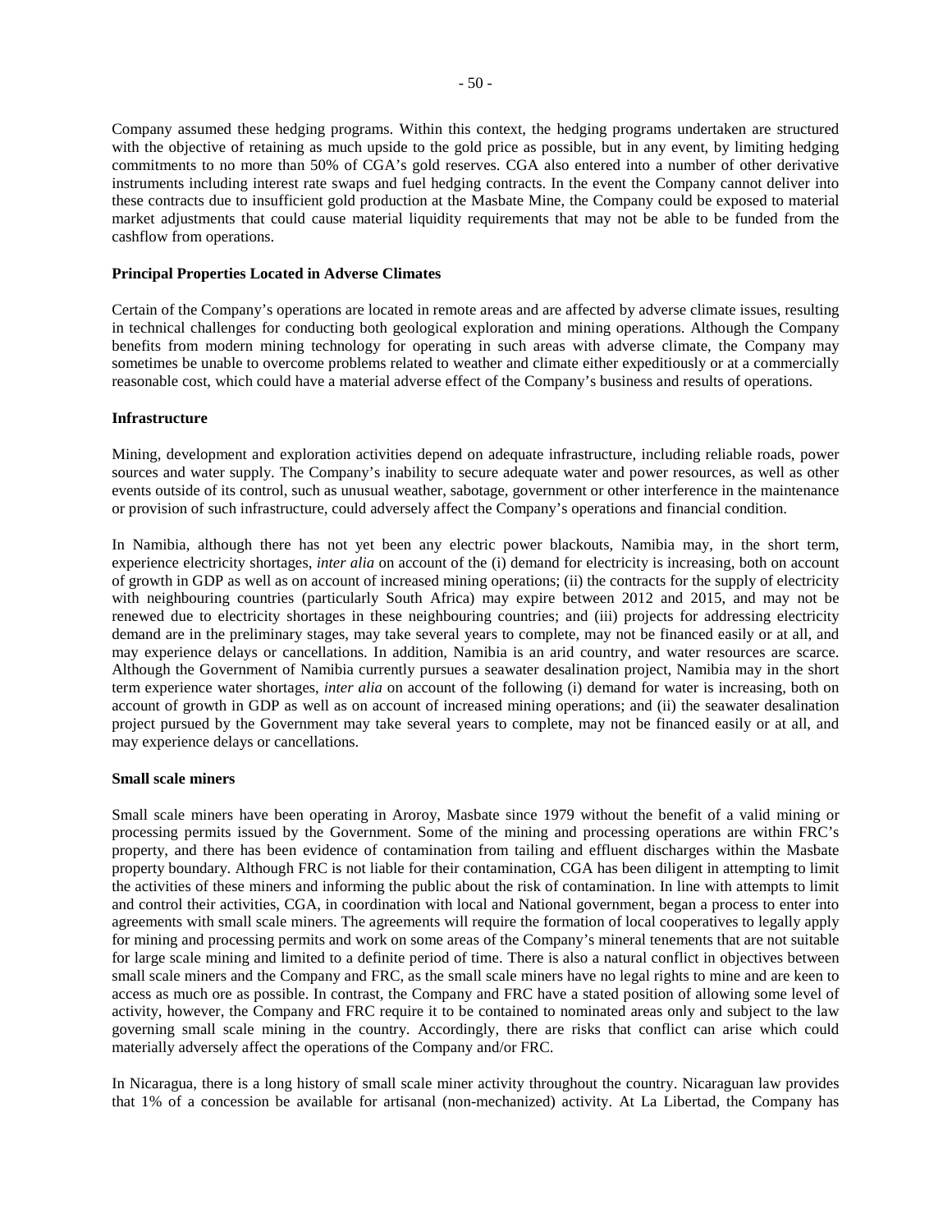Company assumed these hedging programs. Within this context, the hedging programs undertaken are structured with the objective of retaining as much upside to the gold price as possible, but in any event, by limiting hedging commitments to no more than 50% of CGA's gold reserves. CGA also entered into a number of other derivative instruments including interest rate swaps and fuel hedging contracts. In the event the Company cannot deliver into these contracts due to insufficient gold production at the Masbate Mine, the Company could be exposed to material market adjustments that could cause material liquidity requirements that may not be able to be funded from the cashflow from operations.

**Principal Properties Located in Adverse Climates**

Certain of the Company's operations are located in remote areas and are affected by adverse climate issues, resulting in technical challenges for conducting both geological exploration and mining operations. Although the Company benefits from modern mining technology for operating in such areas with adverse climate, the Company may sometimes be unable to overcome problems related to weather and climate either expeditiously or at a commercially reasonable cost, which could have a material adverse effect of the Company's business and results of operations.

**Infrastructure**

Mining, development and exploration activities depend on adequate infrastructure, including reliable roads, power sources and water supply. The Company's inability to secure adequate water and power resources, as well as other events outside of its control, such as unusual weather, sabotage, government or other interference in the maintenance or provision of such infrastructure, could adversely affect the Company's operations and financial condition.

In Namibia, although there has not yet been any electric power blackouts, Namibia may, in the short term, experience electricity shortages, *inter alia* on account of the (i) demand for electricity is increasing, both on account of growth in GDP as well as on account of increased mining operations; (ii) the contracts for the supply of electricity with neighbouring countries (particularly South Africa) may expire between 2012 and 2015, and may not be renewed due to electricity shortages in these neighbouring countries; and (iii) projects for addressing electricity demand are in the preliminary stages, may take several years to complete, may not be financed easily or at all, and may experience delays or cancellations. In addition, Namibia is an arid country, and water resources are scarce. Although the Government of Namibia currently pursues a seawater desalination project, Namibia may in the short term experience water shortages, *inter alia* on account of the following (i) demand for water is increasing, both on account of growth in GDP as well as on account of increased mining operations; and (ii) the seawater desalination project pursued by the Government may take several years to complete, may not be financed easily or at all, and may experience delays or cancellations.

**Small scale miners**

Small scale miners have been operating in Aroroy, Masbate since 1979 without the benefit of a valid mining or processing permits issued by the Government. Some of the mining and processing operations are within FRC's property, and there has been evidence of contamination from tailing and effluent discharges within the Masbate property boundary. Although FRC is not liable for their contamination, CGA has been diligent in attempting to limit the activities of these miners and informing the public about the risk of contamination. In line with attempts to limit and control their activities, CGA, in coordination with local and National government, began a process to enter into agreements with small scale miners. The agreements will require the formation of local cooperatives to legally apply for mining and processing permits and work on some areas of the Company's mineral tenements that are not suitable for large scale mining and limited to a definite period of time. There is also a natural conflict in objectives between small scale miners and the Company and FRC, as the small scale miners have no legal rights to mine and are keen to access as much ore as possible. In contrast, the Company and FRC have a stated position of allowing some level of activity, however, the Company and FRC require it to be contained to nominated areas only and subject to the law governing small scale mining in the country. Accordingly, there are risks that conflict can arise which could materially adversely affect the operations of the Company and/or FRC.

In Nicaragua, there is a long history of small scale miner activity throughout the country. Nicaraguan law provides that 1% of a concession be available for artisanal (non-mechanized) activity. At La Libertad, the Company has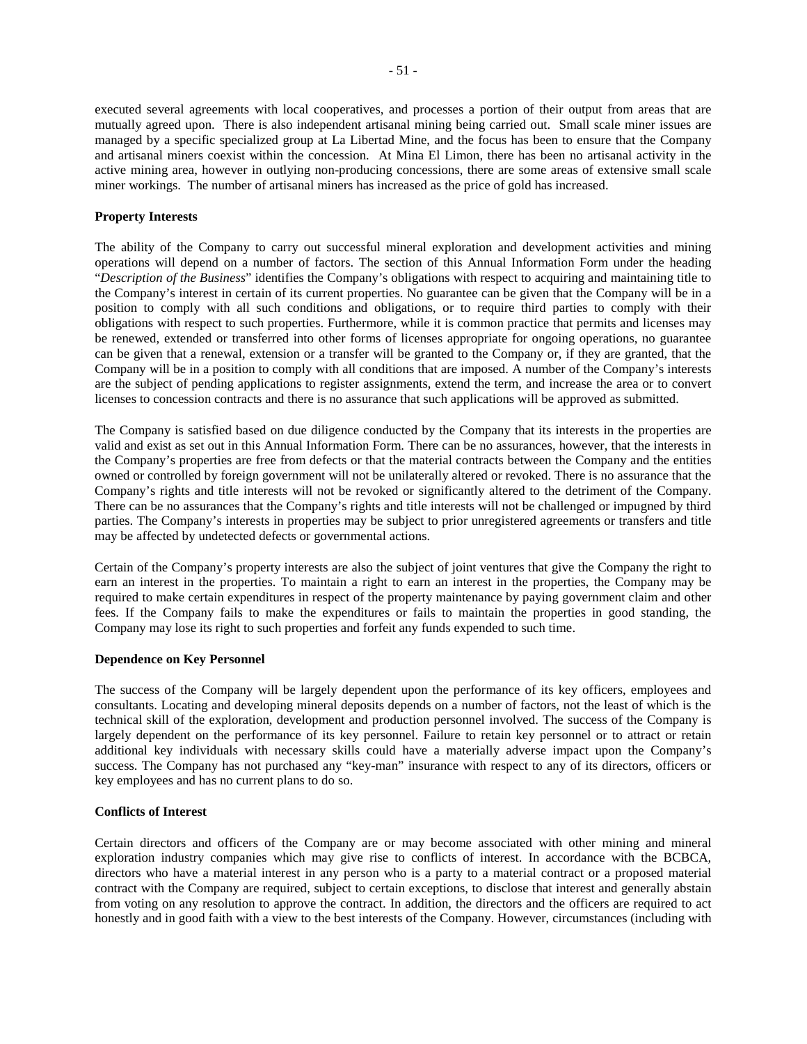executed several agreements with local cooperatives, and processes a portion of their output from areas that are mutually agreed upon. There is also independent artisanal mining being carried out. Small scale miner issues are managed by a specific specialized group at La Libertad Mine, and the focus has been to ensure that the Company and artisanal miners coexist within the concession. At Mina El Limon, there has been no artisanal activity in the active mining area, however in outlying non-producing concessions, there are some areas of extensive small scale miner workings. The number of artisanal miners has increased as the price of gold has increased.

**Property Interests**

The ability of the Company to carry out successful mineral exploration and development activities and mining operations will depend on a number of factors. The section of this Annual Information Form under the heading "*Description of the Business*" identifies the Company's obligations with respect to acquiring and maintaining title to the Company's interest in certain of its current properties. No guarantee can be given that the Company will be in a position to comply with all such conditions and obligations, or to require third parties to comply with their obligations with respect to such properties. Furthermore, while it is common practice that permits and licenses may be renewed, extended or transferred into other forms of licenses appropriate for ongoing operations, no guarantee can be given that a renewal, extension or a transfer will be granted to the Company or, if they are granted, that the Company will be in a position to comply with all conditions that are imposed. A number of the Company's interests are the subject of pending applications to register assignments, extend the term, and increase the area or to convert licenses to concession contracts and there is no assurance that such applications will be approved as submitted.

The Company is satisfied based on due diligence conducted by the Company that its interests in the properties are valid and exist as set out in this Annual Information Form. There can be no assurances, however, that the interests in the Company's properties are free from defects or that the material contracts between the Company and the entities owned or controlled by foreign government will not be unilaterally altered or revoked. There is no assurance that the Company's rights and title interests will not be revoked or significantly altered to the detriment of the Company. There can be no assurances that the Company's rights and title interests will not be challenged or impugned by third parties. The Company's interests in properties may be subject to prior unregistered agreements or transfers and title may be affected by undetected defects or governmental actions.

Certain of the Company's property interests are also the subject of joint ventures that give the Company the right to earn an interest in the properties. To maintain a right to earn an interest in the properties, the Company may be required to make certain expenditures in respect of the property maintenance by paying government claim and other fees. If the Company fails to make the expenditures or fails to maintain the properties in good standing, the Company may lose its right to such properties and forfeit any funds expended to such time.

**Dependence on Key Personnel**

The success of the Company will be largely dependent upon the performance of its key officers, employees and consultants. Locating and developing mineral deposits depends on a number of factors, not the least of which is the technical skill of the exploration, development and production personnel involved. The success of the Company is largely dependent on the performance of its key personnel. Failure to retain key personnel or to attract or retain additional key individuals with necessary skills could have a materially adverse impact upon the Company's success. The Company has not purchased any "key-man" insurance with respect to any of its directors, officers or key employees and has no current plans to do so.

**Conflicts of Interest**

Certain directors and officers of the Company are or may become associated with other mining and mineral exploration industry companies which may give rise to conflicts of interest. In accordance with the BCBCA, directors who have a material interest in any person who is a party to a material contract or a proposed material contract with the Company are required, subject to certain exceptions, to disclose that interest and generally abstain from voting on any resolution to approve the contract. In addition, the directors and the officers are required to act honestly and in good faith with a view to the best interests of the Company. However, circumstances (including with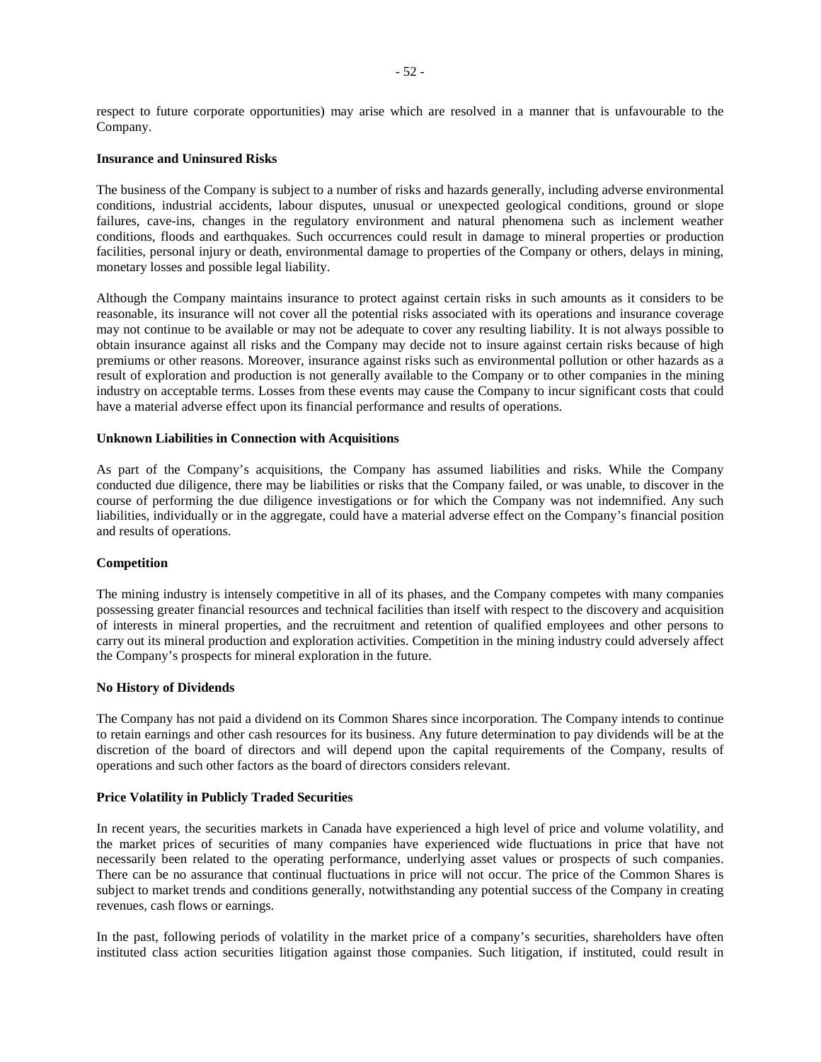respect to future corporate opportunities) may arise which are resolved in a manner that is unfavourable to the Company.

**Insurance and Uninsured Risks**

The business of the Company is subject to a number of risks and hazards generally, including adverse environmental conditions, industrial accidents, labour disputes, unusual or unexpected geological conditions, ground or slope failures, cave-ins, changes in the regulatory environment and natural phenomena such as inclement weather conditions, floods and earthquakes. Such occurrences could result in damage to mineral properties or production facilities, personal injury or death, environmental damage to properties of the Company or others, delays in mining, monetary losses and possible legal liability.

Although the Company maintains insurance to protect against certain risks in such amounts as it considers to be reasonable, its insurance will not cover all the potential risks associated with its operations and insurance coverage may not continue to be available or may not be adequate to cover any resulting liability. It is not always possible to obtain insurance against all risks and the Company may decide not to insure against certain risks because of high premiums or other reasons. Moreover, insurance against risks such as environmental pollution or other hazards as a result of exploration and production is not generally available to the Company or to other companies in the mining industry on acceptable terms. Losses from these events may cause the Company to incur significant costs that could have a material adverse effect upon its financial performance and results of operations.

**Unknown Liabilities in Connection with Acquisitions**

As part of the Company's acquisitions, the Company has assumed liabilities and risks. While the Company conducted due diligence, there may be liabilities or risks that the Company failed, or was unable, to discover in the course of performing the due diligence investigations or for which the Company was not indemnified. Any such liabilities, individually or in the aggregate, could have a material adverse effect on the Company's financial position and results of operations.

**Competition**

The mining industry is intensely competitive in all of its phases, and the Company competes with many companies possessing greater financial resources and technical facilities than itself with respect to the discovery and acquisition of interests in mineral properties, and the recruitment and retention of qualified employees and other persons to carry out its mineral production and exploration activities. Competition in the mining industry could adversely affect the Company's prospects for mineral exploration in the future.

**No History of Dividends**

The Company has not paid a dividend on its Common Shares since incorporation. The Company intends to continue to retain earnings and other cash resources for its business. Any future determination to pay dividends will be at the discretion of the board of directors and will depend upon the capital requirements of the Company, results of operations and such other factors as the board of directors considers relevant.

**Price Volatility in Publicly Traded Securities**

In recent years, the securities markets in Canada have experienced a high level of price and volume volatility, and the market prices of securities of many companies have experienced wide fluctuations in price that have not necessarily been related to the operating performance, underlying asset values or prospects of such companies. There can be no assurance that continual fluctuations in price will not occur. The price of the Common Shares is subject to market trends and conditions generally, notwithstanding any potential success of the Company in creating revenues, cash flows or earnings.

In the past, following periods of volatility in the market price of a company's securities, shareholders have often instituted class action securities litigation against those companies. Such litigation, if instituted, could result in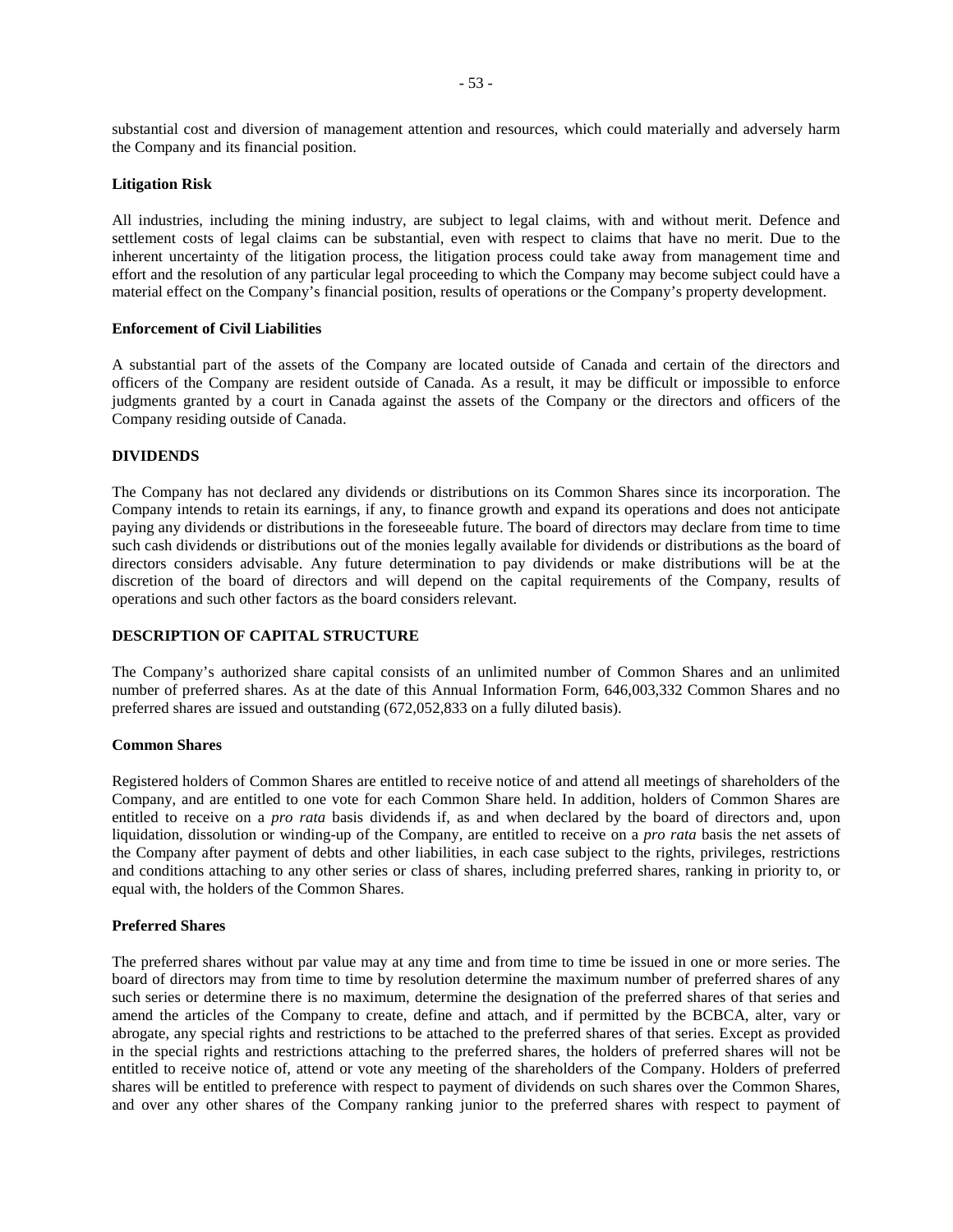substantial cost and diversion of management attention and resources, which could materially and adversely harm the Company and its financial position.

**Litigation Risk**

All industries, including the mining industry, are subject to legal claims, with and without merit. Defence and settlement costs of legal claims can be substantial, even with respect to claims that have no merit. Due to the inherent uncertainty of the litigation process, the litigation process could take away from management time and effort and the resolution of any particular legal proceeding to which the Company may become subject could have a material effect on the Company's financial position, results of operations or the Company's property development.

**Enforcement of Civil Liabilities**

A substantial part of the assets of the Company are located outside of Canada and certain of the directors and officers of the Company are resident outside of Canada. As a result, it may be difficult or impossible to enforce judgments granted by a court in Canada against the assets of the Company or the directors and officers of the Company residing outside of Canada.

## DIVIDENDS

The Company has not declared any dividends or distributions on its Common Shares since its incorporation. The Company intends to retain its earnings, if any, to finance growth and expand its operations and does not anticipate paying any dividends or distributions in the foreseeable future. The board of directors may declare from time to time such cash dividends or distributions out of the monies legally available for dividends or distributions as the board of directors considers advisable. Any future determination to pay dividends or make distributions will be at the discretion of the board of directors and will depend on the capital requirements of the Company, results of operations and such other factors as the board considers relevant.

## DESCRIPTION OF CAPITAL STRUCTURE

The Company's authorized share capital consists of an unlimited number of Common Shares and an unlimited number of preferred shares. As at the date of this Annual Information Form, 646,003,332 Common Shares and no preferred shares are issued and outstanding (672,052,833 on a fully diluted basis).

**Common Shares**

Registered holders of Common Shares are entitled to receive notice of and attend all meetings of shareholders of the Company, and are entitled to one vote for each Common Share held. In addition, holders of Common Shares are entitled to receive on a *pro rata* basis dividends if, as and when declared by the board of directors and, upon liquidation, dissolution or winding-up of the Company, are entitled to receive on a *pro rata* basis the net assets of the Company after payment of debts and other liabilities, in each case subject to the rights, privileges, restrictions and conditions attaching to any other series or class of shares, including preferred shares, ranking in priority to, or equal with, the holders of the Common Shares.

**Preferred Shares**

The preferred shares without par value may at any time and from time to time be issued in one or more series. The board of directors may from time to time by resolution determine the maximum number of preferred shares of any such series or determine there is no maximum, determine the designation of the preferred shares of that series and amend the articles of the Company to create, define and attach, and if permitted by the BCBCA, alter, vary or abrogate, any special rights and restrictions to be attached to the preferred shares of that series. Except as provided in the special rights and restrictions attaching to the preferred shares, the holders of preferred shares will not be entitled to receive notice of, attend or vote any meeting of the shareholders of the Company. Holders of preferred shares will be entitled to preference with respect to payment of dividends on such shares over the Common Shares, and over any other shares of the Company ranking junior to the preferred shares with respect to payment of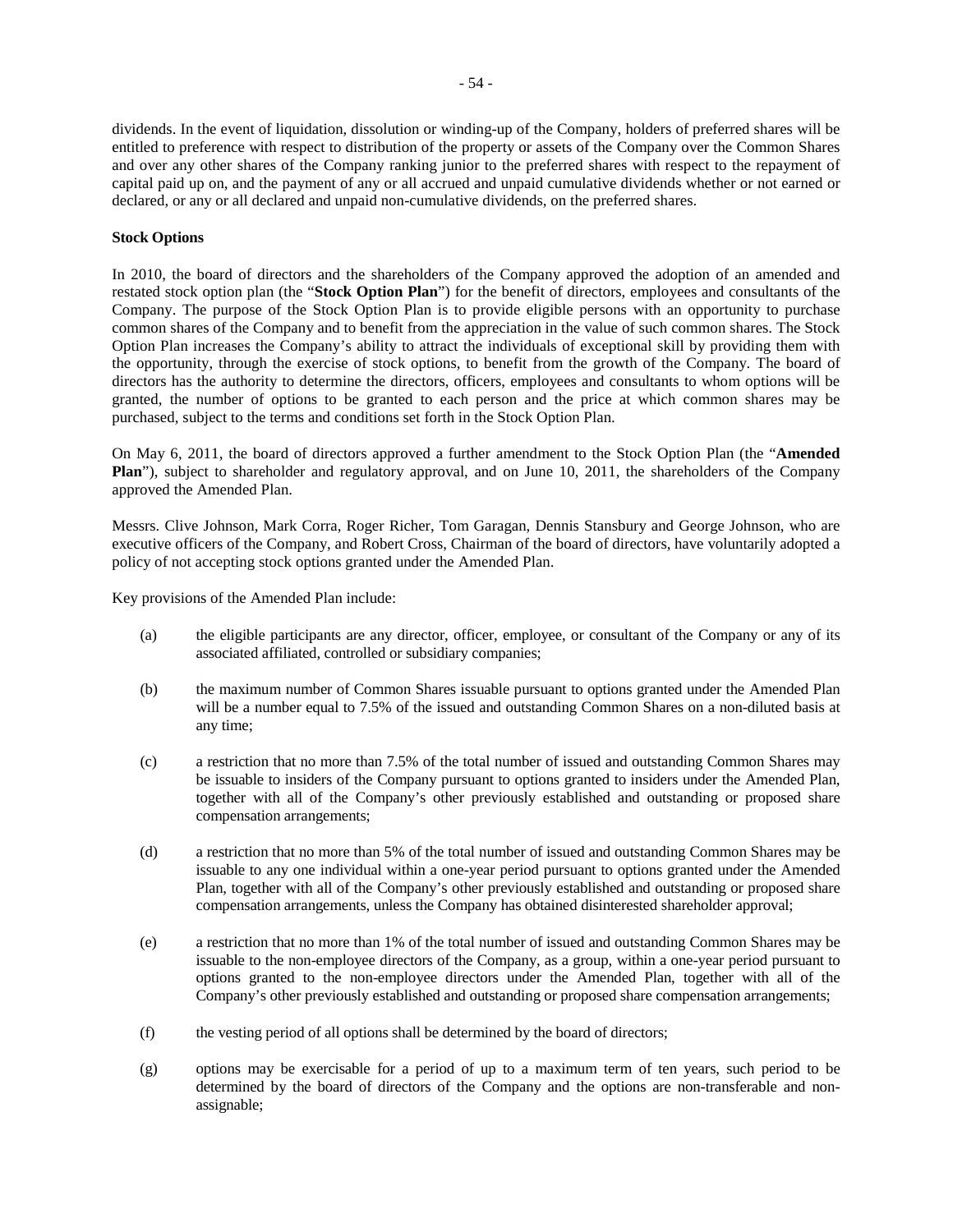dividends. In the event of liquidation, dissolution or winding-up of the Company, holders of preferred shares will be entitled to preference with respect to distribution of the property or assets of the Company over the Common Shares and over any other shares of the Company ranking junior to the preferred shares with respect to the repayment of capital paid up on, and the payment of any or all accrued and unpaid cumulative dividends whether or not earned or declared, or any or all declared and unpaid non-cumulative dividends, on the preferred shares.

**Stock Options**

In 2010, the board of directors and the shareholders of the Company approved the adoption of an amended and restated stock option plan (the "**Stock Option Plan**") for the benefit of directors, employees and consultants of the Company. The purpose of the Stock Option Plan is to provide eligible persons with an opportunity to purchase common shares of the Company and to benefit from the appreciation in the value of such common shares. The Stock Option Plan increases the Company's ability to attract the individuals of exceptional skill by providing them with the opportunity, through the exercise of stock options, to benefit from the growth of the Company. The board of directors has the authority to determine the directors, officers, employees and consultants to whom options will be granted, the number of options to be granted to each person and the price at which common shares may be purchased, subject to the terms and conditions set forth in the Stock Option Plan.

On May 6, 2011, the board of directors approved a further amendment to the Stock Option Plan (the "**Amended Plan**"), subject to shareholder and regulatory approval, and on June 10, 2011, the shareholders of the Company approved the Amended Plan.

Messrs. Clive Johnson, Mark Corra, Roger Richer, Tom Garagan, Dennis Stansbury and George Johnson, who are executive officers of the Company, and Robert Cross, Chairman of the board of directors, have voluntarily adopted a policy of not accepting stock options granted under the Amended Plan.

Key provisions of the Amended Plan include:

(a) the eligible participants are any director, officer, employee, or consultant of the Company or any of its associated affiliated, controlled or subsidiary companies;

(b) the maximum number of Common Shares issuable pursuant to options granted under the Amended Plan will be a number equal to 7.5% of the issued and outstanding Common Shares on a non-diluted basis at any time;

(c) a restriction that no more than 7.5% of the total number of issued and outstanding Common Shares may be issuable to insiders of the Company pursuant to options granted to insiders under the Amended Plan, together with all of the Company's other previously established and outstanding or proposed share compensation arrangements;

(d) a restriction that no more than 5% of the total number of issued and outstanding Common Shares may be issuable to any one individual within a one-year period pursuant to options granted under the Amended Plan, together with all of the Company's other previously established and outstanding or proposed share compensation arrangements, unless the Company has obtained disinterested shareholder approval;

(e) a restriction that no more than 1% of the total number of issued and outstanding Common Shares may be issuable to the non-employee directors of the Company, as a group, within a one-year period pursuant to options granted to the non-employee directors under the Amended Plan, together with all of the Company's other previously established and outstanding or proposed share compensation arrangements;

(f) the vesting period of all options shall be determined by the board of directors;

(g) options may be exercisable for a period of up to a maximum term of ten years, such period to be determined by the board of directors of the Company and the options are non-transferable and non-assignable;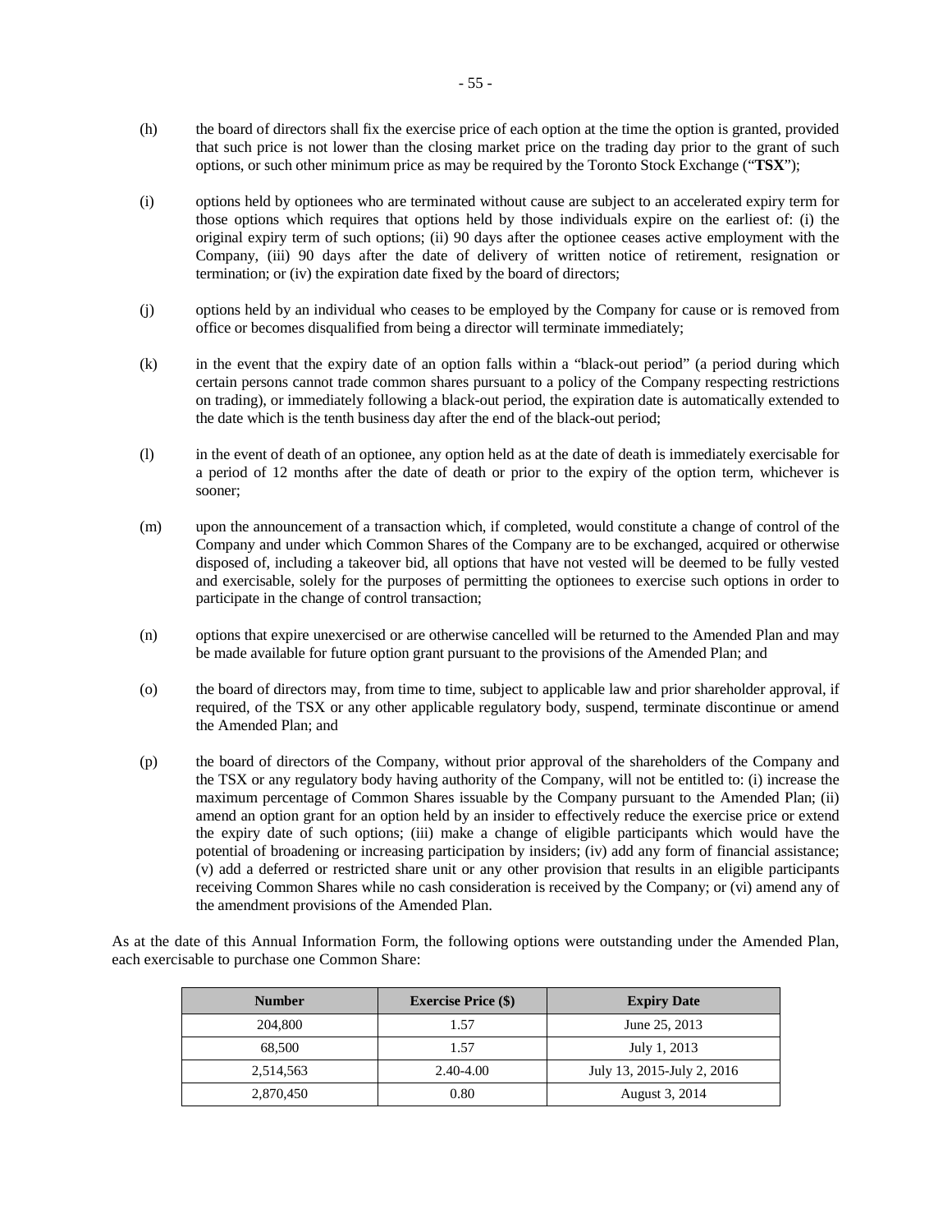(h) the board of directors shall fix the exercise price of each option at the time the option is granted, provided that such price is not lower than the closing market price on the trading day prior to the grant of such options, or such other minimum price as may be required by the Toronto Stock Exchange ("**TSX**");

(i) options held by optionees who are terminated without cause are subject to an accelerated expiry term for those options which requires that options held by those individuals expire on the earliest of: (i) the original expiry term of such options; (ii) 90 days after the optionee ceases active employment with the Company, (iii) 90 days after the date of delivery of written notice of retirement, resignation or termination; or (iv) the expiration date fixed by the board of directors;

(j) options held by an individual who ceases to be employed by the Company for cause or is removed from office or becomes disqualified from being a director will terminate immediately;

(k) in the event that the expiry date of an option falls within a "black-out period" (a period during which certain persons cannot trade common shares pursuant to a policy of the Company respecting restrictions on trading), or immediately following a black-out period, the expiration date is automatically extended to the date which is the tenth business day after the end of the black-out period;

(l) in the event of death of an optionee, any option held as at the date of death is immediately exercisable for a period of 12 months after the date of death or prior to the expiry of the option term, whichever is sooner;

(m) upon the announcement of a transaction which, if completed, would constitute a change of control of the Company and under which Common Shares of the Company are to be exchanged, acquired or otherwise disposed of, including a takeover bid, all options that have not vested will be deemed to be fully vested and exercisable, solely for the purposes of permitting the optionees to exercise such options in order to participate in the change of control transaction;

(n) options that expire unexercised or are otherwise cancelled will be returned to the Amended Plan and may be made available for future option grant pursuant to the provisions of the Amended Plan; and

(o) the board of directors may, from time to time, subject to applicable law and prior shareholder approval, if required, of the TSX or any other applicable regulatory body, suspend, terminate discontinue or amend the Amended Plan; and

(p) the board of directors of the Company, without prior approval of the shareholders of the Company and the TSX or any regulatory body having authority of the Company, will not be entitled to: (i) increase the maximum percentage of Common Shares issuable by the Company pursuant to the Amended Plan; (ii) amend an option grant for an option held by an insider to effectively reduce the exercise price or extend the expiry date of such options; (iii) make a change of eligible participants which would have the potential of broadening or increasing participation by insiders; (iv) add any form of financial assistance; (v) add a deferred or restricted share unit or any other provision that results in an eligible participants receiving Common Shares while no cash consideration is received by the Company; or (vi) amend any of the amendment provisions of the Amended Plan.

As at the date of this Annual Information Form, the following options were outstanding under the Amended Plan, each exercisable to purchase one Common Share:

| Number | Exercise Price ($) | Expiry Date |
|---|---|---|
| 204,800 | 1.57 | June 25, 2013 |
| 68,500 | 1.57 | July 1, 2013 |
| 2,514,563 | 2.40-4.00 | July 13, 2015-July 2, 2016 |
| 2,870,450 | 0.80 | August 3, 2014 |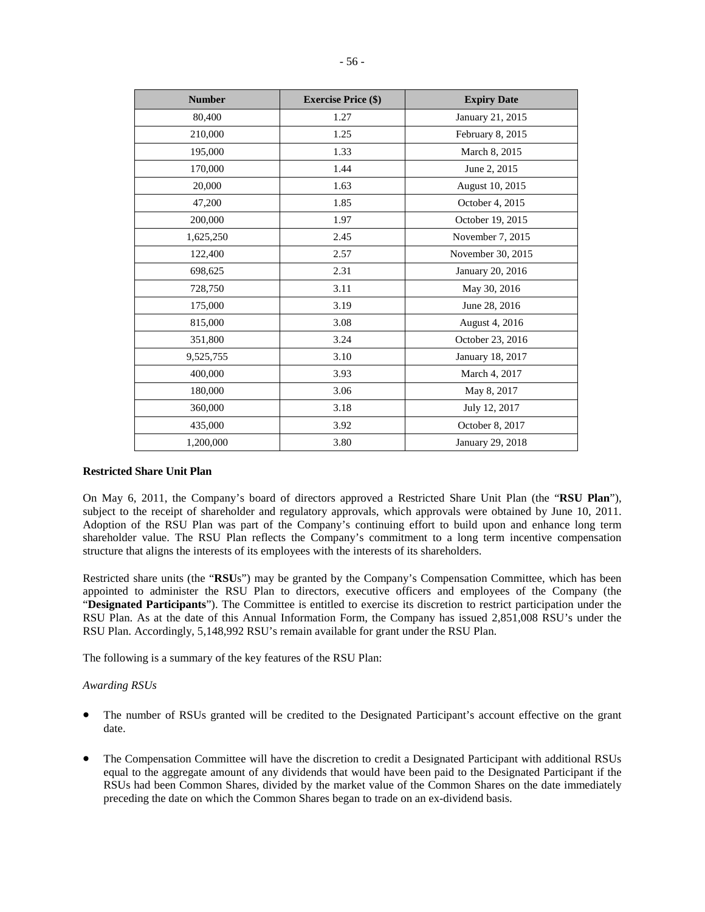| Number | Exercise Price ($) | Expiry Date |
| --- | --- | --- |
| 80,400 | 1.27 | January 21, 2015 |
| 210,000 | 1.25 | February 8, 2015 |
| 195,000 | 1.33 | March 8, 2015 |
| 170,000 | 1.44 | June 2, 2015 |
| 20,000 | 1.63 | August 10, 2015 |
| 47,200 | 1.85 | October 4, 2015 |
| 200,000 | 1.97 | October 19, 2015 |
| 1,625,250 | 2.45 | November 7, 2015 |
| 122,400 | 2.57 | November 30, 2015 |
| 698,625 | 2.31 | January 20, 2016 |
| 728,750 | 3.11 | May 30, 2016 |
| 175,000 | 3.19 | June 28, 2016 |
| 815,000 | 3.08 | August 4, 2016 |
| 351,800 | 3.24 | October 23, 2016 |
| 9,525,755 | 3.10 | January 18, 2017 |
| 400,000 | 3.93 | March 4, 2017 |
| 180,000 | 3.06 | May 8, 2017 |
| 360,000 | 3.18 | July 12, 2017 |
| 435,000 | 3.92 | October 8, 2017 |
| 1,200,000 | 3.80 | January 29, 2018 |

**Restricted Share Unit Plan**

On May 6, 2011, the Company's board of directors approved a Restricted Share Unit Plan (the "**RSU Plan**"), subject to the receipt of shareholder and regulatory approvals, which approvals were obtained by June 10, 2011. Adoption of the RSU Plan was part of the Company's continuing effort to build upon and enhance long term shareholder value. The RSU Plan reflects the Company's commitment to a long term incentive compensation structure that aligns the interests of its employees with the interests of its shareholders.

Restricted share units (the "**RSU**s") may be granted by the Company's Compensation Committee, which has been appointed to administer the RSU Plan to directors, executive officers and employees of the Company (the "**Designated Participants**"). The Committee is entitled to exercise its discretion to restrict participation under the RSU Plan. As at the date of this Annual Information Form, the Company has issued 2,851,008 RSU's under the RSU Plan. Accordingly, 5,148,992 RSU's remain available for grant under the RSU Plan.

The following is a summary of the key features of the RSU Plan:

*Awarding RSUs*

- The number of RSUs granted will be credited to the Designated Participant's account effective on the grant date.
- The Compensation Committee will have the discretion to credit a Designated Participant with additional RSUs equal to the aggregate amount of any dividends that would have been paid to the Designated Participant if the RSUs had been Common Shares, divided by the market value of the Common Shares on the date immediately preceding the date on which the Common Shares began to trade on an ex-dividend basis.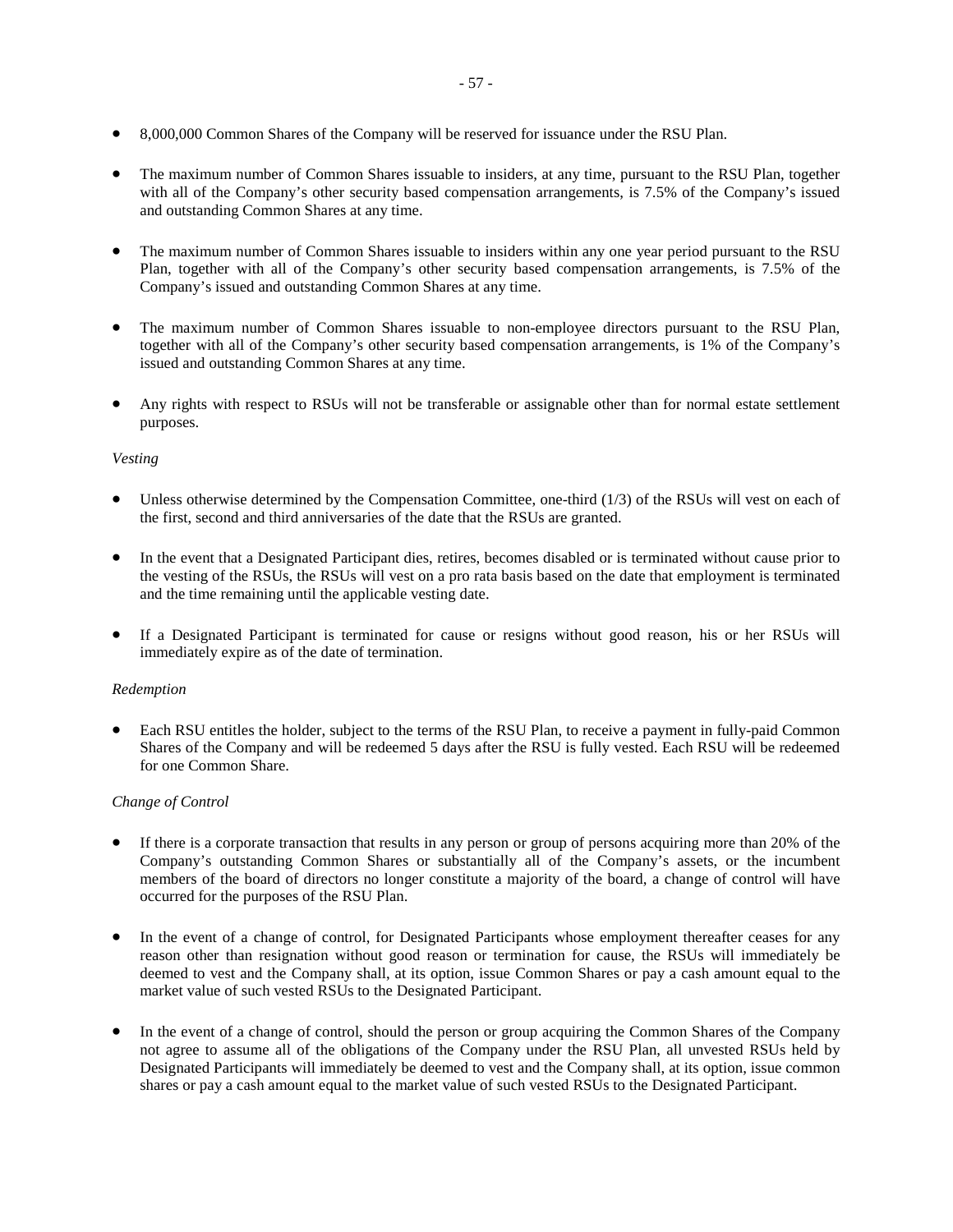- 8,000,000 Common Shares of the Company will be reserved for issuance under the RSU Plan.
- The maximum number of Common Shares issuable to insiders, at any time, pursuant to the RSU Plan, together with all of the Company's other security based compensation arrangements, is 7.5% of the Company's issued and outstanding Common Shares at any time.
- The maximum number of Common Shares issuable to insiders within any one year period pursuant to the RSU Plan, together with all of the Company's other security based compensation arrangements, is 7.5% of the Company's issued and outstanding Common Shares at any time.
- The maximum number of Common Shares issuable to non-employee directors pursuant to the RSU Plan, together with all of the Company's other security based compensation arrangements, is 1% of the Company's issued and outstanding Common Shares at any time.
- Any rights with respect to RSUs will not be transferable or assignable other than for normal estate settlement purposes.

*Vesting*

- Unless otherwise determined by the Compensation Committee, one-third (1/3) of the RSUs will vest on each of the first, second and third anniversaries of the date that the RSUs are granted.
- In the event that a Designated Participant dies, retires, becomes disabled or is terminated without cause prior to the vesting of the RSUs, the RSUs will vest on a pro rata basis based on the date that employment is terminated and the time remaining until the applicable vesting date.
- If a Designated Participant is terminated for cause or resigns without good reason, his or her RSUs will immediately expire as of the date of termination.

*Redemption*

- Each RSU entitles the holder, subject to the terms of the RSU Plan, to receive a payment in fully-paid Common Shares of the Company and will be redeemed 5 days after the RSU is fully vested. Each RSU will be redeemed for one Common Share.

*Change of Control*

- If there is a corporate transaction that results in any person or group of persons acquiring more than 20% of the Company's outstanding Common Shares or substantially all of the Company's assets, or the incumbent members of the board of directors no longer constitute a majority of the board, a change of control will have occurred for the purposes of the RSU Plan.
- In the event of a change of control, for Designated Participants whose employment thereafter ceases for any reason other than resignation without good reason or termination for cause, the RSUs will immediately be deemed to vest and the Company shall, at its option, issue Common Shares or pay a cash amount equal to the market value of such vested RSUs to the Designated Participant.
- In the event of a change of control, should the person or group acquiring the Common Shares of the Company not agree to assume all of the obligations of the Company under the RSU Plan, all unvested RSUs held by Designated Participants will immediately be deemed to vest and the Company shall, at its option, issue common shares or pay a cash amount equal to the market value of such vested RSUs to the Designated Participant.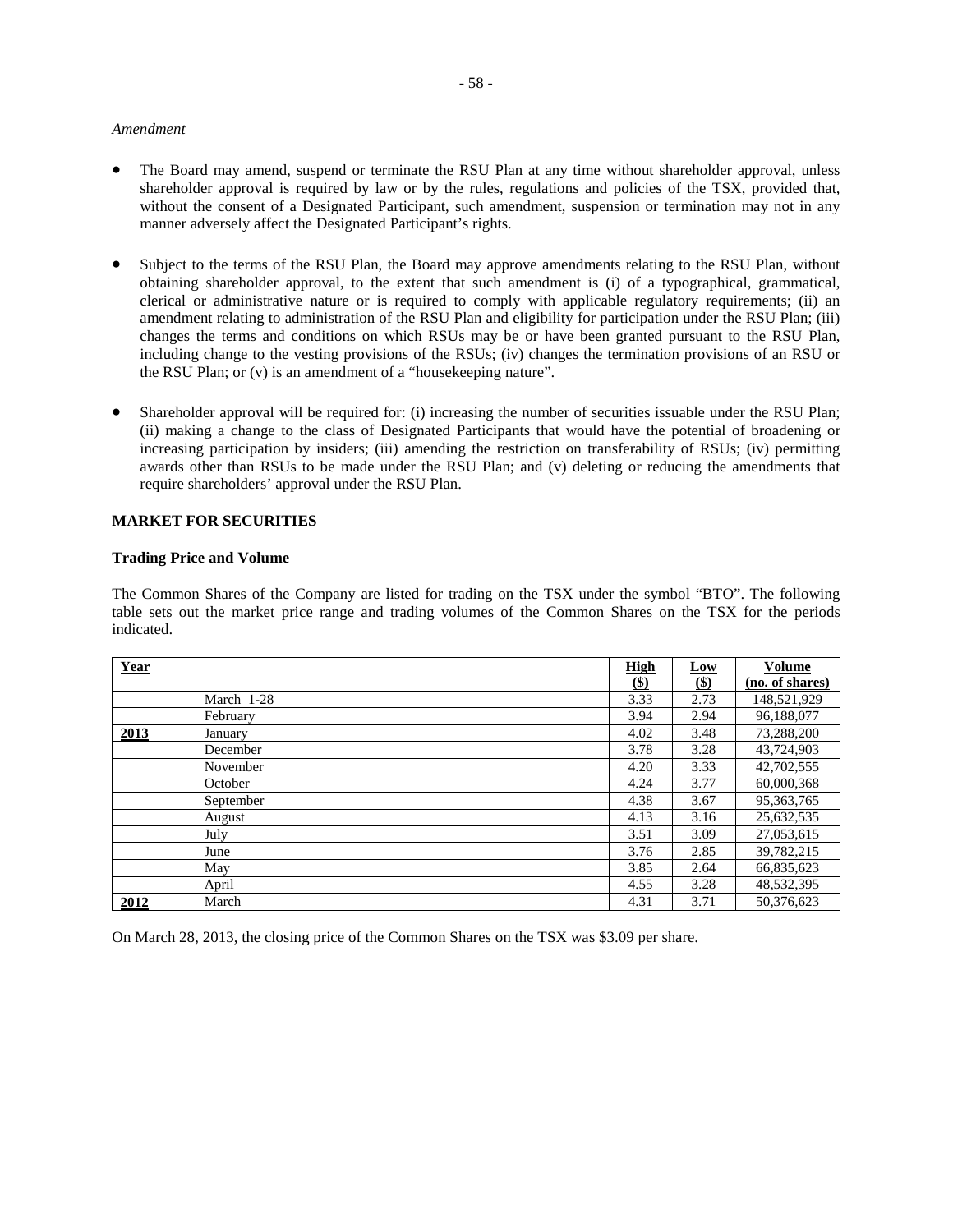*Amendment*

- The Board may amend, suspend or terminate the RSU Plan at any time without shareholder approval, unless shareholder approval is required by law or by the rules, regulations and policies of the TSX, provided that, without the consent of a Designated Participant, such amendment, suspension or termination may not in any manner adversely affect the Designated Participant's rights.

- Subject to the terms of the RSU Plan, the Board may approve amendments relating to the RSU Plan, without obtaining shareholder approval, to the extent that such amendment is (i) of a typographical, grammatical, clerical or administrative nature or is required to comply with applicable regulatory requirements; (ii) an amendment relating to administration of the RSU Plan and eligibility for participation under the RSU Plan; (iii) changes the terms and conditions on which RSUs may be or have been granted pursuant to the RSU Plan, including change to the vesting provisions of the RSUs; (iv) changes the termination provisions of an RSU or the RSU Plan; or (v) is an amendment of a "housekeeping nature".

- Shareholder approval will be required for: (i) increasing the number of securities issuable under the RSU Plan; (ii) making a change to the class of Designated Participants that would have the potential of broadening or increasing participation by insiders; (iii) amending the restriction on transferability of RSUs; (iv) permitting awards other than RSUs to be made under the RSU Plan; and (v) deleting or reducing the amendments that require shareholders' approval under the RSU Plan.

## MARKET FOR SECURITIES

### Trading Price and Volume

The Common Shares of the Company are listed for trading on the TSX under the symbol "BTO". The following table sets out the market price range and trading volumes of the Common Shares on the TSX for the periods indicated.

| Year | | High ($) | Low ($) | Volume (no. of shares) |
|---|---|---|---|---|
| | March 1-28 | 3.33 | 2.73 | 148,521,929 |
| | February | 3.94 | 2.94 | 96,188,077 |
| **2013** | January | 4.02 | 3.48 | 73,288,200 |
| | December | 3.78 | 3.28 | 43,724,903 |
| | November | 4.20 | 3.33 | 42,702,555 |
| | October | 4.24 | 3.77 | 60,000,368 |
| | September | 4.38 | 3.67 | 95,363,765 |
| | August | 4.13 | 3.16 | 25,632,535 |
| | July | 3.51 | 3.09 | 27,053,615 |
| | June | 3.76 | 2.85 | 39,782,215 |
| | May | 3.85 | 2.64 | 66,835,623 |
| | April | 4.55 | 3.28 | 48,532,395 |
| **2012** | March | 4.31 | 3.71 | 50,376,623 |

On March 28, 2013, the closing price of the Common Shares on the TSX was $3.09 per share.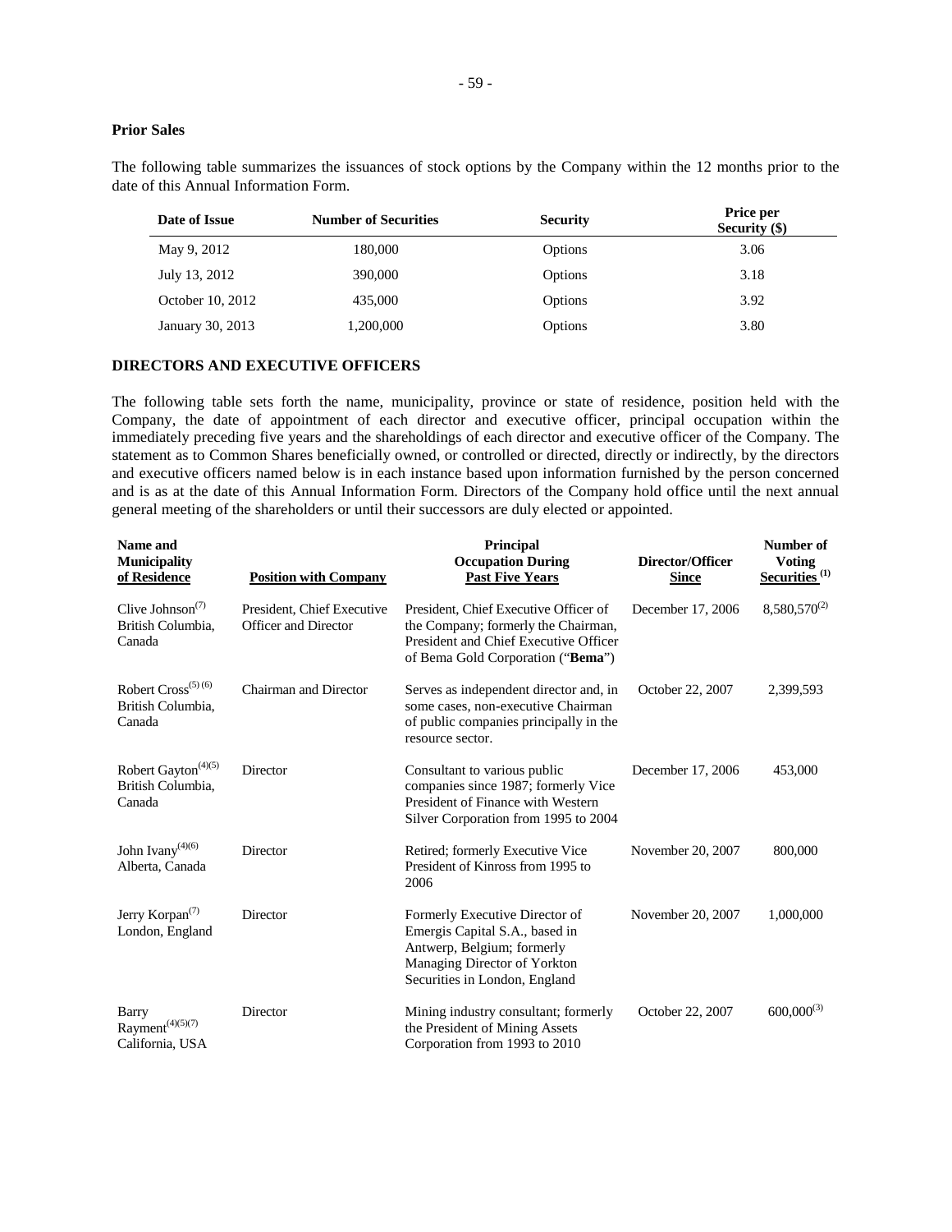### Prior Sales

The following table summarizes the issuances of stock options by the Company within the 12 months prior to the date of this Annual Information Form.

| Date of Issue | Number of Securities | Security | Price per Security ($) |
|---|---|---|---|
| May 9, 2012 | 180,000 | Options | 3.06 |
| July 13, 2012 | 390,000 | Options | 3.18 |
| October 10, 2012 | 435,000 | Options | 3.92 |
| January 30, 2013 | 1,200,000 | Options | 3.80 |

## DIRECTORS AND EXECUTIVE OFFICERS

The following table sets forth the name, municipality, province or state of residence, position held with the Company, the date of appointment of each director and executive officer, principal occupation within the immediately preceding five years and the shareholdings of each director and executive officer of the Company. The statement as to Common Shares beneficially owned, or controlled or directed, directly or indirectly, by the directors and executive officers named below is in each instance based upon information furnished by the person concerned and is as at the date of this Annual Information Form. Directors of the Company hold office until the next annual general meeting of the shareholders or until their successors are duly elected or appointed.

| Name and Municipality of Residence | Position with Company | Principal Occupation During Past Five Years | Director/Officer Since | Number of Voting Securities (1) |
|---|---|---|---|---|
| Clive Johnson(7) British Columbia, Canada | President, Chief Executive Officer and Director | President, Chief Executive Officer of the Company; formerly the Chairman, President and Chief Executive Officer of Bema Gold Corporation ("**Bema**") | December 17, 2006 | 8,580,570(2) |
| Robert Cross(5) (6) British Columbia, Canada | Chairman and Director | Serves as independent director and, in some cases, non-executive Chairman of public companies principally in the resource sector. | October 22, 2007 | 2,399,593 |
| Robert Gayton(4)(5) British Columbia, Canada | Director | Consultant to various public companies since 1987; formerly Vice President of Finance with Western Silver Corporation from 1995 to 2004 | December 17, 2006 | 453,000 |
| John Ivany(4)(6) Alberta, Canada | Director | Retired; formerly Executive Vice President of Kinross from 1995 to 2006 | November 20, 2007 | 800,000 |
| Jerry Korpan(7) London, England | Director | Formerly Executive Director of Emergis Capital S.A., based in Antwerp, Belgium; formerly Managing Director of Yorkton Securities in London, England | November 20, 2007 | 1,000,000 |
| Barry Rayment(4)(5)(7) California, USA | Director | Mining industry consultant; formerly the President of Mining Assets Corporation from 1993 to 2010 | October 22, 2007 | 600,000(3) |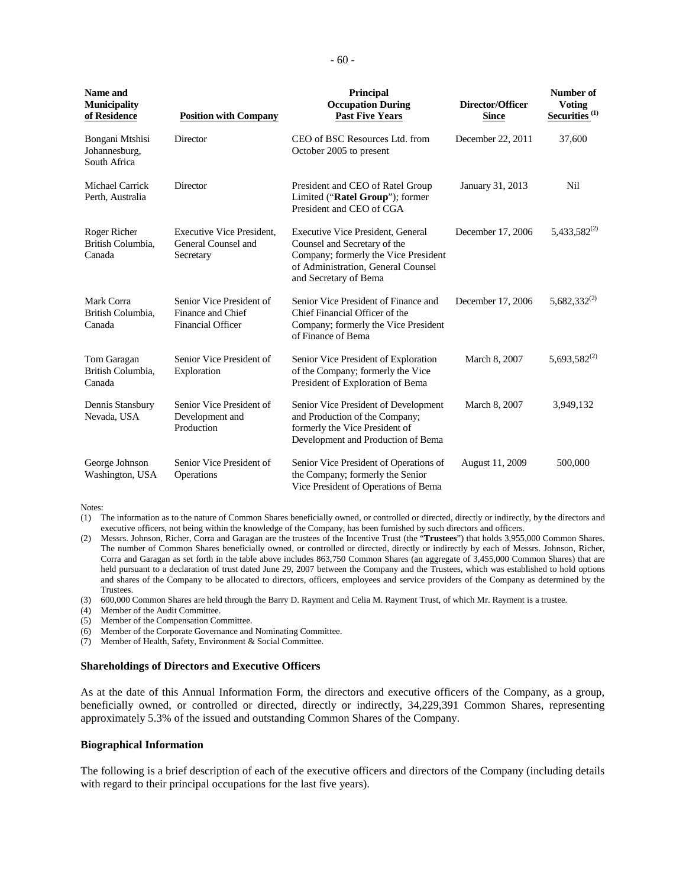| Name and Municipality of Residence | Position with Company | Principal Occupation During Past Five Years | Director/Officer Since | Number of Voting Securities (1) |
|---|---|---|---|---|
| Bongani Mtshisi Johannesburg, South Africa | Director | CEO of BSC Resources Ltd. from October 2005 to present | December 22, 2011 | 37,600 |
| Michael Carrick Perth, Australia | Director | President and CEO of Ratel Group Limited ("**Ratel Group**"); former President and CEO of CGA | January 31, 2013 | Nil |
| Roger Richer British Columbia, Canada | Executive Vice President, General Counsel and Secretary | Executive Vice President, General Counsel and Secretary of the Company; formerly the Vice President of Administration, General Counsel and Secretary of Bema | December 17, 2006 | 5,433,582(2) |
| Mark Corra British Columbia, Canada | Senior Vice President of Finance and Chief Financial Officer | Senior Vice President of Finance and Chief Financial Officer of the Company; formerly the Vice President of Finance of Bema | December 17, 2006 | 5,682,332(2) |
| Tom Garagan British Columbia, Canada | Senior Vice President of Exploration | Senior Vice President of Exploration of the Company; formerly the Vice President of Exploration of Bema | March 8, 2007 | 5,693,582(2) |
| Dennis Stansbury Nevada, USA | Senior Vice President of Development and Production | Senior Vice President of Development and Production of the Company; formerly the Vice President of Development and Production of Bema | March 8, 2007 | 3,949,132 |
| George Johnson Washington, USA | Senior Vice President of Operations | Senior Vice President of Operations of the Company; formerly the Senior Vice President of Operations of Bema | August 11, 2009 | 500,000 |

Notes:

(1) The information as to the nature of Common Shares beneficially owned, or controlled or directed, directly or indirectly, by the directors and executive officers, not being within the knowledge of the Company, has been furnished by such directors and officers.

(2) Messrs. Johnson, Richer, Corra and Garagan are the trustees of the Incentive Trust (the "**Trustees**") that holds 3,955,000 Common Shares. The number of Common Shares beneficially owned, or controlled or directed, directly or indirectly by each of Messrs. Johnson, Richer, Corra and Garagan as set forth in the table above includes 863,750 Common Shares (an aggregate of 3,455,000 Common Shares) that are held pursuant to a declaration of trust dated June 29, 2007 between the Company and the Trustees, which was established to hold options and shares of the Company to be allocated to directors, officers, employees and service providers of the Company as determined by the Trustees.

(3) 600,000 Common Shares are held through the Barry D. Rayment and Celia M. Rayment Trust, of which Mr. Rayment is a trustee.

(4) Member of the Audit Committee.

(5) Member of the Compensation Committee.

(6) Member of the Corporate Governance and Nominating Committee.

(7) Member of Health, Safety, Environment & Social Committee.

**Shareholdings of Directors and Executive Officers**

As at the date of this Annual Information Form, the directors and executive officers of the Company, as a group, beneficially owned, or controlled or directed, directly or indirectly, 34,229,391 Common Shares, representing approximately 5.3% of the issued and outstanding Common Shares of the Company.

**Biographical Information**

The following is a brief description of each of the executive officers and directors of the Company (including details with regard to their principal occupations for the last five years).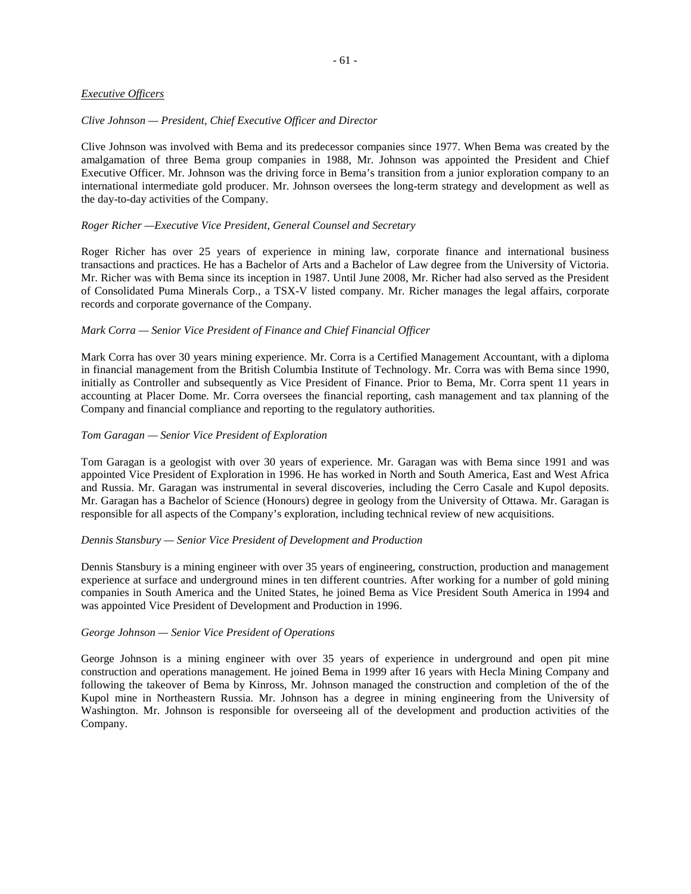*Executive Officers*

*Clive Johnson — President, Chief Executive Officer and Director*

Clive Johnson was involved with Bema and its predecessor companies since 1977. When Bema was created by the amalgamation of three Bema group companies in 1988, Mr. Johnson was appointed the President and Chief Executive Officer. Mr. Johnson was the driving force in Bema's transition from a junior exploration company to an international intermediate gold producer. Mr. Johnson oversees the long-term strategy and development as well as the day-to-day activities of the Company.

*Roger Richer —Executive Vice President, General Counsel and Secretary*

Roger Richer has over 25 years of experience in mining law, corporate finance and international business transactions and practices. He has a Bachelor of Arts and a Bachelor of Law degree from the University of Victoria. Mr. Richer was with Bema since its inception in 1987. Until June 2008, Mr. Richer had also served as the President of Consolidated Puma Minerals Corp., a TSX-V listed company. Mr. Richer manages the legal affairs, corporate records and corporate governance of the Company.

*Mark Corra — Senior Vice President of Finance and Chief Financial Officer*

Mark Corra has over 30 years mining experience. Mr. Corra is a Certified Management Accountant, with a diploma in financial management from the British Columbia Institute of Technology. Mr. Corra was with Bema since 1990, initially as Controller and subsequently as Vice President of Finance. Prior to Bema, Mr. Corra spent 11 years in accounting at Placer Dome. Mr. Corra oversees the financial reporting, cash management and tax planning of the Company and financial compliance and reporting to the regulatory authorities.

*Tom Garagan — Senior Vice President of Exploration*

Tom Garagan is a geologist with over 30 years of experience. Mr. Garagan was with Bema since 1991 and was appointed Vice President of Exploration in 1996. He has worked in North and South America, East and West Africa and Russia. Mr. Garagan was instrumental in several discoveries, including the Cerro Casale and Kupol deposits. Mr. Garagan has a Bachelor of Science (Honours) degree in geology from the University of Ottawa. Mr. Garagan is responsible for all aspects of the Company's exploration, including technical review of new acquisitions.

*Dennis Stansbury — Senior Vice President of Development and Production*

Dennis Stansbury is a mining engineer with over 35 years of engineering, construction, production and management experience at surface and underground mines in ten different countries. After working for a number of gold mining companies in South America and the United States, he joined Bema as Vice President South America in 1994 and was appointed Vice President of Development and Production in 1996.

*George Johnson — Senior Vice President of Operations*

George Johnson is a mining engineer with over 35 years of experience in underground and open pit mine construction and operations management. He joined Bema in 1999 after 16 years with Hecla Mining Company and following the takeover of Bema by Kinross, Mr. Johnson managed the construction and completion of the of the Kupol mine in Northeastern Russia. Mr. Johnson has a degree in mining engineering from the University of Washington. Mr. Johnson is responsible for overseeing all of the development and production activities of the Company.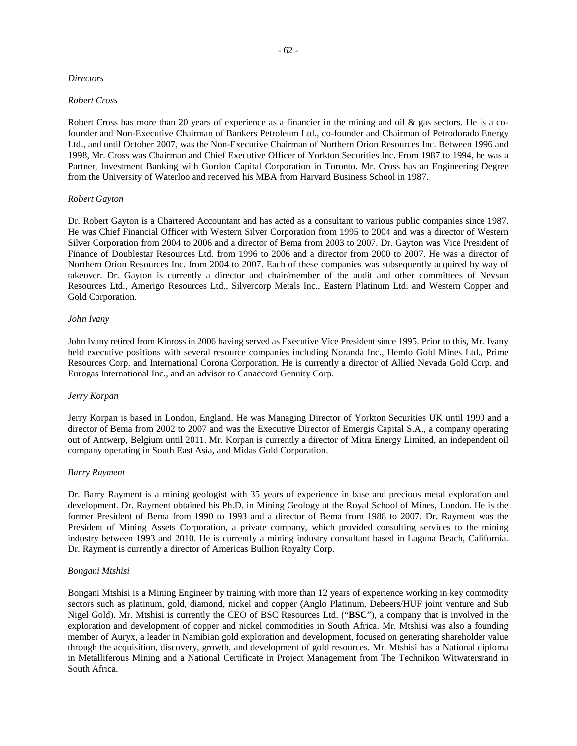*Directors*

*Robert Cross*

Robert Cross has more than 20 years of experience as a financier in the mining and oil & gas sectors. He is a co-founder and Non-Executive Chairman of Bankers Petroleum Ltd., co-founder and Chairman of Petrodorado Energy Ltd., and until October 2007, was the Non-Executive Chairman of Northern Orion Resources Inc. Between 1996 and 1998, Mr. Cross was Chairman and Chief Executive Officer of Yorkton Securities Inc. From 1987 to 1994, he was a Partner, Investment Banking with Gordon Capital Corporation in Toronto. Mr. Cross has an Engineering Degree from the University of Waterloo and received his MBA from Harvard Business School in 1987.

*Robert Gayton*

Dr. Robert Gayton is a Chartered Accountant and has acted as a consultant to various public companies since 1987. He was Chief Financial Officer with Western Silver Corporation from 1995 to 2004 and was a director of Western Silver Corporation from 2004 to 2006 and a director of Bema from 2003 to 2007. Dr. Gayton was Vice President of Finance of Doublestar Resources Ltd. from 1996 to 2006 and a director from 2000 to 2007. He was a director of Northern Orion Resources Inc. from 2004 to 2007. Each of these companies was subsequently acquired by way of takeover. Dr. Gayton is currently a director and chair/member of the audit and other committees of Nevsun Resources Ltd., Amerigo Resources Ltd., Silvercorp Metals Inc., Eastern Platinum Ltd. and Western Copper and Gold Corporation.

*John Ivany*

John Ivany retired from Kinross in 2006 having served as Executive Vice President since 1995. Prior to this, Mr. Ivany held executive positions with several resource companies including Noranda Inc., Hemlo Gold Mines Ltd., Prime Resources Corp. and International Corona Corporation. He is currently a director of Allied Nevada Gold Corp. and Eurogas International Inc., and an advisor to Canaccord Genuity Corp.

*Jerry Korpan*

Jerry Korpan is based in London, England. He was Managing Director of Yorkton Securities UK until 1999 and a director of Bema from 2002 to 2007 and was the Executive Director of Emergis Capital S.A., a company operating out of Antwerp, Belgium until 2011. Mr. Korpan is currently a director of Mitra Energy Limited, an independent oil company operating in South East Asia, and Midas Gold Corporation.

*Barry Rayment*

Dr. Barry Rayment is a mining geologist with 35 years of experience in base and precious metal exploration and development. Dr. Rayment obtained his Ph.D. in Mining Geology at the Royal School of Mines, London. He is the former President of Bema from 1990 to 1993 and a director of Bema from 1988 to 2007. Dr. Rayment was the President of Mining Assets Corporation, a private company, which provided consulting services to the mining industry between 1993 and 2010. He is currently a mining industry consultant based in Laguna Beach, California. Dr. Rayment is currently a director of Americas Bullion Royalty Corp.

*Bongani Mtshisi*

Bongani Mtshisi is a Mining Engineer by training with more than 12 years of experience working in key commodity sectors such as platinum, gold, diamond, nickel and copper (Anglo Platinum, Debeers/HUF joint venture and Sub Nigel Gold). Mr. Mtshisi is currently the CEO of BSC Resources Ltd. ("**BSC**"), a company that is involved in the exploration and development of copper and nickel commodities in South Africa. Mr. Mtshisi was also a founding member of Auryx, a leader in Namibian gold exploration and development, focused on generating shareholder value through the acquisition, discovery, growth, and development of gold resources. Mr. Mtshisi has a National diploma in Metalliferous Mining and a National Certificate in Project Management from The Technikon Witwatersrand in South Africa.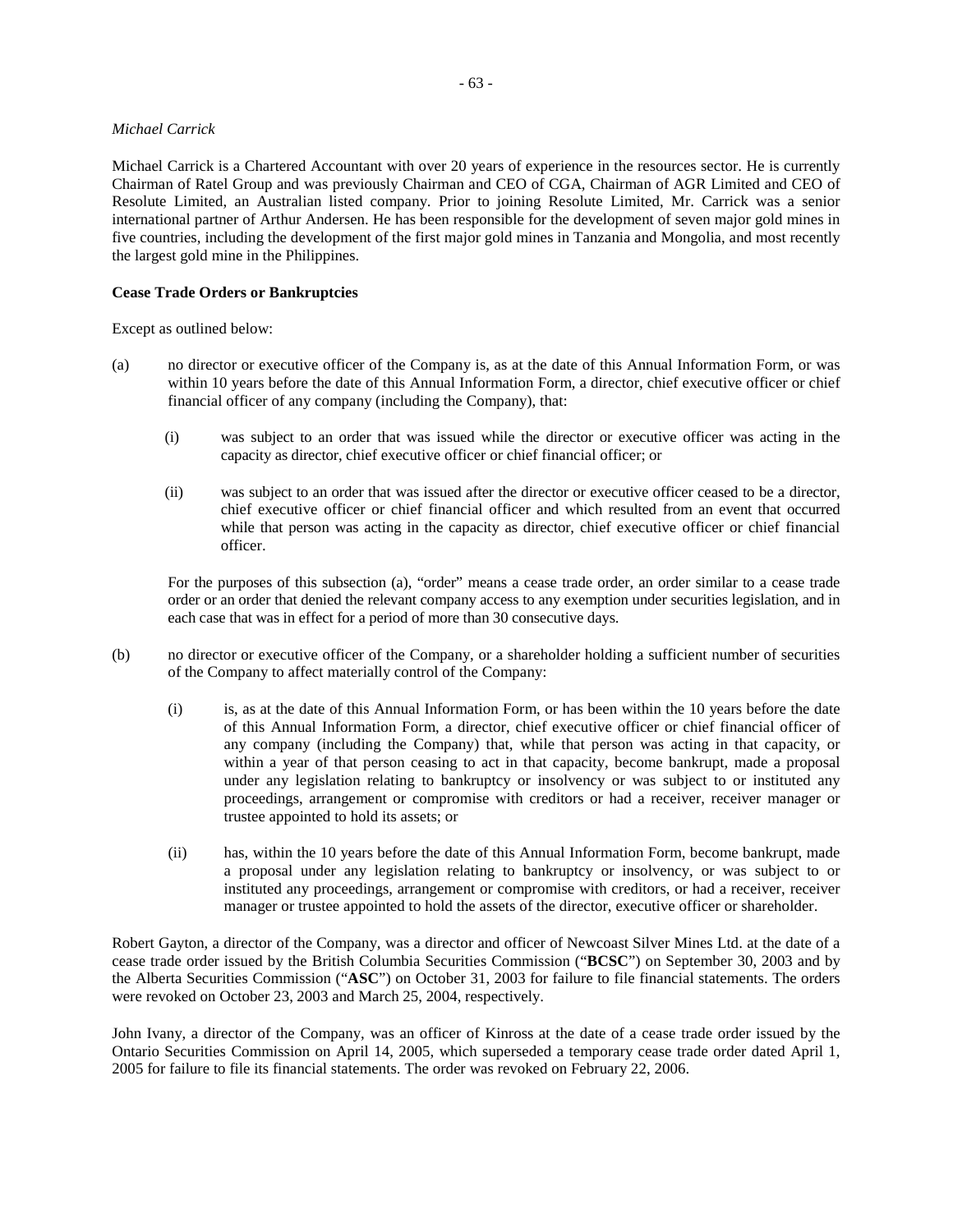*Michael Carrick*

Michael Carrick is a Chartered Accountant with over 20 years of experience in the resources sector. He is currently Chairman of Ratel Group and was previously Chairman and CEO of CGA, Chairman of AGR Limited and CEO of Resolute Limited, an Australian listed company. Prior to joining Resolute Limited, Mr. Carrick was a senior international partner of Arthur Andersen. He has been responsible for the development of seven major gold mines in five countries, including the development of the first major gold mines in Tanzania and Mongolia, and most recently the largest gold mine in the Philippines.

**Cease Trade Orders or Bankruptcies**

Except as outlined below:

(a) no director or executive officer of the Company is, as at the date of this Annual Information Form, or was within 10 years before the date of this Annual Information Form, a director, chief executive officer or chief financial officer of any company (including the Company), that:

   (i) was subject to an order that was issued while the director or executive officer was acting in the capacity as director, chief executive officer or chief financial officer; or

   (ii) was subject to an order that was issued after the director or executive officer ceased to be a director, chief executive officer or chief financial officer and which resulted from an event that occurred while that person was acting in the capacity as director, chief executive officer or chief financial officer.

   For the purposes of this subsection (a), "order" means a cease trade order, an order similar to a cease trade order or an order that denied the relevant company access to any exemption under securities legislation, and in each case that was in effect for a period of more than 30 consecutive days.

(b) no director or executive officer of the Company, or a shareholder holding a sufficient number of securities of the Company to affect materially control of the Company:

   (i) is, as at the date of this Annual Information Form, or has been within the 10 years before the date of this Annual Information Form, a director, chief executive officer or chief financial officer of any company (including the Company) that, while that person was acting in that capacity, or within a year of that person ceasing to act in that capacity, become bankrupt, made a proposal under any legislation relating to bankruptcy or insolvency or was subject to or instituted any proceedings, arrangement or compromise with creditors or had a receiver, receiver manager or trustee appointed to hold its assets; or

   (ii) has, within the 10 years before the date of this Annual Information Form, become bankrupt, made a proposal under any legislation relating to bankruptcy or insolvency, or was subject to or instituted any proceedings, arrangement or compromise with creditors, or had a receiver, receiver manager or trustee appointed to hold the assets of the director, executive officer or shareholder.

Robert Gayton, a director of the Company, was a director and officer of Newcoast Silver Mines Ltd. at the date of a cease trade order issued by the British Columbia Securities Commission ("**BCSC**") on September 30, 2003 and by the Alberta Securities Commission ("**ASC**") on October 31, 2003 for failure to file financial statements. The orders were revoked on October 23, 2003 and March 25, 2004, respectively.

John Ivany, a director of the Company, was an officer of Kinross at the date of a cease trade order issued by the Ontario Securities Commission on April 14, 2005, which superseded a temporary cease trade order dated April 1, 2005 for failure to file its financial statements. The order was revoked on February 22, 2006.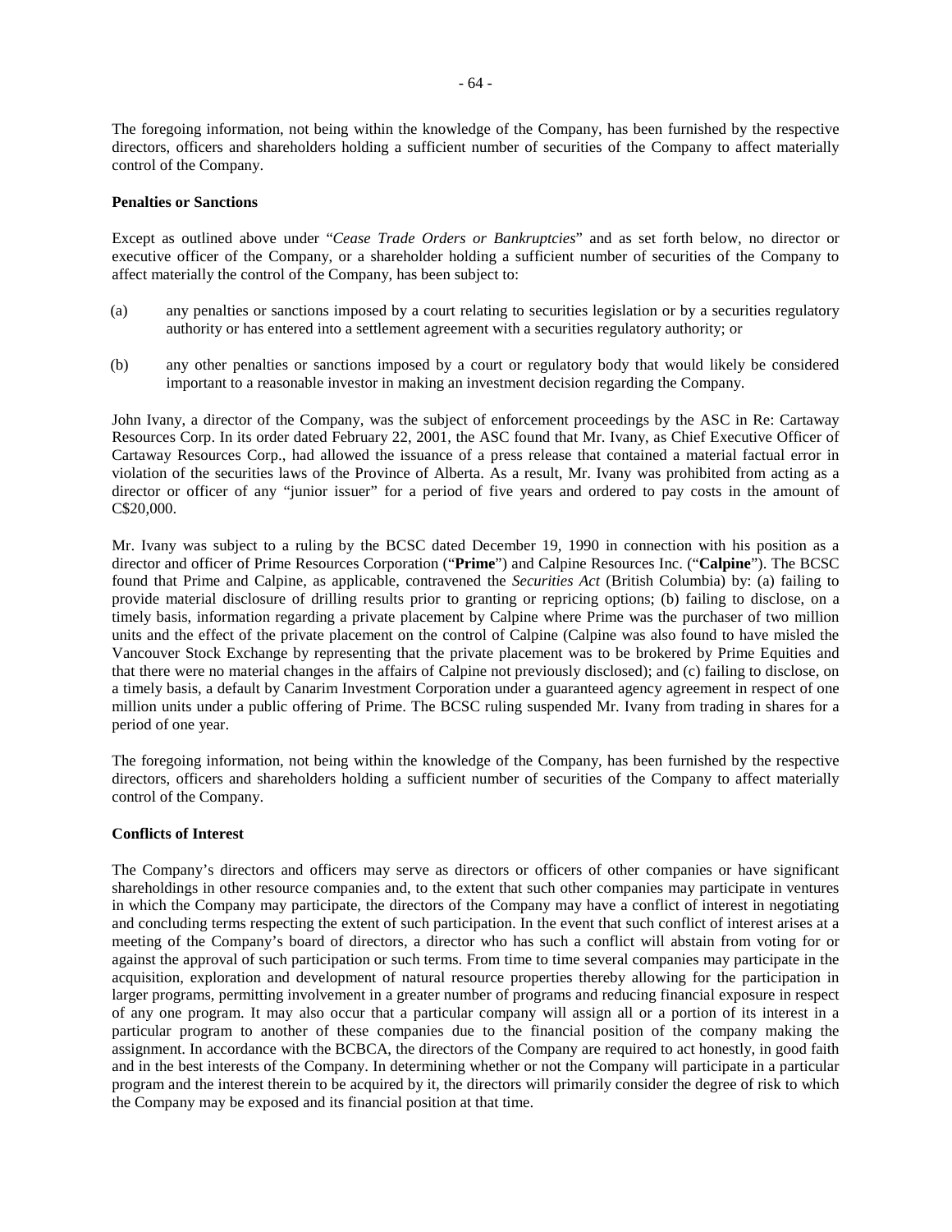The foregoing information, not being within the knowledge of the Company, has been furnished by the respective directors, officers and shareholders holding a sufficient number of securities of the Company to affect materially control of the Company.

**Penalties or Sanctions**

Except as outlined above under "*Cease Trade Orders or Bankruptcies*" and as set forth below, no director or executive officer of the Company, or a shareholder holding a sufficient number of securities of the Company to affect materially the control of the Company, has been subject to:

(a) any penalties or sanctions imposed by a court relating to securities legislation or by a securities regulatory authority or has entered into a settlement agreement with a securities regulatory authority; or

(b) any other penalties or sanctions imposed by a court or regulatory body that would likely be considered important to a reasonable investor in making an investment decision regarding the Company.

John Ivany, a director of the Company, was the subject of enforcement proceedings by the ASC in Re: Cartaway Resources Corp. In its order dated February 22, 2001, the ASC found that Mr. Ivany, as Chief Executive Officer of Cartaway Resources Corp., had allowed the issuance of a press release that contained a material factual error in violation of the securities laws of the Province of Alberta. As a result, Mr. Ivany was prohibited from acting as a director or officer of any "junior issuer" for a period of five years and ordered to pay costs in the amount of C$20,000.

Mr. Ivany was subject to a ruling by the BCSC dated December 19, 1990 in connection with his position as a director and officer of Prime Resources Corporation ("**Prime**") and Calpine Resources Inc. ("**Calpine**"). The BCSC found that Prime and Calpine, as applicable, contravened the *Securities Act* (British Columbia) by: (a) failing to provide material disclosure of drilling results prior to granting or repricing options; (b) failing to disclose, on a timely basis, information regarding a private placement by Calpine where Prime was the purchaser of two million units and the effect of the private placement on the control of Calpine (Calpine was also found to have misled the Vancouver Stock Exchange by representing that the private placement was to be brokered by Prime Equities and that there were no material changes in the affairs of Calpine not previously disclosed); and (c) failing to disclose, on a timely basis, a default by Canarim Investment Corporation under a guaranteed agency agreement in respect of one million units under a public offering of Prime. The BCSC ruling suspended Mr. Ivany from trading in shares for a period of one year.

The foregoing information, not being within the knowledge of the Company, has been furnished by the respective directors, officers and shareholders holding a sufficient number of securities of the Company to affect materially control of the Company.

**Conflicts of Interest**

The Company's directors and officers may serve as directors or officers of other companies or have significant shareholdings in other resource companies and, to the extent that such other companies may participate in ventures in which the Company may participate, the directors of the Company may have a conflict of interest in negotiating and concluding terms respecting the extent of such participation. In the event that such conflict of interest arises at a meeting of the Company's board of directors, a director who has such a conflict will abstain from voting for or against the approval of such participation or such terms. From time to time several companies may participate in the acquisition, exploration and development of natural resource properties thereby allowing for the participation in larger programs, permitting involvement in a greater number of programs and reducing financial exposure in respect of any one program. It may also occur that a particular company will assign all or a portion of its interest in a particular program to another of these companies due to the financial position of the company making the assignment. In accordance with the BCBCA, the directors of the Company are required to act honestly, in good faith and in the best interests of the Company. In determining whether or not the Company will participate in a particular program and the interest therein to be acquired by it, the directors will primarily consider the degree of risk to which the Company may be exposed and its financial position at that time.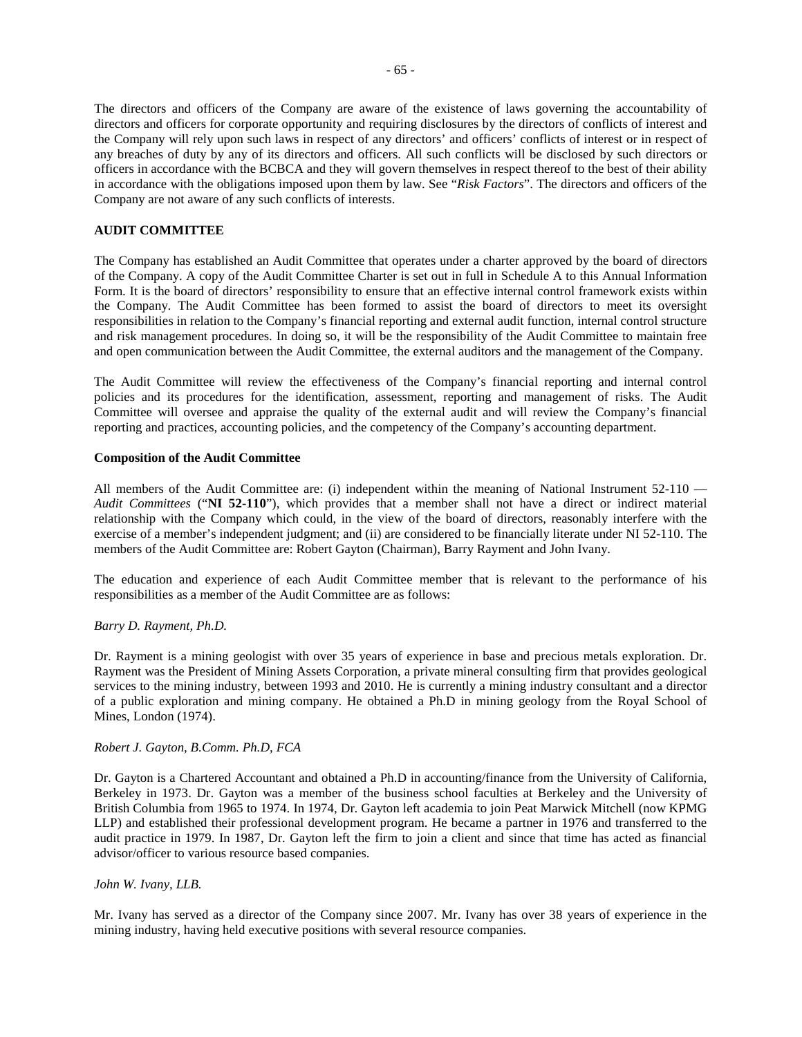The directors and officers of the Company are aware of the existence of laws governing the accountability of directors and officers for corporate opportunity and requiring disclosures by the directors of conflicts of interest and the Company will rely upon such laws in respect of any directors' and officers' conflicts of interest or in respect of any breaches of duty by any of its directors and officers. All such conflicts will be disclosed by such directors or officers in accordance with the BCBCA and they will govern themselves in respect thereof to the best of their ability in accordance with the obligations imposed upon them by law. See "*Risk Factors*". The directors and officers of the Company are not aware of any such conflicts of interests.

## AUDIT COMMITTEE

The Company has established an Audit Committee that operates under a charter approved by the board of directors of the Company. A copy of the Audit Committee Charter is set out in full in Schedule A to this Annual Information Form. It is the board of directors' responsibility to ensure that an effective internal control framework exists within the Company. The Audit Committee has been formed to assist the board of directors to meet its oversight responsibilities in relation to the Company's financial reporting and external audit function, internal control structure and risk management procedures. In doing so, it will be the responsibility of the Audit Committee to maintain free and open communication between the Audit Committee, the external auditors and the management of the Company.

The Audit Committee will review the effectiveness of the Company's financial reporting and internal control policies and its procedures for the identification, assessment, reporting and management of risks. The Audit Committee will oversee and appraise the quality of the external audit and will review the Company's financial reporting and practices, accounting policies, and the competency of the Company's accounting department.

### Composition of the Audit Committee

All members of the Audit Committee are: (i) independent within the meaning of National Instrument 52-110 — *Audit Committees* ("**NI 52-110**"), which provides that a member shall not have a direct or indirect material relationship with the Company which could, in the view of the board of directors, reasonably interfere with the exercise of a member's independent judgment; and (ii) are considered to be financially literate under NI 52-110. The members of the Audit Committee are: Robert Gayton (Chairman), Barry Rayment and John Ivany.

The education and experience of each Audit Committee member that is relevant to the performance of his responsibilities as a member of the Audit Committee are as follows:

*Barry D. Rayment, Ph.D.*

Dr. Rayment is a mining geologist with over 35 years of experience in base and precious metals exploration. Dr. Rayment was the President of Mining Assets Corporation, a private mineral consulting firm that provides geological services to the mining industry, between 1993 and 2010. He is currently a mining industry consultant and a director of a public exploration and mining company. He obtained a Ph.D in mining geology from the Royal School of Mines, London (1974).

*Robert J. Gayton, B.Comm. Ph.D, FCA*

Dr. Gayton is a Chartered Accountant and obtained a Ph.D in accounting/finance from the University of California, Berkeley in 1973. Dr. Gayton was a member of the business school faculties at Berkeley and the University of British Columbia from 1965 to 1974. In 1974, Dr. Gayton left academia to join Peat Marwick Mitchell (now KPMG LLP) and established their professional development program. He became a partner in 1976 and transferred to the audit practice in 1979. In 1987, Dr. Gayton left the firm to join a client and since that time has acted as financial advisor/officer to various resource based companies.

*John W. Ivany, LLB.*

Mr. Ivany has served as a director of the Company since 2007. Mr. Ivany has over 38 years of experience in the mining industry, having held executive positions with several resource companies.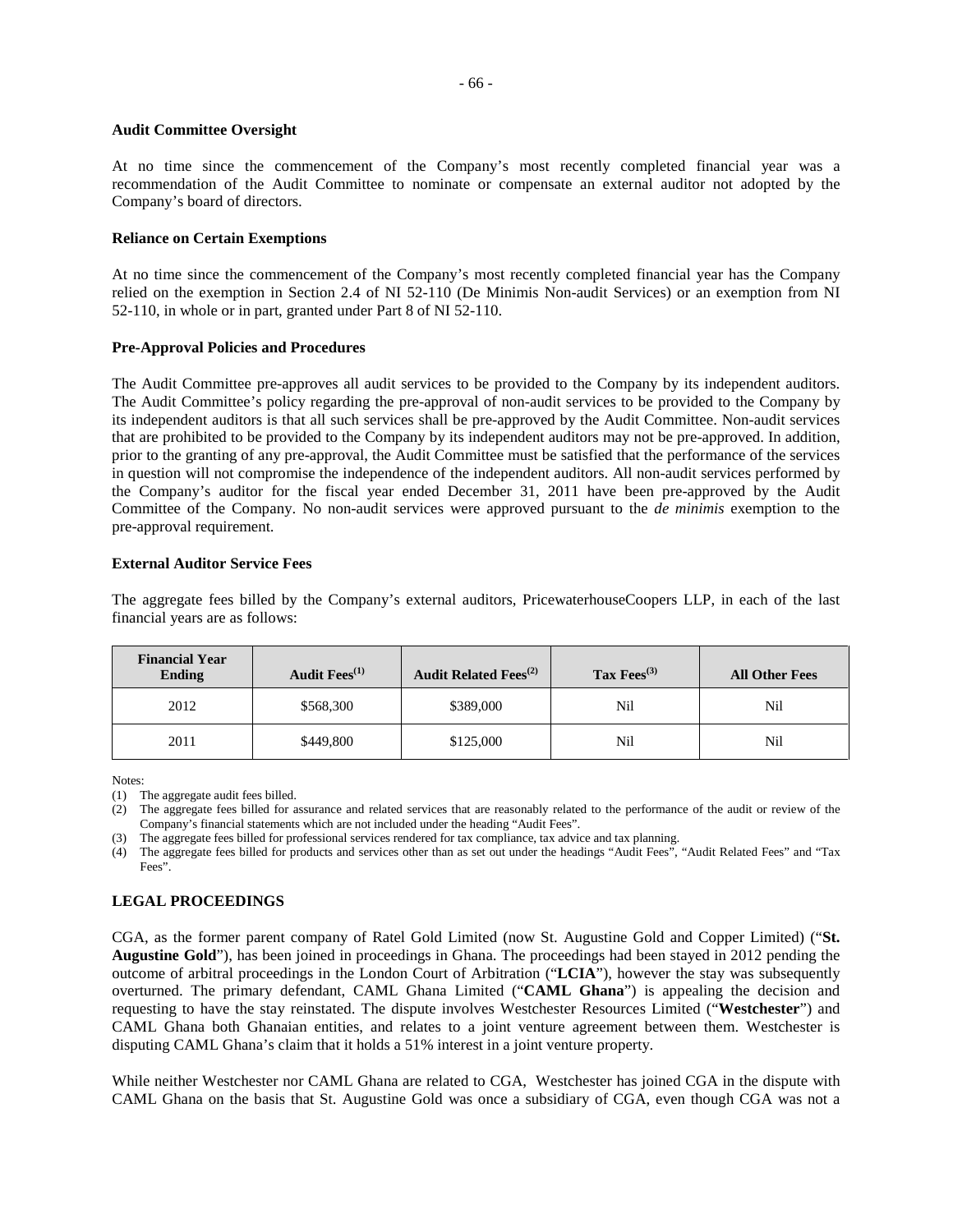### Audit Committee Oversight

At no time since the commencement of the Company's most recently completed financial year was a recommendation of the Audit Committee to nominate or compensate an external auditor not adopted by the Company's board of directors.

### Reliance on Certain Exemptions

At no time since the commencement of the Company's most recently completed financial year has the Company relied on the exemption in Section 2.4 of NI 52-110 (De Minimis Non-audit Services) or an exemption from NI 52-110, in whole or in part, granted under Part 8 of NI 52-110.

### Pre-Approval Policies and Procedures

The Audit Committee pre-approves all audit services to be provided to the Company by its independent auditors. The Audit Committee's policy regarding the pre-approval of non-audit services to be provided to the Company by its independent auditors is that all such services shall be pre-approved by the Audit Committee. Non-audit services that are prohibited to be provided to the Company by its independent auditors may not be pre-approved. In addition, prior to the granting of any pre-approval, the Audit Committee must be satisfied that the performance of the services in question will not compromise the independence of the independent auditors. All non-audit services performed by the Company's auditor for the fiscal year ended December 31, 2011 have been pre-approved by the Audit Committee of the Company. No non-audit services were approved pursuant to the *de minimis* exemption to the pre-approval requirement.

### External Auditor Service Fees

The aggregate fees billed by the Company's external auditors, PricewaterhouseCoopers LLP, in each of the last financial years are as follows:

| Financial Year Ending | Audit Fees[(1)] | Audit Related Fees[(2)] | Tax Fees[(3)] | All Other Fees |
|---|---|---|---|---|
| 2012 | $568,300 | $389,000 | Nil | Nil |
| 2011 | $449,800 | $125,000 | Nil | Nil |

Notes:

(1) The aggregate audit fees billed.
(2) The aggregate fees billed for assurance and related services that are reasonably related to the performance of the audit or review of the Company's financial statements which are not included under the heading "Audit Fees".
(3) The aggregate fees billed for professional services rendered for tax compliance, tax advice and tax planning.
(4) The aggregate fees billed for products and services other than as set out under the headings "Audit Fees", "Audit Related Fees" and "Tax Fees".

## LEGAL PROCEEDINGS

CGA, as the former parent company of Ratel Gold Limited (now St. Augustine Gold and Copper Limited) ("**St. Augustine Gold**"), has been joined in proceedings in Ghana. The proceedings had been stayed in 2012 pending the outcome of arbitral proceedings in the London Court of Arbitration ("**LCIA**"), however the stay was subsequently overturned. The primary defendant, CAML Ghana Limited ("**CAML Ghana**") is appealing the decision and requesting to have the stay reinstated. The dispute involves Westchester Resources Limited ("**Westchester**") and CAML Ghana both Ghanaian entities, and relates to a joint venture agreement between them. Westchester is disputing CAML Ghana's claim that it holds a 51% interest in a joint venture property.

While neither Westchester nor CAML Ghana are related to CGA, Westchester has joined CGA in the dispute with CAML Ghana on the basis that St. Augustine Gold was once a subsidiary of CGA, even though CGA was not a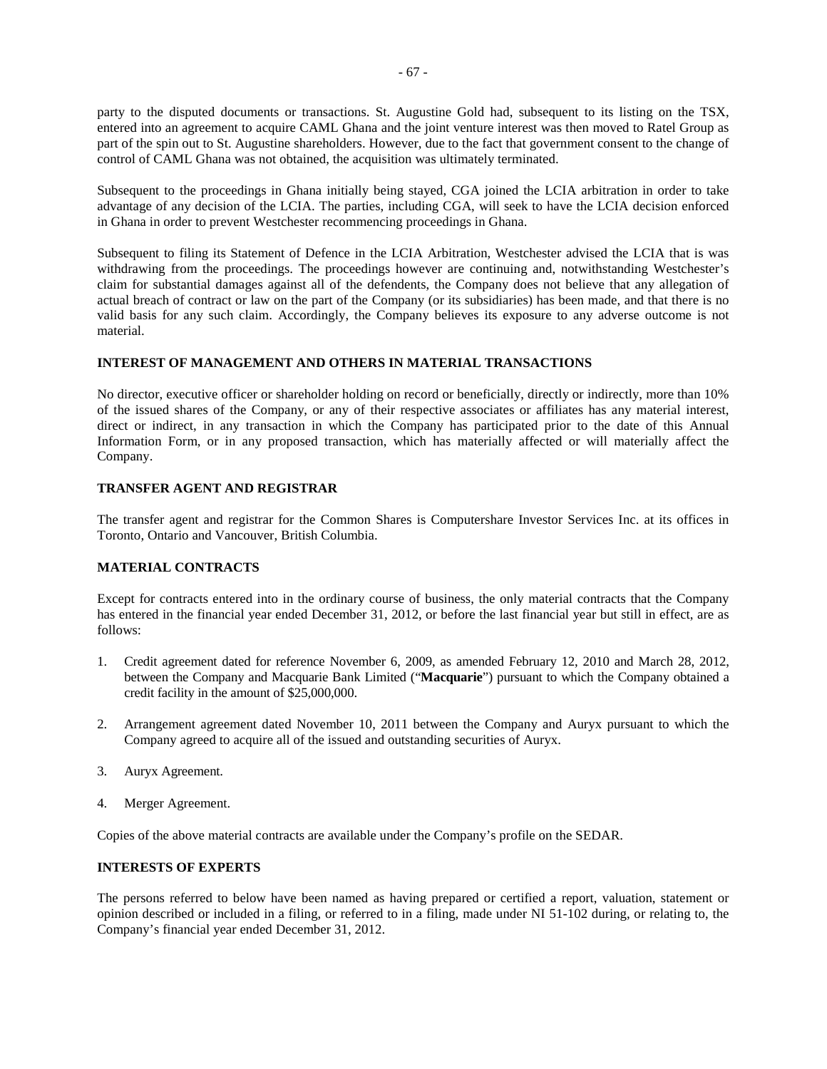party to the disputed documents or transactions. St. Augustine Gold had, subsequent to its listing on the TSX, entered into an agreement to acquire CAML Ghana and the joint venture interest was then moved to Ratel Group as part of the spin out to St. Augustine shareholders. However, due to the fact that government consent to the change of control of CAML Ghana was not obtained, the acquisition was ultimately terminated.

Subsequent to the proceedings in Ghana initially being stayed, CGA joined the LCIA arbitration in order to take advantage of any decision of the LCIA. The parties, including CGA, will seek to have the LCIA decision enforced in Ghana in order to prevent Westchester recommencing proceedings in Ghana.

Subsequent to filing its Statement of Defence in the LCIA Arbitration, Westchester advised the LCIA that is was withdrawing from the proceedings. The proceedings however are continuing and, notwithstanding Westchester's claim for substantial damages against all of the defendents, the Company does not believe that any allegation of actual breach of contract or law on the part of the Company (or its subsidiaries) has been made, and that there is no valid basis for any such claim. Accordingly, the Company believes its exposure to any adverse outcome is not material.

## INTEREST OF MANAGEMENT AND OTHERS IN MATERIAL TRANSACTIONS

No director, executive officer or shareholder holding on record or beneficially, directly or indirectly, more than 10% of the issued shares of the Company, or any of their respective associates or affiliates has any material interest, direct or indirect, in any transaction in which the Company has participated prior to the date of this Annual Information Form, or in any proposed transaction, which has materially affected or will materially affect the Company.

## TRANSFER AGENT AND REGISTRAR

The transfer agent and registrar for the Common Shares is Computershare Investor Services Inc. at its offices in Toronto, Ontario and Vancouver, British Columbia.

## MATERIAL CONTRACTS

Except for contracts entered into in the ordinary course of business, the only material contracts that the Company has entered in the financial year ended December 31, 2012, or before the last financial year but still in effect, are as follows:

1. Credit agreement dated for reference November 6, 2009, as amended February 12, 2010 and March 28, 2012, between the Company and Macquarie Bank Limited ("**Macquarie**") pursuant to which the Company obtained a credit facility in the amount of $25,000,000.
2. Arrangement agreement dated November 10, 2011 between the Company and Auryx pursuant to which the Company agreed to acquire all of the issued and outstanding securities of Auryx.
3. Auryx Agreement.
4. Merger Agreement.

Copies of the above material contracts are available under the Company's profile on the SEDAR.

## INTERESTS OF EXPERTS

The persons referred to below have been named as having prepared or certified a report, valuation, statement or opinion described or included in a filing, or referred to in a filing, made under NI 51-102 during, or relating to, the Company's financial year ended December 31, 2012.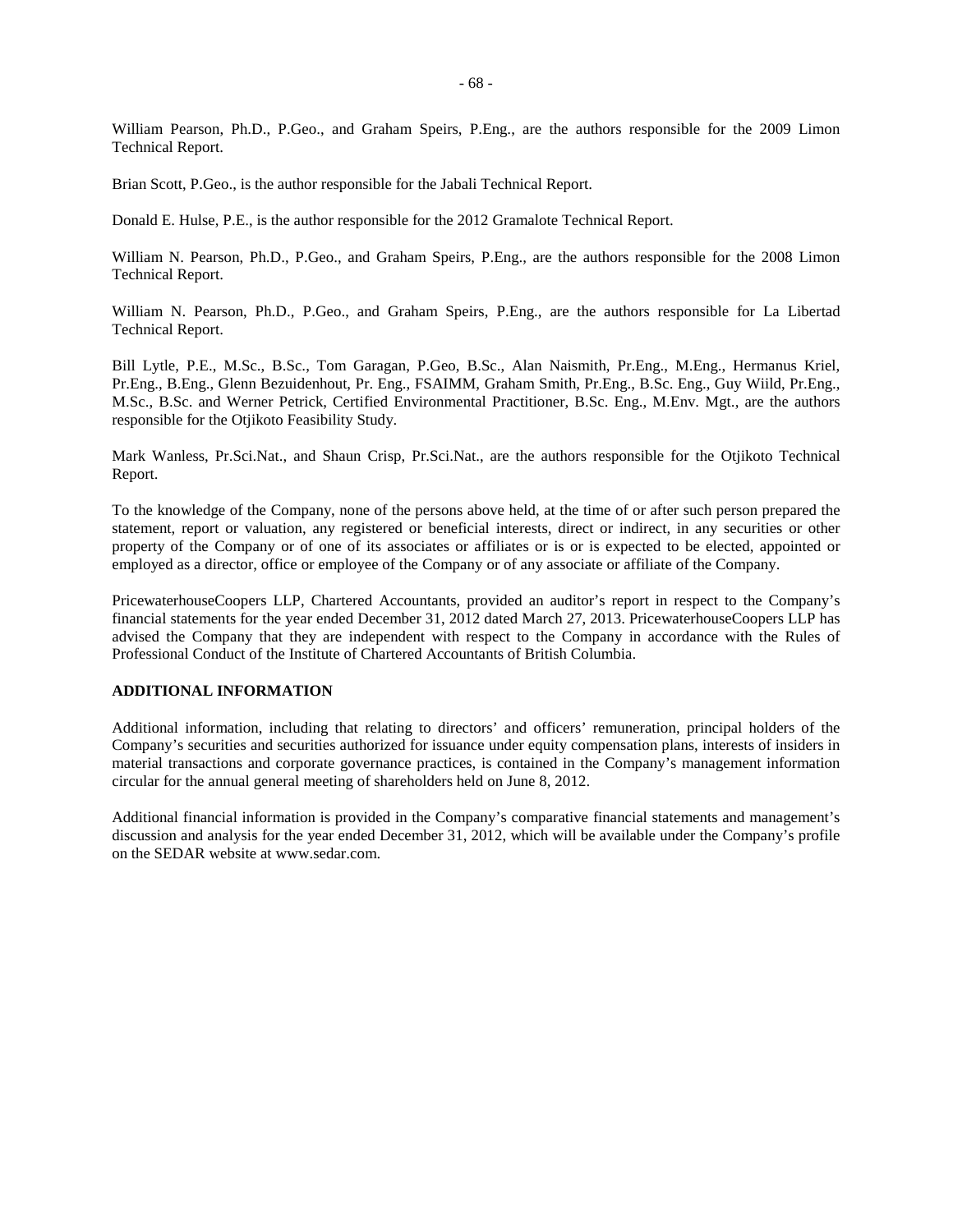William Pearson, Ph.D., P.Geo., and Graham Speirs, P.Eng., are the authors responsible for the 2009 Limon Technical Report.

Brian Scott, P.Geo., is the author responsible for the Jabali Technical Report.

Donald E. Hulse, P.E., is the author responsible for the 2012 Gramalote Technical Report.

William N. Pearson, Ph.D., P.Geo., and Graham Speirs, P.Eng., are the authors responsible for the 2008 Limon Technical Report.

William N. Pearson, Ph.D., P.Geo., and Graham Speirs, P.Eng., are the authors responsible for La Libertad Technical Report.

Bill Lytle, P.E., M.Sc., B.Sc., Tom Garagan, P.Geo, B.Sc., Alan Naismith, Pr.Eng., M.Eng., Hermanus Kriel, Pr.Eng., B.Eng., Glenn Bezuidenhout, Pr. Eng., FSAIMM, Graham Smith, Pr.Eng., B.Sc. Eng., Guy Wiild, Pr.Eng., M.Sc., B.Sc. and Werner Petrick, Certified Environmental Practitioner, B.Sc. Eng., M.Env. Mgt., are the authors responsible for the Otjikoto Feasibility Study.

Mark Wanless, Pr.Sci.Nat., and Shaun Crisp, Pr.Sci.Nat., are the authors responsible for the Otjikoto Technical Report.

To the knowledge of the Company, none of the persons above held, at the time of or after such person prepared the statement, report or valuation, any registered or beneficial interests, direct or indirect, in any securities or other property of the Company or of one of its associates or affiliates or is or is expected to be elected, appointed or employed as a director, office or employee of the Company or of any associate or affiliate of the Company.

PricewaterhouseCoopers LLP, Chartered Accountants, provided an auditor's report in respect to the Company's financial statements for the year ended December 31, 2012 dated March 27, 2013. PricewaterhouseCoopers LLP has advised the Company that they are independent with respect to the Company in accordance with the Rules of Professional Conduct of the Institute of Chartered Accountants of British Columbia.

## ADDITIONAL INFORMATION

Additional information, including that relating to directors' and officers' remuneration, principal holders of the Company's securities and securities authorized for issuance under equity compensation plans, interests of insiders in material transactions and corporate governance practices, is contained in the Company's management information circular for the annual general meeting of shareholders held on June 8, 2012.

Additional financial information is provided in the Company's comparative financial statements and management's discussion and analysis for the year ended December 31, 2012, which will be available under the Company's profile on the SEDAR website at www.sedar.com.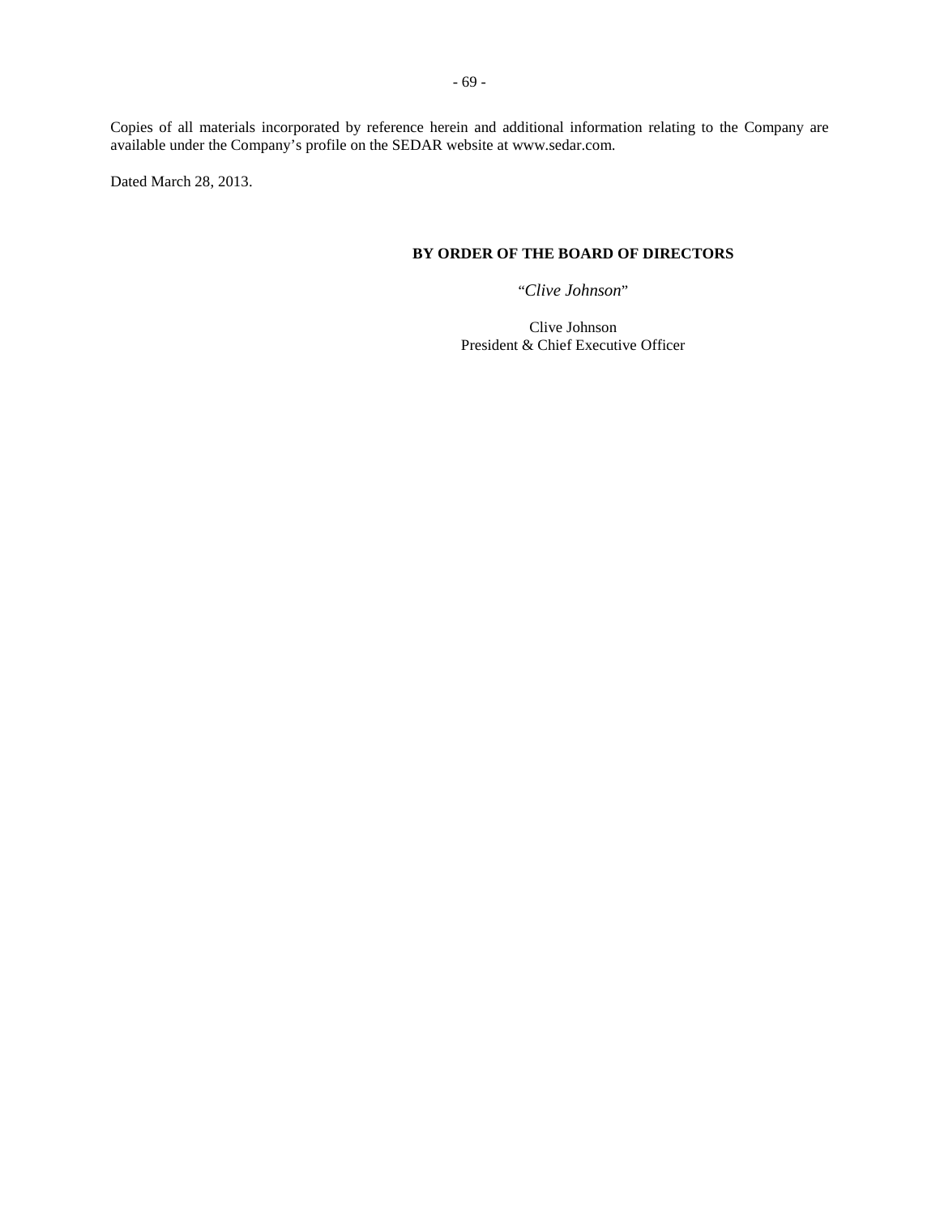Copies of all materials incorporated by reference herein and additional information relating to the Company are available under the Company's profile on the SEDAR website at www.sedar.com.

Dated March 28, 2013.

**BY ORDER OF THE BOARD OF DIRECTORS**

"*Clive Johnson*"

Clive Johnson
President & Chief Executive Officer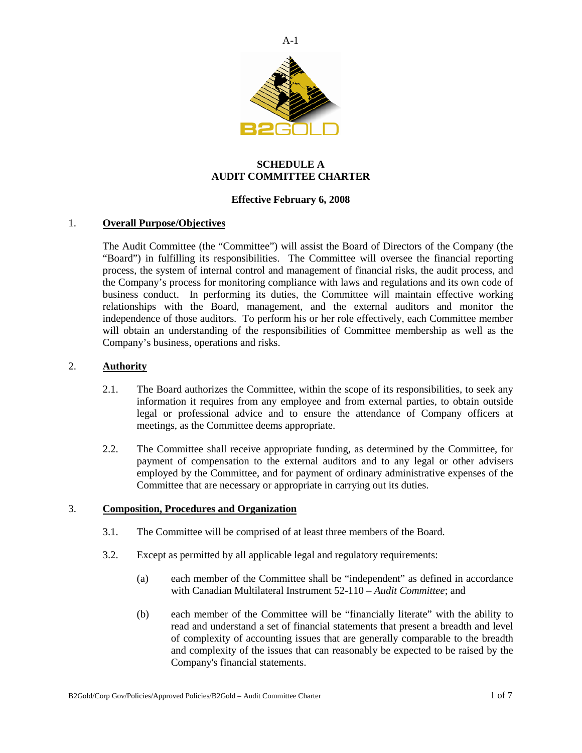# SCHEDULE A
# AUDIT COMMITTEE CHARTER

**Effective February 6, 2008**

1. **Overall Purpose/Objectives**

   The Audit Committee (the "Committee") will assist the Board of Directors of the Company (the "Board") in fulfilling its responsibilities. The Committee will oversee the financial reporting process, the system of internal control and management of financial risks, the audit process, and the Company's process for monitoring compliance with laws and regulations and its own code of business conduct. In performing its duties, the Committee will maintain effective working relationships with the Board, management, and the external auditors and monitor the independence of those auditors. To perform his or her role effectively, each Committee member will obtain an understanding of the responsibilities of Committee membership as well as the Company's business, operations and risks.

2. **Authority**

   2.1. The Board authorizes the Committee, within the scope of its responsibilities, to seek any information it requires from any employee and from external parties, to obtain outside legal or professional advice and to ensure the attendance of Company officers at meetings, as the Committee deems appropriate.

   2.2. The Committee shall receive appropriate funding, as determined by the Committee, for payment of compensation to the external auditors and to any legal or other advisers employed by the Committee, and for payment of ordinary administrative expenses of the Committee that are necessary or appropriate in carrying out its duties.

3. **Composition, Procedures and Organization**

   3.1. The Committee will be comprised of at least three members of the Board.

   3.2. Except as permitted by all applicable legal and regulatory requirements:

   (a) each member of the Committee shall be "independent" as defined in accordance with Canadian Multilateral Instrument 52-110 – *Audit Committee*; and

   (b) each member of the Committee will be "financially literate" with the ability to read and understand a set of financial statements that present a breadth and level of complexity of accounting issues that are generally comparable to the breadth and complexity of the issues that can reasonably be expected to be raised by the Company's financial statements.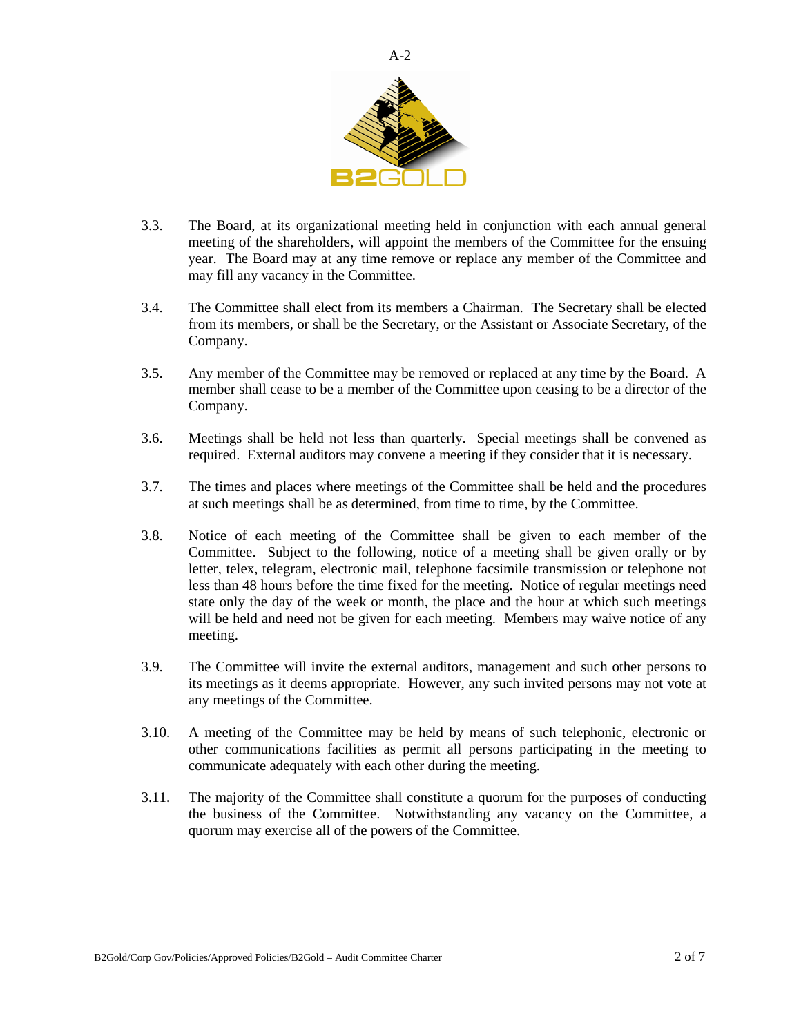3.3. The Board, at its organizational meeting held in conjunction with each annual general meeting of the shareholders, will appoint the members of the Committee for the ensuing year. The Board may at any time remove or replace any member of the Committee and may fill any vacancy in the Committee.

3.4. The Committee shall elect from its members a Chairman. The Secretary shall be elected from its members, or shall be the Secretary, or the Assistant or Associate Secretary, of the Company.

3.5. Any member of the Committee may be removed or replaced at any time by the Board. A member shall cease to be a member of the Committee upon ceasing to be a director of the Company.

3.6. Meetings shall be held not less than quarterly. Special meetings shall be convened as required. External auditors may convene a meeting if they consider that it is necessary.

3.7. The times and places where meetings of the Committee shall be held and the procedures at such meetings shall be as determined, from time to time, by the Committee.

3.8. Notice of each meeting of the Committee shall be given to each member of the Committee. Subject to the following, notice of a meeting shall be given orally or by letter, telex, telegram, electronic mail, telephone facsimile transmission or telephone not less than 48 hours before the time fixed for the meeting. Notice of regular meetings need state only the day of the week or month, the place and the hour at which such meetings will be held and need not be given for each meeting. Members may waive notice of any meeting.

3.9. The Committee will invite the external auditors, management and such other persons to its meetings as it deems appropriate. However, any such invited persons may not vote at any meetings of the Committee.

3.10. A meeting of the Committee may be held by means of such telephonic, electronic or other communications facilities as permit all persons participating in the meeting to communicate adequately with each other during the meeting.

3.11. The majority of the Committee shall constitute a quorum for the purposes of conducting the business of the Committee. Notwithstanding any vacancy on the Committee, a quorum may exercise all of the powers of the Committee.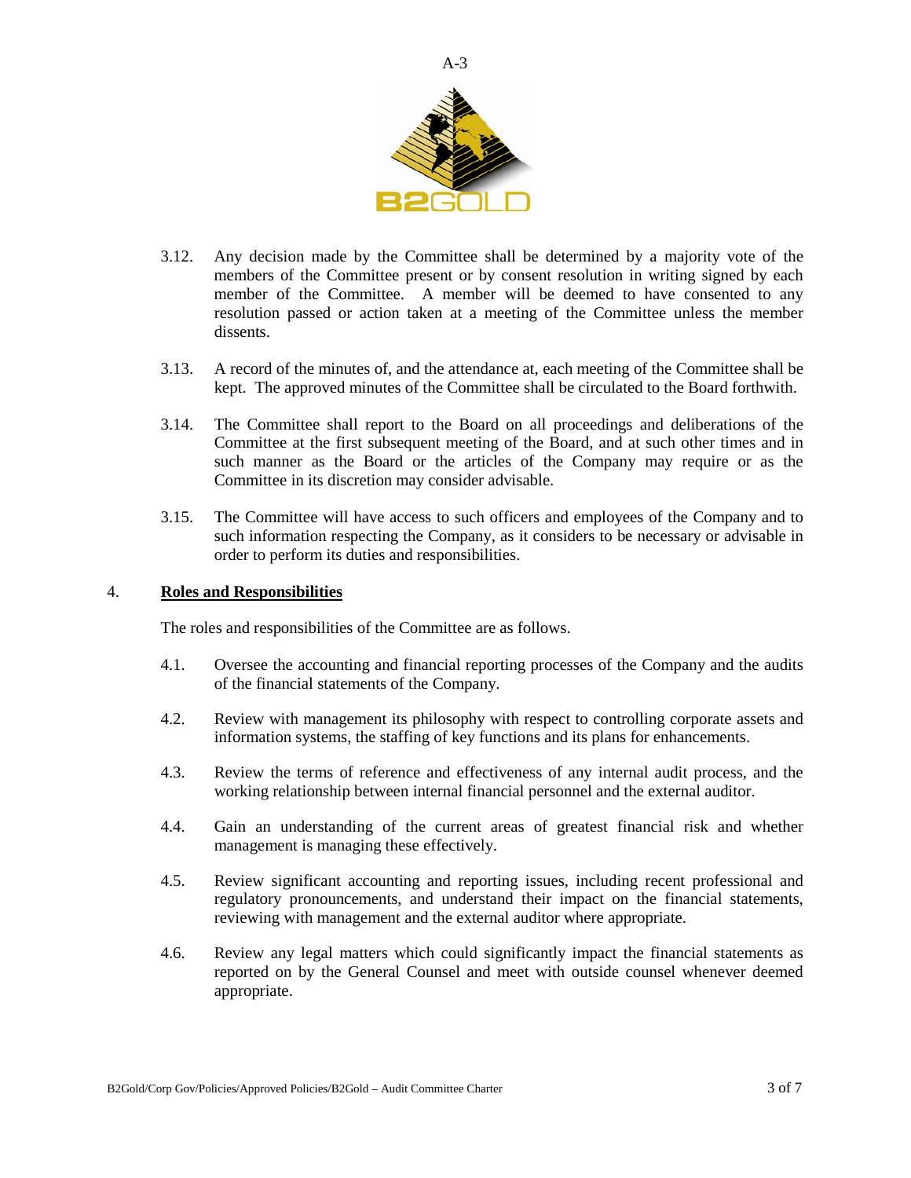3.12. Any decision made by the Committee shall be determined by a majority vote of the members of the Committee present or by consent resolution in writing signed by each member of the Committee. A member will be deemed to have consented to any resolution passed or action taken at a meeting of the Committee unless the member dissents.

3.13. A record of the minutes of, and the attendance at, each meeting of the Committee shall be kept. The approved minutes of the Committee shall be circulated to the Board forthwith.

3.14. The Committee shall report to the Board on all proceedings and deliberations of the Committee at the first subsequent meeting of the Board, and at such other times and in such manner as the Board or the articles of the Company may require or as the Committee in its discretion may consider advisable.

3.15. The Committee will have access to such officers and employees of the Company and to such information respecting the Company, as it considers to be necessary or advisable in order to perform its duties and responsibilities.

## 4. **Roles and Responsibilities**

The roles and responsibilities of the Committee are as follows.

4.1. Oversee the accounting and financial reporting processes of the Company and the audits of the financial statements of the Company.

4.2. Review with management its philosophy with respect to controlling corporate assets and information systems, the staffing of key functions and its plans for enhancements.

4.3. Review the terms of reference and effectiveness of any internal audit process, and the working relationship between internal financial personnel and the external auditor.

4.4. Gain an understanding of the current areas of greatest financial risk and whether management is managing these effectively.

4.5. Review significant accounting and reporting issues, including recent professional and regulatory pronouncements, and understand their impact on the financial statements, reviewing with management and the external auditor where appropriate.

4.6. Review any legal matters which could significantly impact the financial statements as reported on by the General Counsel and meet with outside counsel whenever deemed appropriate.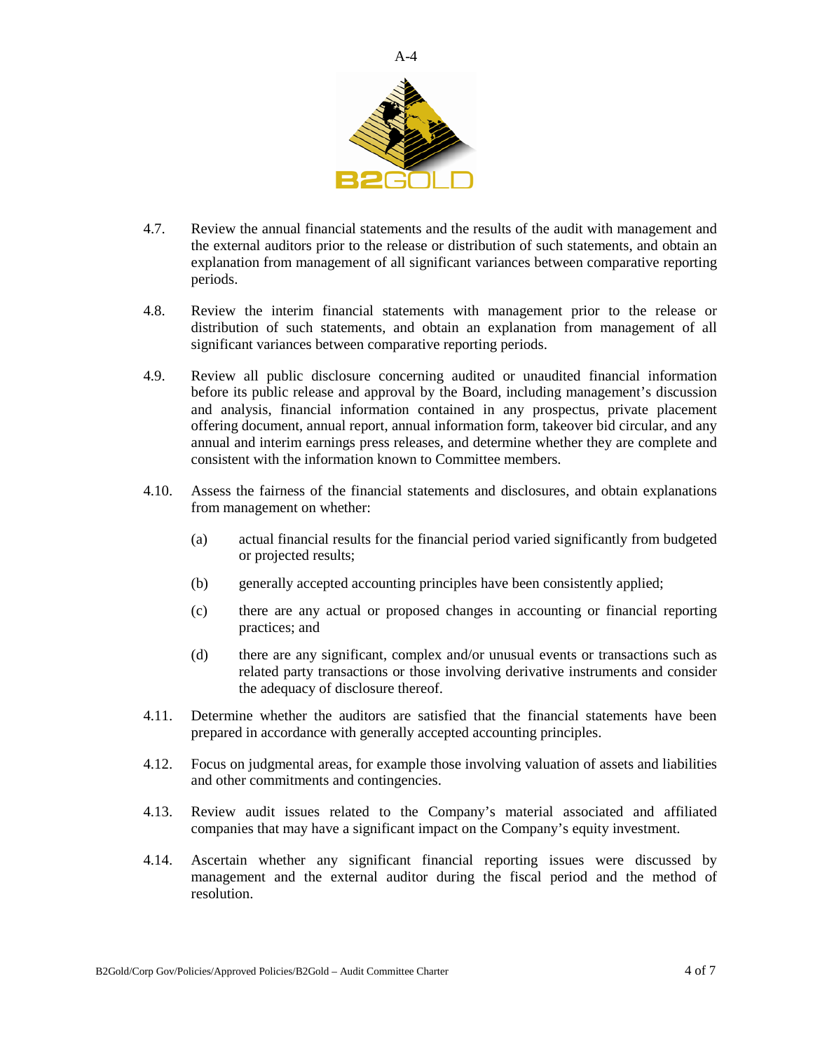4.7. Review the annual financial statements and the results of the audit with management and the external auditors prior to the release or distribution of such statements, and obtain an explanation from management of all significant variances between comparative reporting periods.

4.8. Review the interim financial statements with management prior to the release or distribution of such statements, and obtain an explanation from management of all significant variances between comparative reporting periods.

4.9. Review all public disclosure concerning audited or unaudited financial information before its public release and approval by the Board, including management's discussion and analysis, financial information contained in any prospectus, private placement offering document, annual report, annual information form, takeover bid circular, and any annual and interim earnings press releases, and determine whether they are complete and consistent with the information known to Committee members.

4.10. Assess the fairness of the financial statements and disclosures, and obtain explanations from management on whether:

(a) actual financial results for the financial period varied significantly from budgeted or projected results;

(b) generally accepted accounting principles have been consistently applied;

(c) there are any actual or proposed changes in accounting or financial reporting practices; and

(d) there are any significant, complex and/or unusual events or transactions such as related party transactions or those involving derivative instruments and consider the adequacy of disclosure thereof.

4.11. Determine whether the auditors are satisfied that the financial statements have been prepared in accordance with generally accepted accounting principles.

4.12. Focus on judgmental areas, for example those involving valuation of assets and liabilities and other commitments and contingencies.

4.13. Review audit issues related to the Company's material associated and affiliated companies that may have a significant impact on the Company's equity investment.

4.14. Ascertain whether any significant financial reporting issues were discussed by management and the external auditor during the fiscal period and the method of resolution.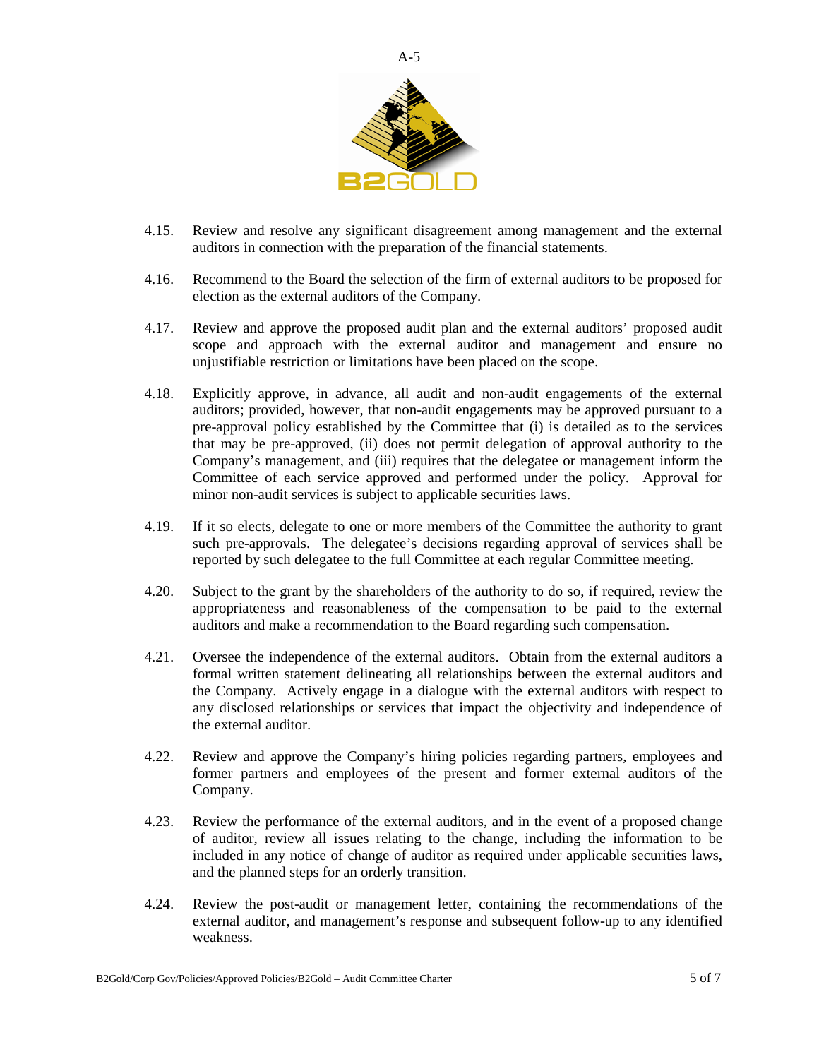4.15. Review and resolve any significant disagreement among management and the external auditors in connection with the preparation of the financial statements.

4.16. Recommend to the Board the selection of the firm of external auditors to be proposed for election as the external auditors of the Company.

4.17. Review and approve the proposed audit plan and the external auditors' proposed audit scope and approach with the external auditor and management and ensure no unjustifiable restriction or limitations have been placed on the scope.

4.18. Explicitly approve, in advance, all audit and non-audit engagements of the external auditors; provided, however, that non-audit engagements may be approved pursuant to a pre-approval policy established by the Committee that (i) is detailed as to the services that may be pre-approved, (ii) does not permit delegation of approval authority to the Company's management, and (iii) requires that the delegatee or management inform the Committee of each service approved and performed under the policy. Approval for minor non-audit services is subject to applicable securities laws.

4.19. If it so elects, delegate to one or more members of the Committee the authority to grant such pre-approvals. The delegatee's decisions regarding approval of services shall be reported by such delegatee to the full Committee at each regular Committee meeting.

4.20. Subject to the grant by the shareholders of the authority to do so, if required, review the appropriateness and reasonableness of the compensation to be paid to the external auditors and make a recommendation to the Board regarding such compensation.

4.21. Oversee the independence of the external auditors. Obtain from the external auditors a formal written statement delineating all relationships between the external auditors and the Company. Actively engage in a dialogue with the external auditors with respect to any disclosed relationships or services that impact the objectivity and independence of the external auditor.

4.22. Review and approve the Company's hiring policies regarding partners, employees and former partners and employees of the present and former external auditors of the Company.

4.23. Review the performance of the external auditors, and in the event of a proposed change of auditor, review all issues relating to the change, including the information to be included in any notice of change of auditor as required under applicable securities laws, and the planned steps for an orderly transition.

4.24. Review the post-audit or management letter, containing the recommendations of the external auditor, and management's response and subsequent follow-up to any identified weakness.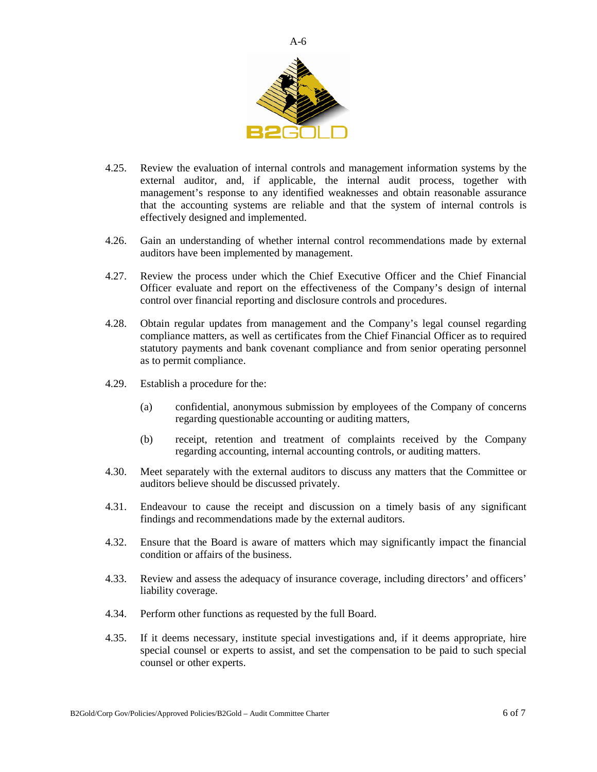4.25. Review the evaluation of internal controls and management information systems by the external auditor, and, if applicable, the internal audit process, together with management's response to any identified weaknesses and obtain reasonable assurance that the accounting systems are reliable and that the system of internal controls is effectively designed and implemented.

4.26. Gain an understanding of whether internal control recommendations made by external auditors have been implemented by management.

4.27. Review the process under which the Chief Executive Officer and the Chief Financial Officer evaluate and report on the effectiveness of the Company's design of internal control over financial reporting and disclosure controls and procedures.

4.28. Obtain regular updates from management and the Company's legal counsel regarding compliance matters, as well as certificates from the Chief Financial Officer as to required statutory payments and bank covenant compliance and from senior operating personnel as to permit compliance.

4.29. Establish a procedure for the:

(a) confidential, anonymous submission by employees of the Company of concerns regarding questionable accounting or auditing matters,

(b) receipt, retention and treatment of complaints received by the Company regarding accounting, internal accounting controls, or auditing matters.

4.30. Meet separately with the external auditors to discuss any matters that the Committee or auditors believe should be discussed privately.

4.31. Endeavour to cause the receipt and discussion on a timely basis of any significant findings and recommendations made by the external auditors.

4.32. Ensure that the Board is aware of matters which may significantly impact the financial condition or affairs of the business.

4.33. Review and assess the adequacy of insurance coverage, including directors' and officers' liability coverage.

4.34. Perform other functions as requested by the full Board.

4.35. If it deems necessary, institute special investigations and, if it deems appropriate, hire special counsel or experts to assist, and set the compensation to be paid to such special counsel or other experts.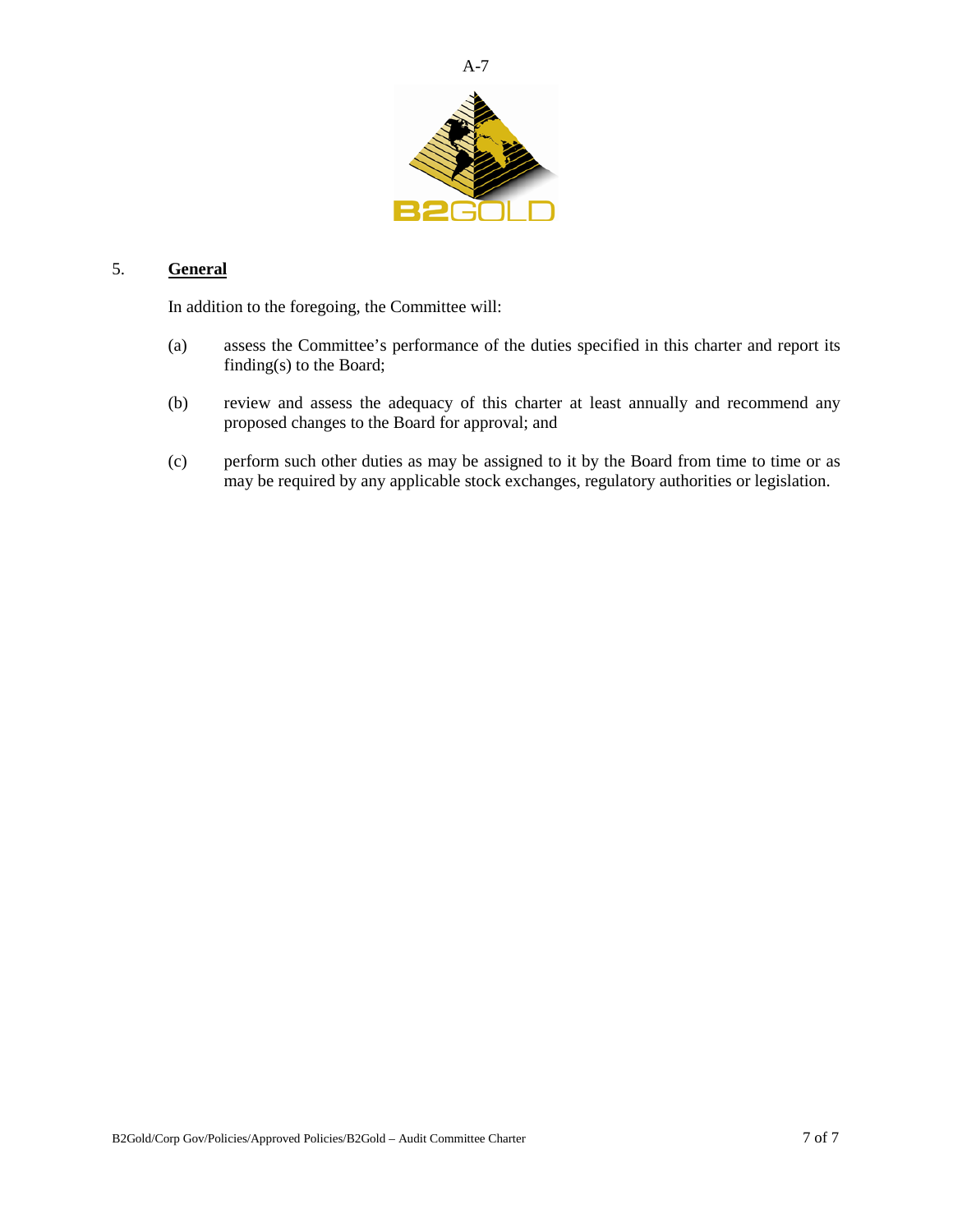## 5. **General**

In addition to the foregoing, the Committee will:

(a) assess the Committee's performance of the duties specified in this charter and report its finding(s) to the Board;

(b) review and assess the adequacy of this charter at least annually and recommend any proposed changes to the Board for approval; and

(c) perform such other duties as may be assigned to it by the Board from time to time or as may be required by any applicable stock exchanges, regulatory authorities or legislation.